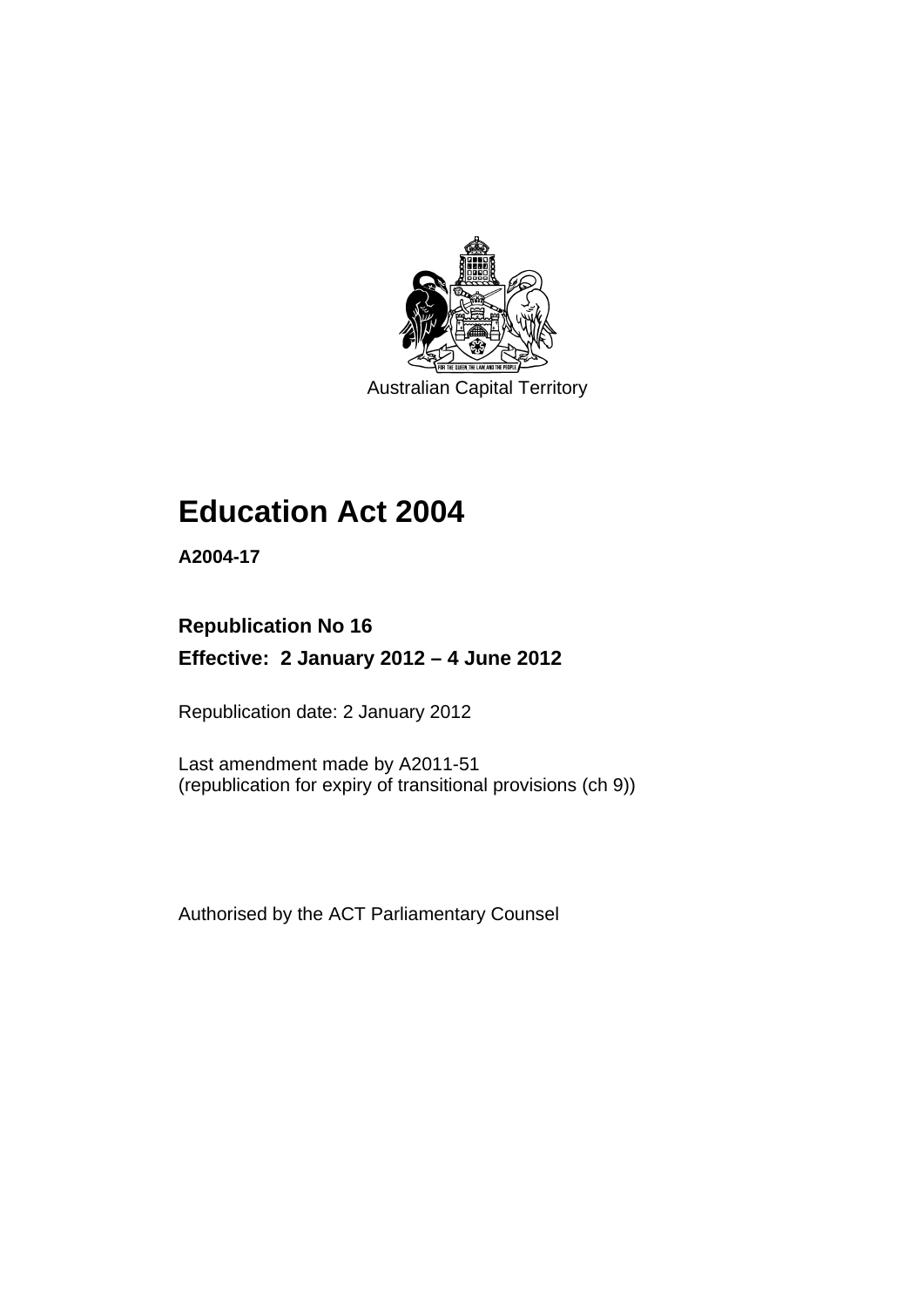Australian Capital Territory

# Education Act 2004

**A2004-17**

**Republication No 16**

**Effective: 2 January 2012 – 4 June 2012**

Republication date: 2 January 2012

Last amendment made by A2011-51
(republication for expiry of transitional provisions (ch 9))

Authorised by the ACT Parliamentary Counsel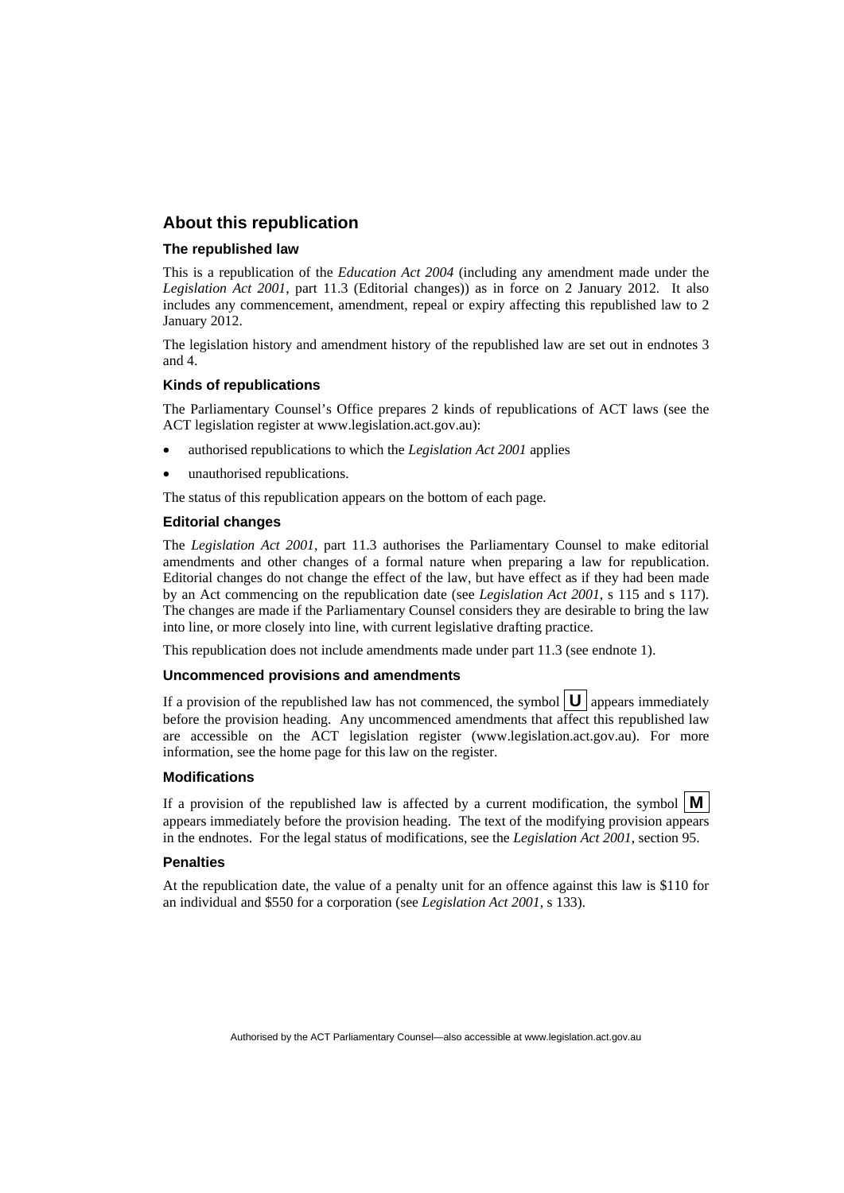## About this republication

### The republished law

This is a republication of the *Education Act 2004* (including any amendment made under the *Legislation Act 2001*, part 11.3 (Editorial changes)) as in force on 2 January 2012. It also includes any commencement, amendment, repeal or expiry affecting this republished law to 2 January 2012.

The legislation history and amendment history of the republished law are set out in endnotes 3 and 4.

### Kinds of republications

The Parliamentary Counsel's Office prepares 2 kinds of republications of ACT laws (see the ACT legislation register at www.legislation.act.gov.au):

- authorised republications to which the *Legislation Act 2001* applies
- unauthorised republications.

The status of this republication appears on the bottom of each page.

### Editorial changes

The *Legislation Act 2001*, part 11.3 authorises the Parliamentary Counsel to make editorial amendments and other changes of a formal nature when preparing a law for republication. Editorial changes do not change the effect of the law, but have effect as if they had been made by an Act commencing on the republication date (see *Legislation Act 2001*, s 115 and s 117). The changes are made if the Parliamentary Counsel considers they are desirable to bring the law into line, or more closely into line, with current legislative drafting practice.

This republication does not include amendments made under part 11.3 (see endnote 1).

### Uncommenced provisions and amendments

If a provision of the republished law has not commenced, the symbol **U** appears immediately before the provision heading. Any uncommenced amendments that affect this republished law are accessible on the ACT legislation register (www.legislation.act.gov.au). For more information, see the home page for this law on the register.

### Modifications

If a provision of the republished law is affected by a current modification, the symbol **M** appears immediately before the provision heading. The text of the modifying provision appears in the endnotes. For the legal status of modifications, see the *Legislation Act 2001*, section 95.

### Penalties

At the republication date, the value of a penalty unit for an offence against this law is $110 for an individual and $550 for a corporation (see *Legislation Act 2001*, s 133).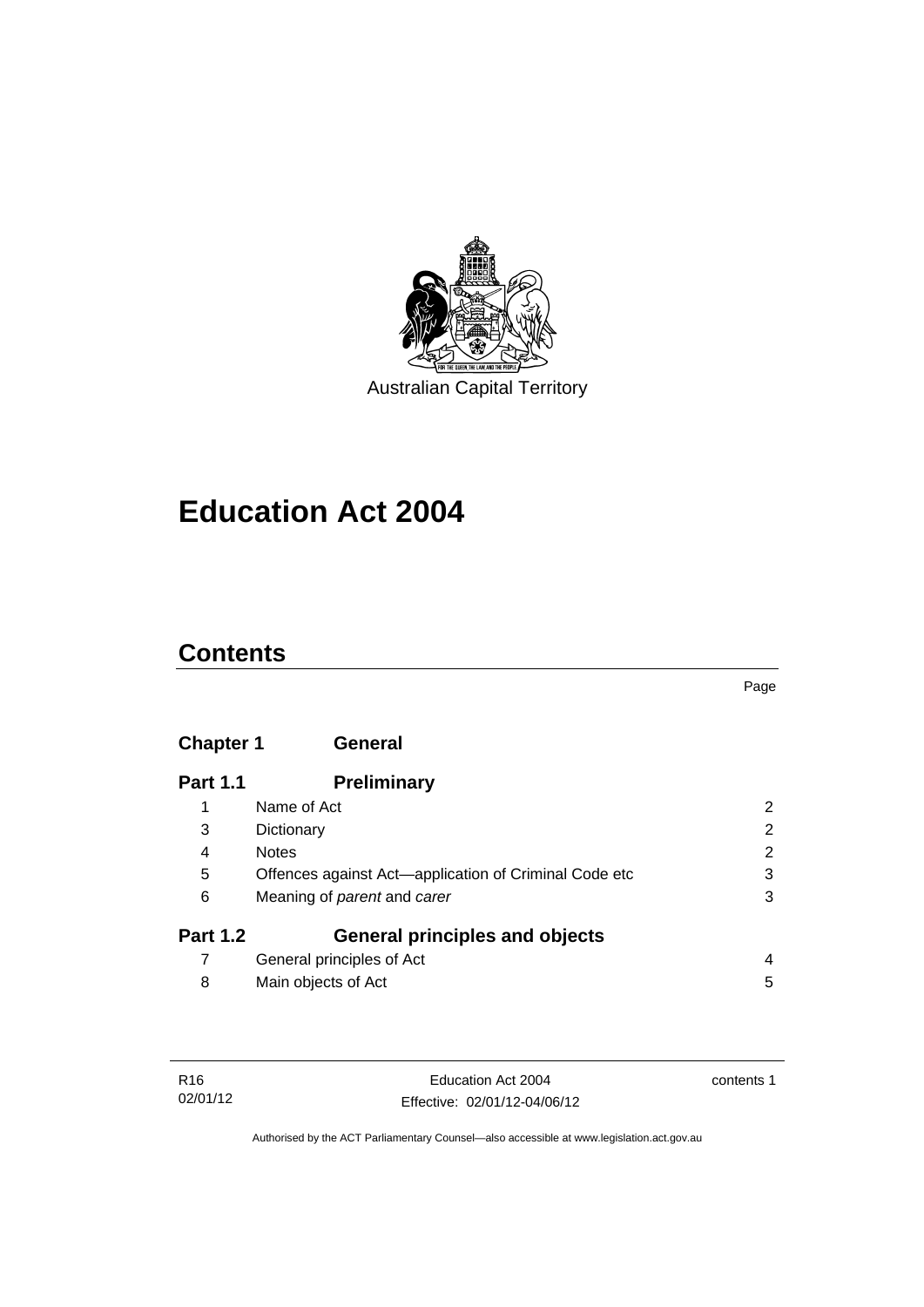Australian Capital Territory

# Education Act 2004

## Contents

| | | Page |
|---|---|---|
| **Chapter 1** | **General** | |
| **Part 1.1** | **Preliminary** | |
| 1 | Name of Act | 2 |
| 3 | Dictionary | 2 |
| 4 | Notes | 2 |
| 5 | Offences against Act—application of Criminal Code etc | 3 |
| 6 | Meaning of *parent* and *carer* | 3 |
| **Part 1.2** | **General principles and objects** | |
| 7 | General principles of Act | 4 |
| 8 | Main objects of Act | 5 |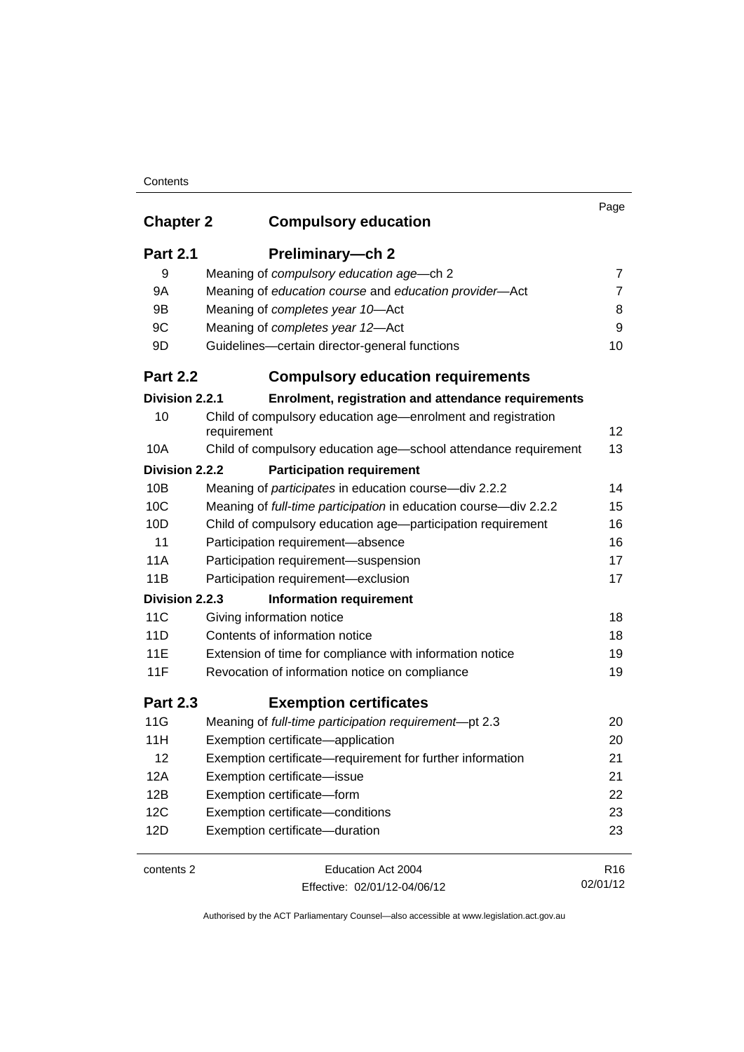| | | Page |
|---|---|---|
| **Chapter 2** | **Compulsory education** | |
| **Part 2.1** | **Preliminary—ch 2** | |
| 9 | Meaning of *compulsory education age*—ch 2 | 7 |
| 9A | Meaning of *education course* and *education provider*—Act | 7 |
| 9B | Meaning of *completes year 10*—Act | 8 |
| 9C | Meaning of *completes year 12*—Act | 9 |
| 9D | Guidelines—certain director-general functions | 10 |
| **Part 2.2** | **Compulsory education requirements** | |
| **Division 2.2.1** | **Enrolment, registration and attendance requirements** | |
| 10 | Child of compulsory education age—enrolment and registration requirement | 12 |
| 10A | Child of compulsory education age—school attendance requirement | 13 |
| **Division 2.2.2** | **Participation requirement** | |
| 10B | Meaning of *participates* in education course—div 2.2.2 | 14 |
| 10C | Meaning of *full-time participation* in education course—div 2.2.2 | 15 |
| 10D | Child of compulsory education age—participation requirement | 16 |
| 11 | Participation requirement—absence | 16 |
| 11A | Participation requirement—suspension | 17 |
| 11B | Participation requirement—exclusion | 17 |
| **Division 2.2.3** | **Information requirement** | |
| 11C | Giving information notice | 18 |
| 11D | Contents of information notice | 18 |
| 11E | Extension of time for compliance with information notice | 19 |
| 11F | Revocation of information notice on compliance | 19 |
| **Part 2.3** | **Exemption certificates** | |
| 11G | Meaning of *full-time participation requirement*—pt 2.3 | 20 |
| 11H | Exemption certificate—application | 20 |
| 12 | Exemption certificate—requirement for further information | 21 |
| 12A | Exemption certificate—issue | 21 |
| 12B | Exemption certificate—form | 22 |
| 12C | Exemption certificate—conditions | 23 |
| 12D | Exemption certificate—duration | 23 |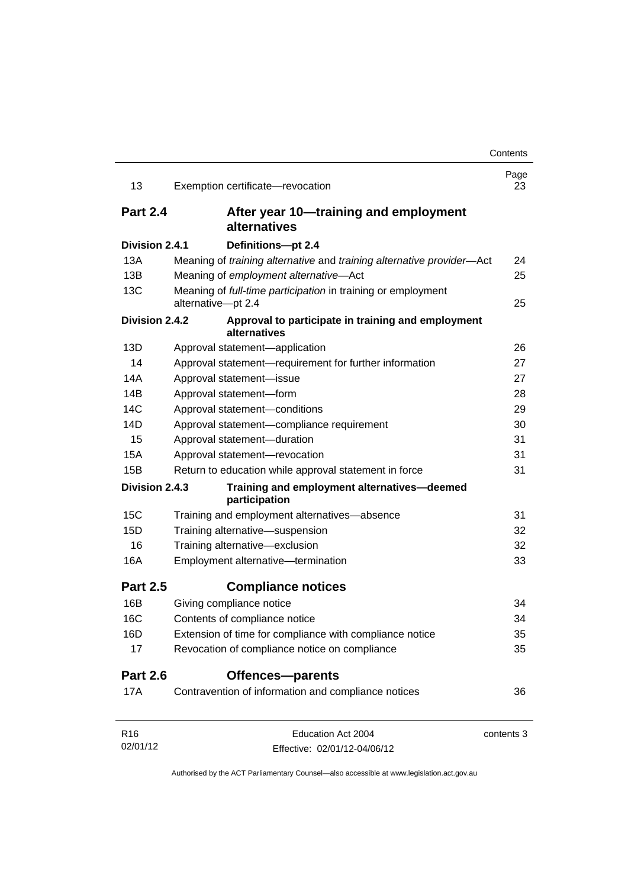| | | Page |
|---|---|---|
| 13 | Exemption certificate—revocation | 23 |
| **Part 2.4** | **After year 10—training and employment alternatives** | |
| **Division 2.4.1** | **Definitions—pt 2.4** | |
| 13A | Meaning of *training alternative* and *training alternative provider*—Act | 24 |
| 13B | Meaning of *employment alternative*—Act | 25 |
| 13C | Meaning of *full-time participation* in training or employment alternative—pt 2.4 | 25 |
| **Division 2.4.2** | **Approval to participate in training and employment alternatives** | |
| 13D | Approval statement—application | 26 |
| 14 | Approval statement—requirement for further information | 27 |
| 14A | Approval statement—issue | 27 |
| 14B | Approval statement—form | 28 |
| 14C | Approval statement—conditions | 29 |
| 14D | Approval statement—compliance requirement | 30 |
| 15 | Approval statement—duration | 31 |
| 15A | Approval statement—revocation | 31 |
| 15B | Return to education while approval statement in force | 31 |
| **Division 2.4.3** | **Training and employment alternatives—deemed participation** | |
| 15C | Training and employment alternatives—absence | 31 |
| 15D | Training alternative—suspension | 32 |
| 16 | Training alternative—exclusion | 32 |
| 16A | Employment alternative—termination | 33 |
| **Part 2.5** | **Compliance notices** | |
| 16B | Giving compliance notice | 34 |
| 16C | Contents of compliance notice | 34 |
| 16D | Extension of time for compliance with compliance notice | 35 |
| 17 | Revocation of compliance notice on compliance | 35 |
| **Part 2.6** | **Offences—parents** | |
| 17A | Contravention of information and compliance notices | 36 |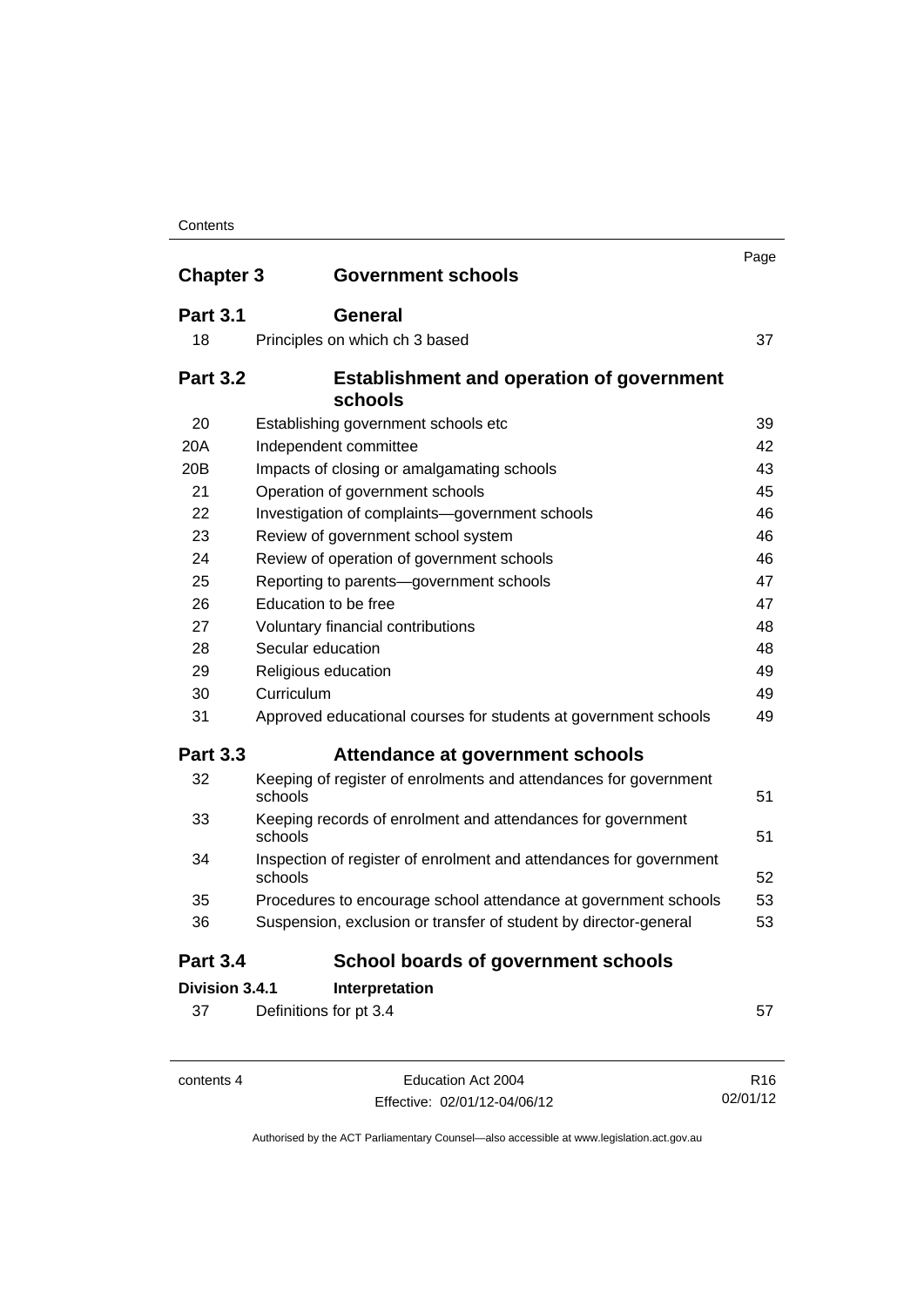| | | Page |
|---|---|---|
| **Chapter 3** | **Government schools** | |
| **Part 3.1** | **General** | |
| 18 | Principles on which ch 3 based | 37 |
| **Part 3.2** | **Establishment and operation of government schools** | |
| 20 | Establishing government schools etc | 39 |
| 20A | Independent committee | 42 |
| 20B | Impacts of closing or amalgamating schools | 43 |
| 21 | Operation of government schools | 45 |
| 22 | Investigation of complaints—government schools | 46 |
| 23 | Review of government school system | 46 |
| 24 | Review of operation of government schools | 46 |
| 25 | Reporting to parents—government schools | 47 |
| 26 | Education to be free | 47 |
| 27 | Voluntary financial contributions | 48 |
| 28 | Secular education | 48 |
| 29 | Religious education | 49 |
| 30 | Curriculum | 49 |
| 31 | Approved educational courses for students at government schools | 49 |
| **Part 3.3** | **Attendance at government schools** | |
| 32 | Keeping of register of enrolments and attendances for government schools | 51 |
| 33 | Keeping records of enrolment and attendances for government schools | 51 |
| 34 | Inspection of register of enrolment and attendances for government schools | 52 |
| 35 | Procedures to encourage school attendance at government schools | 53 |
| 36 | Suspension, exclusion or transfer of student by director-general | 53 |
| **Part 3.4** | **School boards of government schools** | |
| **Division 3.4.1** | **Interpretation** | |
| 37 | Definitions for pt 3.4 | 57 |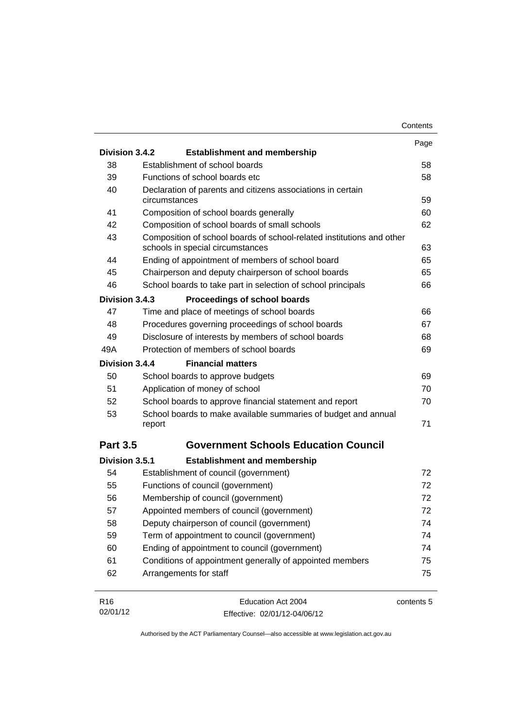| | | Page |
|---|---|---|
| **Division 3.4.2** | **Establishment and membership** | |
| 38 | Establishment of school boards | 58 |
| 39 | Functions of school boards etc | 58 |
| 40 | Declaration of parents and citizens associations in certain circumstances | 59 |
| 41 | Composition of school boards generally | 60 |
| 42 | Composition of school boards of small schools | 62 |
| 43 | Composition of school boards of school-related institutions and other schools in special circumstances | 63 |
| 44 | Ending of appointment of members of school board | 65 |
| 45 | Chairperson and deputy chairperson of school boards | 65 |
| 46 | School boards to take part in selection of school principals | 66 |
| **Division 3.4.3** | **Proceedings of school boards** | |
| 47 | Time and place of meetings of school boards | 66 |
| 48 | Procedures governing proceedings of school boards | 67 |
| 49 | Disclosure of interests by members of school boards | 68 |
| 49A | Protection of members of school boards | 69 |
| **Division 3.4.4** | **Financial matters** | |
| 50 | School boards to approve budgets | 69 |
| 51 | Application of money of school | 70 |
| 52 | School boards to approve financial statement and report | 70 |
| 53 | School boards to make available summaries of budget and annual report | 71 |
| **Part 3.5** | **Government Schools Education Council** | |
| **Division 3.5.1** | **Establishment and membership** | |
| 54 | Establishment of council (government) | 72 |
| 55 | Functions of council (government) | 72 |
| 56 | Membership of council (government) | 72 |
| 57 | Appointed members of council (government) | 72 |
| 58 | Deputy chairperson of council (government) | 74 |
| 59 | Term of appointment to council (government) | 74 |
| 60 | Ending of appointment to council (government) | 74 |
| 61 | Conditions of appointment generally of appointed members | 75 |
| 62 | Arrangements for staff | 75 |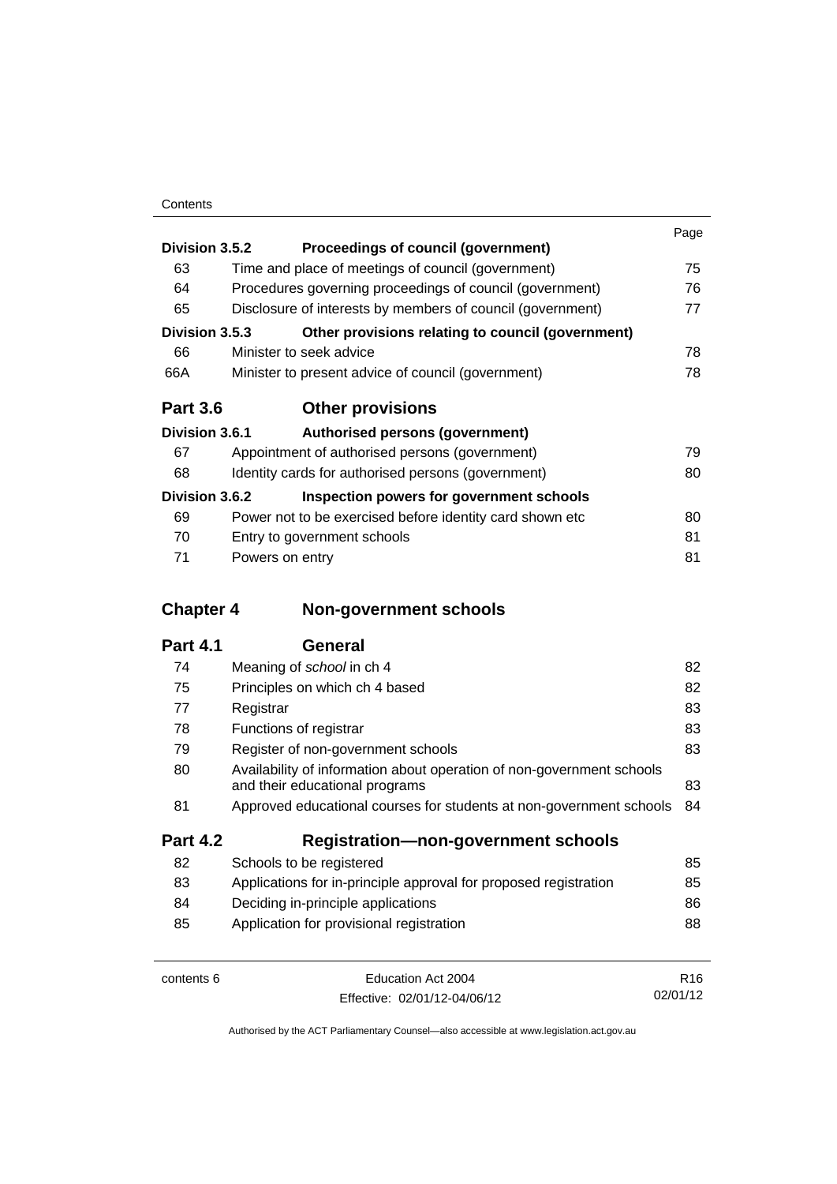| | | Page |
|---|---|---|
| **Division 3.5.2** | **Proceedings of council (government)** | |
| 63 | Time and place of meetings of council (government) | 75 |
| 64 | Procedures governing proceedings of council (government) | 76 |
| 65 | Disclosure of interests by members of council (government) | 77 |
| **Division 3.5.3** | **Other provisions relating to council (government)** | |
| 66 | Minister to seek advice | 78 |
| 66A | Minister to present advice of council (government) | 78 |
| **Part 3.6** | **Other provisions** | |
| **Division 3.6.1** | **Authorised persons (government)** | |
| 67 | Appointment of authorised persons (government) | 79 |
| 68 | Identity cards for authorised persons (government) | 80 |
| **Division 3.6.2** | **Inspection powers for government schools** | |
| 69 | Power not to be exercised before identity card shown etc | 80 |
| 70 | Entry to government schools | 81 |
| 71 | Powers on entry | 81 |
| **Chapter 4** | **Non-government schools** | |
| **Part 4.1** | **General** | |
| 74 | Meaning of *school* in ch 4 | 82 |
| 75 | Principles on which ch 4 based | 82 |
| 77 | Registrar | 83 |
| 78 | Functions of registrar | 83 |
| 79 | Register of non-government schools | 83 |
| 80 | Availability of information about operation of non-government schools and their educational programs | 83 |
| 81 | Approved educational courses for students at non-government schools | 84 |
| **Part 4.2** | **Registration—non-government schools** | |
| 82 | Schools to be registered | 85 |
| 83 | Applications for in-principle approval for proposed registration | 85 |
| 84 | Deciding in-principle applications | 86 |
| 85 | Application for provisional registration | 88 |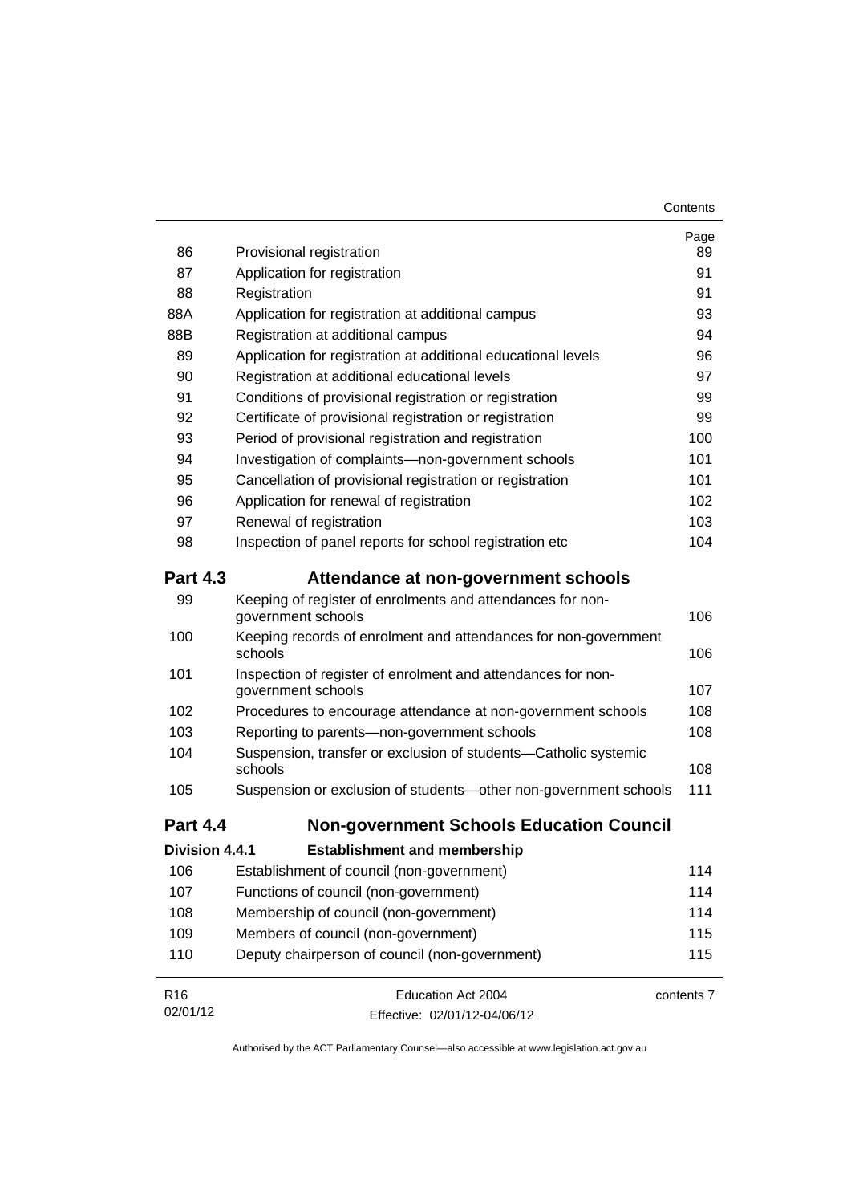| | | Page |
|---|---|---|
| 86 | Provisional registration | 89 |
| 87 | Application for registration | 91 |
| 88 | Registration | 91 |
| 88A | Application for registration at additional campus | 93 |
| 88B | Registration at additional campus | 94 |
| 89 | Application for registration at additional educational levels | 96 |
| 90 | Registration at additional educational levels | 97 |
| 91 | Conditions of provisional registration or registration | 99 |
| 92 | Certificate of provisional registration or registration | 99 |
| 93 | Period of provisional registration and registration | 100 |
| 94 | Investigation of complaints—non-government schools | 101 |
| 95 | Cancellation of provisional registration or registration | 101 |
| 96 | Application for renewal of registration | 102 |
| 97 | Renewal of registration | 103 |
| 98 | Inspection of panel reports for school registration etc | 104 |

## Part 4.3 Attendance at non-government schools

| | | |
|---|---|---|
| 99 | Keeping of register of enrolments and attendances for non-government schools | 106 |
| 100 | Keeping records of enrolment and attendances for non-government schools | 106 |
| 101 | Inspection of register of enrolment and attendances for non-government schools | 107 |
| 102 | Procedures to encourage attendance at non-government schools | 108 |
| 103 | Reporting to parents—non-government schools | 108 |
| 104 | Suspension, transfer or exclusion of students—Catholic systemic schools | 108 |
| 105 | Suspension or exclusion of students—other non-government schools | 111 |

## Part 4.4 Non-government Schools Education Council

### Division 4.4.1 Establishment and membership

| | | |
|---|---|---|
| 106 | Establishment of council (non-government) | 114 |
| 107 | Functions of council (non-government) | 114 |
| 108 | Membership of council (non-government) | 114 |
| 109 | Members of council (non-government) | 115 |
| 110 | Deputy chairperson of council (non-government) | 115 |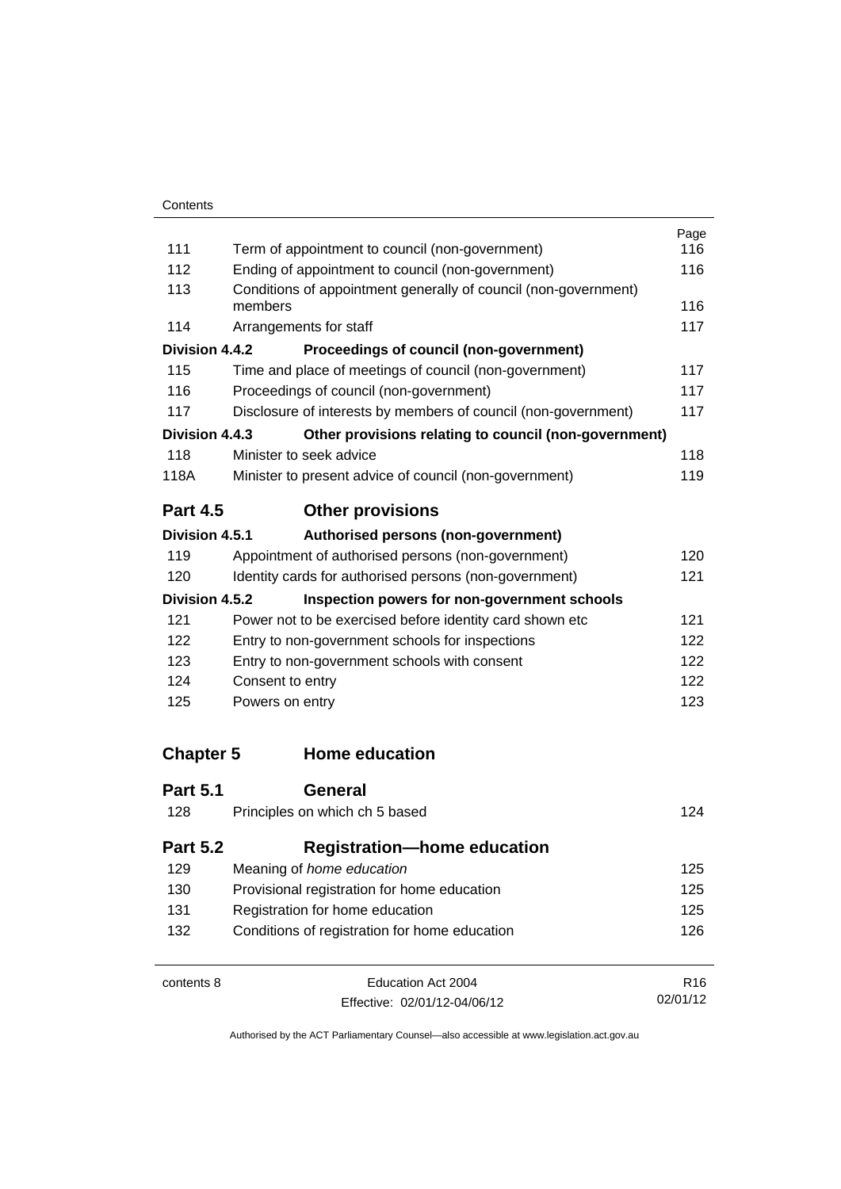| | | Page |
|---|---|---|
| 111 | Term of appointment to council (non-government) | 116 |
| 112 | Ending of appointment to council (non-government) | 116 |
| 113 | Conditions of appointment generally of council (non-government) members | 116 |
| 114 | Arrangements for staff | 117 |
| **Division 4.4.2** | **Proceedings of council (non-government)** | |
| 115 | Time and place of meetings of council (non-government) | 117 |
| 116 | Proceedings of council (non-government) | 117 |
| 117 | Disclosure of interests by members of council (non-government) | 117 |
| **Division 4.4.3** | **Other provisions relating to council (non-government)** | |
| 118 | Minister to seek advice | 118 |
| 118A | Minister to present advice of council (non-government) | 119 |
| **Part 4.5** | **Other provisions** | |
| **Division 4.5.1** | **Authorised persons (non-government)** | |
| 119 | Appointment of authorised persons (non-government) | 120 |
| 120 | Identity cards for authorised persons (non-government) | 121 |
| **Division 4.5.2** | **Inspection powers for non-government schools** | |
| 121 | Power not to be exercised before identity card shown etc | 121 |
| 122 | Entry to non-government schools for inspections | 122 |
| 123 | Entry to non-government schools with consent | 122 |
| 124 | Consent to entry | 122 |
| 125 | Powers on entry | 123 |
| **Chapter 5** | **Home education** | |
| **Part 5.1** | **General** | |
| 128 | Principles on which ch 5 based | 124 |
| **Part 5.2** | **Registration—home education** | |
| 129 | Meaning of *home education* | 125 |
| 130 | Provisional registration for home education | 125 |
| 131 | Registration for home education | 125 |
| 132 | Conditions of registration for home education | 126 |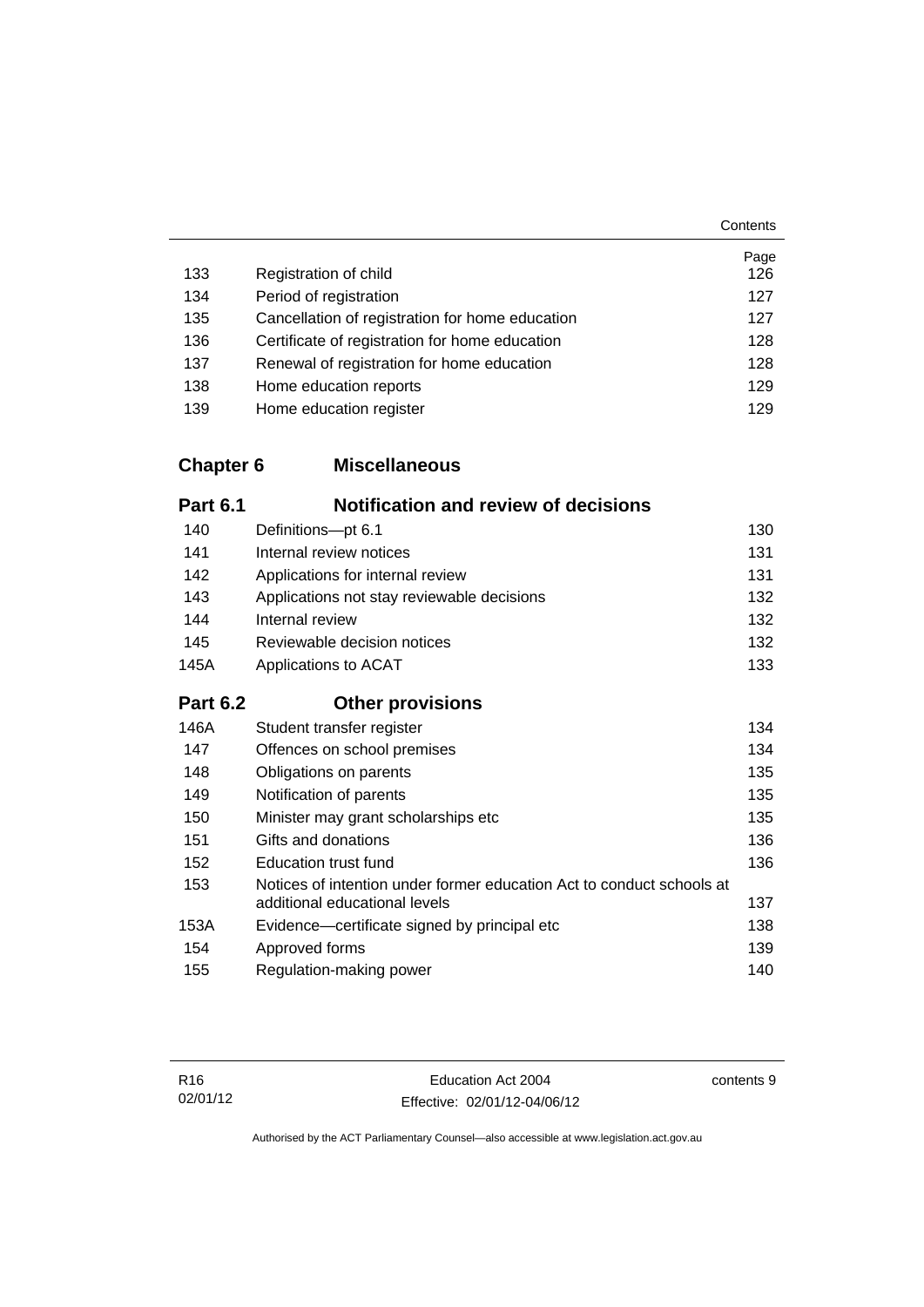| | | Page |
|---|---|---|
| 133 | Registration of child | 126 |
| 134 | Period of registration | 127 |
| 135 | Cancellation of registration for home education | 127 |
| 136 | Certificate of registration for home education | 128 |
| 137 | Renewal of registration for home education | 128 |
| 138 | Home education reports | 129 |
| 139 | Home education register | 129 |

## Chapter 6 Miscellaneous

### Part 6.1 Notification and review of decisions

| | | |
|---|---|---|
| 140 | Definitions—pt 6.1 | 130 |
| 141 | Internal review notices | 131 |
| 142 | Applications for internal review | 131 |
| 143 | Applications not stay reviewable decisions | 132 |
| 144 | Internal review | 132 |
| 145 | Reviewable decision notices | 132 |
| 145A | Applications to ACAT | 133 |

### Part 6.2 Other provisions

| | | |
|---|---|---|
| 146A | Student transfer register | 134 |
| 147 | Offences on school premises | 134 |
| 148 | Obligations on parents | 135 |
| 149 | Notification of parents | 135 |
| 150 | Minister may grant scholarships etc | 135 |
| 151 | Gifts and donations | 136 |
| 152 | Education trust fund | 136 |
| 153 | Notices of intention under former education Act to conduct schools at additional educational levels | 137 |
| 153A | Evidence—certificate signed by principal etc | 138 |
| 154 | Approved forms | 139 |
| 155 | Regulation-making power | 140 |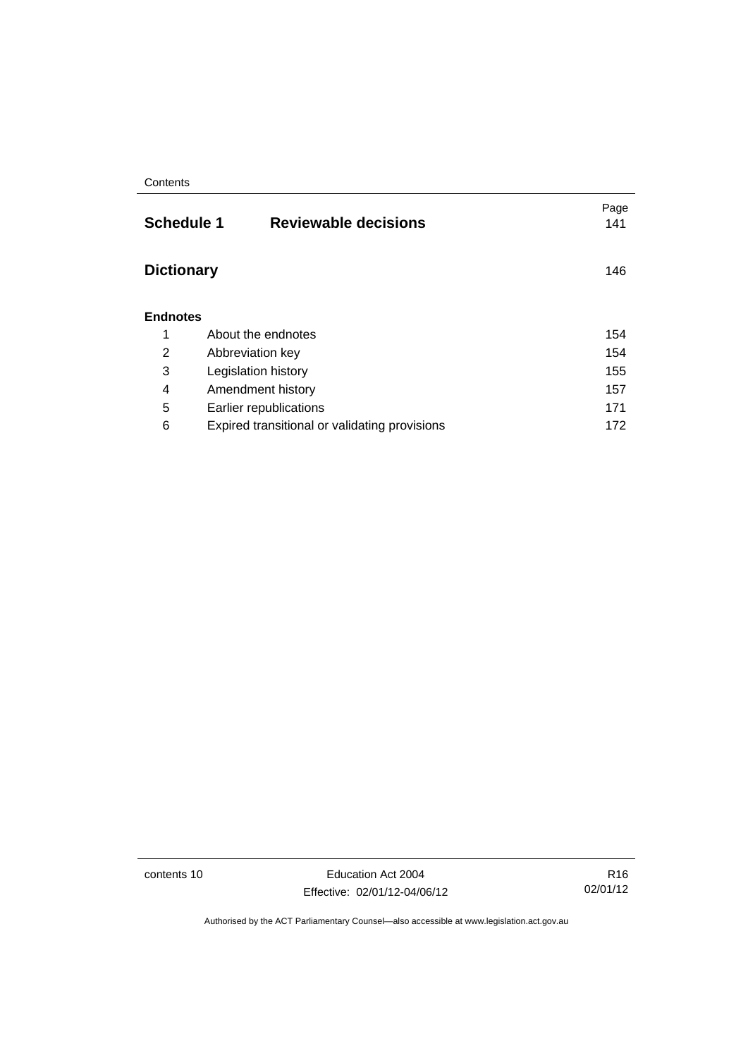| | | Page |
|---|---|---|
| **Schedule 1** | **Reviewable decisions** | 141 |
| **Dictionary** | | 146 |

**Endnotes**

| | | |
|---|---|---|
| 1 | About the endnotes | 154 |
| 2 | Abbreviation key | 154 |
| 3 | Legislation history | 155 |
| 4 | Amendment history | 157 |
| 5 | Earlier republications | 171 |
| 6 | Expired transitional or validating provisions | 172 |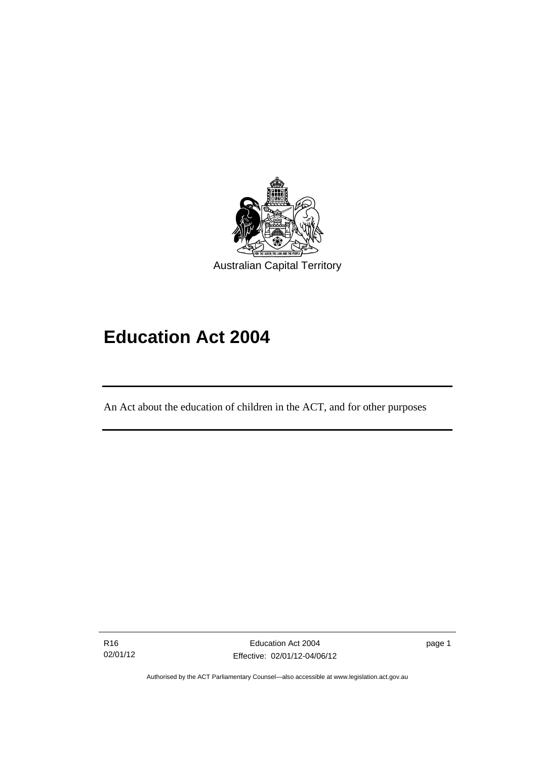Australian Capital Territory

# Education Act 2004

An Act about the education of children in the ACT, and for other purposes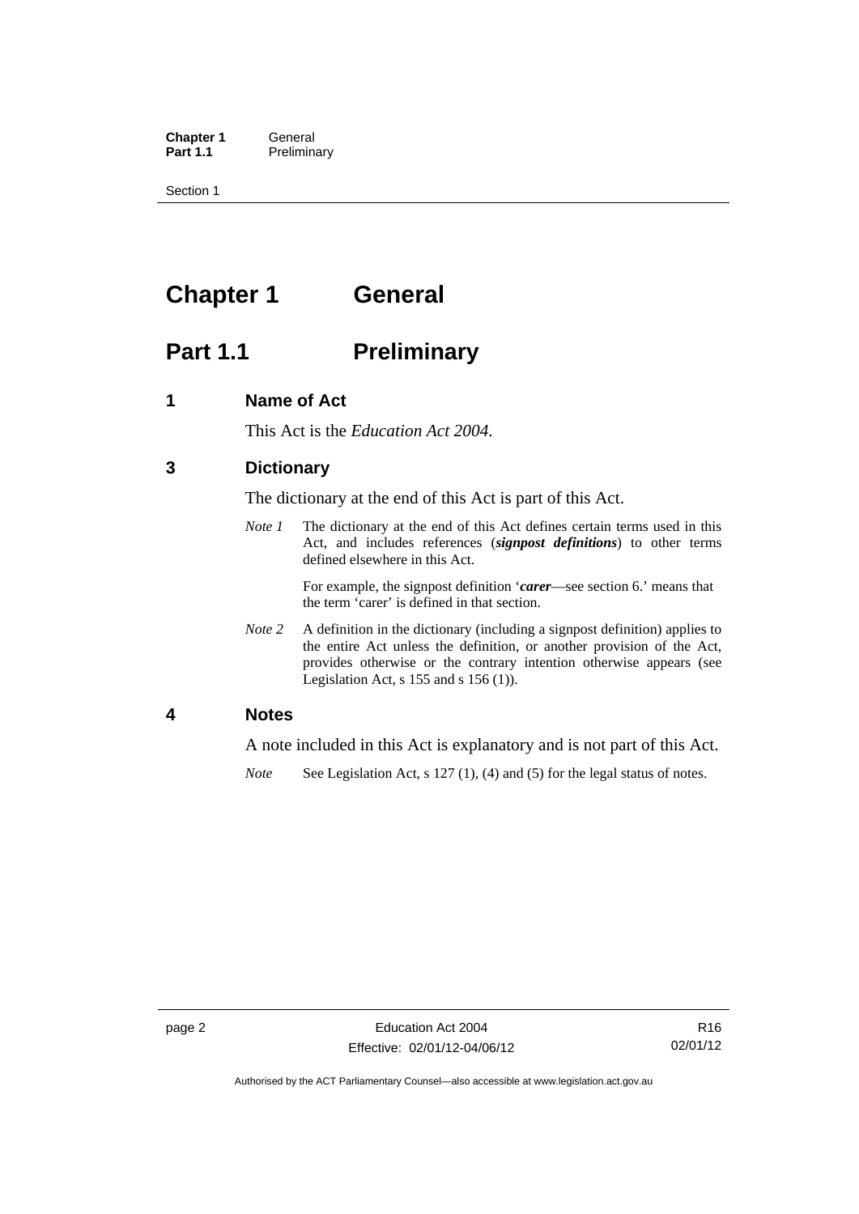# Chapter 1 General

## Part 1.1 Preliminary

### 1 Name of Act

This Act is the *Education Act 2004*.

### 3 Dictionary

The dictionary at the end of this Act is part of this Act.

*Note 1* The dictionary at the end of this Act defines certain terms used in this Act, and includes references (***signpost definitions***) to other terms defined elsewhere in this Act.

For example, the signpost definition '***carer***—see section 6.' means that the term 'carer' is defined in that section.

*Note 2* A definition in the dictionary (including a signpost definition) applies to the entire Act unless the definition, or another provision of the Act, provides otherwise or the contrary intention otherwise appears (see Legislation Act, s 155 and s 156 (1)).

### 4 Notes

A note included in this Act is explanatory and is not part of this Act.

*Note* See Legislation Act, s 127 (1), (4) and (5) for the legal status of notes.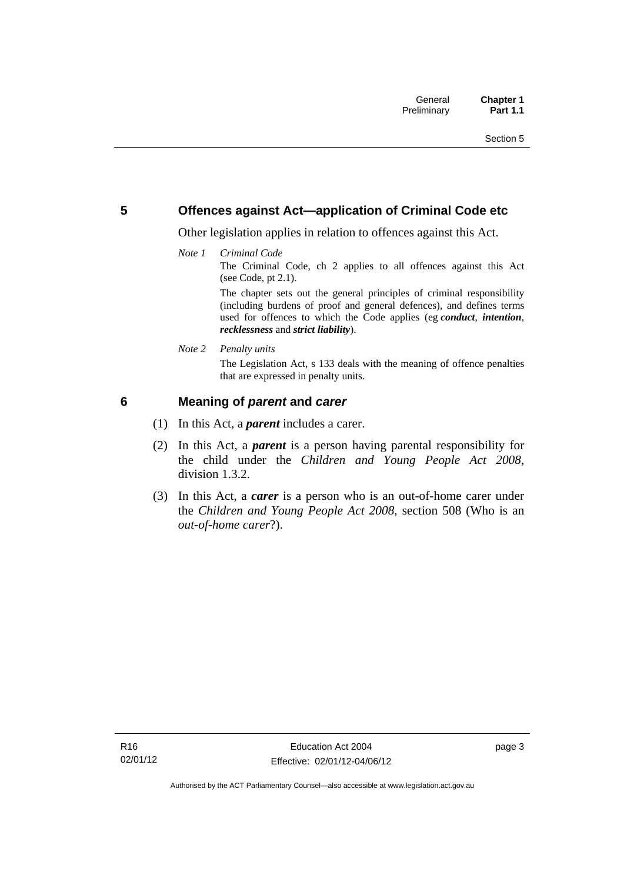## 5 Offences against Act—application of Criminal Code etc

Other legislation applies in relation to offences against this Act.

*Note 1 Criminal Code*

The Criminal Code, ch 2 applies to all offences against this Act (see Code, pt 2.1).

The chapter sets out the general principles of criminal responsibility (including burdens of proof and general defences), and defines terms used for offences to which the Code applies (eg ***conduct***, ***intention***, ***recklessness*** and ***strict liability***).

*Note 2 Penalty units*

The Legislation Act, s 133 deals with the meaning of offence penalties that are expressed in penalty units.

## 6 Meaning of *parent* and *carer*

(1) In this Act, a ***parent*** includes a carer.

(2) In this Act, a ***parent*** is a person having parental responsibility for the child under the *Children and Young People Act 2008*, division 1.3.2.

(3) In this Act, a ***carer*** is a person who is an out-of-home carer under the *Children and Young People Act 2008*, section 508 (Who is an *out-of-home carer*?).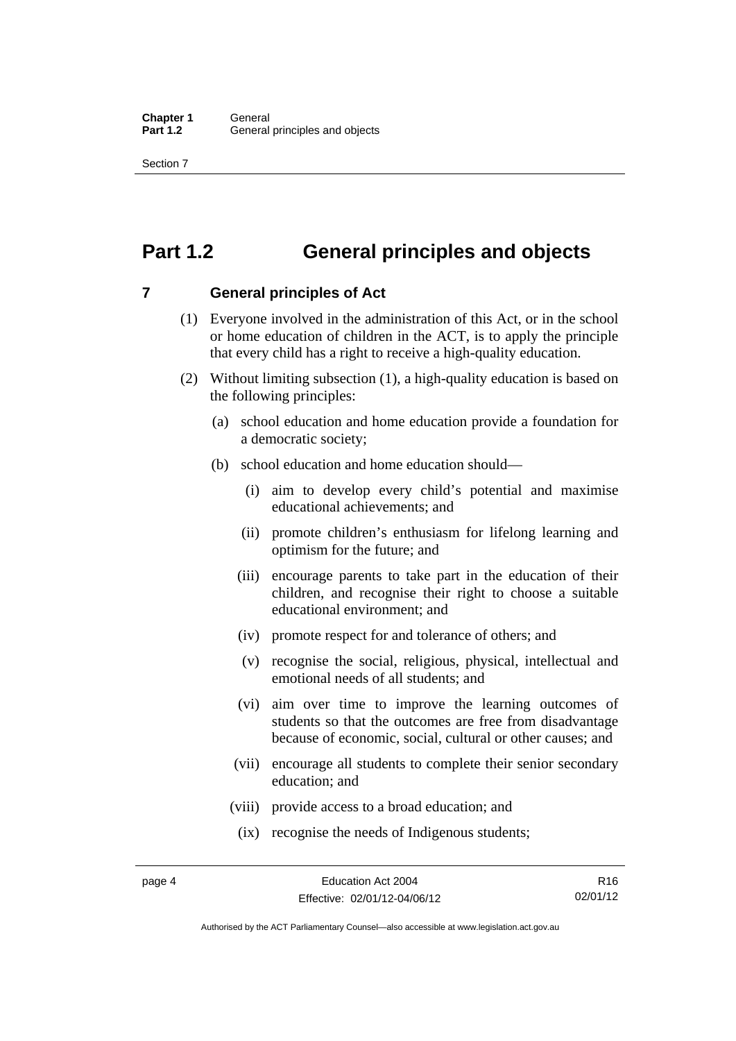# Part 1.2 General principles and objects

## 7 General principles of Act

(1) Everyone involved in the administration of this Act, or in the school or home education of children in the ACT, is to apply the principle that every child has a right to receive a high-quality education.

(2) Without limiting subsection (1), a high-quality education is based on the following principles:

(a) school education and home education provide a foundation for a democratic society;

(b) school education and home education should—

(i) aim to develop every child's potential and maximise educational achievements; and

(ii) promote children's enthusiasm for lifelong learning and optimism for the future; and

(iii) encourage parents to take part in the education of their children, and recognise their right to choose a suitable educational environment; and

(iv) promote respect for and tolerance of others; and

(v) recognise the social, religious, physical, intellectual and emotional needs of all students; and

(vi) aim over time to improve the learning outcomes of students so that the outcomes are free from disadvantage because of economic, social, cultural or other causes; and

(vii) encourage all students to complete their senior secondary education; and

(viii) provide access to a broad education; and

(ix) recognise the needs of Indigenous students;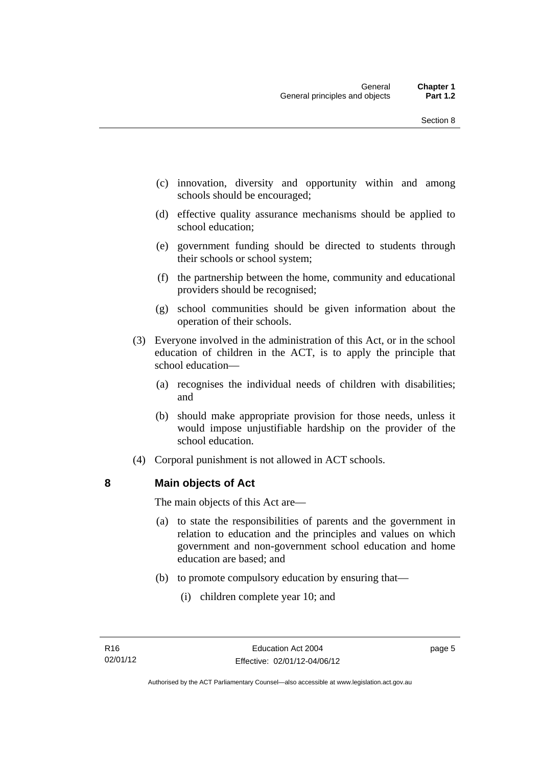(c) innovation, diversity and opportunity within and among schools should be encouraged;

(d) effective quality assurance mechanisms should be applied to school education;

(e) government funding should be directed to students through their schools or school system;

(f) the partnership between the home, community and educational providers should be recognised;

(g) school communities should be given information about the operation of their schools.

(3) Everyone involved in the administration of this Act, or in the school education of children in the ACT, is to apply the principle that school education—

(a) recognises the individual needs of children with disabilities; and

(b) should make appropriate provision for those needs, unless it would impose unjustifiable hardship on the provider of the school education.

(4) Corporal punishment is not allowed in ACT schools.

## 8 Main objects of Act

The main objects of this Act are—

(a) to state the responsibilities of parents and the government in relation to education and the principles and values on which government and non-government school education and home education are based; and

(b) to promote compulsory education by ensuring that—

(i) children complete year 10; and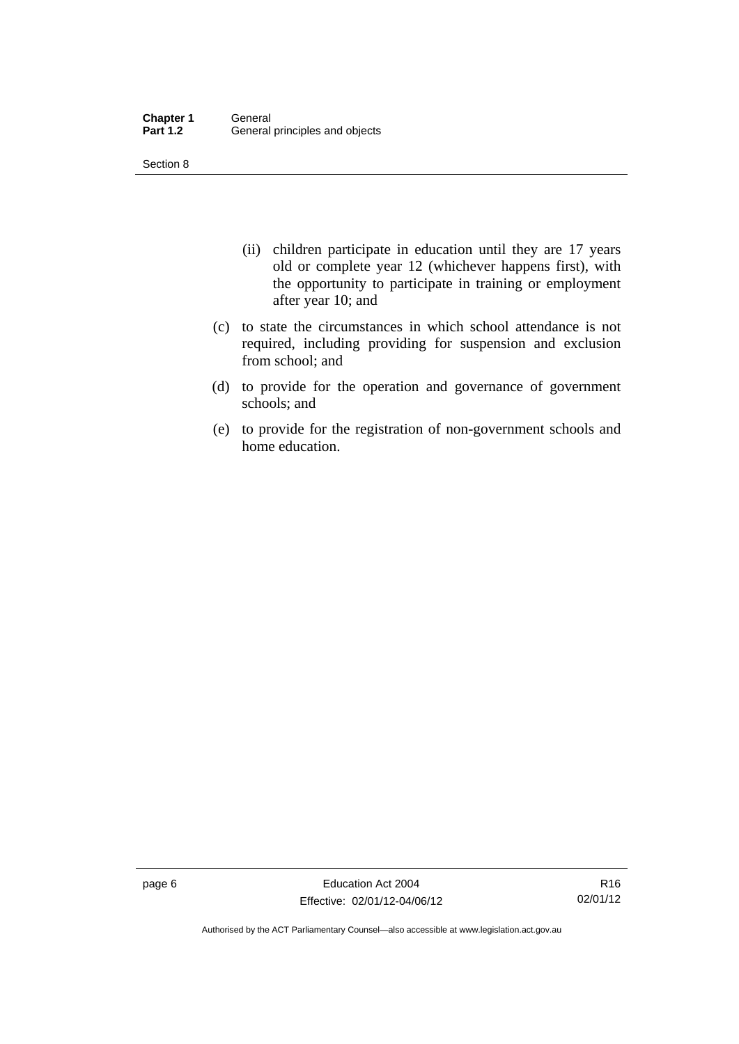(ii) children participate in education until they are 17 years old or complete year 12 (whichever happens first), with the opportunity to participate in training or employment after year 10; and

(c) to state the circumstances in which school attendance is not required, including providing for suspension and exclusion from school; and

(d) to provide for the operation and governance of government schools; and

(e) to provide for the registration of non-government schools and home education.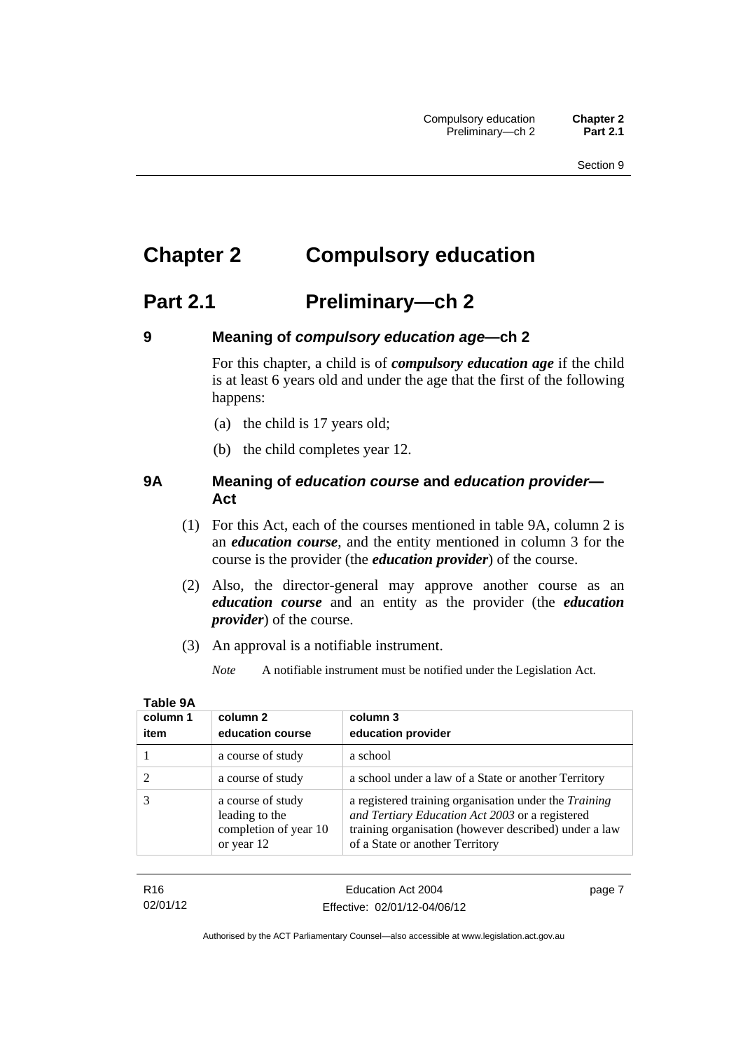# Chapter 2 Compulsory education

## Part 2.1 Preliminary—ch 2

### 9 Meaning of *compulsory education age*—ch 2

For this chapter, a child is of ***compulsory education age*** if the child is at least 6 years old and under the age that the first of the following happens:

(a) the child is 17 years old;

(b) the child completes year 12.

### 9A Meaning of *education course* and *education provider*—Act

(1) For this Act, each of the courses mentioned in table 9A, column 2 is an ***education course***, and the entity mentioned in column 3 for the course is the provider (the ***education provider***) of the course.

(2) Also, the director-general may approve another course as an ***education course*** and an entity as the provider (the ***education provider***) of the course.

(3) An approval is a notifiable instrument.

*Note* A notifiable instrument must be notified under the Legislation Act.

**Table 9A**

| column 1<br>item | column 2<br>education course | column 3<br>education provider |
|---|---|---|
| 1 | a course of study | a school |
| 2 | a course of study | a school under a law of a State or another Territory |
| 3 | a course of study leading to the completion of year 10 or year 12 | a registered training organisation under the *Training and Tertiary Education Act 2003* or a registered training organisation (however described) under a law of a State or another Territory |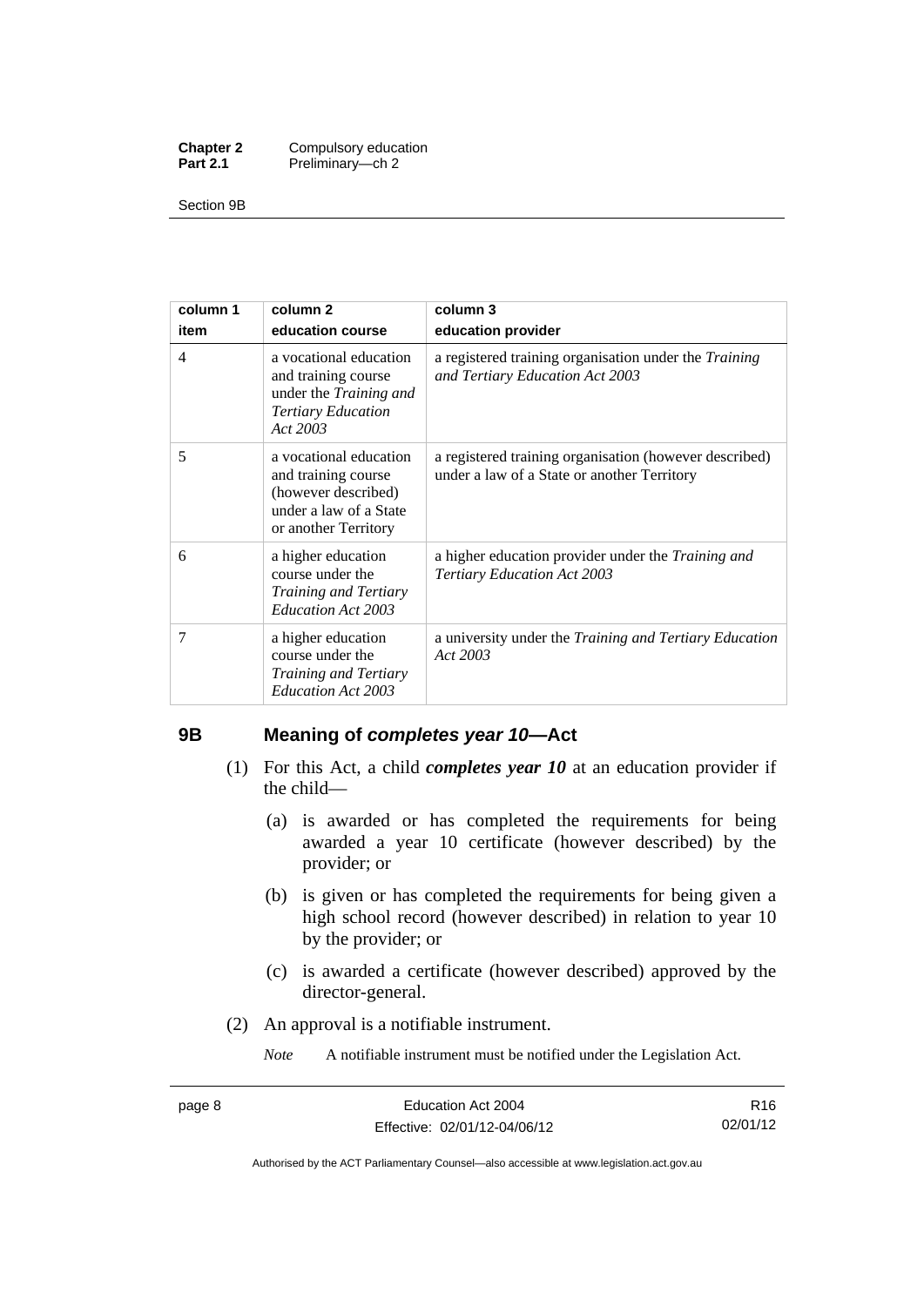| column 1 item | column 2 education course | column 3 education provider |
|---|---|---|
| 4 | a vocational education and training course under the *Training and Tertiary Education Act 2003* | a registered training organisation under the *Training and Tertiary Education Act 2003* |
| 5 | a vocational education and training course (however described) under a law of a State or another Territory | a registered training organisation (however described) under a law of a State or another Territory |
| 6 | a higher education course under the *Training and Tertiary Education Act 2003* | a higher education provider under the *Training and Tertiary Education Act 2003* |
| 7 | a higher education course under the *Training and Tertiary Education Act 2003* | a university under the *Training and Tertiary Education Act 2003* |

## 9B Meaning of *completes year 10*—Act

(1) For this Act, a child ***completes year 10*** at an education provider if the child—

(a) is awarded or has completed the requirements for being awarded a year 10 certificate (however described) by the provider; or

(b) is given or has completed the requirements for being given a high school record (however described) in relation to year 10 by the provider; or

(c) is awarded a certificate (however described) approved by the director-general.

(2) An approval is a notifiable instrument.

*Note* A notifiable instrument must be notified under the Legislation Act.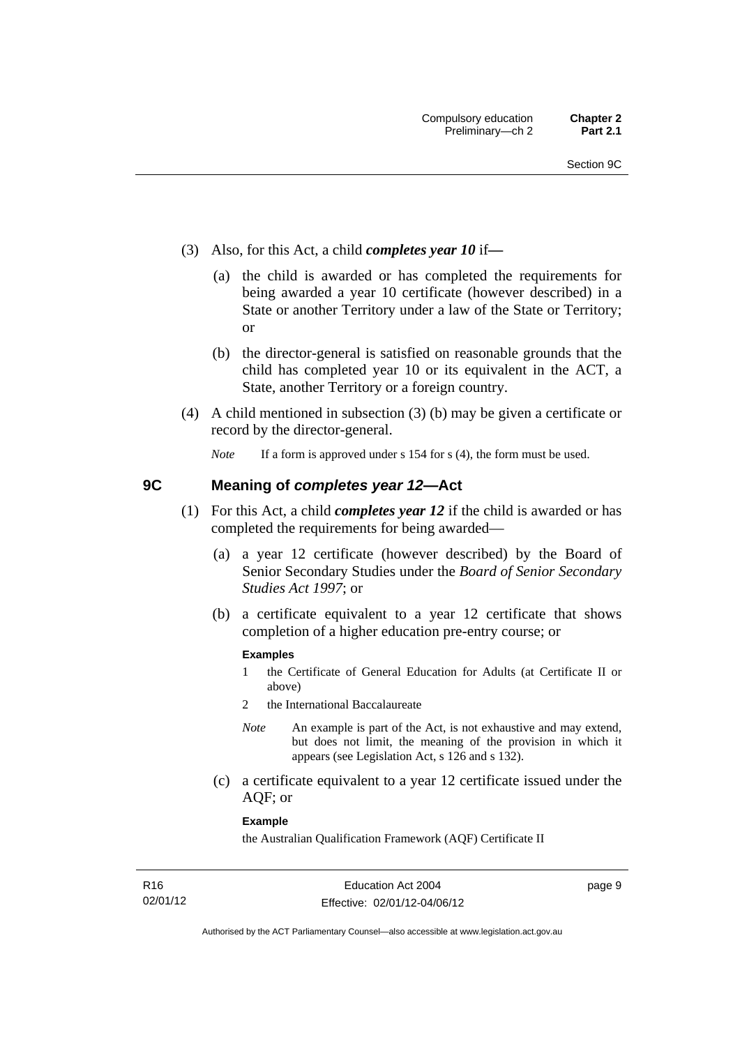(3) Also, for this Act, a child ***completes year 10*** if—

(a) the child is awarded or has completed the requirements for being awarded a year 10 certificate (however described) in a State or another Territory under a law of the State or Territory; or

(b) the director-general is satisfied on reasonable grounds that the child has completed year 10 or its equivalent in the ACT, a State, another Territory or a foreign country.

(4) A child mentioned in subsection (3) (b) may be given a certificate or record by the director-general.

*Note* If a form is approved under s 154 for s (4), the form must be used.

## 9C Meaning of *completes year 12*—Act

(1) For this Act, a child ***completes year 12*** if the child is awarded or has completed the requirements for being awarded—

(a) a year 12 certificate (however described) by the Board of Senior Secondary Studies under the *Board of Senior Secondary Studies Act 1997*; or

(b) a certificate equivalent to a year 12 certificate that shows completion of a higher education pre-entry course; or

**Examples**

1 the Certificate of General Education for Adults (at Certificate II or above)

2 the International Baccalaureate

*Note* An example is part of the Act, is not exhaustive and may extend, but does not limit, the meaning of the provision in which it appears (see Legislation Act, s 126 and s 132).

(c) a certificate equivalent to a year 12 certificate issued under the AQF; or

**Example**

the Australian Qualification Framework (AQF) Certificate II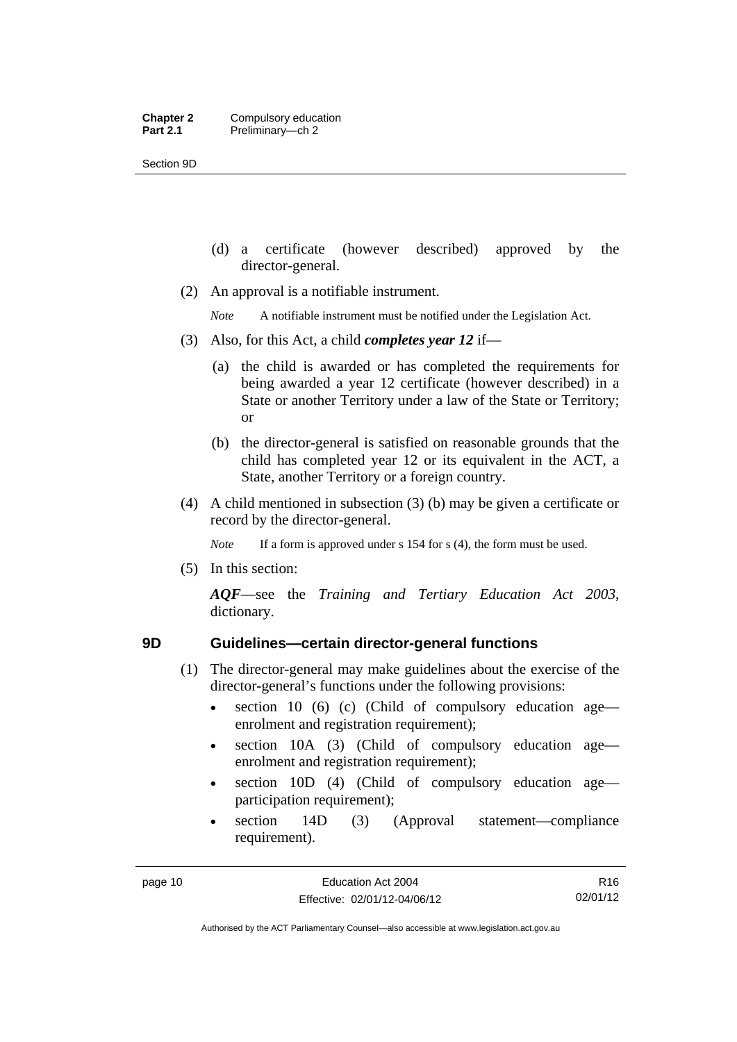(d) a certificate (however described) approved by the director-general.

(2) An approval is a notifiable instrument.

*Note* A notifiable instrument must be notified under the Legislation Act.

(3) Also, for this Act, a child ***completes year 12*** if—

(a) the child is awarded or has completed the requirements for being awarded a year 12 certificate (however described) in a State or another Territory under a law of the State or Territory; or

(b) the director-general is satisfied on reasonable grounds that the child has completed year 12 or its equivalent in the ACT, a State, another Territory or a foreign country.

(4) A child mentioned in subsection (3) (b) may be given a certificate or record by the director-general.

*Note* If a form is approved under s 154 for s (4), the form must be used.

(5) In this section:

***AQF***—see the *Training and Tertiary Education Act 2003*, dictionary.

## 9D Guidelines—certain director-general functions

(1) The director-general may make guidelines about the exercise of the director-general's functions under the following provisions:

- section 10 (6) (c) (Child of compulsory education age—enrolment and registration requirement);
- section 10A (3) (Child of compulsory education age—enrolment and registration requirement);
- section 10D (4) (Child of compulsory education age—participation requirement);
- section 14D (3) (Approval statement—compliance requirement).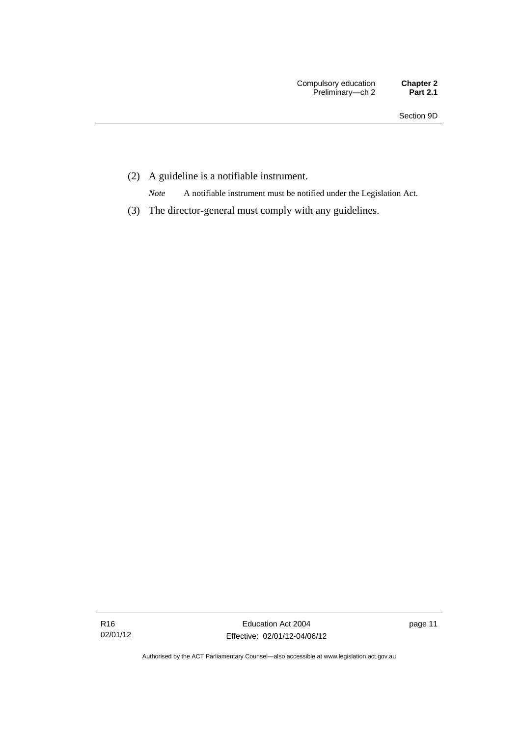(2) A guideline is a notifiable instrument.

*Note* A notifiable instrument must be notified under the Legislation Act.

(3) The director-general must comply with any guidelines.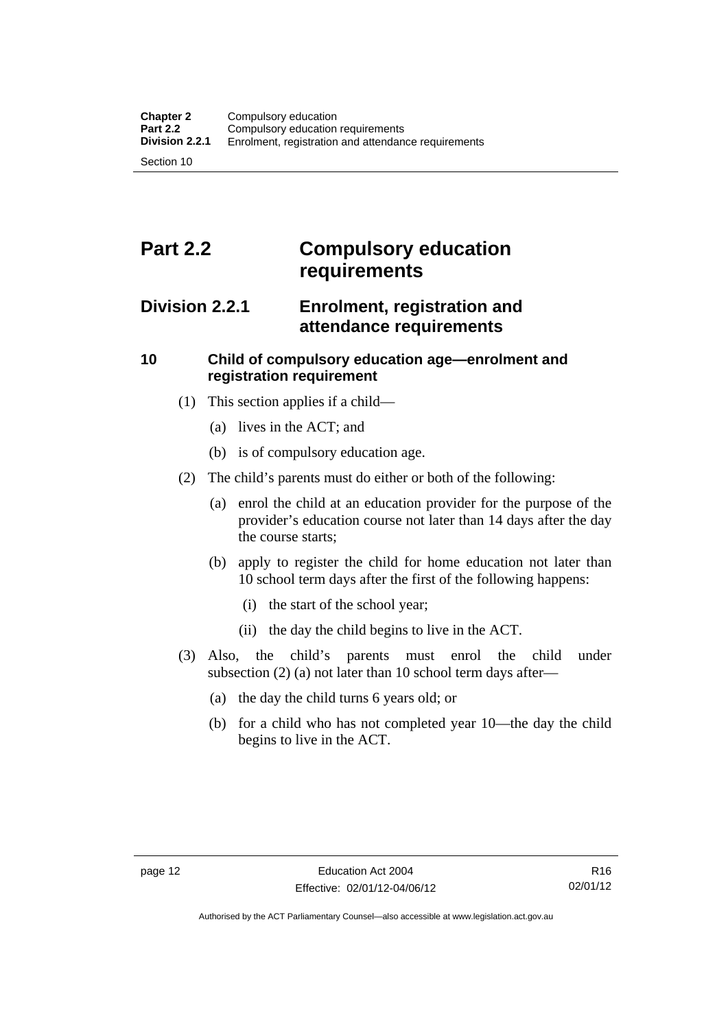# Part 2.2 Compulsory education requirements

## Division 2.2.1 Enrolment, registration and attendance requirements

### 10 Child of compulsory education age—enrolment and registration requirement

(1) This section applies if a child—

(a) lives in the ACT; and

(b) is of compulsory education age.

(2) The child's parents must do either or both of the following:

(a) enrol the child at an education provider for the purpose of the provider's education course not later than 14 days after the day the course starts;

(b) apply to register the child for home education not later than 10 school term days after the first of the following happens:

(i) the start of the school year;

(ii) the day the child begins to live in the ACT.

(3) Also, the child's parents must enrol the child under subsection (2) (a) not later than 10 school term days after—

(a) the day the child turns 6 years old; or

(b) for a child who has not completed year 10—the day the child begins to live in the ACT.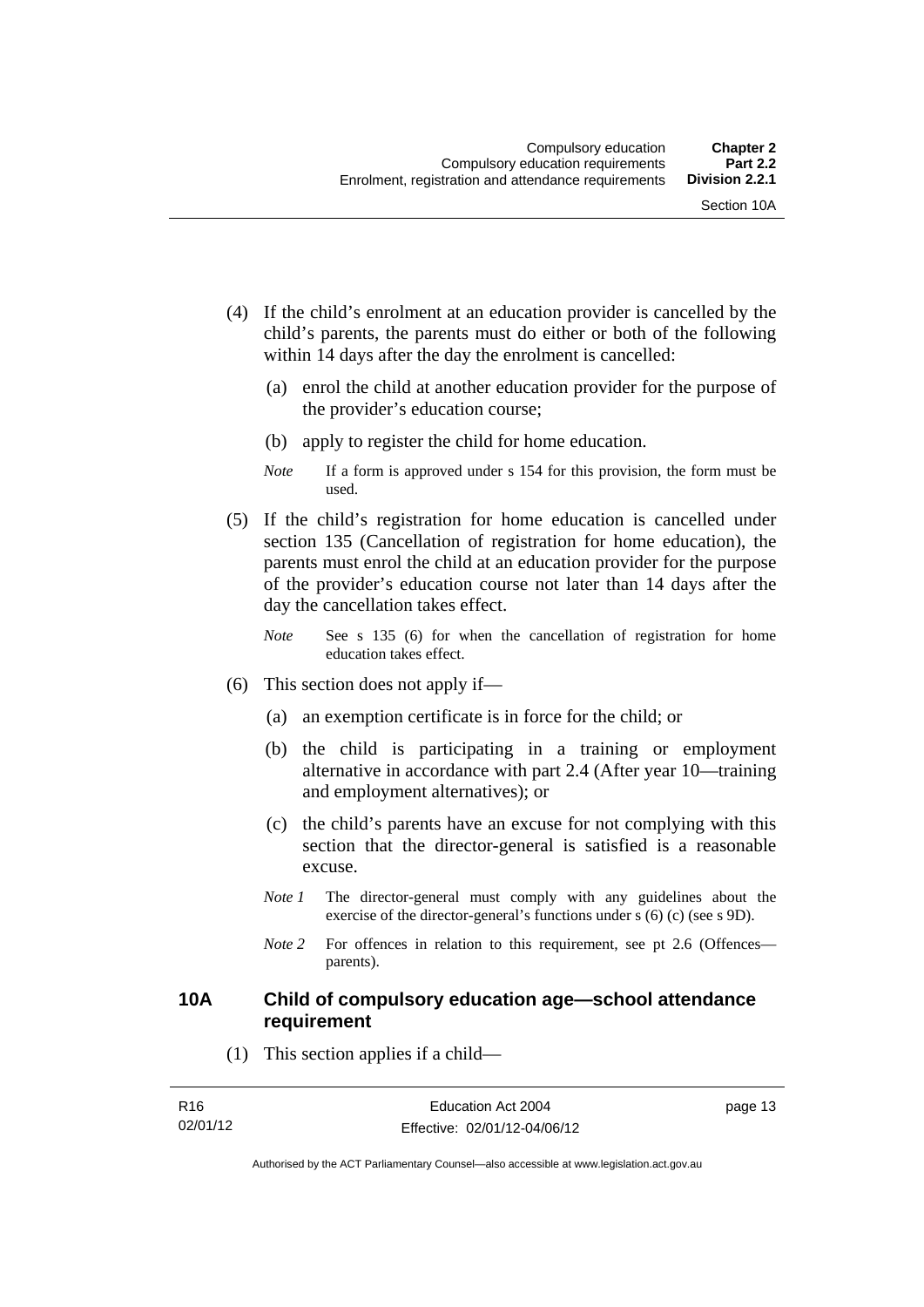(4) If the child's enrolment at an education provider is cancelled by the child's parents, the parents must do either or both of the following within 14 days after the day the enrolment is cancelled:

(a) enrol the child at another education provider for the purpose of the provider's education course;

(b) apply to register the child for home education.

*Note* If a form is approved under s 154 for this provision, the form must be used.

(5) If the child's registration for home education is cancelled under section 135 (Cancellation of registration for home education), the parents must enrol the child at an education provider for the purpose of the provider's education course not later than 14 days after the day the cancellation takes effect.

*Note* See s 135 (6) for when the cancellation of registration for home education takes effect.

(6) This section does not apply if—

(a) an exemption certificate is in force for the child; or

(b) the child is participating in a training or employment alternative in accordance with part 2.4 (After year 10—training and employment alternatives); or

(c) the child's parents have an excuse for not complying with this section that the director-general is satisfied is a reasonable excuse.

*Note 1* The director-general must comply with any guidelines about the exercise of the director-general's functions under s (6) (c) (see s 9D).

*Note 2* For offences in relation to this requirement, see pt 2.6 (Offences—parents).

### 10A Child of compulsory education age—school attendance requirement

(1) This section applies if a child—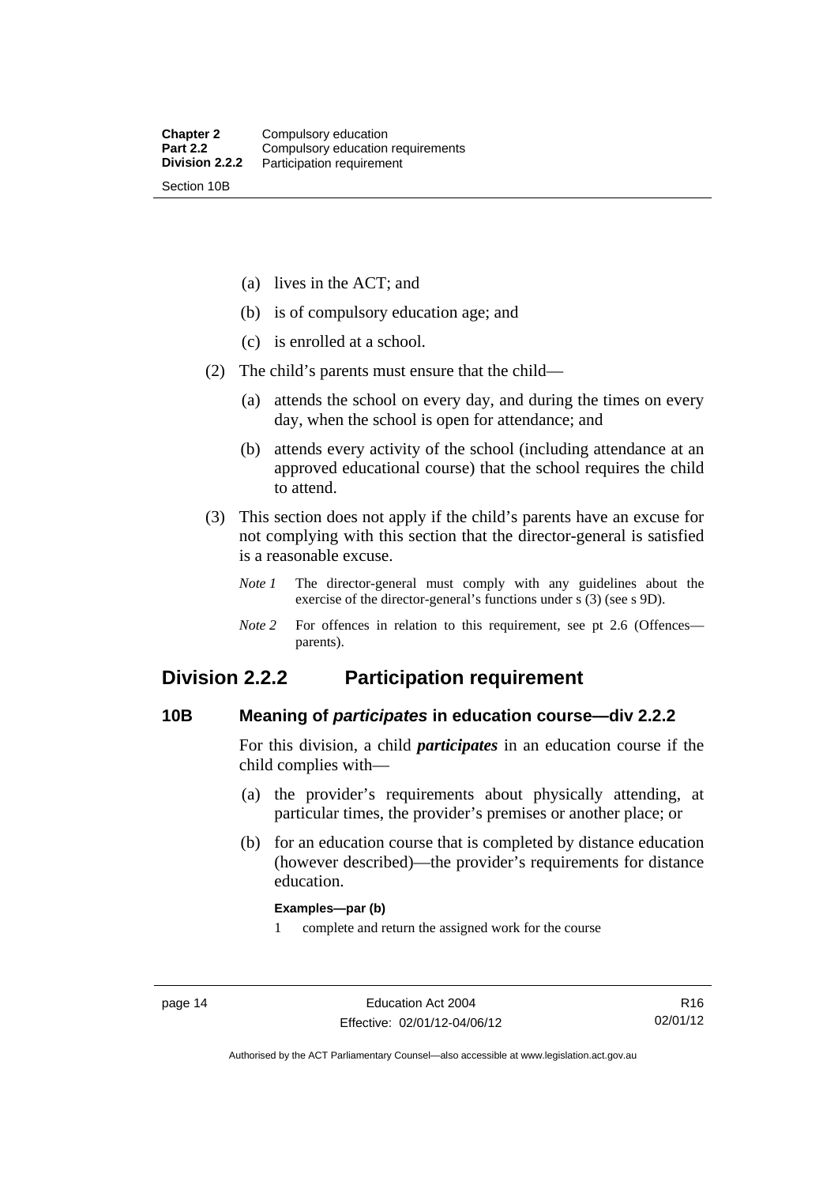(a) lives in the ACT; and

(b) is of compulsory education age; and

(c) is enrolled at a school.

(2) The child's parents must ensure that the child—

(a) attends the school on every day, and during the times on every day, when the school is open for attendance; and

(b) attends every activity of the school (including attendance at an approved educational course) that the school requires the child to attend.

(3) This section does not apply if the child's parents have an excuse for not complying with this section that the director-general is satisfied is a reasonable excuse.

*Note 1* The director-general must comply with any guidelines about the exercise of the director-general's functions under s (3) (see s 9D).

*Note 2* For offences in relation to this requirement, see pt 2.6 (Offences—parents).

## Division 2.2.2 Participation requirement

### 10B Meaning of *participates* in education course—div 2.2.2

For this division, a child ***participates*** in an education course if the child complies with—

(a) the provider's requirements about physically attending, at particular times, the provider's premises or another place; or

(b) for an education course that is completed by distance education (however described)—the provider's requirements for distance education.

**Examples—par (b)**

1 complete and return the assigned work for the course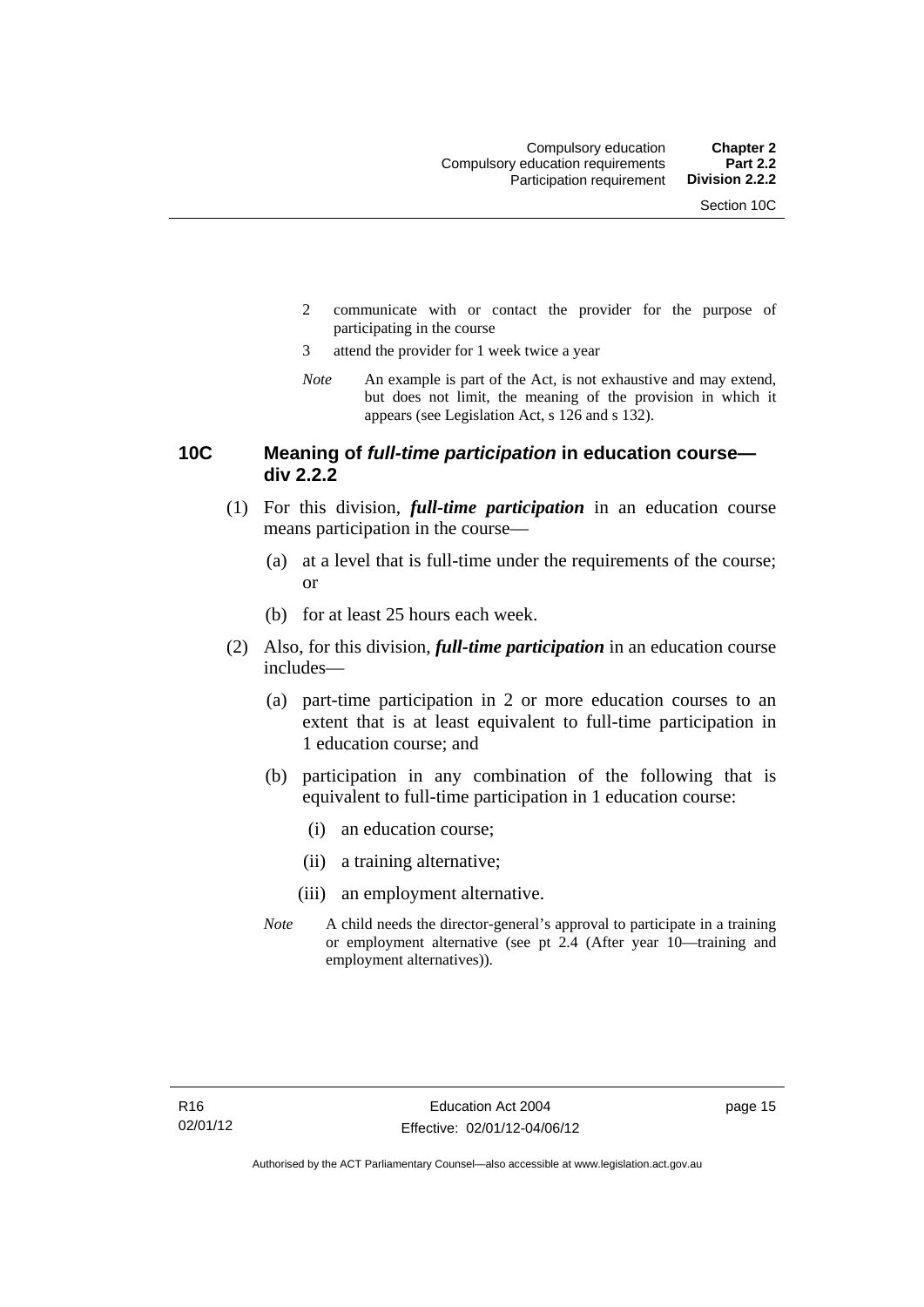2 communicate with or contact the provider for the purpose of participating in the course

3 attend the provider for 1 week twice a year

*Note* An example is part of the Act, is not exhaustive and may extend, but does not limit, the meaning of the provision in which it appears (see Legislation Act, s 126 and s 132).

## 10C Meaning of *full-time participation* in education course—div 2.2.2

(1) For this division, ***full-time participation*** in an education course means participation in the course—

(a) at a level that is full-time under the requirements of the course; or

(b) for at least 25 hours each week.

(2) Also, for this division, ***full-time participation*** in an education course includes—

(a) part-time participation in 2 or more education courses to an extent that is at least equivalent to full-time participation in 1 education course; and

(b) participation in any combination of the following that is equivalent to full-time participation in 1 education course:

(i) an education course;

(ii) a training alternative;

(iii) an employment alternative.

*Note* A child needs the director-general's approval to participate in a training or employment alternative (see pt 2.4 (After year 10—training and employment alternatives)).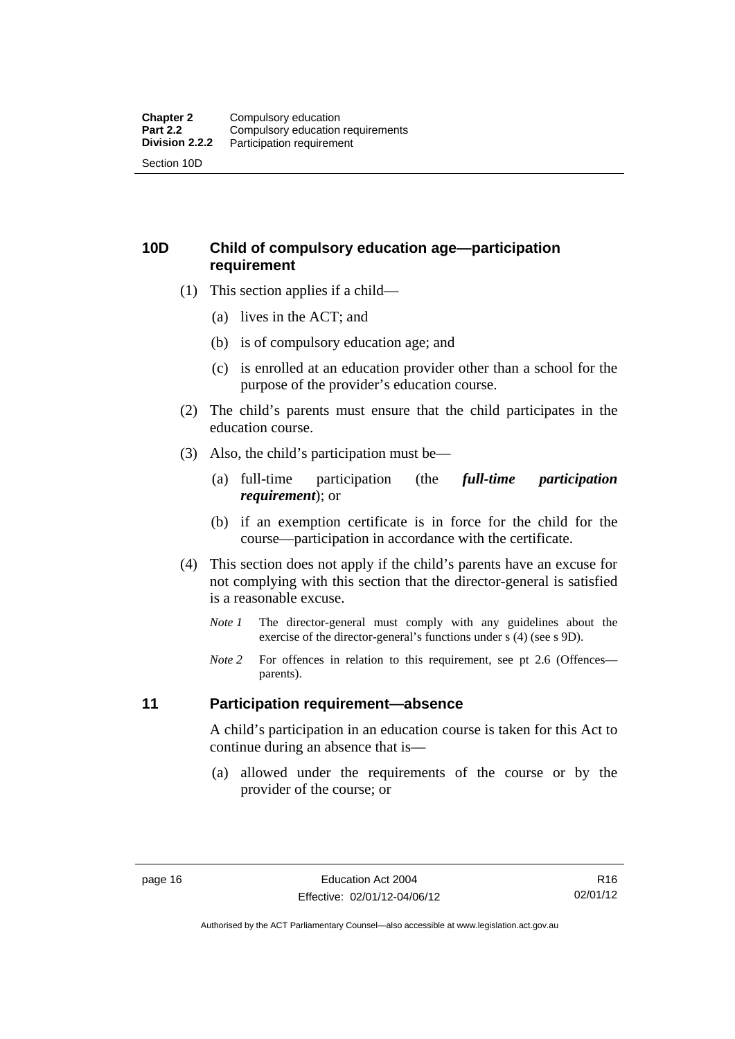## 10D Child of compulsory education age—participation requirement

(1) This section applies if a child—

(a) lives in the ACT; and

(b) is of compulsory education age; and

(c) is enrolled at an education provider other than a school for the purpose of the provider's education course.

(2) The child's parents must ensure that the child participates in the education course.

(3) Also, the child's participation must be—

(a) full-time participation (the ***full-time participation requirement***); or

(b) if an exemption certificate is in force for the child for the course—participation in accordance with the certificate.

(4) This section does not apply if the child's parents have an excuse for not complying with this section that the director-general is satisfied is a reasonable excuse.

*Note 1* The director-general must comply with any guidelines about the exercise of the director-general's functions under s (4) (see s 9D).

*Note 2* For offences in relation to this requirement, see pt 2.6 (Offences—parents).

## 11 Participation requirement—absence

A child's participation in an education course is taken for this Act to continue during an absence that is—

(a) allowed under the requirements of the course or by the provider of the course; or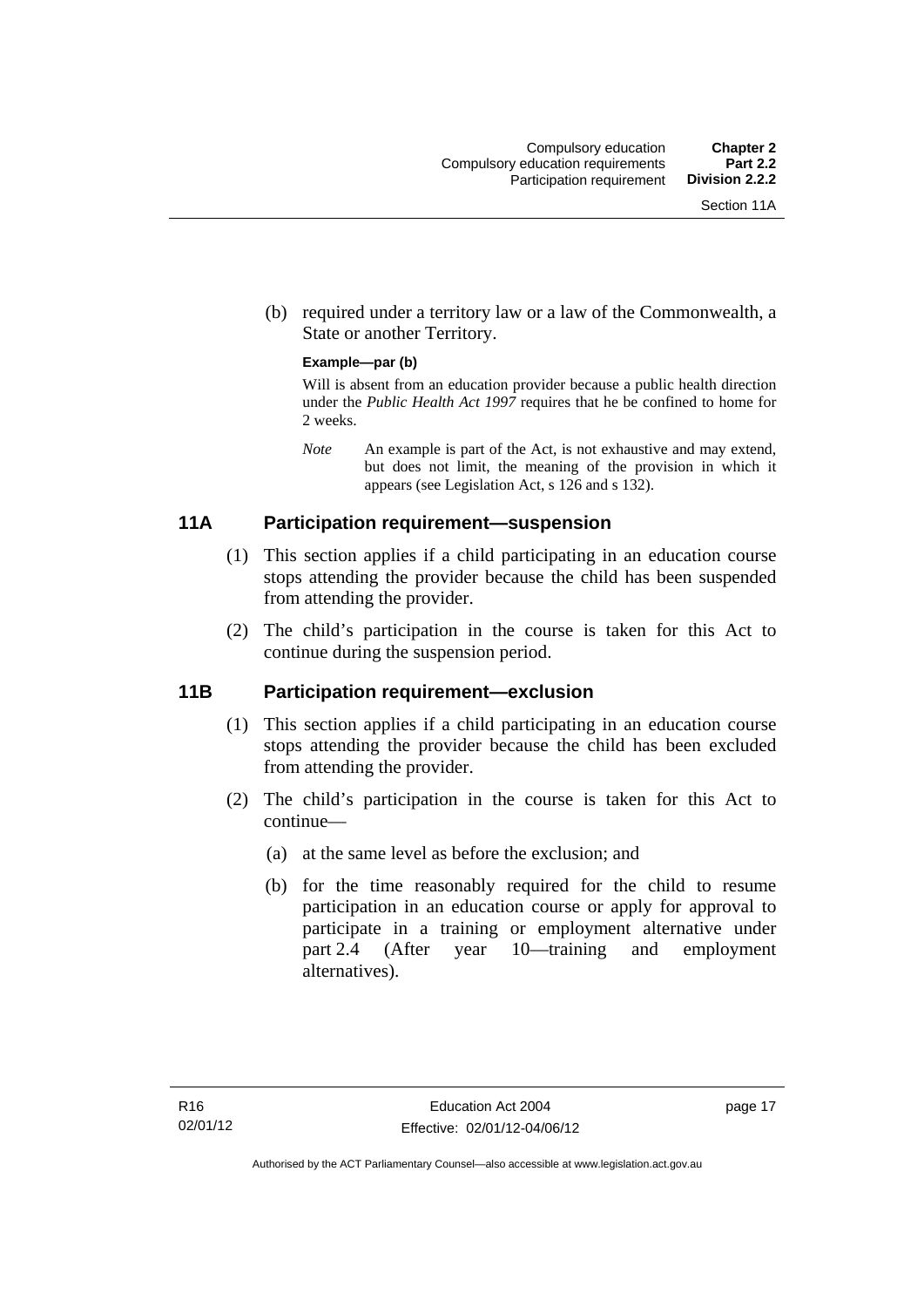(b) required under a territory law or a law of the Commonwealth, a State or another Territory.

**Example—par (b)**

Will is absent from an education provider because a public health direction under the *Public Health Act 1997* requires that he be confined to home for 2 weeks.

*Note* An example is part of the Act, is not exhaustive and may extend, but does not limit, the meaning of the provision in which it appears (see Legislation Act, s 126 and s 132).

## 11A Participation requirement—suspension

(1) This section applies if a child participating in an education course stops attending the provider because the child has been suspended from attending the provider.

(2) The child's participation in the course is taken for this Act to continue during the suspension period.

## 11B Participation requirement—exclusion

(1) This section applies if a child participating in an education course stops attending the provider because the child has been excluded from attending the provider.

(2) The child's participation in the course is taken for this Act to continue—

(a) at the same level as before the exclusion; and

(b) for the time reasonably required for the child to resume participation in an education course or apply for approval to participate in a training or employment alternative under part 2.4 (After year 10—training and employment alternatives).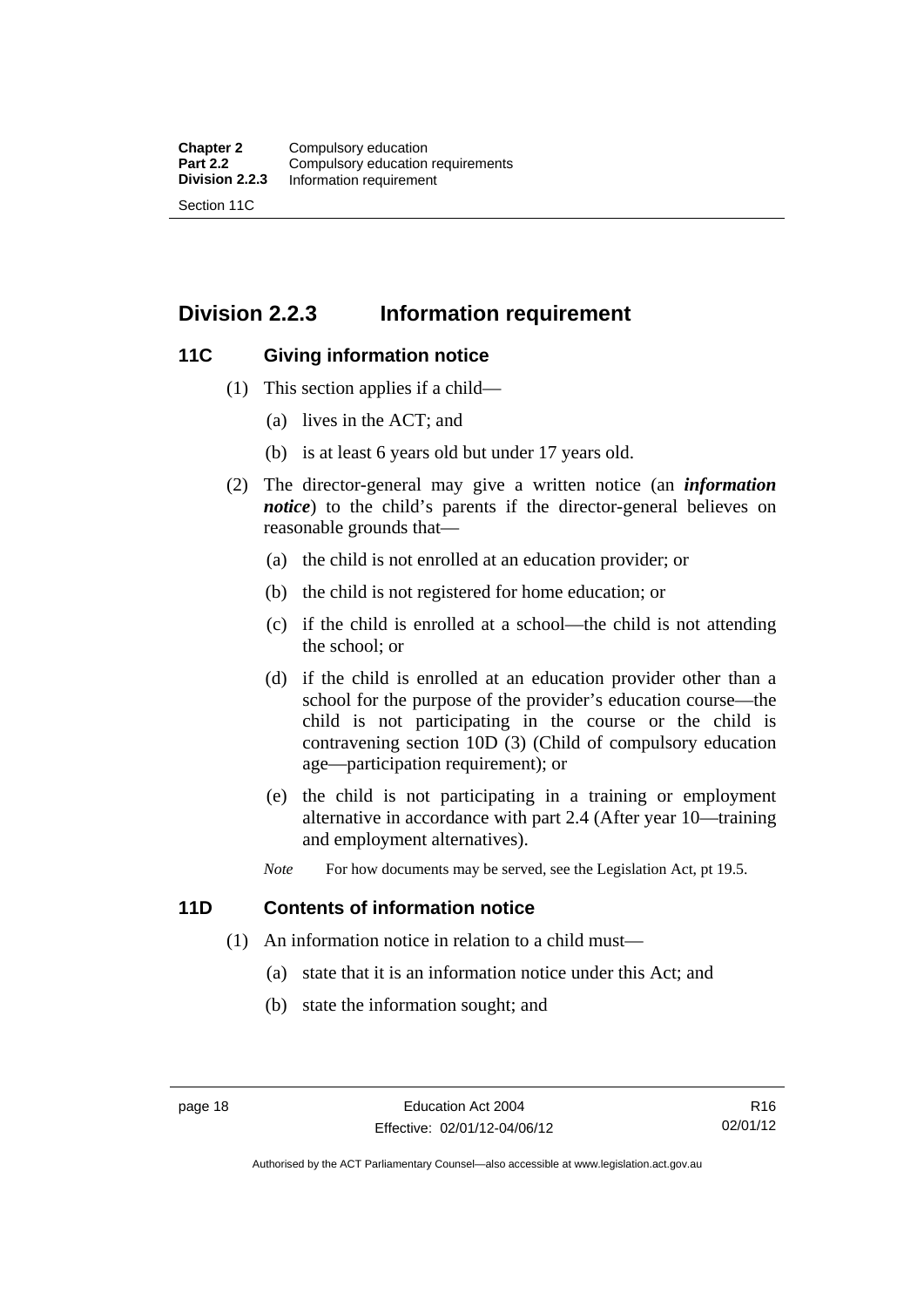## Division 2.2.3 Information requirement

### 11C Giving information notice

(1) This section applies if a child—

(a) lives in the ACT; and

(b) is at least 6 years old but under 17 years old.

(2) The director-general may give a written notice (an ***information notice***) to the child's parents if the director-general believes on reasonable grounds that—

(a) the child is not enrolled at an education provider; or

(b) the child is not registered for home education; or

(c) if the child is enrolled at a school—the child is not attending the school; or

(d) if the child is enrolled at an education provider other than a school for the purpose of the provider's education course—the child is not participating in the course or the child is contravening section 10D (3) (Child of compulsory education age—participation requirement); or

(e) the child is not participating in a training or employment alternative in accordance with part 2.4 (After year 10—training and employment alternatives).

*Note* For how documents may be served, see the Legislation Act, pt 19.5.

### 11D Contents of information notice

(1) An information notice in relation to a child must—

(a) state that it is an information notice under this Act; and

(b) state the information sought; and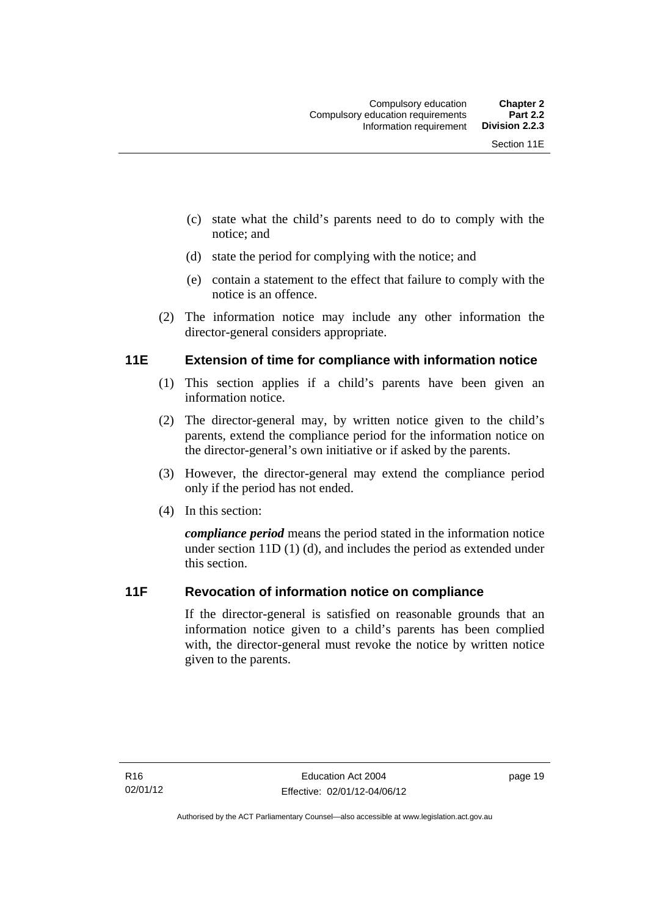(c) state what the child's parents need to do to comply with the notice; and

(d) state the period for complying with the notice; and

(e) contain a statement to the effect that failure to comply with the notice is an offence.

(2) The information notice may include any other information the director-general considers appropriate.

## 11E Extension of time for compliance with information notice

(1) This section applies if a child's parents have been given an information notice.

(2) The director-general may, by written notice given to the child's parents, extend the compliance period for the information notice on the director-general's own initiative or if asked by the parents.

(3) However, the director-general may extend the compliance period only if the period has not ended.

(4) In this section:

***compliance period*** means the period stated in the information notice under section 11D (1) (d), and includes the period as extended under this section.

## 11F Revocation of information notice on compliance

If the director-general is satisfied on reasonable grounds that an information notice given to a child's parents has been complied with, the director-general must revoke the notice by written notice given to the parents.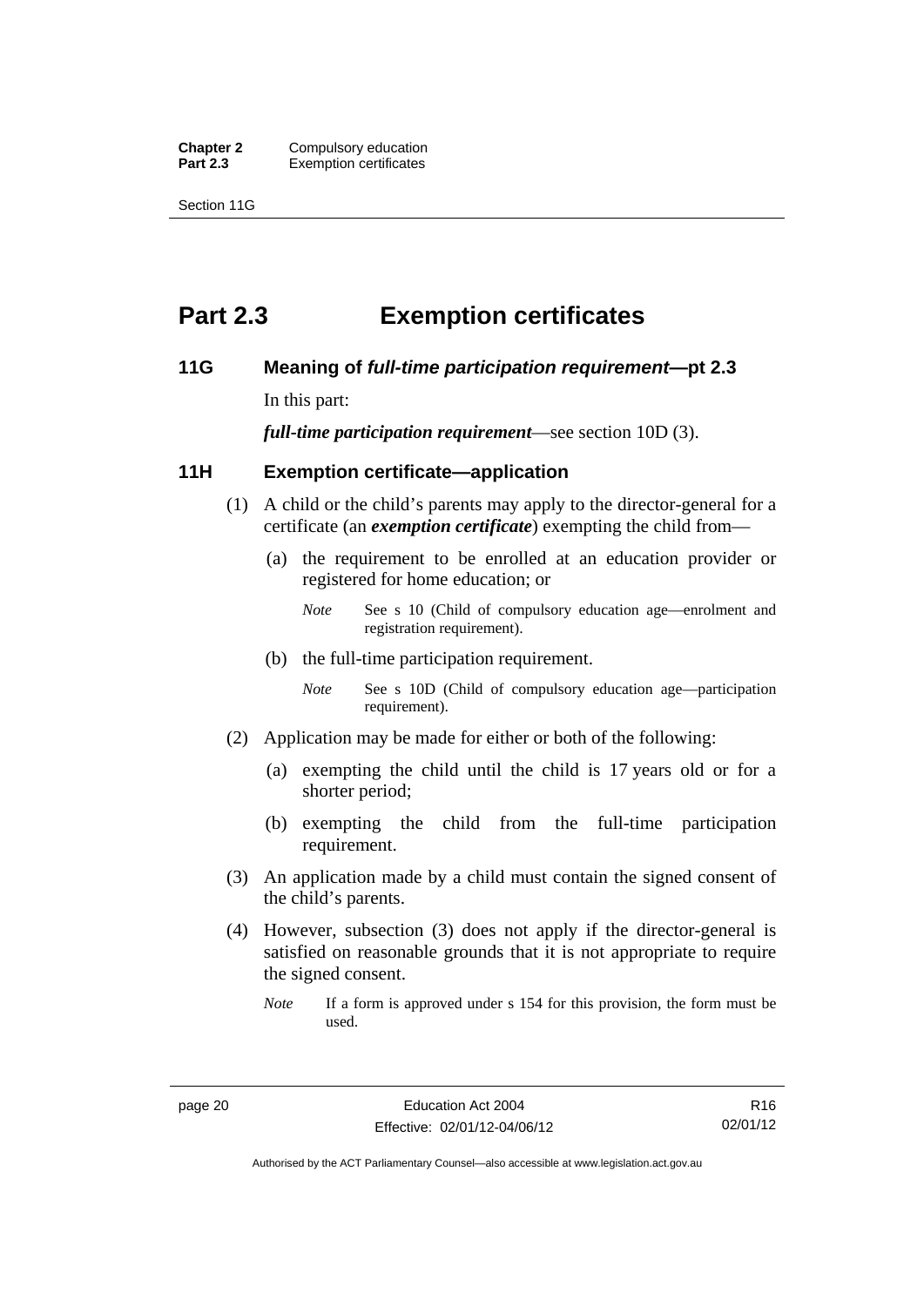# Part 2.3 Exemption certificates

## 11G Meaning of *full-time participation requirement*—pt 2.3

In this part:

***full-time participation requirement***—see section 10D (3).

## 11H Exemption certificate—application

(1) A child or the child's parents may apply to the director-general for a certificate (an ***exemption certificate***) exempting the child from—

(a) the requirement to be enrolled at an education provider or registered for home education; or

*Note* See s 10 (Child of compulsory education age—enrolment and registration requirement).

(b) the full-time participation requirement.

*Note* See s 10D (Child of compulsory education age—participation requirement).

(2) Application may be made for either or both of the following:

(a) exempting the child until the child is 17 years old or for a shorter period;

(b) exempting the child from the full-time participation requirement.

(3) An application made by a child must contain the signed consent of the child's parents.

(4) However, subsection (3) does not apply if the director-general is satisfied on reasonable grounds that it is not appropriate to require the signed consent.

*Note* If a form is approved under s 154 for this provision, the form must be used.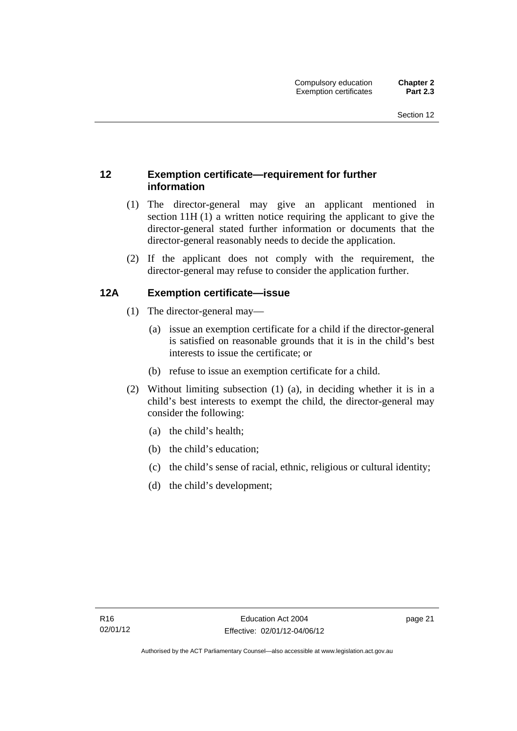## 12 Exemption certificate—requirement for further information

(1) The director-general may give an applicant mentioned in section 11H (1) a written notice requiring the applicant to give the director-general stated further information or documents that the director-general reasonably needs to decide the application.

(2) If the applicant does not comply with the requirement, the director-general may refuse to consider the application further.

## 12A Exemption certificate—issue

(1) The director-general may—

(a) issue an exemption certificate for a child if the director-general is satisfied on reasonable grounds that it is in the child's best interests to issue the certificate; or

(b) refuse to issue an exemption certificate for a child.

(2) Without limiting subsection (1) (a), in deciding whether it is in a child's best interests to exempt the child, the director-general may consider the following:

(a) the child's health;

(b) the child's education;

(c) the child's sense of racial, ethnic, religious or cultural identity;

(d) the child's development;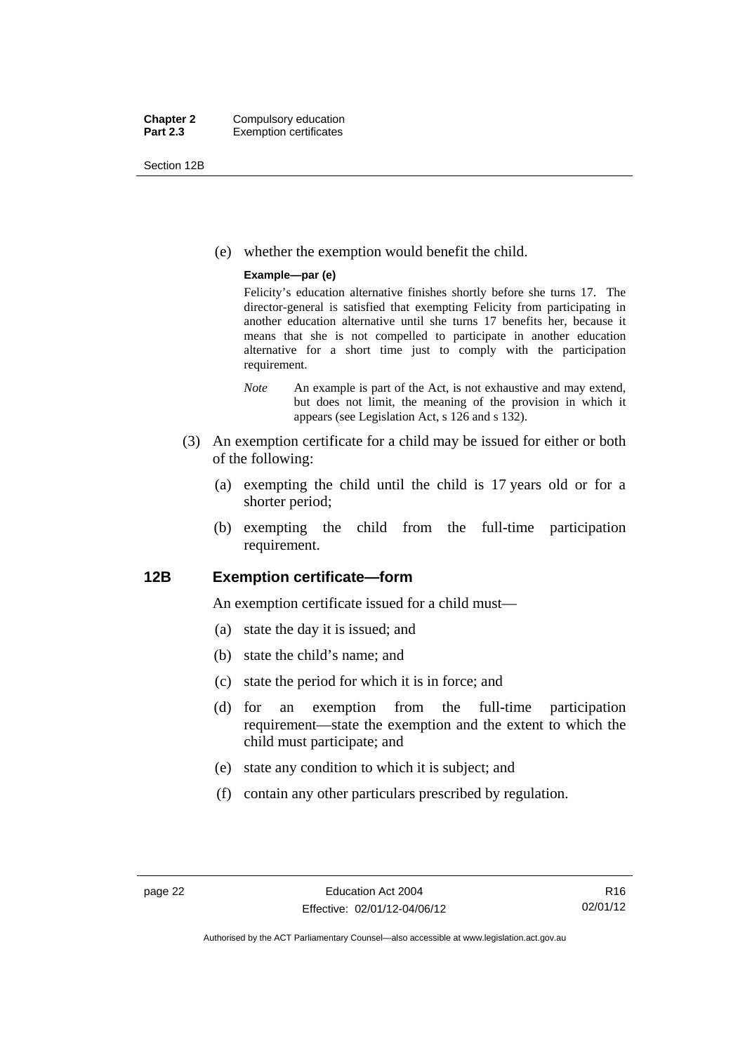(e) whether the exemption would benefit the child.

**Example—par (e)**

Felicity's education alternative finishes shortly before she turns 17. The director-general is satisfied that exempting Felicity from participating in another education alternative until she turns 17 benefits her, because it means that she is not compelled to participate in another education alternative for a short time just to comply with the participation requirement.

*Note* An example is part of the Act, is not exhaustive and may extend, but does not limit, the meaning of the provision in which it appears (see Legislation Act, s 126 and s 132).

(3) An exemption certificate for a child may be issued for either or both of the following:

(a) exempting the child until the child is 17 years old or for a shorter period;

(b) exempting the child from the full-time participation requirement.

## 12B Exemption certificate—form

An exemption certificate issued for a child must—

(a) state the day it is issued; and

(b) state the child's name; and

(c) state the period for which it is in force; and

(d) for an exemption from the full-time participation requirement—state the exemption and the extent to which the child must participate; and

(e) state any condition to which it is subject; and

(f) contain any other particulars prescribed by regulation.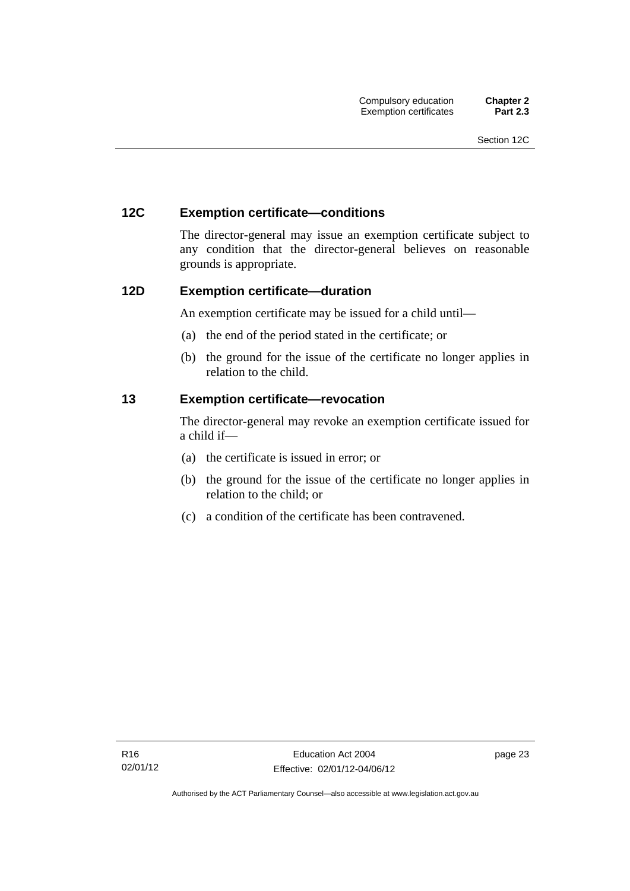## 12C Exemption certificate—conditions

The director-general may issue an exemption certificate subject to any condition that the director-general believes on reasonable grounds is appropriate.

## 12D Exemption certificate—duration

An exemption certificate may be issued for a child until—

(a) the end of the period stated in the certificate; or

(b) the ground for the issue of the certificate no longer applies in relation to the child.

## 13 Exemption certificate—revocation

The director-general may revoke an exemption certificate issued for a child if—

(a) the certificate is issued in error; or

(b) the ground for the issue of the certificate no longer applies in relation to the child; or

(c) a condition of the certificate has been contravened.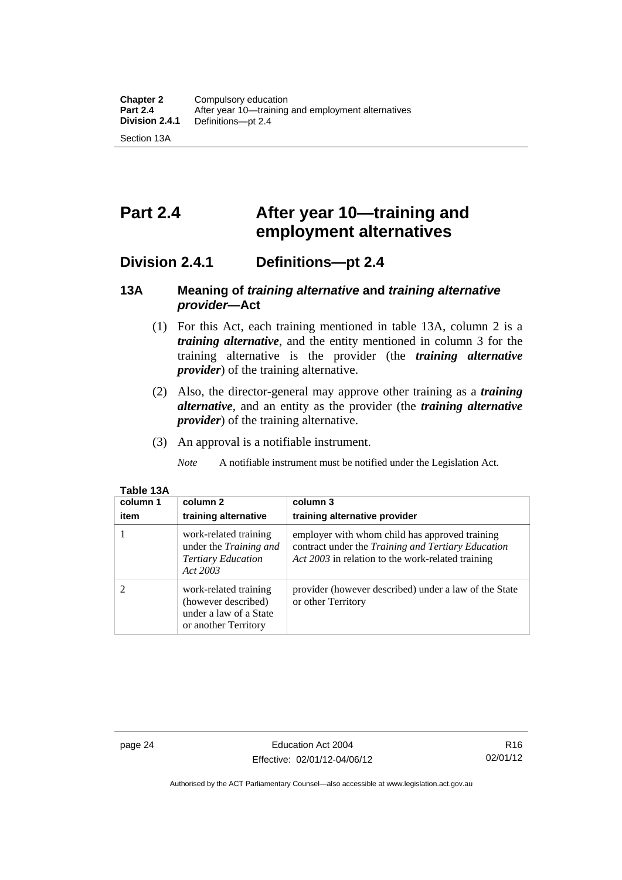# Part 2.4 After year 10—training and employment alternatives

## Division 2.4.1 Definitions—pt 2.4

### 13A Meaning of *training alternative* and *training alternative provider*—Act

(1) For this Act, each training mentioned in table 13A, column 2 is a ***training alternative***, and the entity mentioned in column 3 for the training alternative is the provider (the ***training alternative provider***) of the training alternative.

(2) Also, the director-general may approve other training as a ***training alternative***, and an entity as the provider (the ***training alternative provider***) of the training alternative.

(3) An approval is a notifiable instrument.

*Note* A notifiable instrument must be notified under the Legislation Act.

**Table 13A**

| column 1<br>item | column 2<br>training alternative | column 3<br>training alternative provider |
|---|---|---|
| 1 | work-related training under the *Training and Tertiary Education Act 2003* | employer with whom child has approved training contract under the *Training and Tertiary Education Act 2003* in relation to the work-related training |
| 2 | work-related training (however described) under a law of a State or another Territory | provider (however described) under a law of the State or other Territory |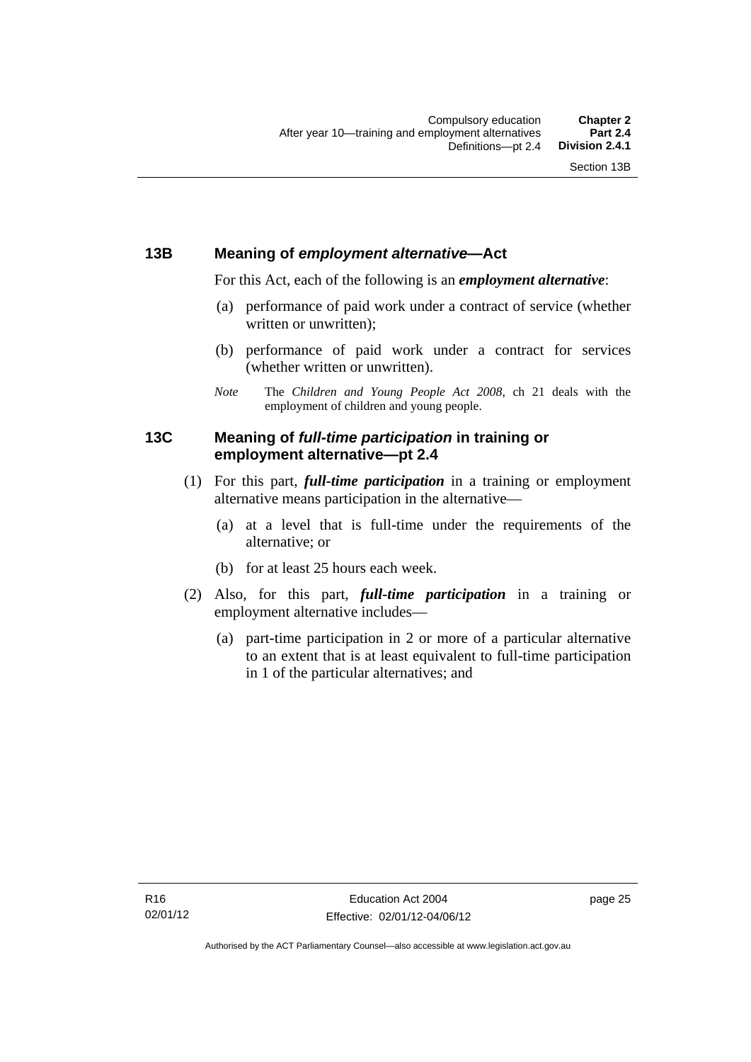## 13B Meaning of *employment alternative*—Act

For this Act, each of the following is an ***employment alternative***:

(a) performance of paid work under a contract of service (whether written or unwritten);

(b) performance of paid work under a contract for services (whether written or unwritten).

*Note* The *Children and Young People Act 2008*, ch 21 deals with the employment of children and young people.

## 13C Meaning of *full-time participation* in training or employment alternative—pt 2.4

(1) For this part, ***full-time participation*** in a training or employment alternative means participation in the alternative—

(a) at a level that is full-time under the requirements of the alternative; or

(b) for at least 25 hours each week.

(2) Also, for this part, ***full-time participation*** in a training or employment alternative includes—

(a) part-time participation in 2 or more of a particular alternative to an extent that is at least equivalent to full-time participation in 1 of the particular alternatives; and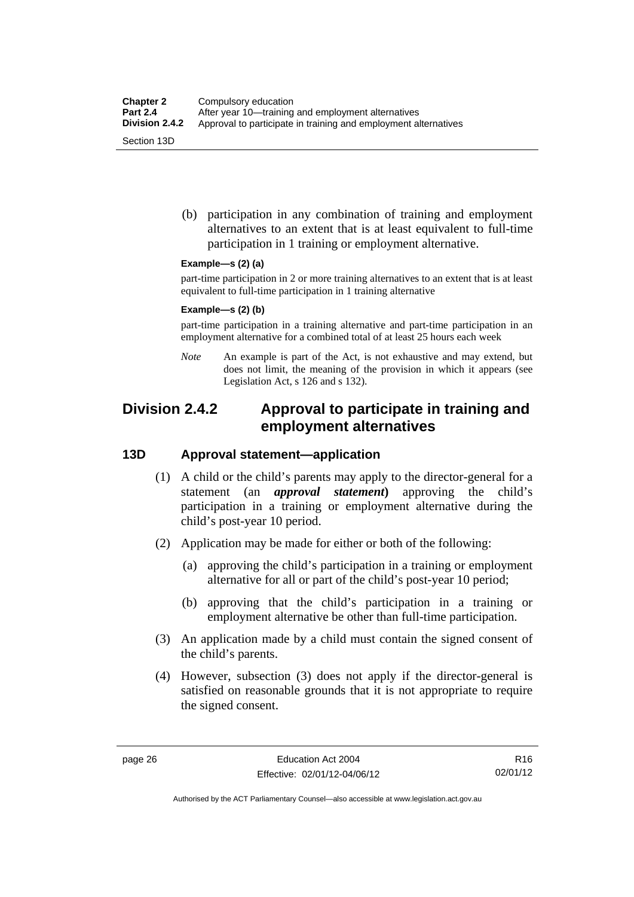(b) participation in any combination of training and employment alternatives to an extent that is at least equivalent to full-time participation in 1 training or employment alternative.

**Example—s (2) (a)**

part-time participation in 2 or more training alternatives to an extent that is at least equivalent to full-time participation in 1 training alternative

**Example—s (2) (b)**

part-time participation in a training alternative and part-time participation in an employment alternative for a combined total of at least 25 hours each week

*Note* An example is part of the Act, is not exhaustive and may extend, but does not limit, the meaning of the provision in which it appears (see Legislation Act, s 126 and s 132).

## Division 2.4.2 Approval to participate in training and employment alternatives

### 13D Approval statement—application

(1) A child or the child's parents may apply to the director-general for a statement (an ***approval statement***) approving the child's participation in a training or employment alternative during the child's post-year 10 period.

(2) Application may be made for either or both of the following:

(a) approving the child's participation in a training or employment alternative for all or part of the child's post-year 10 period;

(b) approving that the child's participation in a training or employment alternative be other than full-time participation.

(3) An application made by a child must contain the signed consent of the child's parents.

(4) However, subsection (3) does not apply if the director-general is satisfied on reasonable grounds that it is not appropriate to require the signed consent.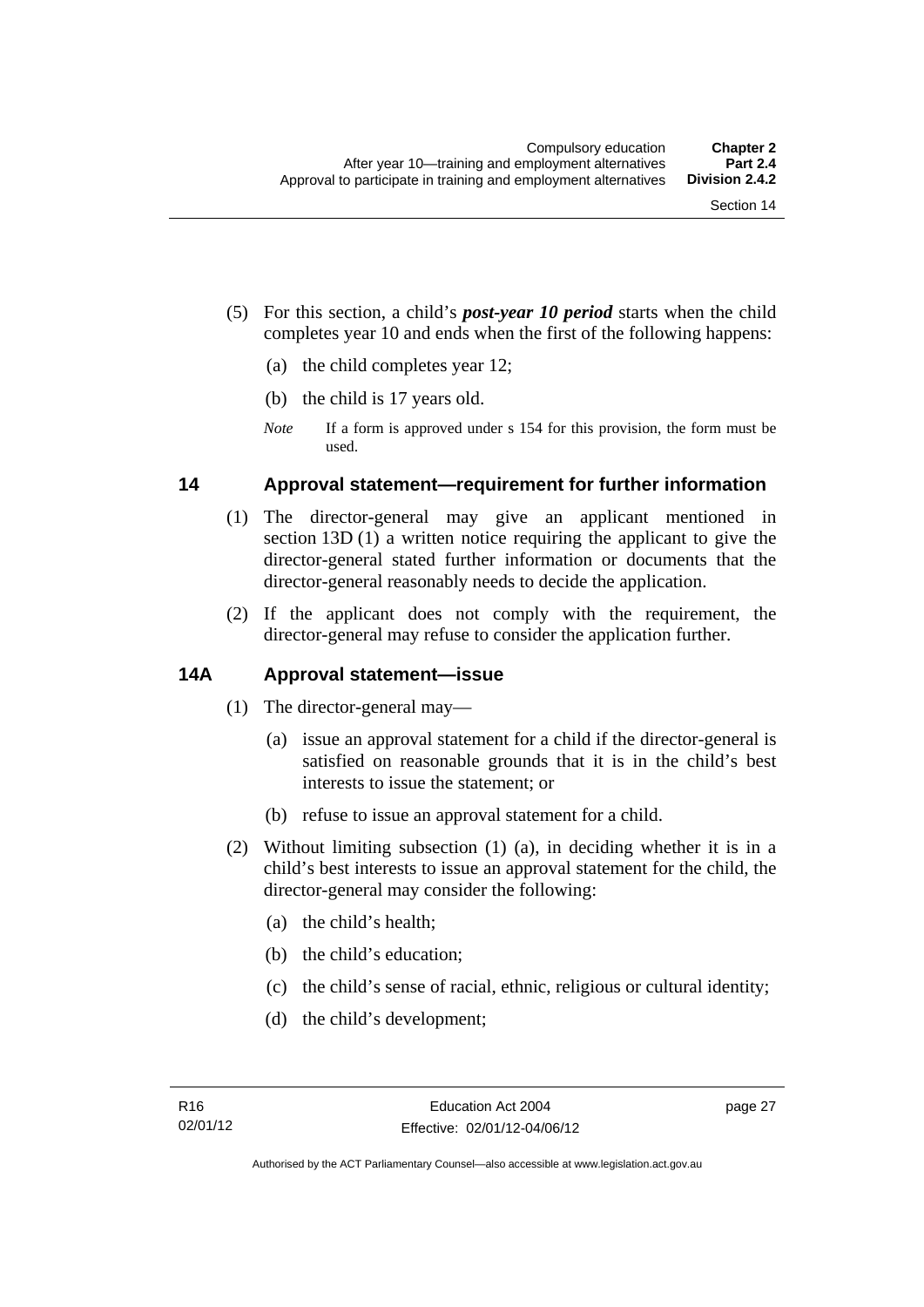(5) For this section, a child's ***post-year 10 period*** starts when the child completes year 10 and ends when the first of the following happens:

(a) the child completes year 12;

(b) the child is 17 years old.

*Note* If a form is approved under s 154 for this provision, the form must be used.

## 14 Approval statement—requirement for further information

(1) The director-general may give an applicant mentioned in section 13D (1) a written notice requiring the applicant to give the director-general stated further information or documents that the director-general reasonably needs to decide the application.

(2) If the applicant does not comply with the requirement, the director-general may refuse to consider the application further.

## 14A Approval statement—issue

(1) The director-general may—

(a) issue an approval statement for a child if the director-general is satisfied on reasonable grounds that it is in the child's best interests to issue the statement; or

(b) refuse to issue an approval statement for a child.

(2) Without limiting subsection (1) (a), in deciding whether it is in a child's best interests to issue an approval statement for the child, the director-general may consider the following:

(a) the child's health;

(b) the child's education;

(c) the child's sense of racial, ethnic, religious or cultural identity;

(d) the child's development;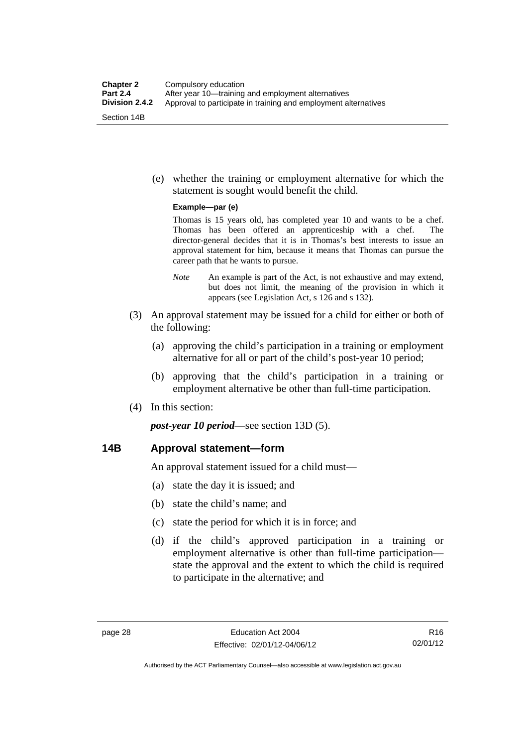(e) whether the training or employment alternative for which the statement is sought would benefit the child.

**Example—par (e)**

Thomas is 15 years old, has completed year 10 and wants to be a chef. Thomas has been offered an apprenticeship with a chef. The director-general decides that it is in Thomas's best interests to issue an approval statement for him, because it means that Thomas can pursue the career path that he wants to pursue.

*Note* An example is part of the Act, is not exhaustive and may extend, but does not limit, the meaning of the provision in which it appears (see Legislation Act, s 126 and s 132).

(3) An approval statement may be issued for a child for either or both of the following:

(a) approving the child's participation in a training or employment alternative for all or part of the child's post-year 10 period;

(b) approving that the child's participation in a training or employment alternative be other than full-time participation.

(4) In this section:

***post-year 10 period***—see section 13D (5).

## 14B Approval statement—form

An approval statement issued for a child must—

(a) state the day it is issued; and

(b) state the child's name; and

(c) state the period for which it is in force; and

(d) if the child's approved participation in a training or employment alternative is other than full-time participation—state the approval and the extent to which the child is required to participate in the alternative; and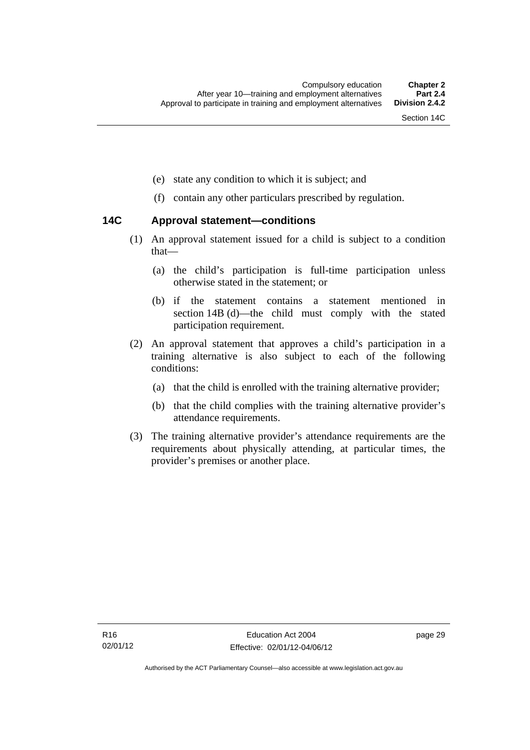(e) state any condition to which it is subject; and

(f) contain any other particulars prescribed by regulation.

### 14C Approval statement—conditions

(1) An approval statement issued for a child is subject to a condition that—

(a) the child's participation is full-time participation unless otherwise stated in the statement; or

(b) if the statement contains a statement mentioned in section 14B (d)—the child must comply with the stated participation requirement.

(2) An approval statement that approves a child's participation in a training alternative is also subject to each of the following conditions:

(a) that the child is enrolled with the training alternative provider;

(b) that the child complies with the training alternative provider's attendance requirements.

(3) The training alternative provider's attendance requirements are the requirements about physically attending, at particular times, the provider's premises or another place.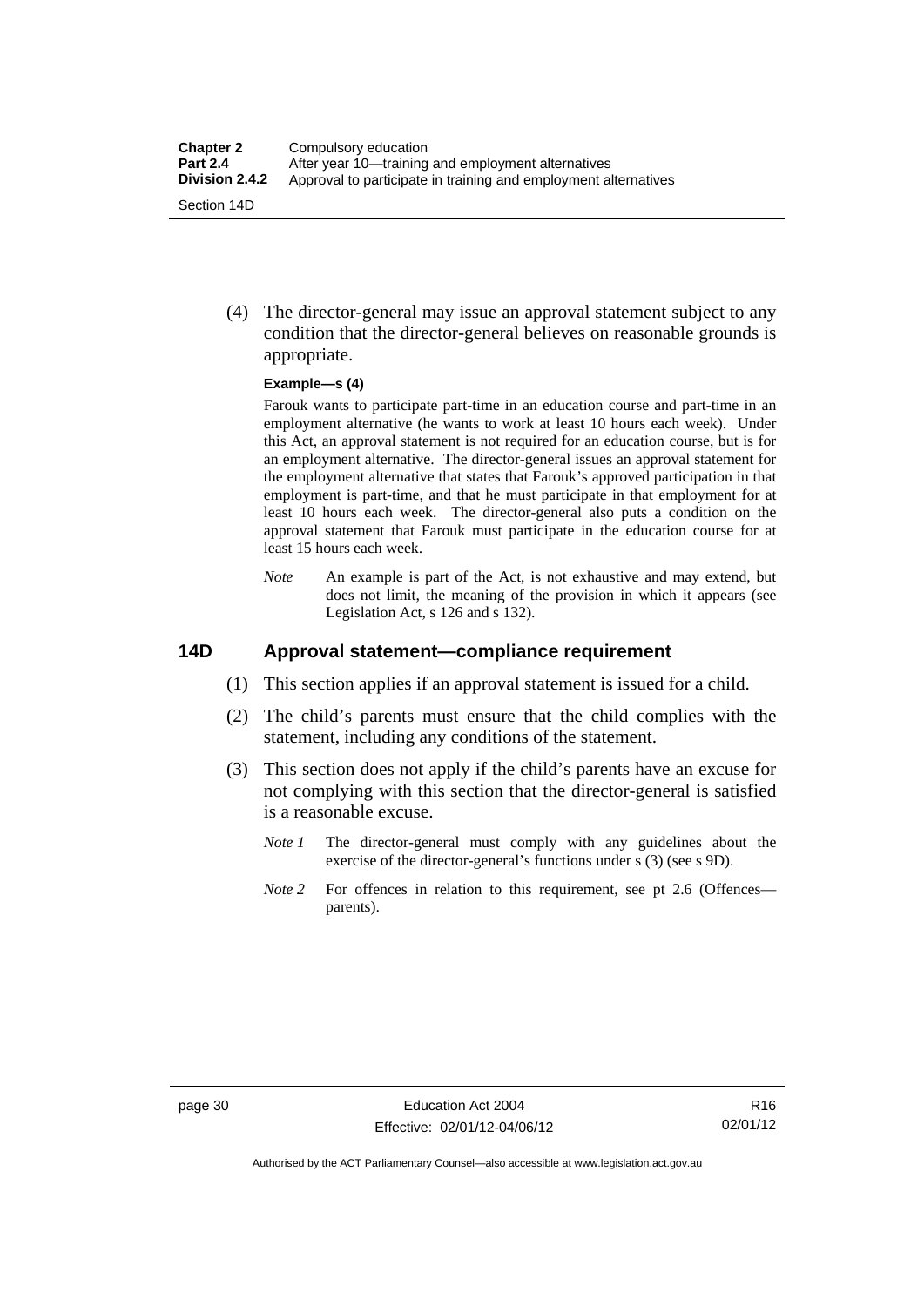(4) The director-general may issue an approval statement subject to any condition that the director-general believes on reasonable grounds is appropriate.

**Example—s (4)**

Farouk wants to participate part-time in an education course and part-time in an employment alternative (he wants to work at least 10 hours each week). Under this Act, an approval statement is not required for an education course, but is for an employment alternative. The director-general issues an approval statement for the employment alternative that states that Farouk's approved participation in that employment is part-time, and that he must participate in that employment for at least 10 hours each week. The director-general also puts a condition on the approval statement that Farouk must participate in the education course for at least 15 hours each week.

*Note* An example is part of the Act, is not exhaustive and may extend, but does not limit, the meaning of the provision in which it appears (see Legislation Act, s 126 and s 132).

## 14D Approval statement—compliance requirement

(1) This section applies if an approval statement is issued for a child.

(2) The child's parents must ensure that the child complies with the statement, including any conditions of the statement.

(3) This section does not apply if the child's parents have an excuse for not complying with this section that the director-general is satisfied is a reasonable excuse.

*Note 1* The director-general must comply with any guidelines about the exercise of the director-general's functions under s (3) (see s 9D).

*Note 2* For offences in relation to this requirement, see pt 2.6 (Offences—parents).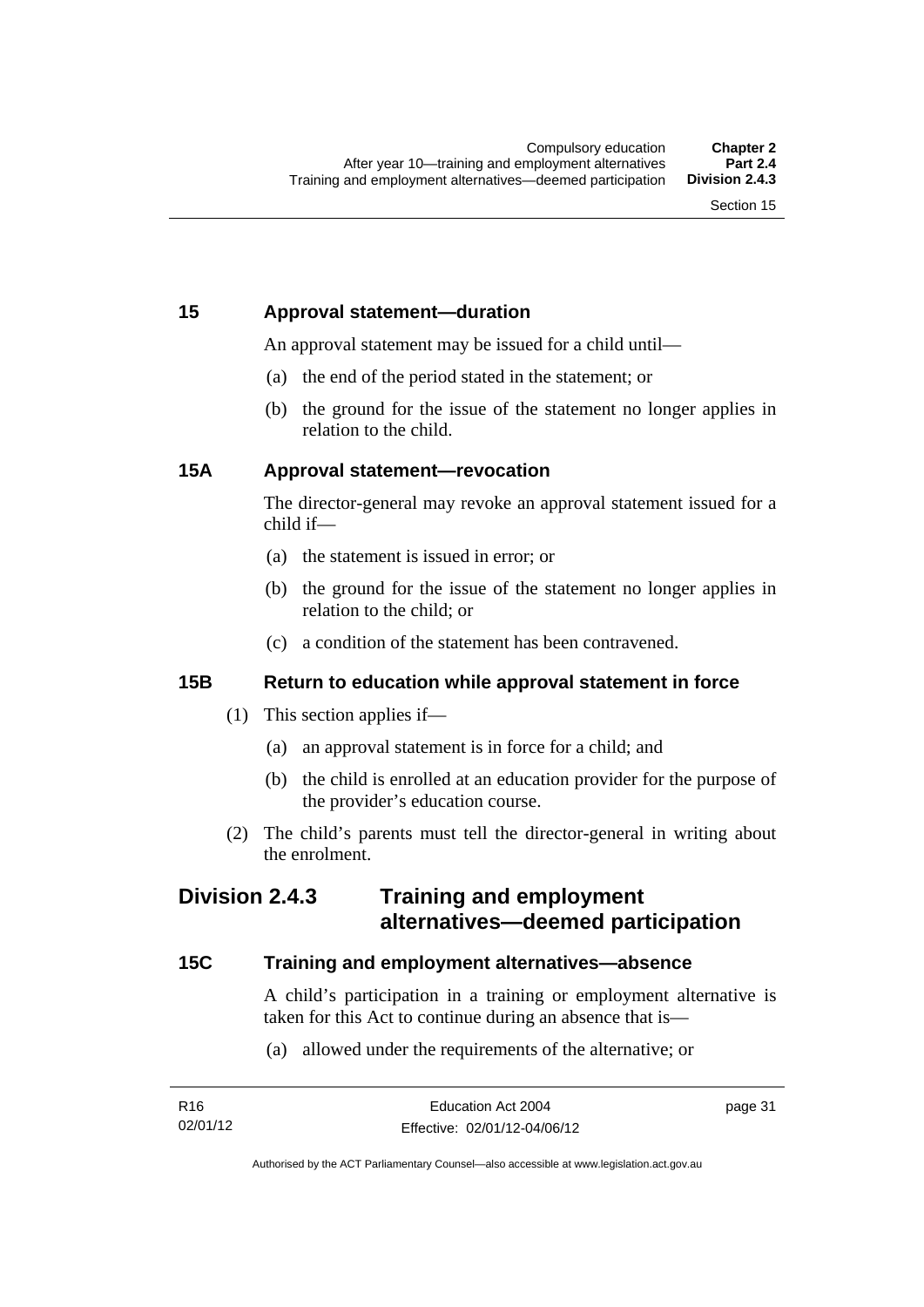## 15 Approval statement—duration

An approval statement may be issued for a child until—

(a) the end of the period stated in the statement; or

(b) the ground for the issue of the statement no longer applies in relation to the child.

## 15A Approval statement—revocation

The director-general may revoke an approval statement issued for a child if—

(a) the statement is issued in error; or

(b) the ground for the issue of the statement no longer applies in relation to the child; or

(c) a condition of the statement has been contravened.

## 15B Return to education while approval statement in force

(1) This section applies if—

(a) an approval statement is in force for a child; and

(b) the child is enrolled at an education provider for the purpose of the provider's education course.

(2) The child's parents must tell the director-general in writing about the enrolment.

# Division 2.4.3 Training and employment alternatives—deemed participation

## 15C Training and employment alternatives—absence

A child's participation in a training or employment alternative is taken for this Act to continue during an absence that is—

(a) allowed under the requirements of the alternative; or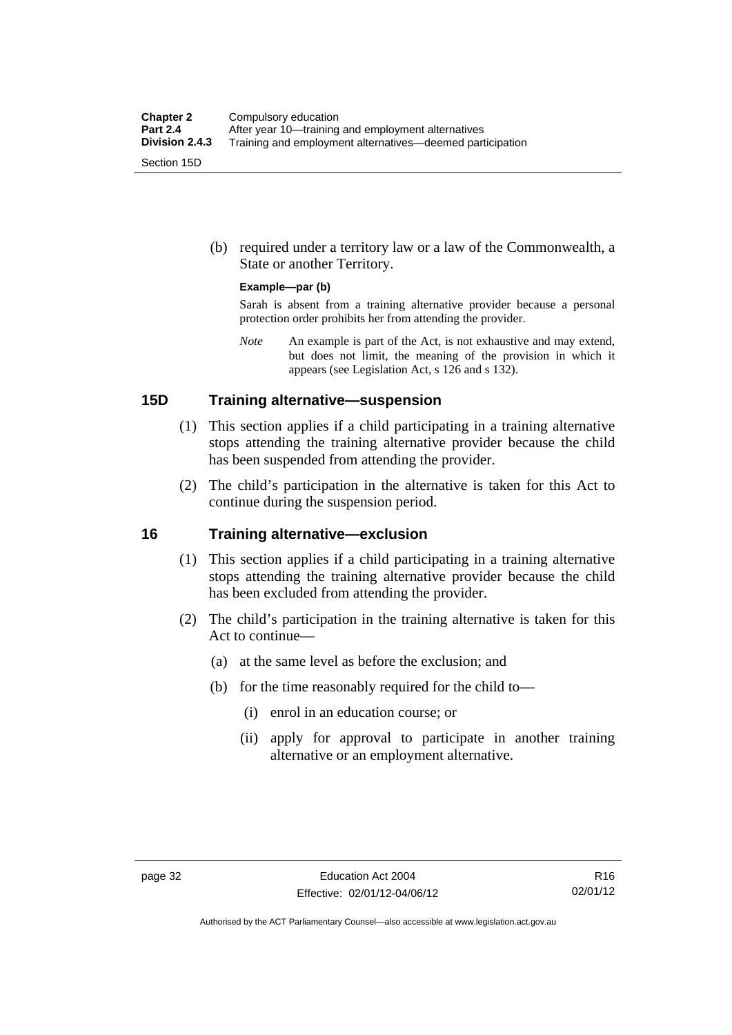(b) required under a territory law or a law of the Commonwealth, a State or another Territory.

**Example—par (b)**

Sarah is absent from a training alternative provider because a personal protection order prohibits her from attending the provider.

*Note* An example is part of the Act, is not exhaustive and may extend, but does not limit, the meaning of the provision in which it appears (see Legislation Act, s 126 and s 132).

## 15D Training alternative—suspension

(1) This section applies if a child participating in a training alternative stops attending the training alternative provider because the child has been suspended from attending the provider.

(2) The child's participation in the alternative is taken for this Act to continue during the suspension period.

## 16 Training alternative—exclusion

(1) This section applies if a child participating in a training alternative stops attending the training alternative provider because the child has been excluded from attending the provider.

(2) The child's participation in the training alternative is taken for this Act to continue—

(a) at the same level as before the exclusion; and

(b) for the time reasonably required for the child to—

(i) enrol in an education course; or

(ii) apply for approval to participate in another training alternative or an employment alternative.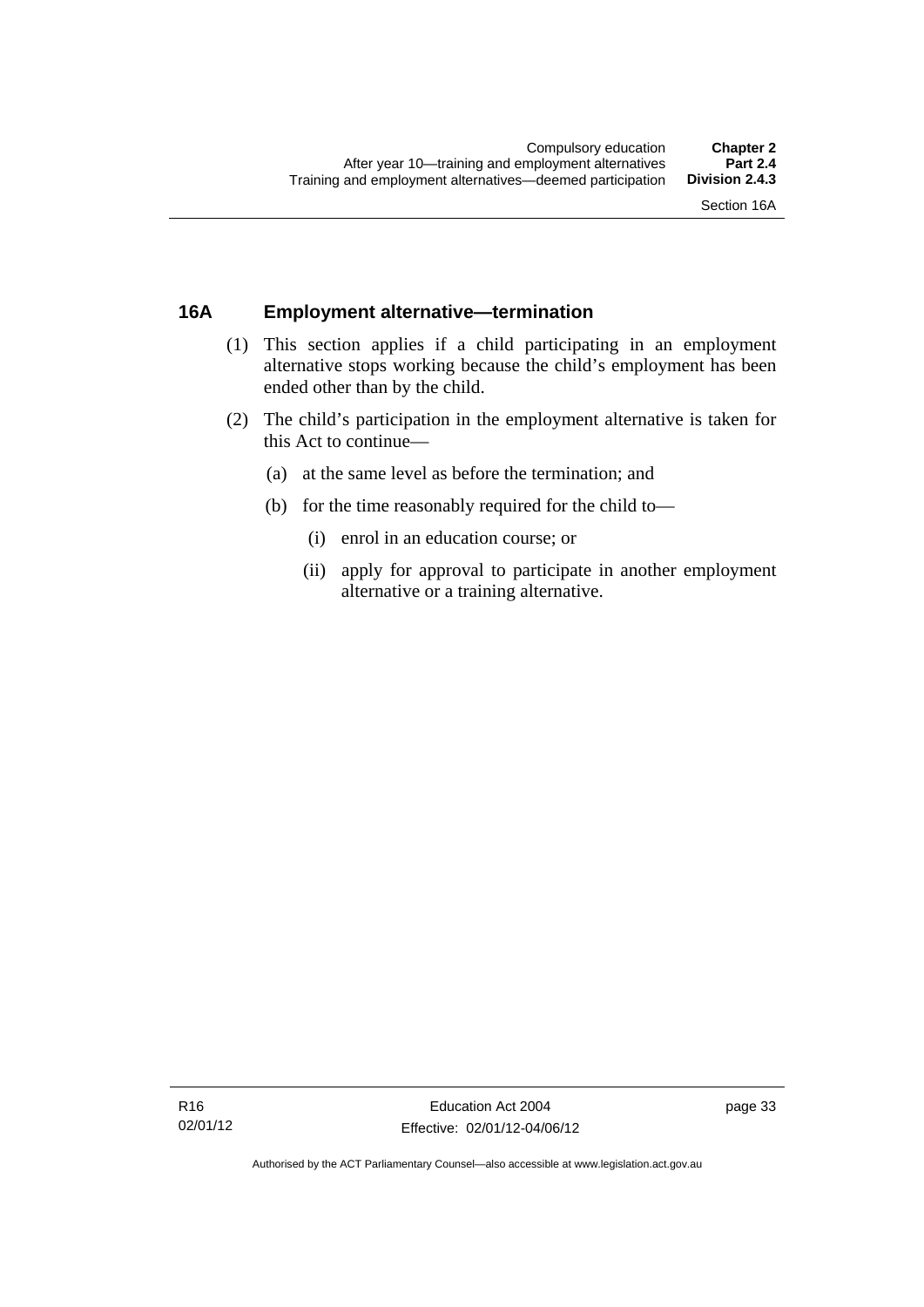## 16A Employment alternative—termination

(1) This section applies if a child participating in an employment alternative stops working because the child's employment has been ended other than by the child.

(2) The child's participation in the employment alternative is taken for this Act to continue—

(a) at the same level as before the termination; and

(b) for the time reasonably required for the child to—

(i) enrol in an education course; or

(ii) apply for approval to participate in another employment alternative or a training alternative.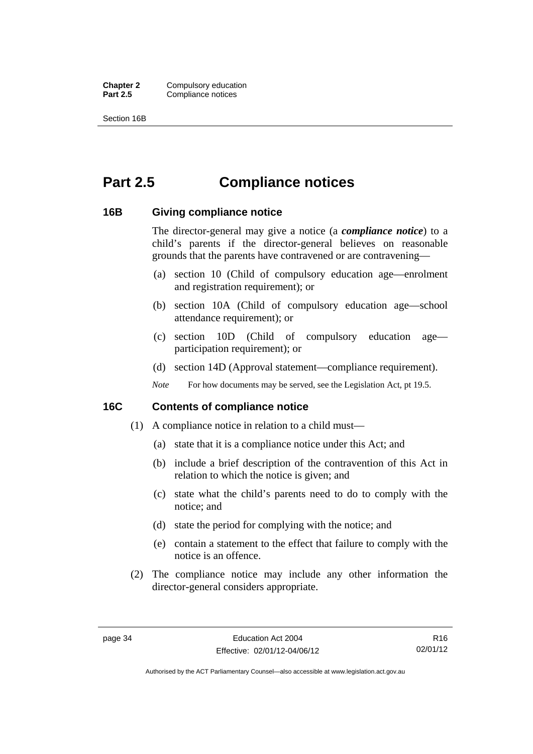# Part 2.5 Compliance notices

### 16B Giving compliance notice

The director-general may give a notice (a ***compliance notice***) to a child's parents if the director-general believes on reasonable grounds that the parents have contravened or are contravening—

(a) section 10 (Child of compulsory education age—enrolment and registration requirement); or

(b) section 10A (Child of compulsory education age—school attendance requirement); or

(c) section 10D (Child of compulsory education age—participation requirement); or

(d) section 14D (Approval statement—compliance requirement).

*Note* For how documents may be served, see the Legislation Act, pt 19.5.

### 16C Contents of compliance notice

(1) A compliance notice in relation to a child must—

(a) state that it is a compliance notice under this Act; and

(b) include a brief description of the contravention of this Act in relation to which the notice is given; and

(c) state what the child's parents need to do to comply with the notice; and

(d) state the period for complying with the notice; and

(e) contain a statement to the effect that failure to comply with the notice is an offence.

(2) The compliance notice may include any other information the director-general considers appropriate.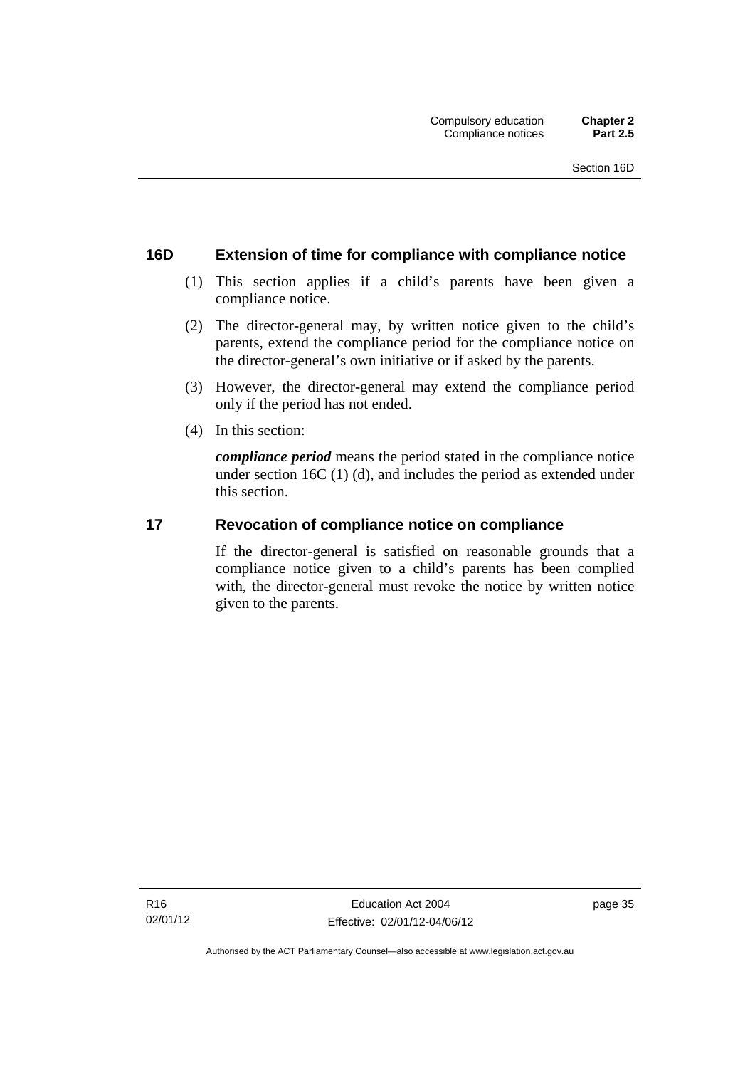## 16D Extension of time for compliance with compliance notice

(1) This section applies if a child's parents have been given a compliance notice.

(2) The director-general may, by written notice given to the child's parents, extend the compliance period for the compliance notice on the director-general's own initiative or if asked by the parents.

(3) However, the director-general may extend the compliance period only if the period has not ended.

(4) In this section:

***compliance period*** means the period stated in the compliance notice under section 16C (1) (d), and includes the period as extended under this section.

## 17 Revocation of compliance notice on compliance

If the director-general is satisfied on reasonable grounds that a compliance notice given to a child's parents has been complied with, the director-general must revoke the notice by written notice given to the parents.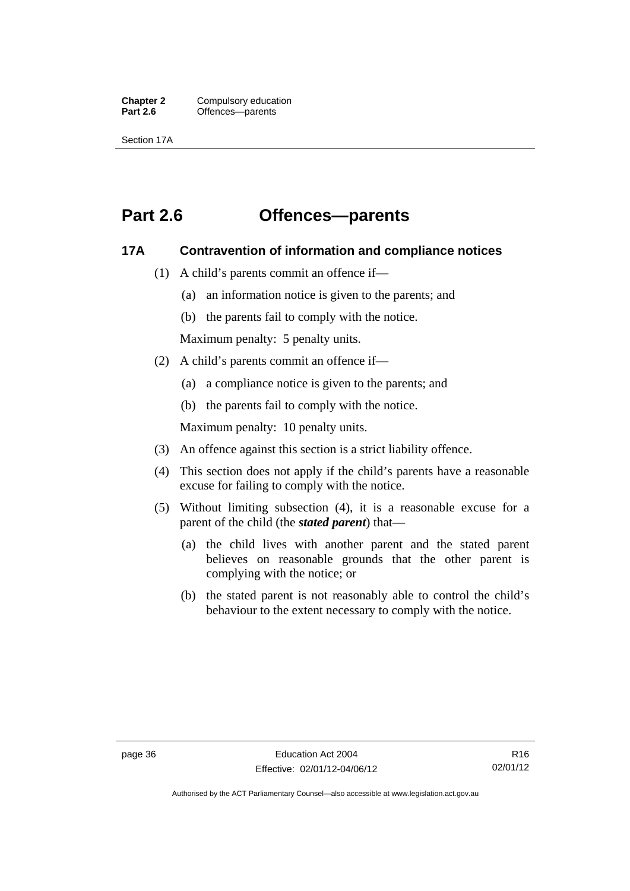# Part 2.6 Offences—parents

## 17A Contravention of information and compliance notices

(1) A child's parents commit an offence if—

(a) an information notice is given to the parents; and

(b) the parents fail to comply with the notice.

Maximum penalty: 5 penalty units.

(2) A child's parents commit an offence if—

(a) a compliance notice is given to the parents; and

(b) the parents fail to comply with the notice.

Maximum penalty: 10 penalty units.

(3) An offence against this section is a strict liability offence.

(4) This section does not apply if the child's parents have a reasonable excuse for failing to comply with the notice.

(5) Without limiting subsection (4), it is a reasonable excuse for a parent of the child (the ***stated parent***) that—

(a) the child lives with another parent and the stated parent believes on reasonable grounds that the other parent is complying with the notice; or

(b) the stated parent is not reasonably able to control the child's behaviour to the extent necessary to comply with the notice.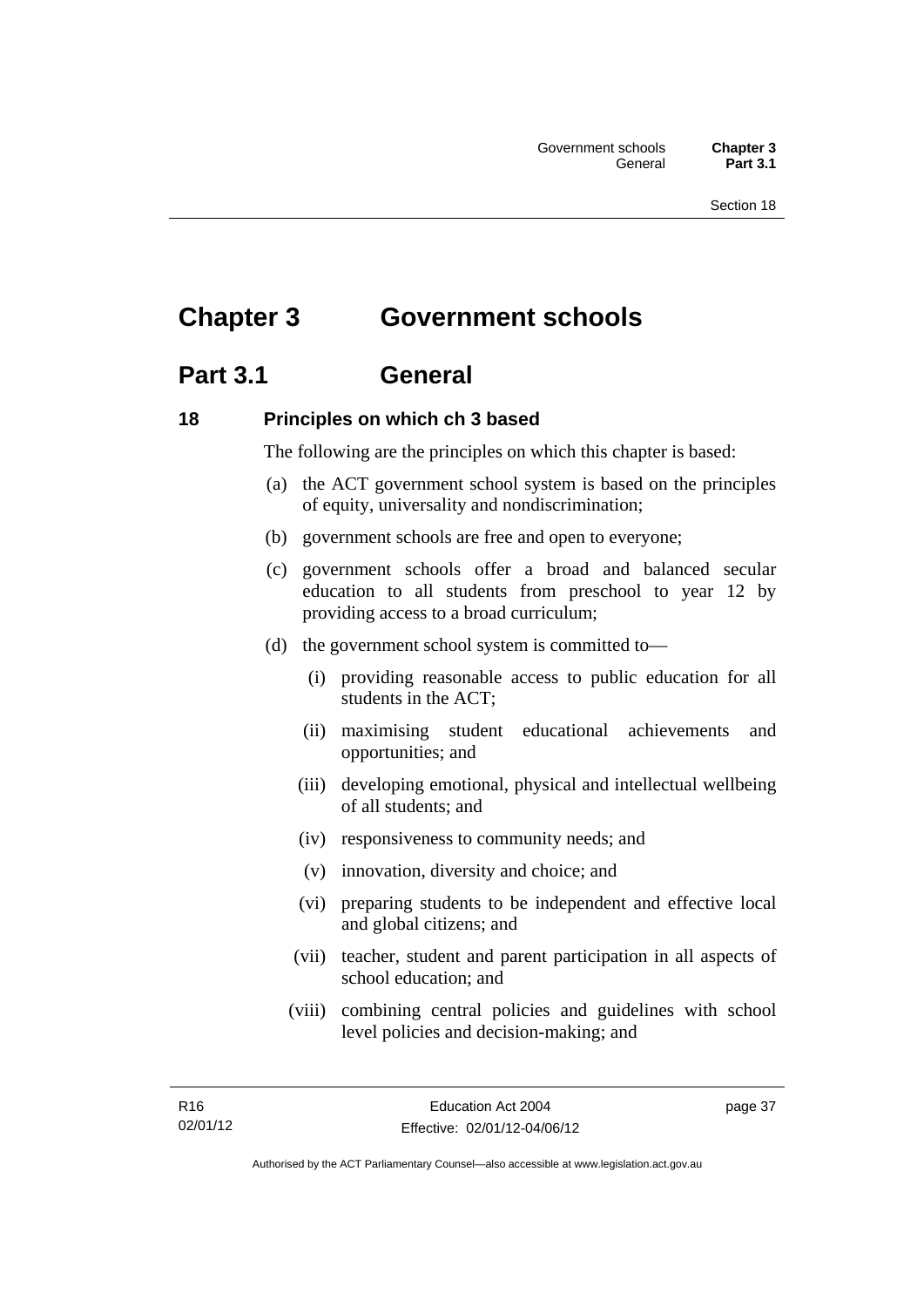# Chapter 3 Government schools

## Part 3.1 General

### 18 Principles on which ch 3 based

The following are the principles on which this chapter is based:

(a) the ACT government school system is based on the principles of equity, universality and nondiscrimination;

(b) government schools are free and open to everyone;

(c) government schools offer a broad and balanced secular education to all students from preschool to year 12 by providing access to a broad curriculum;

(d) the government school system is committed to—

  (i) providing reasonable access to public education for all students in the ACT;

  (ii) maximising student educational achievements and opportunities; and

  (iii) developing emotional, physical and intellectual wellbeing of all students; and

  (iv) responsiveness to community needs; and

  (v) innovation, diversity and choice; and

  (vi) preparing students to be independent and effective local and global citizens; and

  (vii) teacher, student and parent participation in all aspects of school education; and

  (viii) combining central policies and guidelines with school level policies and decision-making; and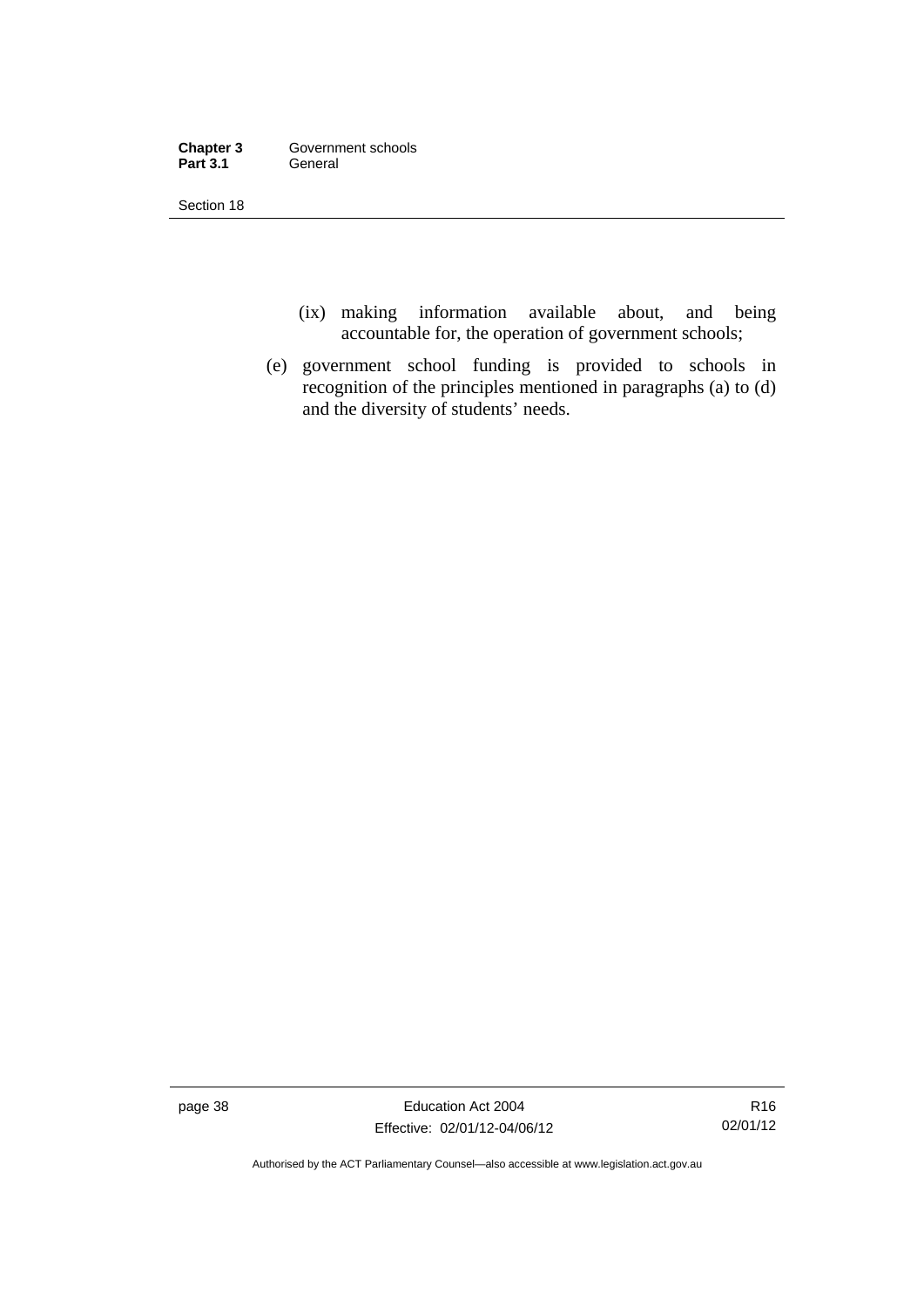(ix) making information available about, and being accountable for, the operation of government schools;

(e) government school funding is provided to schools in recognition of the principles mentioned in paragraphs (a) to (d) and the diversity of students' needs.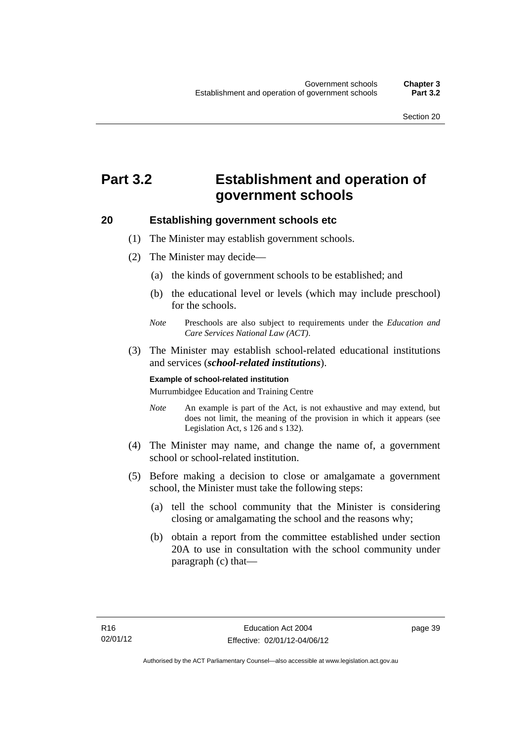# Part 3.2 Establishment and operation of government schools

## 20 Establishing government schools etc

(1) The Minister may establish government schools.

(2) The Minister may decide—

(a) the kinds of government schools to be established; and

(b) the educational level or levels (which may include preschool) for the schools.

*Note* Preschools are also subject to requirements under the *Education and Care Services National Law (ACT)*.

(3) The Minister may establish school-related educational institutions and services (***school-related institutions***).

**Example of school-related institution**

Murrumbidgee Education and Training Centre

*Note* An example is part of the Act, is not exhaustive and may extend, but does not limit, the meaning of the provision in which it appears (see Legislation Act, s 126 and s 132).

(4) The Minister may name, and change the name of, a government school or school-related institution.

(5) Before making a decision to close or amalgamate a government school, the Minister must take the following steps:

(a) tell the school community that the Minister is considering closing or amalgamating the school and the reasons why;

(b) obtain a report from the committee established under section 20A to use in consultation with the school community under paragraph (c) that—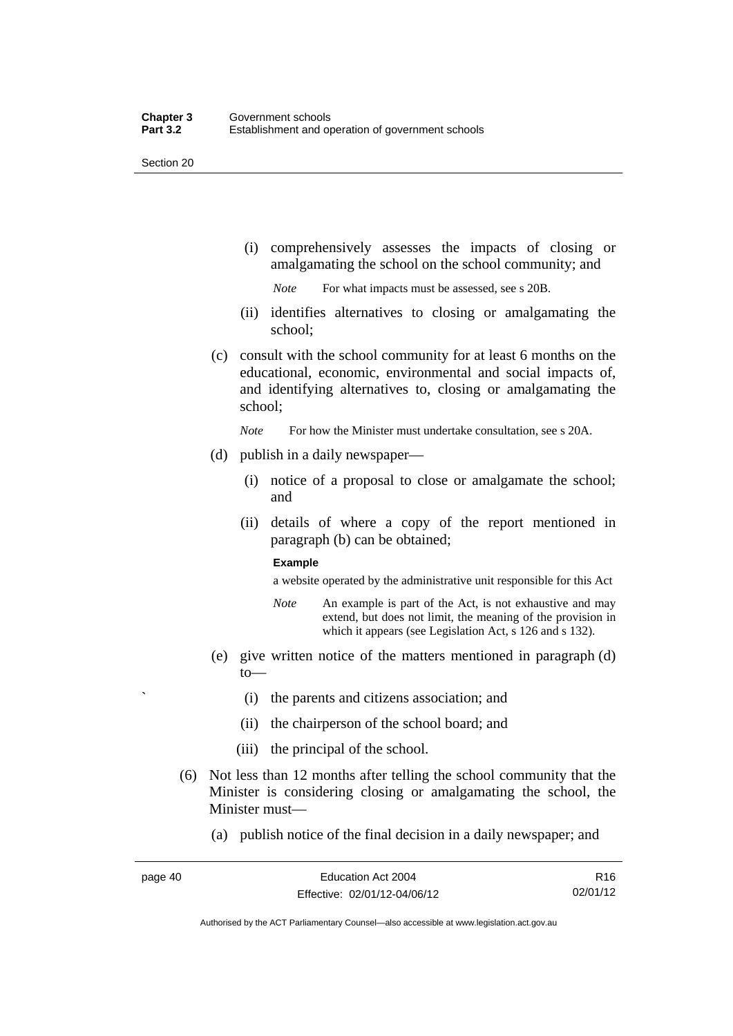(i) comprehensively assesses the impacts of closing or amalgamating the school on the school community; and

*Note* For what impacts must be assessed, see s 20B.

(ii) identifies alternatives to closing or amalgamating the school;

(c) consult with the school community for at least 6 months on the educational, economic, environmental and social impacts of, and identifying alternatives to, closing or amalgamating the school;

*Note* For how the Minister must undertake consultation, see s 20A.

(d) publish in a daily newspaper—

(i) notice of a proposal to close or amalgamate the school; and

(ii) details of where a copy of the report mentioned in paragraph (b) can be obtained;

**Example**

a website operated by the administrative unit responsible for this Act

*Note* An example is part of the Act, is not exhaustive and may extend, but does not limit, the meaning of the provision in which it appears (see Legislation Act, s 126 and s 132).

(e) give written notice of the matters mentioned in paragraph (d) to—

(i) the parents and citizens association; and

(ii) the chairperson of the school board; and

(iii) the principal of the school.

(6) Not less than 12 months after telling the school community that the Minister is considering closing or amalgamating the school, the Minister must—

(a) publish notice of the final decision in a daily newspaper; and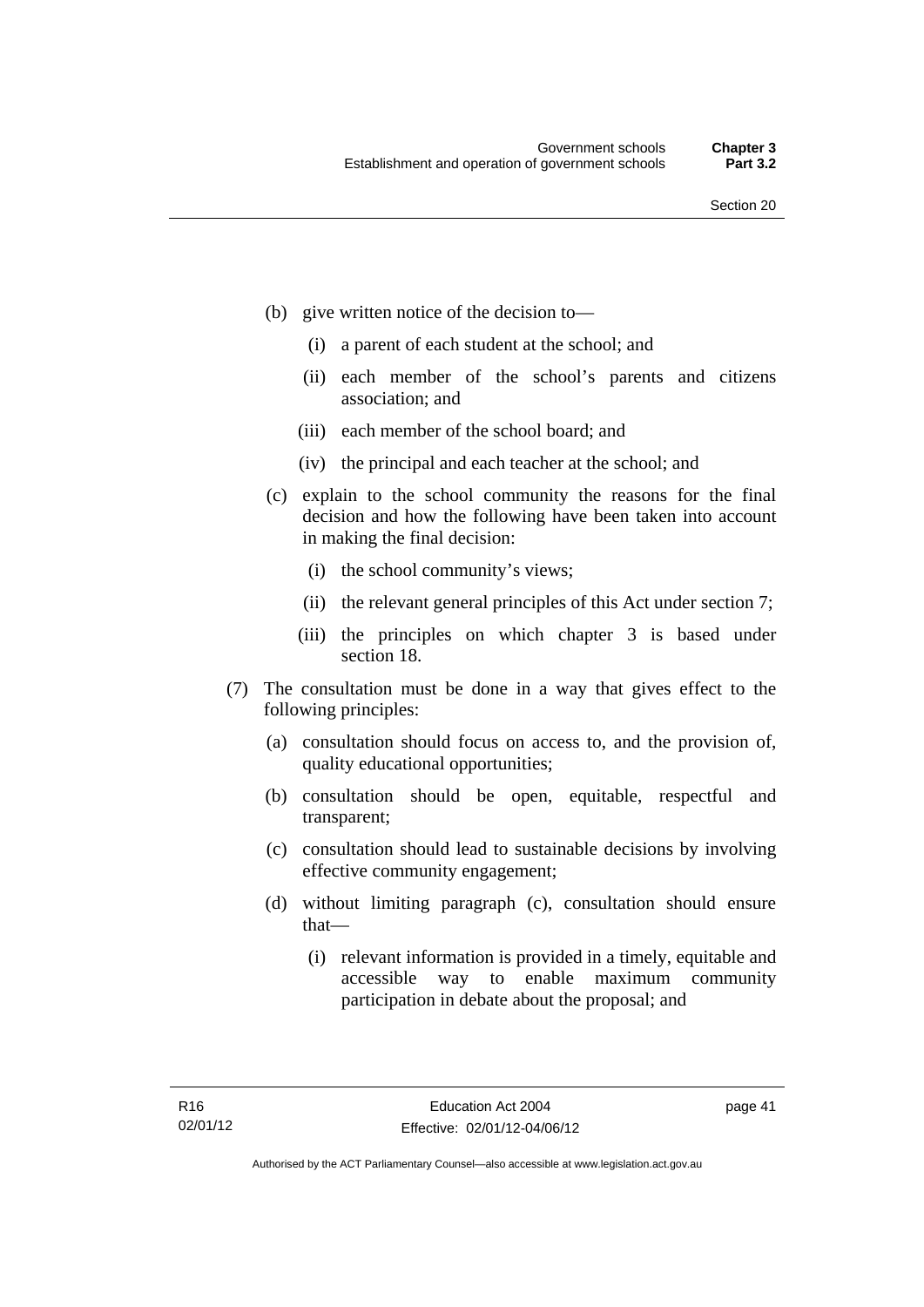(b) give written notice of the decision to—

   (i) a parent of each student at the school; and

   (ii) each member of the school's parents and citizens association; and

   (iii) each member of the school board; and

   (iv) the principal and each teacher at the school; and

(c) explain to the school community the reasons for the final decision and how the following have been taken into account in making the final decision:

   (i) the school community's views;

   (ii) the relevant general principles of this Act under section 7;

   (iii) the principles on which chapter 3 is based under section 18.

(7) The consultation must be done in a way that gives effect to the following principles:

   (a) consultation should focus on access to, and the provision of, quality educational opportunities;

   (b) consultation should be open, equitable, respectful and transparent;

   (c) consultation should lead to sustainable decisions by involving effective community engagement;

   (d) without limiting paragraph (c), consultation should ensure that—

      (i) relevant information is provided in a timely, equitable and accessible way to enable maximum community participation in debate about the proposal; and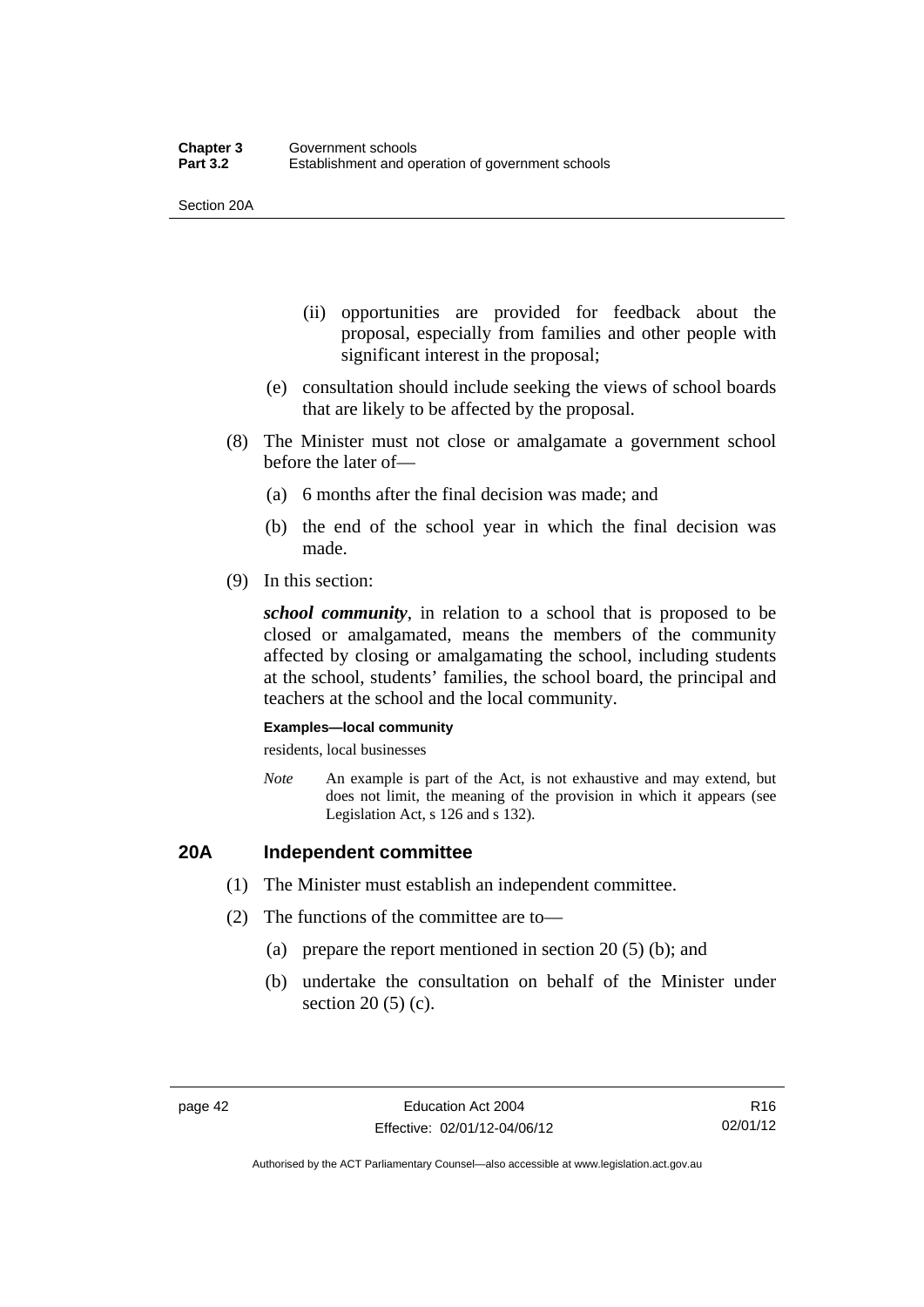(ii) opportunities are provided for feedback about the proposal, especially from families and other people with significant interest in the proposal;

(e) consultation should include seeking the views of school boards that are likely to be affected by the proposal.

(8) The Minister must not close or amalgamate a government school before the later of—

(a) 6 months after the final decision was made; and

(b) the end of the school year in which the final decision was made.

(9) In this section:

***school community***, in relation to a school that is proposed to be closed or amalgamated, means the members of the community affected by closing or amalgamating the school, including students at the school, students' families, the school board, the principal and teachers at the school and the local community.

**Examples—local community**

residents, local businesses

*Note* An example is part of the Act, is not exhaustive and may extend, but does not limit, the meaning of the provision in which it appears (see Legislation Act, s 126 and s 132).

## 20A Independent committee

(1) The Minister must establish an independent committee.

(2) The functions of the committee are to—

(a) prepare the report mentioned in section 20 (5) (b); and

(b) undertake the consultation on behalf of the Minister under section 20 (5) (c).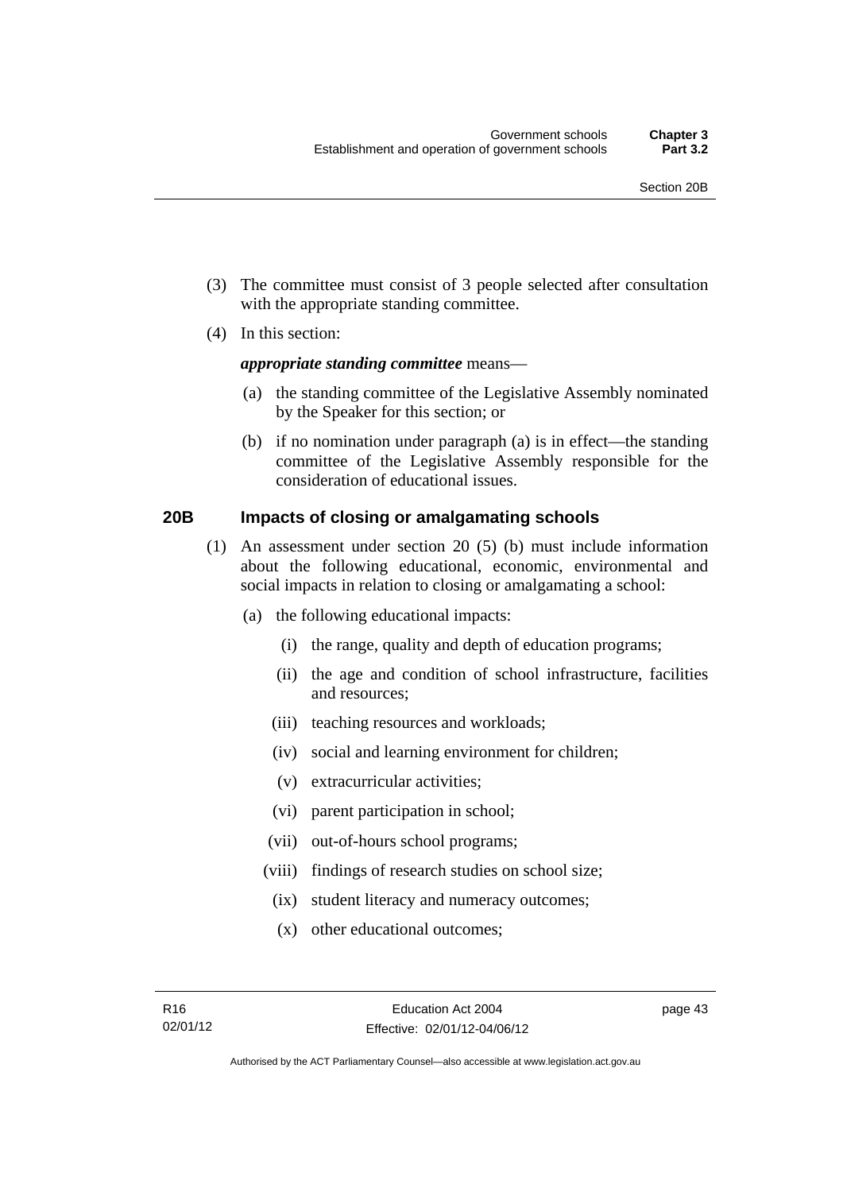(3) The committee must consist of 3 people selected after consultation with the appropriate standing committee.

(4) In this section:

***appropriate standing committee*** means—

(a) the standing committee of the Legislative Assembly nominated by the Speaker for this section; or

(b) if no nomination under paragraph (a) is in effect—the standing committee of the Legislative Assembly responsible for the consideration of educational issues.

## 20B Impacts of closing or amalgamating schools

(1) An assessment under section 20 (5) (b) must include information about the following educational, economic, environmental and social impacts in relation to closing or amalgamating a school:

(a) the following educational impacts:

(i) the range, quality and depth of education programs;

(ii) the age and condition of school infrastructure, facilities and resources;

(iii) teaching resources and workloads;

(iv) social and learning environment for children;

(v) extracurricular activities;

(vi) parent participation in school;

(vii) out-of-hours school programs;

(viii) findings of research studies on school size;

(ix) student literacy and numeracy outcomes;

(x) other educational outcomes;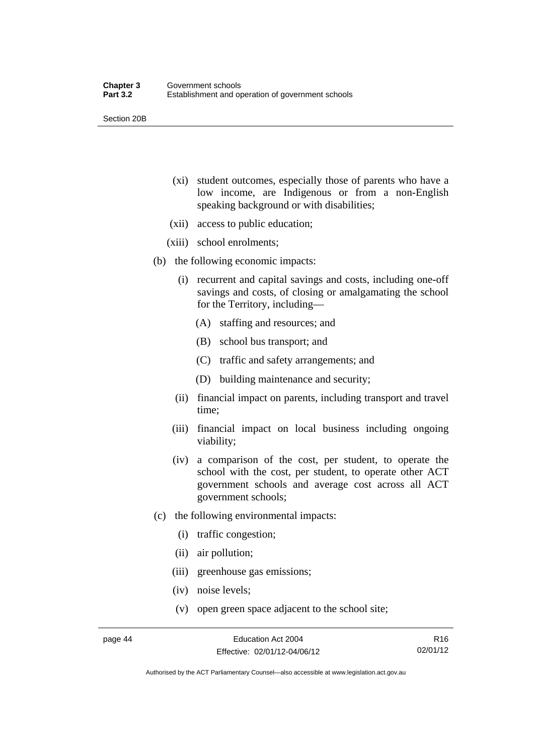(xi) student outcomes, especially those of parents who have a low income, are Indigenous or from a non-English speaking background or with disabilities;

(xii) access to public education;

(xiii) school enrolments;

(b) the following economic impacts:

(i) recurrent and capital savings and costs, including one-off savings and costs, of closing or amalgamating the school for the Territory, including—

(A) staffing and resources; and

(B) school bus transport; and

(C) traffic and safety arrangements; and

(D) building maintenance and security;

(ii) financial impact on parents, including transport and travel time;

(iii) financial impact on local business including ongoing viability;

(iv) a comparison of the cost, per student, to operate the school with the cost, per student, to operate other ACT government schools and average cost across all ACT government schools;

(c) the following environmental impacts:

(i) traffic congestion;

(ii) air pollution;

(iii) greenhouse gas emissions;

(iv) noise levels;

(v) open green space adjacent to the school site;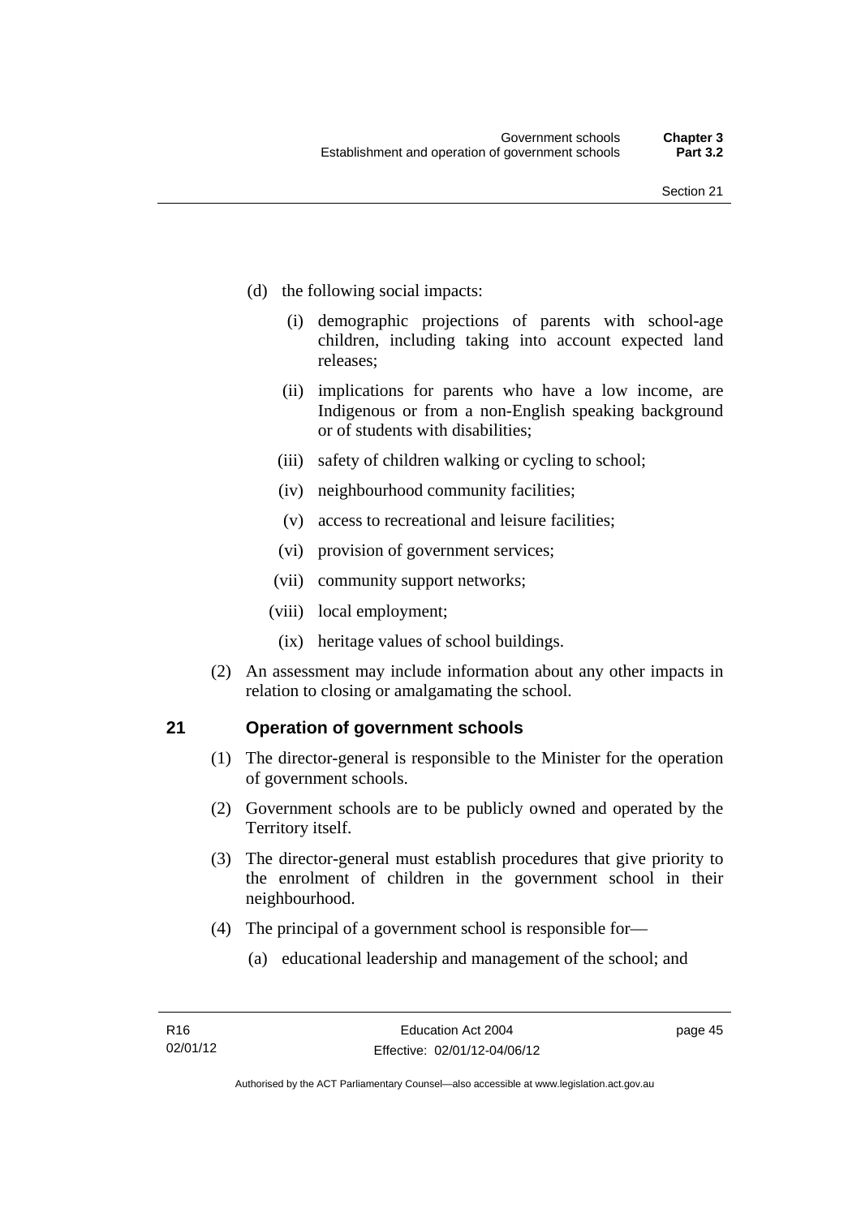(d) the following social impacts:

   (i) demographic projections of parents with school-age children, including taking into account expected land releases;

   (ii) implications for parents who have a low income, are Indigenous or from a non-English speaking background or of students with disabilities;

   (iii) safety of children walking or cycling to school;

   (iv) neighbourhood community facilities;

   (v) access to recreational and leisure facilities;

   (vi) provision of government services;

   (vii) community support networks;

   (viii) local employment;

   (ix) heritage values of school buildings.

(2) An assessment may include information about any other impacts in relation to closing or amalgamating the school.

## 21 Operation of government schools

(1) The director-general is responsible to the Minister for the operation of government schools.

(2) Government schools are to be publicly owned and operated by the Territory itself.

(3) The director-general must establish procedures that give priority to the enrolment of children in the government school in their neighbourhood.

(4) The principal of a government school is responsible for—

   (a) educational leadership and management of the school; and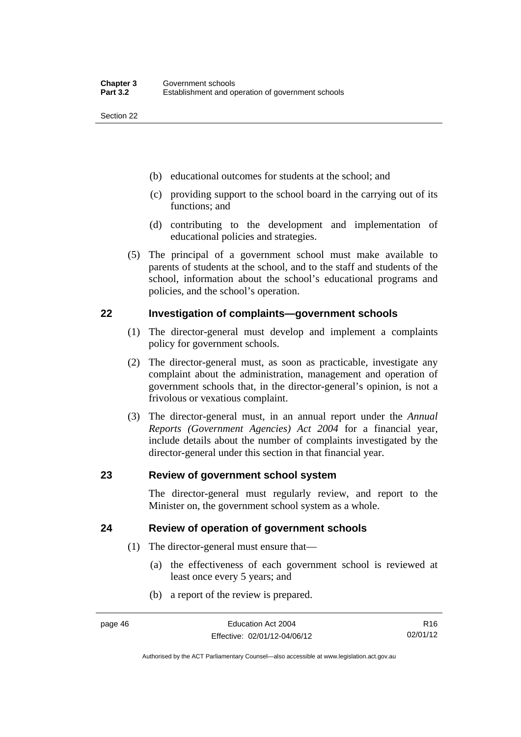(b) educational outcomes for students at the school; and

(c) providing support to the school board in the carrying out of its functions; and

(d) contributing to the development and implementation of educational policies and strategies.

(5) The principal of a government school must make available to parents of students at the school, and to the staff and students of the school, information about the school's educational programs and policies, and the school's operation.

## 22 Investigation of complaints—government schools

(1) The director-general must develop and implement a complaints policy for government schools.

(2) The director-general must, as soon as practicable, investigate any complaint about the administration, management and operation of government schools that, in the director-general's opinion, is not a frivolous or vexatious complaint.

(3) The director-general must, in an annual report under the *Annual Reports (Government Agencies) Act 2004* for a financial year, include details about the number of complaints investigated by the director-general under this section in that financial year.

## 23 Review of government school system

The director-general must regularly review, and report to the Minister on, the government school system as a whole.

## 24 Review of operation of government schools

(1) The director-general must ensure that—

(a) the effectiveness of each government school is reviewed at least once every 5 years; and

(b) a report of the review is prepared.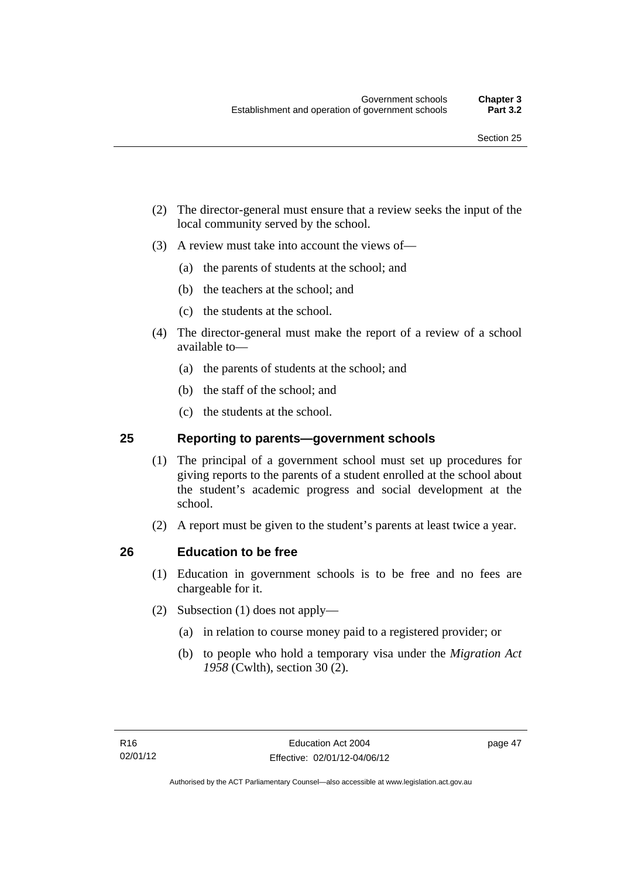(2) The director-general must ensure that a review seeks the input of the local community served by the school.

(3) A review must take into account the views of—

(a) the parents of students at the school; and

(b) the teachers at the school; and

(c) the students at the school.

(4) The director-general must make the report of a review of a school available to—

(a) the parents of students at the school; and

(b) the staff of the school; and

(c) the students at the school.

## 25 Reporting to parents—government schools

(1) The principal of a government school must set up procedures for giving reports to the parents of a student enrolled at the school about the student's academic progress and social development at the school.

(2) A report must be given to the student's parents at least twice a year.

## 26 Education to be free

(1) Education in government schools is to be free and no fees are chargeable for it.

(2) Subsection (1) does not apply—

(a) in relation to course money paid to a registered provider; or

(b) to people who hold a temporary visa under the *Migration Act 1958* (Cwlth), section 30 (2).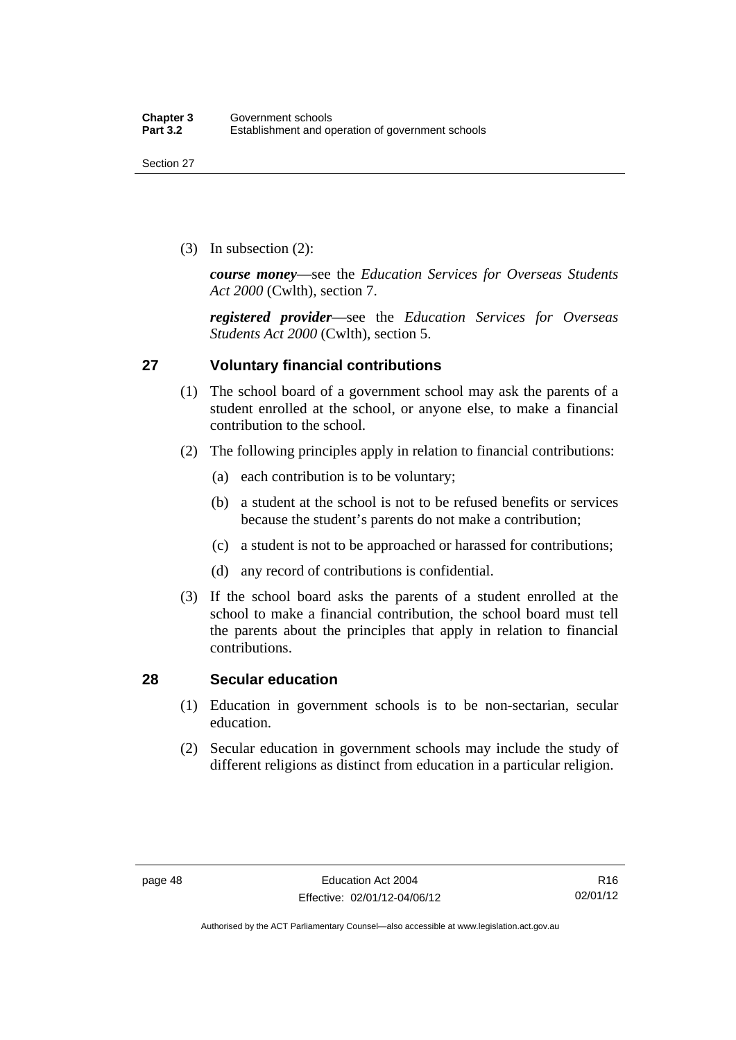(3) In subsection (2):

***course money***—see the *Education Services for Overseas Students Act 2000* (Cwlth), section 7.

***registered provider***—see the *Education Services for Overseas Students Act 2000* (Cwlth), section 5.

## 27 Voluntary financial contributions

(1) The school board of a government school may ask the parents of a student enrolled at the school, or anyone else, to make a financial contribution to the school.

(2) The following principles apply in relation to financial contributions:

- (a) each contribution is to be voluntary;
- (b) a student at the school is not to be refused benefits or services because the student's parents do not make a contribution;
- (c) a student is not to be approached or harassed for contributions;
- (d) any record of contributions is confidential.

(3) If the school board asks the parents of a student enrolled at the school to make a financial contribution, the school board must tell the parents about the principles that apply in relation to financial contributions.

## 28 Secular education

(1) Education in government schools is to be non-sectarian, secular education.

(2) Secular education in government schools may include the study of different religions as distinct from education in a particular religion.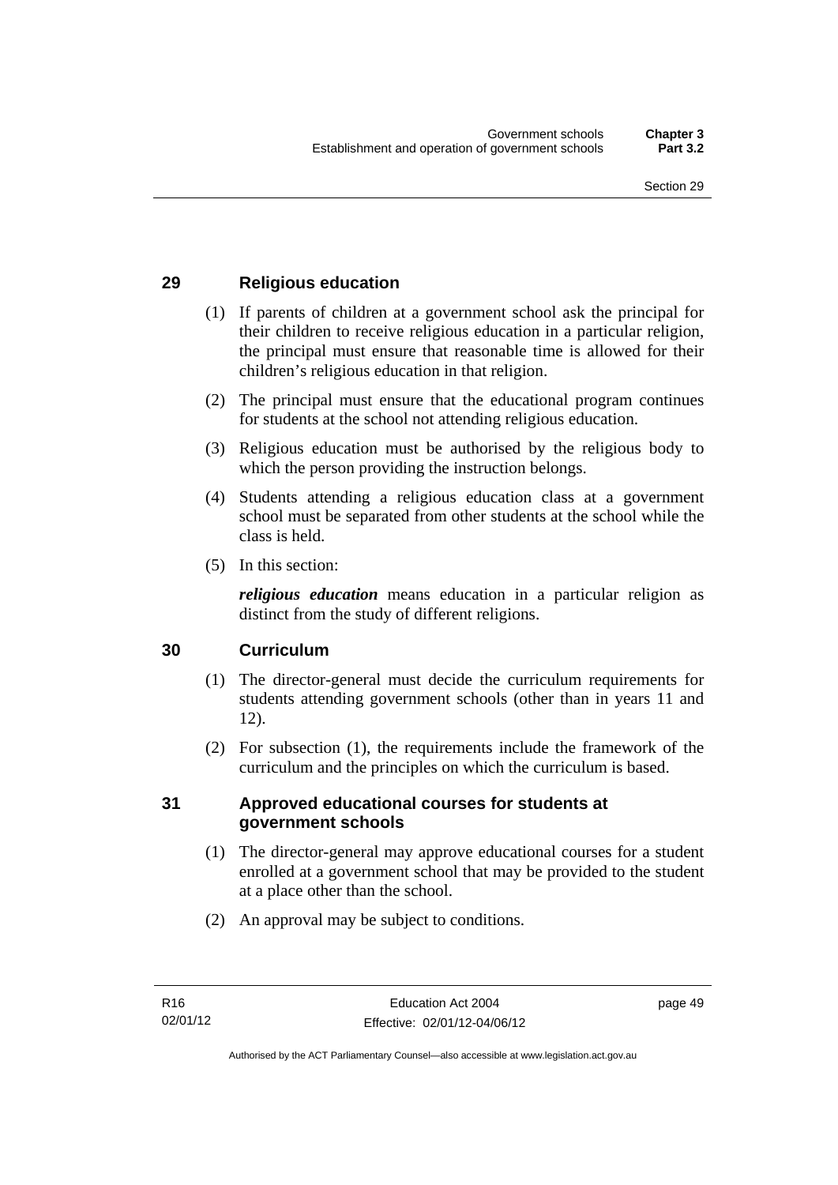## 29 Religious education

(1) If parents of children at a government school ask the principal for their children to receive religious education in a particular religion, the principal must ensure that reasonable time is allowed for their children's religious education in that religion.

(2) The principal must ensure that the educational program continues for students at the school not attending religious education.

(3) Religious education must be authorised by the religious body to which the person providing the instruction belongs.

(4) Students attending a religious education class at a government school must be separated from other students at the school while the class is held.

(5) In this section:

***religious education*** means education in a particular religion as distinct from the study of different religions.

## 30 Curriculum

(1) The director-general must decide the curriculum requirements for students attending government schools (other than in years 11 and 12).

(2) For subsection (1), the requirements include the framework of the curriculum and the principles on which the curriculum is based.

## 31 Approved educational courses for students at government schools

(1) The director-general may approve educational courses for a student enrolled at a government school that may be provided to the student at a place other than the school.

(2) An approval may be subject to conditions.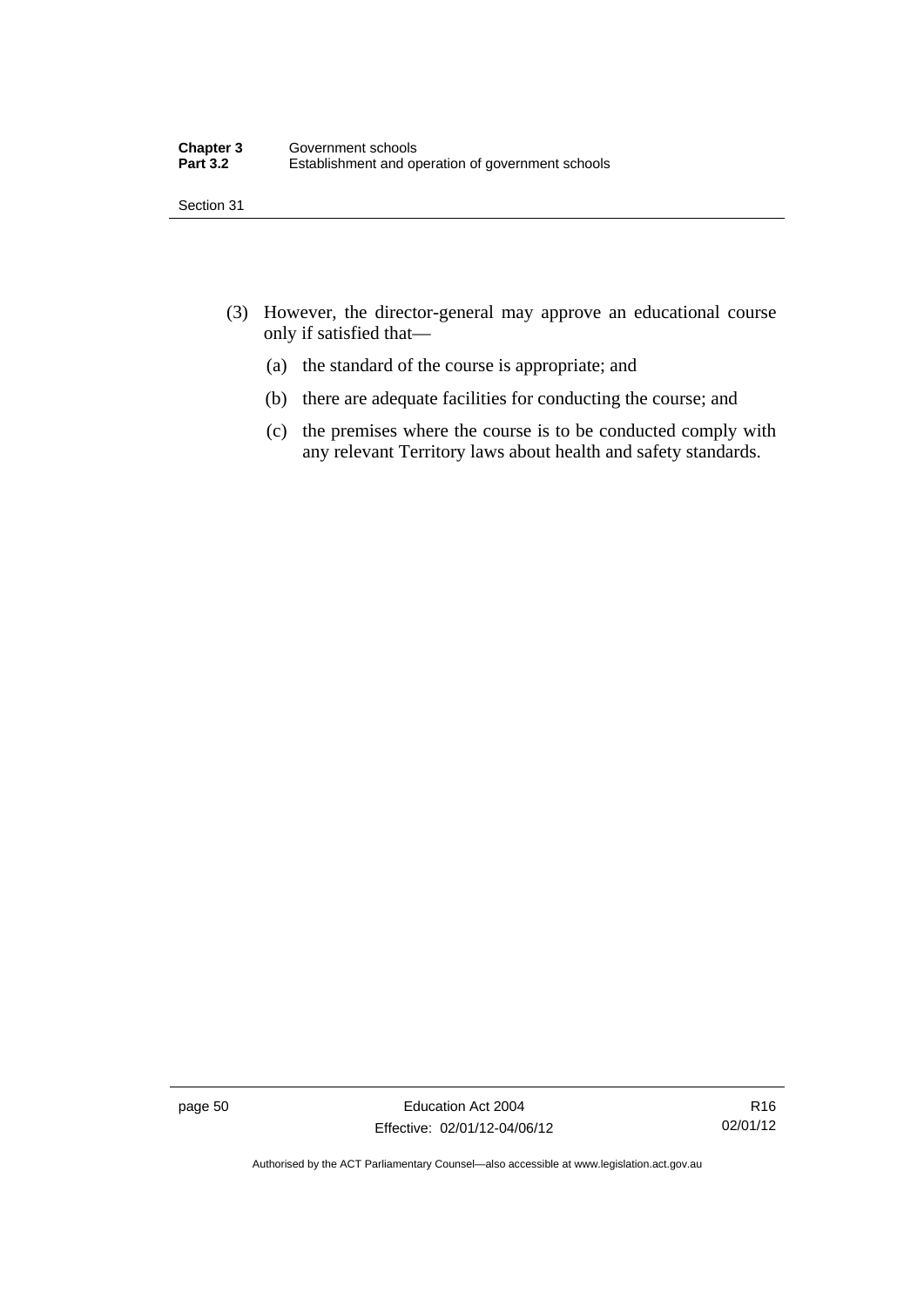(3) However, the director-general may approve an educational course only if satisfied that—

  (a) the standard of the course is appropriate; and

  (b) there are adequate facilities for conducting the course; and

  (c) the premises where the course is to be conducted comply with any relevant Territory laws about health and safety standards.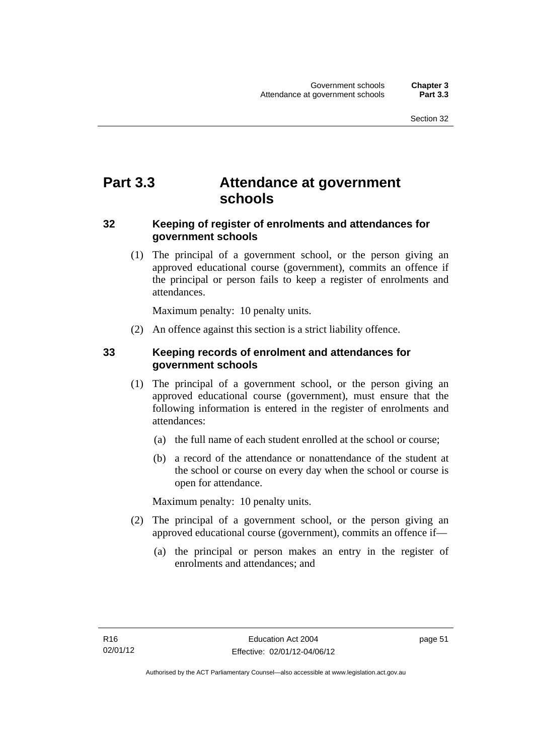# Part 3.3 Attendance at government schools

### 32 Keeping of register of enrolments and attendances for government schools

(1) The principal of a government school, or the person giving an approved educational course (government), commits an offence if the principal or person fails to keep a register of enrolments and attendances.

Maximum penalty: 10 penalty units.

(2) An offence against this section is a strict liability offence.

### 33 Keeping records of enrolment and attendances for government schools

(1) The principal of a government school, or the person giving an approved educational course (government), must ensure that the following information is entered in the register of enrolments and attendances:

(a) the full name of each student enrolled at the school or course;

(b) a record of the attendance or nonattendance of the student at the school or course on every day when the school or course is open for attendance.

Maximum penalty: 10 penalty units.

(2) The principal of a government school, or the person giving an approved educational course (government), commits an offence if—

(a) the principal or person makes an entry in the register of enrolments and attendances; and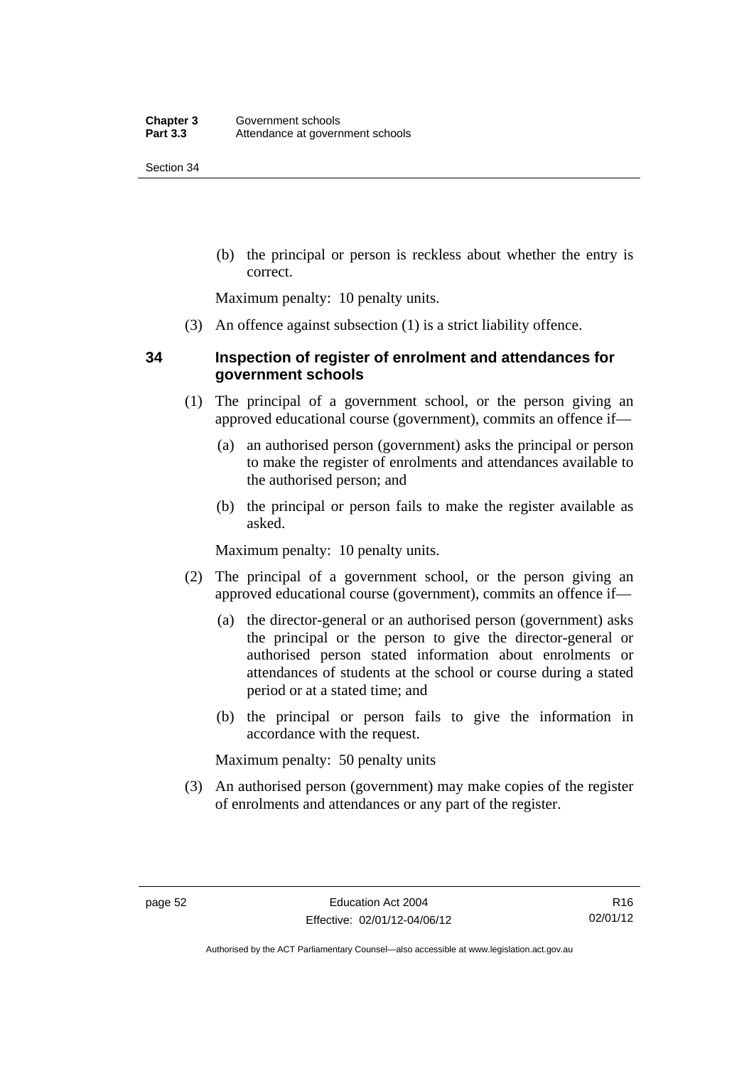(b) the principal or person is reckless about whether the entry is correct.

Maximum penalty: 10 penalty units.

(3) An offence against subsection (1) is a strict liability offence.

## 34 Inspection of register of enrolment and attendances for government schools

(1) The principal of a government school, or the person giving an approved educational course (government), commits an offence if—

(a) an authorised person (government) asks the principal or person to make the register of enrolments and attendances available to the authorised person; and

(b) the principal or person fails to make the register available as asked.

Maximum penalty: 10 penalty units.

(2) The principal of a government school, or the person giving an approved educational course (government), commits an offence if—

(a) the director-general or an authorised person (government) asks the principal or the person to give the director-general or authorised person stated information about enrolments or attendances of students at the school or course during a stated period or at a stated time; and

(b) the principal or person fails to give the information in accordance with the request.

Maximum penalty: 50 penalty units

(3) An authorised person (government) may make copies of the register of enrolments and attendances or any part of the register.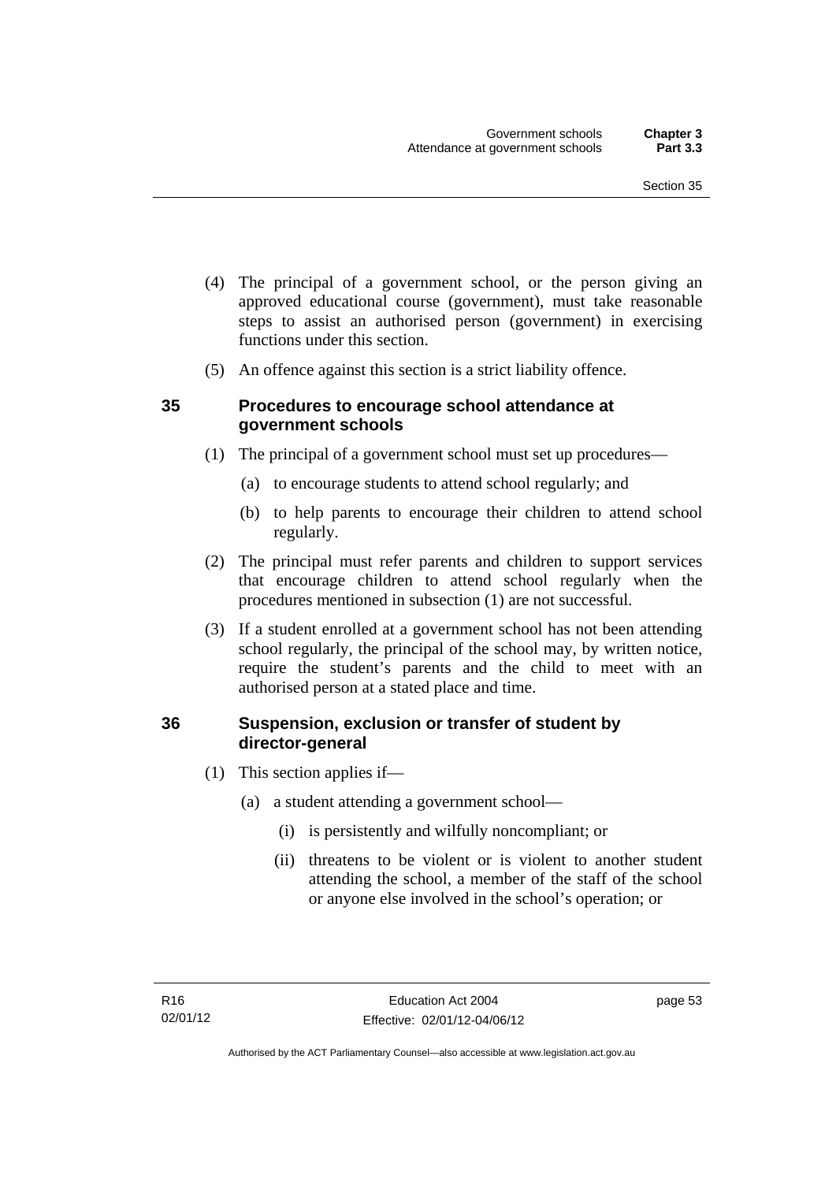(4) The principal of a government school, or the person giving an approved educational course (government), must take reasonable steps to assist an authorised person (government) in exercising functions under this section.

(5) An offence against this section is a strict liability offence.

### 35 Procedures to encourage school attendance at government schools

(1) The principal of a government school must set up procedures—

(a) to encourage students to attend school regularly; and

(b) to help parents to encourage their children to attend school regularly.

(2) The principal must refer parents and children to support services that encourage children to attend school regularly when the procedures mentioned in subsection (1) are not successful.

(3) If a student enrolled at a government school has not been attending school regularly, the principal of the school may, by written notice, require the student's parents and the child to meet with an authorised person at a stated place and time.

### 36 Suspension, exclusion or transfer of student by director-general

(1) This section applies if—

(a) a student attending a government school—

(i) is persistently and wilfully noncompliant; or

(ii) threatens to be violent or is violent to another student attending the school, a member of the staff of the school or anyone else involved in the school's operation; or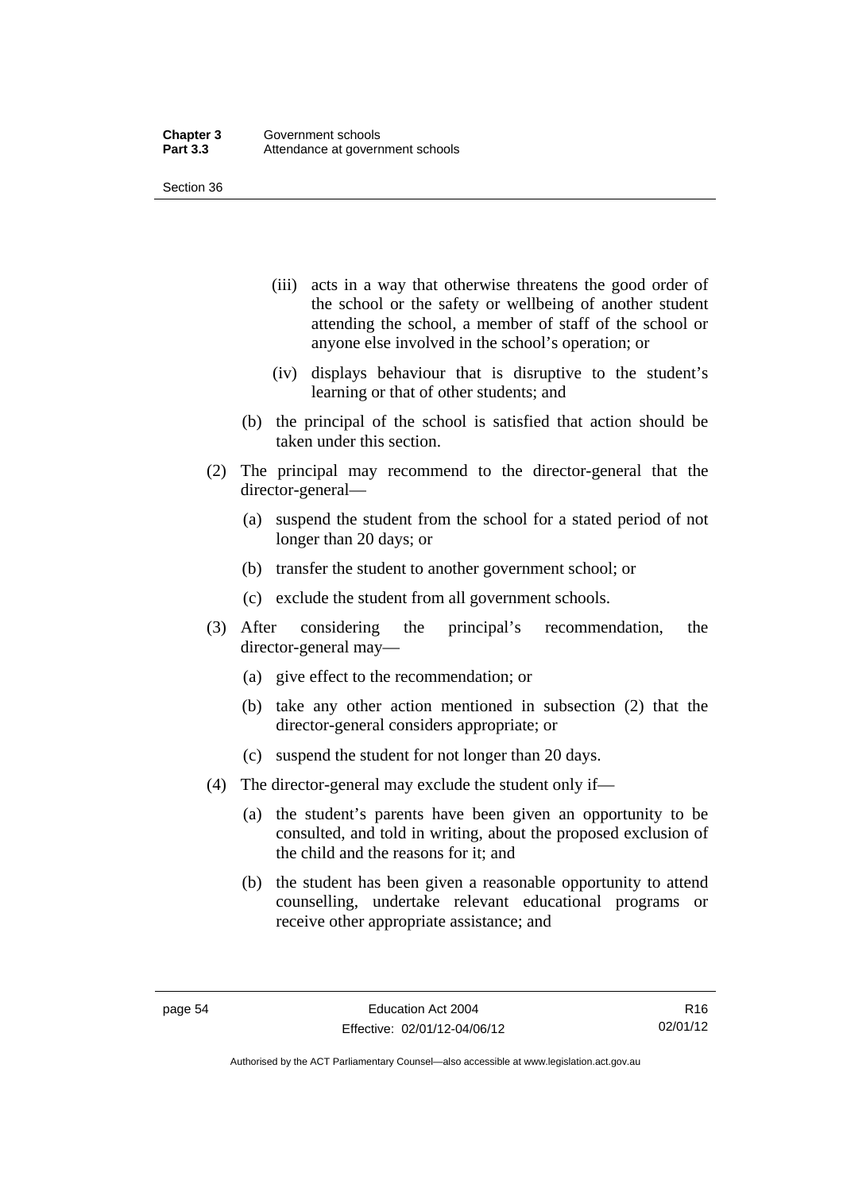(iii) acts in a way that otherwise threatens the good order of the school or the safety or wellbeing of another student attending the school, a member of staff of the school or anyone else involved in the school's operation; or

(iv) displays behaviour that is disruptive to the student's learning or that of other students; and

(b) the principal of the school is satisfied that action should be taken under this section.

(2) The principal may recommend to the director-general that the director-general—

(a) suspend the student from the school for a stated period of not longer than 20 days; or

(b) transfer the student to another government school; or

(c) exclude the student from all government schools.

(3) After considering the principal's recommendation, the director-general may—

(a) give effect to the recommendation; or

(b) take any other action mentioned in subsection (2) that the director-general considers appropriate; or

(c) suspend the student for not longer than 20 days.

(4) The director-general may exclude the student only if—

(a) the student's parents have been given an opportunity to be consulted, and told in writing, about the proposed exclusion of the child and the reasons for it; and

(b) the student has been given a reasonable opportunity to attend counselling, undertake relevant educational programs or receive other appropriate assistance; and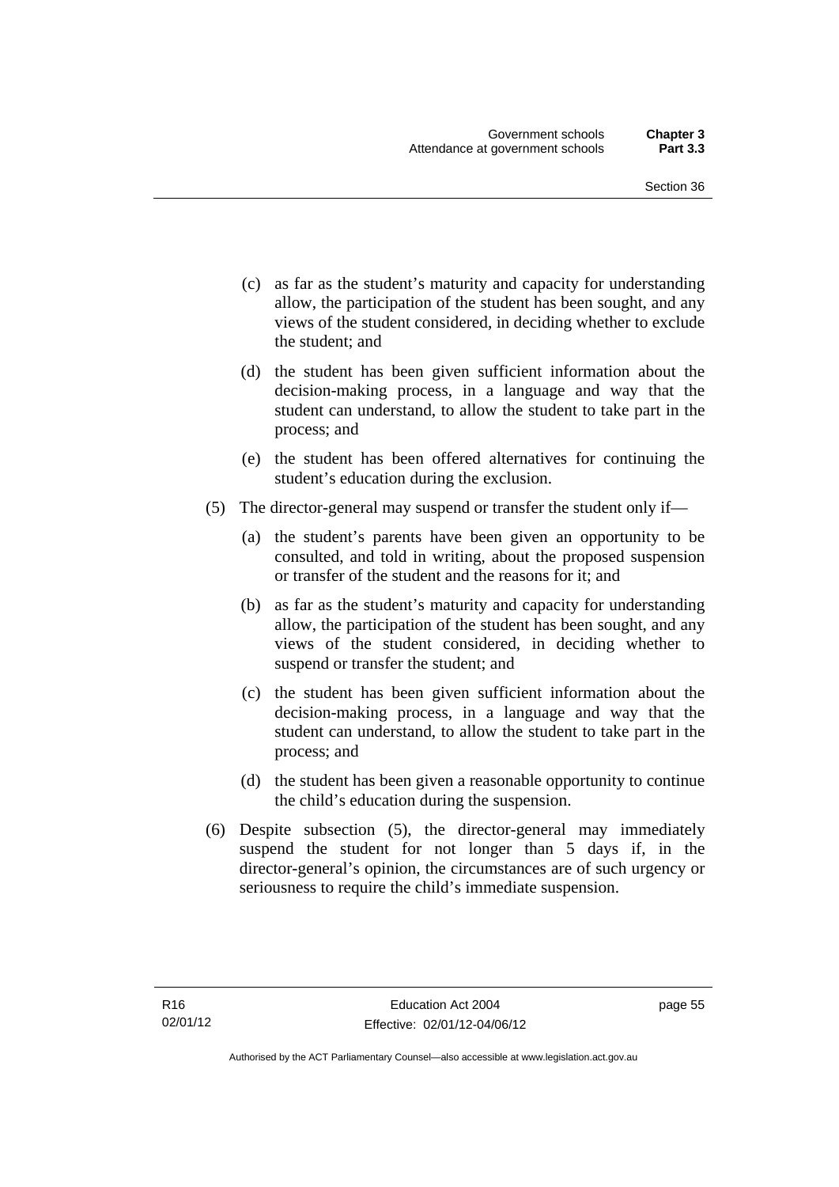(c) as far as the student's maturity and capacity for understanding allow, the participation of the student has been sought, and any views of the student considered, in deciding whether to exclude the student; and

(d) the student has been given sufficient information about the decision-making process, in a language and way that the student can understand, to allow the student to take part in the process; and

(e) the student has been offered alternatives for continuing the student's education during the exclusion.

(5) The director-general may suspend or transfer the student only if—

(a) the student's parents have been given an opportunity to be consulted, and told in writing, about the proposed suspension or transfer of the student and the reasons for it; and

(b) as far as the student's maturity and capacity for understanding allow, the participation of the student has been sought, and any views of the student considered, in deciding whether to suspend or transfer the student; and

(c) the student has been given sufficient information about the decision-making process, in a language and way that the student can understand, to allow the student to take part in the process; and

(d) the student has been given a reasonable opportunity to continue the child's education during the suspension.

(6) Despite subsection (5), the director-general may immediately suspend the student for not longer than 5 days if, in the director-general's opinion, the circumstances are of such urgency or seriousness to require the child's immediate suspension.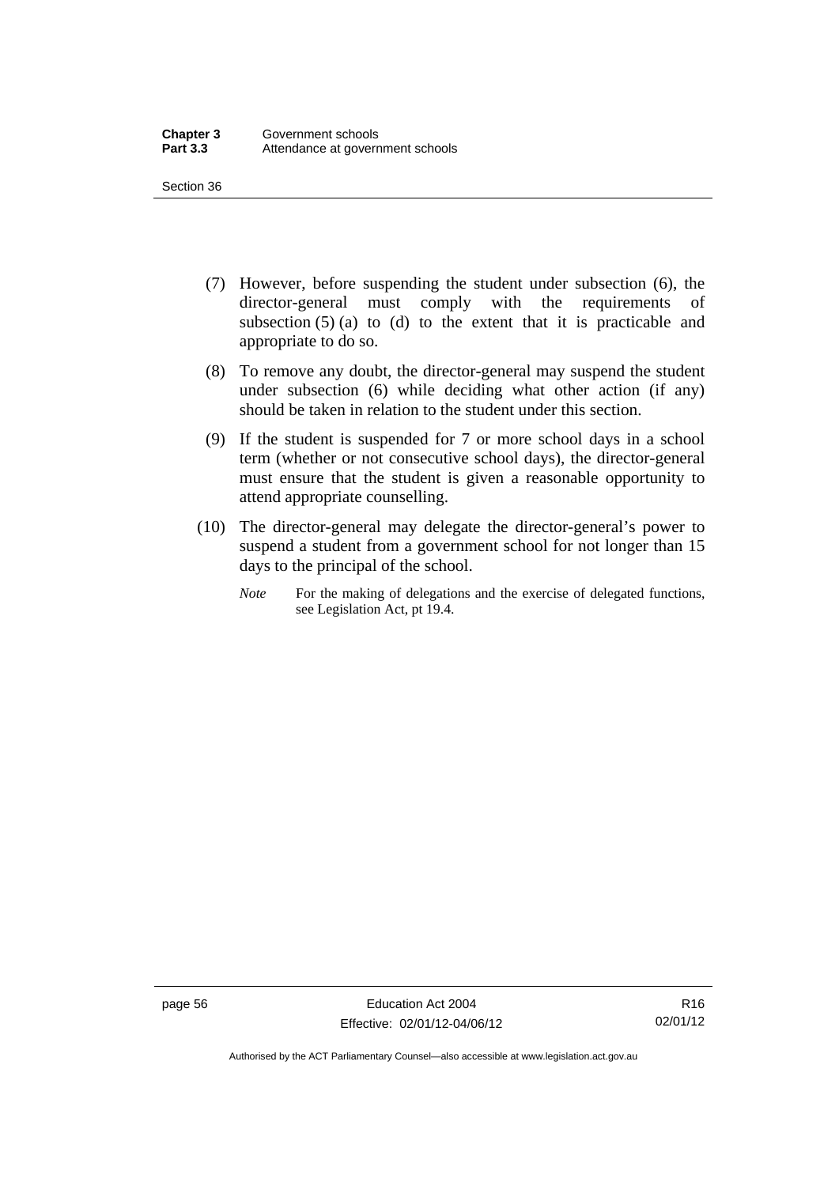(7) However, before suspending the student under subsection (6), the director-general must comply with the requirements of subsection (5) (a) to (d) to the extent that it is practicable and appropriate to do so.

(8) To remove any doubt, the director-general may suspend the student under subsection (6) while deciding what other action (if any) should be taken in relation to the student under this section.

(9) If the student is suspended for 7 or more school days in a school term (whether or not consecutive school days), the director-general must ensure that the student is given a reasonable opportunity to attend appropriate counselling.

(10) The director-general may delegate the director-general's power to suspend a student from a government school for not longer than 15 days to the principal of the school.

*Note* For the making of delegations and the exercise of delegated functions, see Legislation Act, pt 19.4.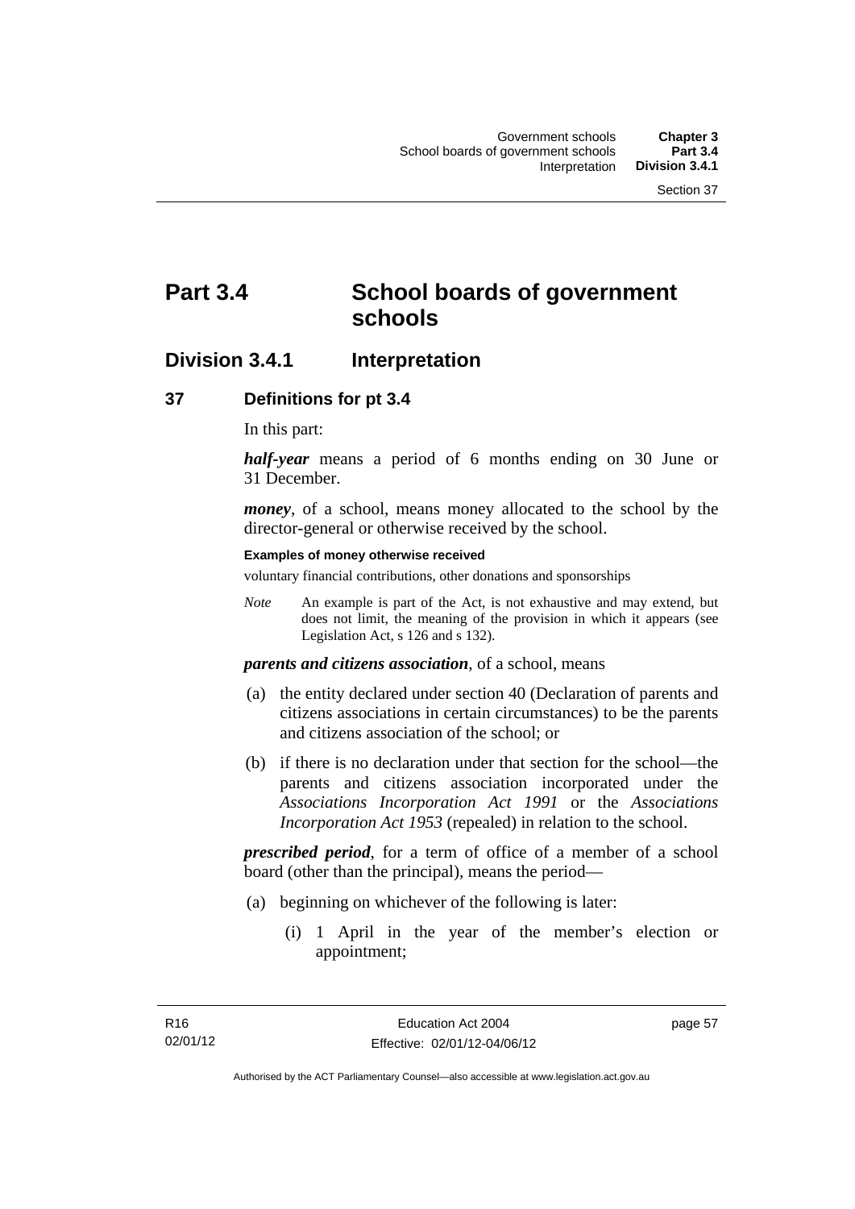# Part 3.4 School boards of government schools

## Division 3.4.1 Interpretation

### 37 Definitions for pt 3.4

In this part:

***half-year*** means a period of 6 months ending on 30 June or 31 December.

***money***, of a school, means money allocated to the school by the director-general or otherwise received by the school.

**Examples of money otherwise received**

voluntary financial contributions, other donations and sponsorships

*Note* An example is part of the Act, is not exhaustive and may extend, but does not limit, the meaning of the provision in which it appears (see Legislation Act, s 126 and s 132).

***parents and citizens association***, of a school, means

(a) the entity declared under section 40 (Declaration of parents and citizens associations in certain circumstances) to be the parents and citizens association of the school; or

(b) if there is no declaration under that section for the school—the parents and citizens association incorporated under the *Associations Incorporation Act 1991* or the *Associations Incorporation Act 1953* (repealed) in relation to the school.

***prescribed period***, for a term of office of a member of a school board (other than the principal), means the period—

(a) beginning on whichever of the following is later:

(i) 1 April in the year of the member's election or appointment;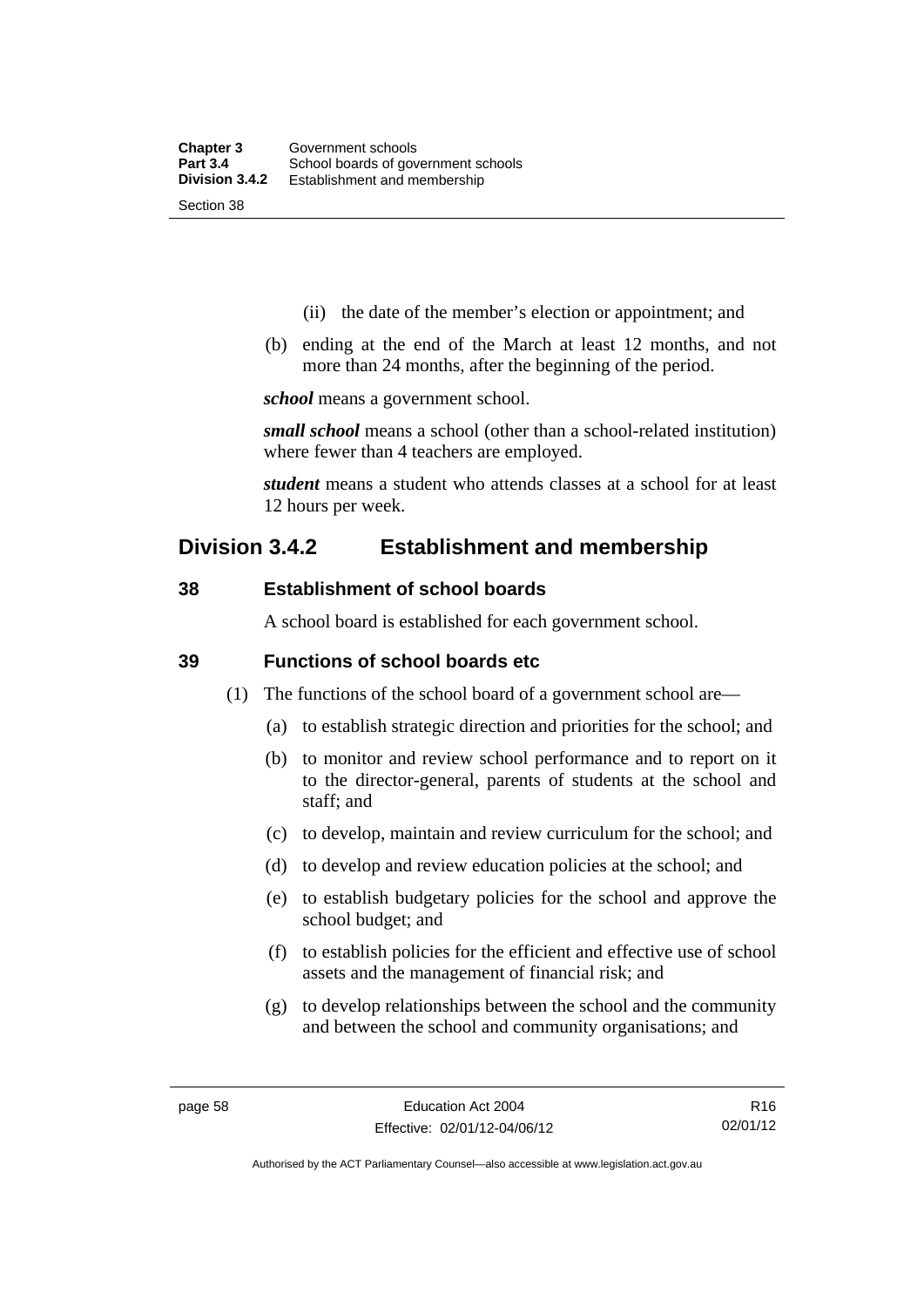(ii) the date of the member's election or appointment; and

(b) ending at the end of the March at least 12 months, and not more than 24 months, after the beginning of the period.

***school*** means a government school.

***small school*** means a school (other than a school-related institution) where fewer than 4 teachers are employed.

***student*** means a student who attends classes at a school for at least 12 hours per week.

## Division 3.4.2 Establishment and membership

### 38 Establishment of school boards

A school board is established for each government school.

### 39 Functions of school boards etc

(1) The functions of the school board of a government school are—

(a) to establish strategic direction and priorities for the school; and

(b) to monitor and review school performance and to report on it to the director-general, parents of students at the school and staff; and

(c) to develop, maintain and review curriculum for the school; and

(d) to develop and review education policies at the school; and

(e) to establish budgetary policies for the school and approve the school budget; and

(f) to establish policies for the efficient and effective use of school assets and the management of financial risk; and

(g) to develop relationships between the school and the community and between the school and community organisations; and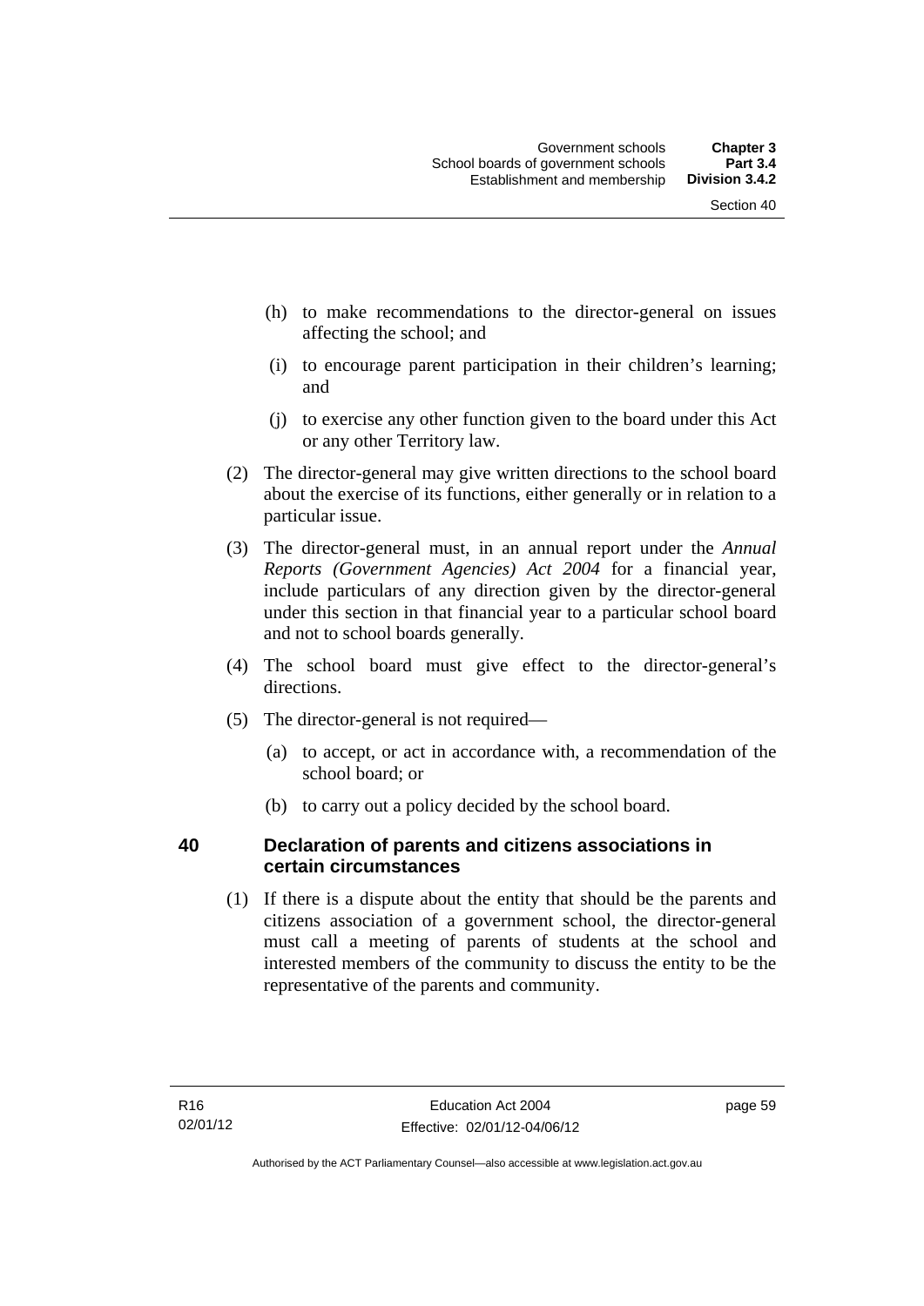(h) to make recommendations to the director-general on issues affecting the school; and

(i) to encourage parent participation in their children's learning; and

(j) to exercise any other function given to the board under this Act or any other Territory law.

(2) The director-general may give written directions to the school board about the exercise of its functions, either generally or in relation to a particular issue.

(3) The director-general must, in an annual report under the *Annual Reports (Government Agencies) Act 2004* for a financial year, include particulars of any direction given by the director-general under this section in that financial year to a particular school board and not to school boards generally.

(4) The school board must give effect to the director-general's directions.

(5) The director-general is not required—

(a) to accept, or act in accordance with, a recommendation of the school board; or

(b) to carry out a policy decided by the school board.

## 40 Declaration of parents and citizens associations in certain circumstances

(1) If there is a dispute about the entity that should be the parents and citizens association of a government school, the director-general must call a meeting of parents of students at the school and interested members of the community to discuss the entity to be the representative of the parents and community.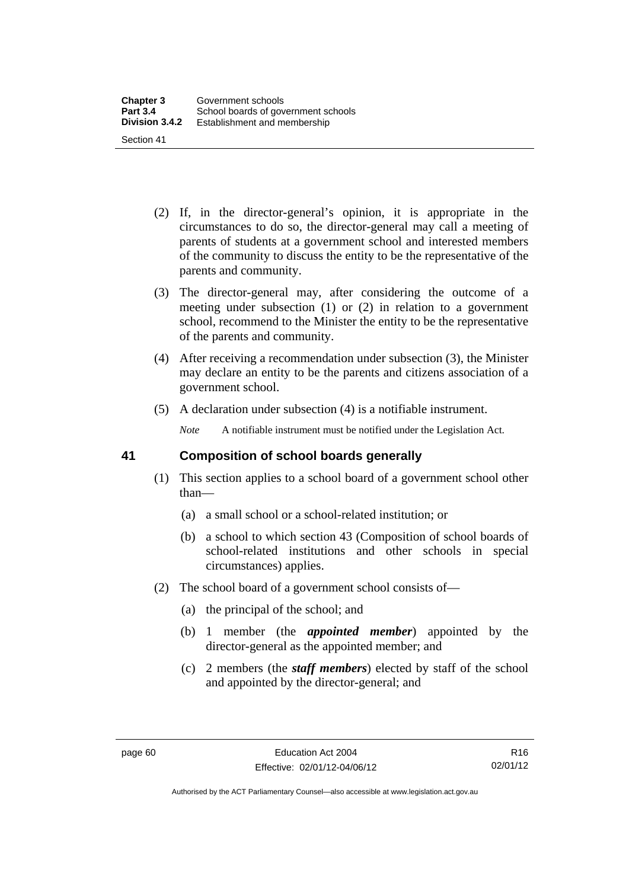(2) If, in the director-general's opinion, it is appropriate in the circumstances to do so, the director-general may call a meeting of parents of students at a government school and interested members of the community to discuss the entity to be the representative of the parents and community.

(3) The director-general may, after considering the outcome of a meeting under subsection (1) or (2) in relation to a government school, recommend to the Minister the entity to be the representative of the parents and community.

(4) After receiving a recommendation under subsection (3), the Minister may declare an entity to be the parents and citizens association of a government school.

(5) A declaration under subsection (4) is a notifiable instrument.

*Note* A notifiable instrument must be notified under the Legislation Act.

## 41 Composition of school boards generally

(1) This section applies to a school board of a government school other than—

(a) a small school or a school-related institution; or

(b) a school to which section 43 (Composition of school boards of school-related institutions and other schools in special circumstances) applies.

(2) The school board of a government school consists of—

(a) the principal of the school; and

(b) 1 member (the ***appointed member***) appointed by the director-general as the appointed member; and

(c) 2 members (the ***staff members***) elected by staff of the school and appointed by the director-general; and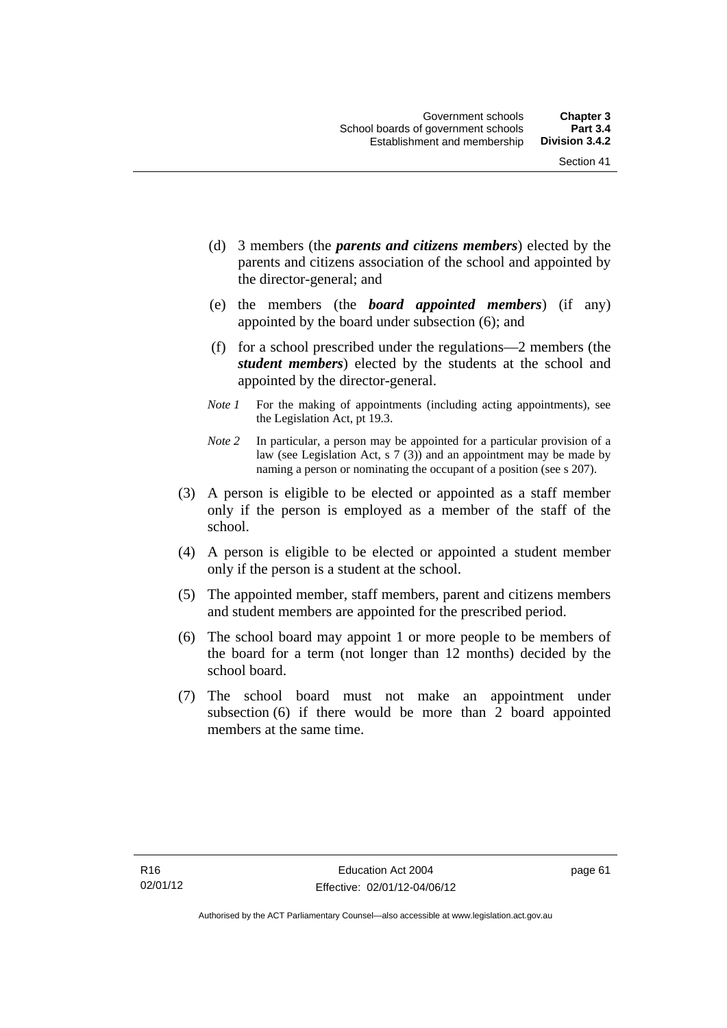(d) 3 members (the ***parents and citizens members***) elected by the parents and citizens association of the school and appointed by the director-general; and

(e) the members (the ***board appointed members***) (if any) appointed by the board under subsection (6); and

(f) for a school prescribed under the regulations—2 members (the ***student members***) elected by the students at the school and appointed by the director-general.

*Note 1* For the making of appointments (including acting appointments), see the Legislation Act, pt 19.3.

*Note 2* In particular, a person may be appointed for a particular provision of a law (see Legislation Act, s 7 (3)) and an appointment may be made by naming a person or nominating the occupant of a position (see s 207).

(3) A person is eligible to be elected or appointed as a staff member only if the person is employed as a member of the staff of the school.

(4) A person is eligible to be elected or appointed a student member only if the person is a student at the school.

(5) The appointed member, staff members, parent and citizens members and student members are appointed for the prescribed period.

(6) The school board may appoint 1 or more people to be members of the board for a term (not longer than 12 months) decided by the school board.

(7) The school board must not make an appointment under subsection (6) if there would be more than 2 board appointed members at the same time.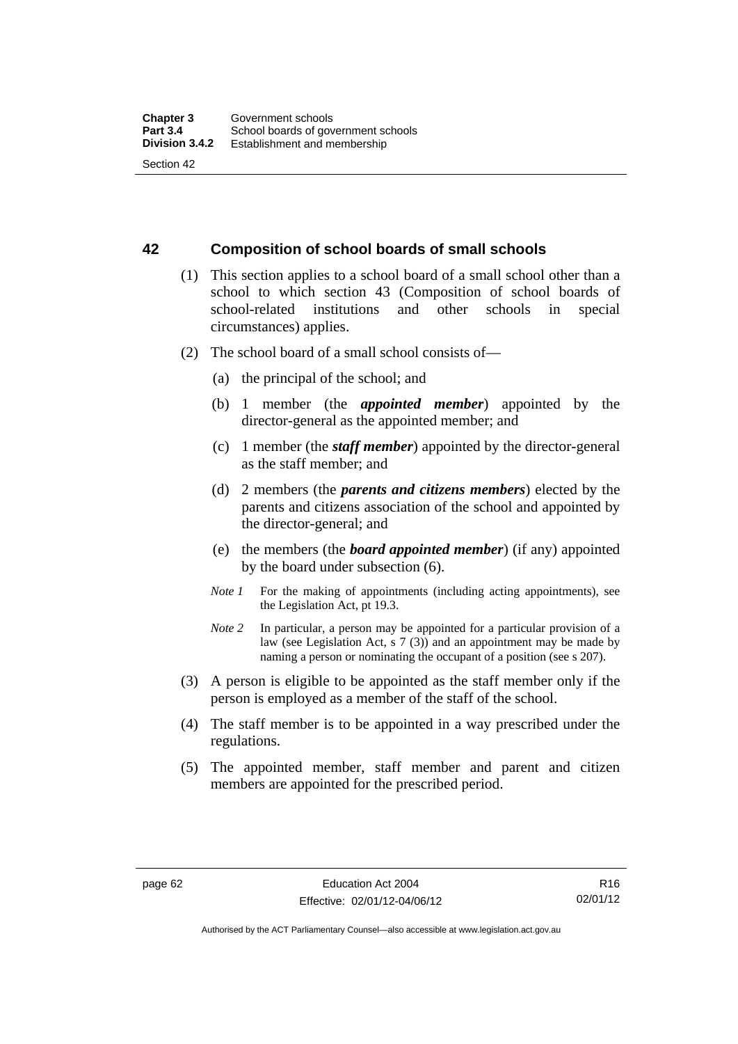## 42 Composition of school boards of small schools

(1) This section applies to a school board of a small school other than a school to which section 43 (Composition of school boards of school-related institutions and other schools in special circumstances) applies.

(2) The school board of a small school consists of—

(a) the principal of the school; and

(b) 1 member (the ***appointed member***) appointed by the director-general as the appointed member; and

(c) 1 member (the ***staff member***) appointed by the director-general as the staff member; and

(d) 2 members (the ***parents and citizens members***) elected by the parents and citizens association of the school and appointed by the director-general; and

(e) the members (the ***board appointed member***) (if any) appointed by the board under subsection (6).

*Note 1* For the making of appointments (including acting appointments), see the Legislation Act, pt 19.3.

*Note 2* In particular, a person may be appointed for a particular provision of a law (see Legislation Act, s 7 (3)) and an appointment may be made by naming a person or nominating the occupant of a position (see s 207).

(3) A person is eligible to be appointed as the staff member only if the person is employed as a member of the staff of the school.

(4) The staff member is to be appointed in a way prescribed under the regulations.

(5) The appointed member, staff member and parent and citizen members are appointed for the prescribed period.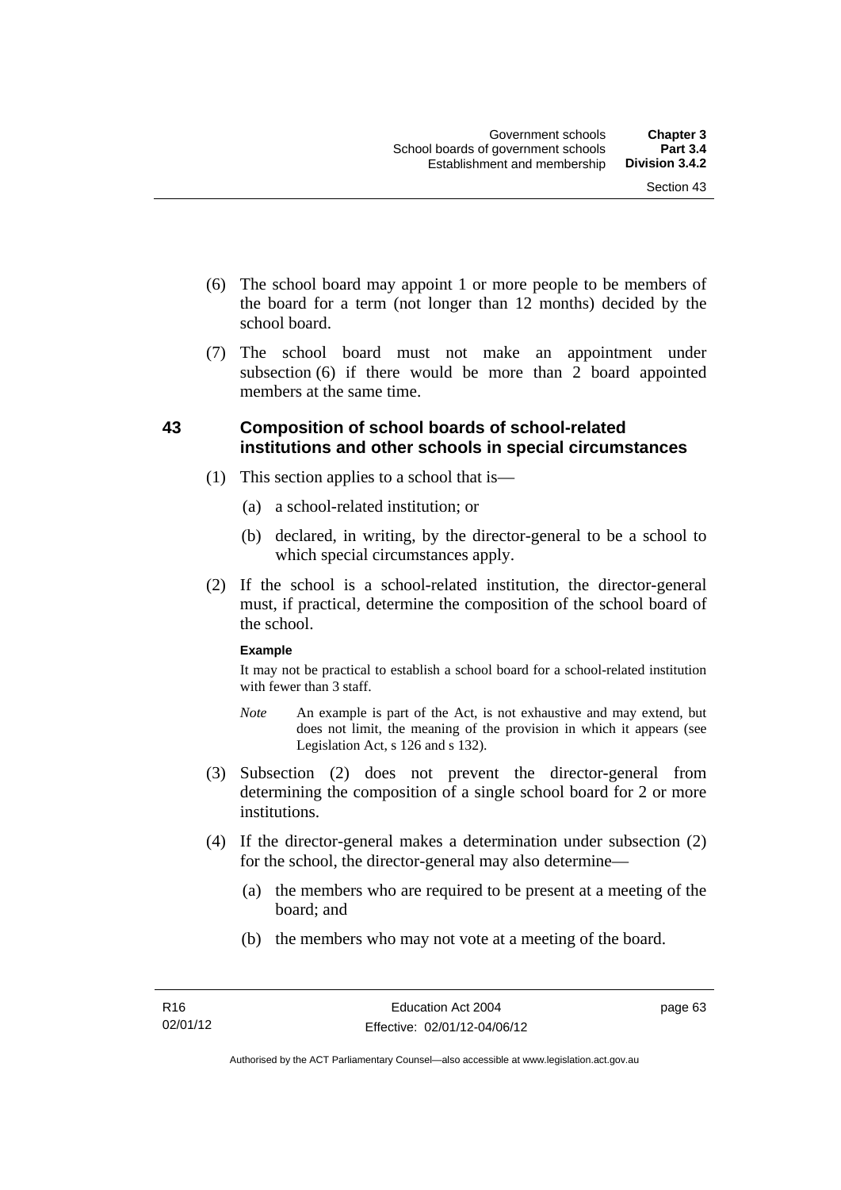(6) The school board may appoint 1 or more people to be members of the board for a term (not longer than 12 months) decided by the school board.

(7) The school board must not make an appointment under subsection (6) if there would be more than 2 board appointed members at the same time.

## 43 Composition of school boards of school-related institutions and other schools in special circumstances

(1) This section applies to a school that is—

(a) a school-related institution; or

(b) declared, in writing, by the director-general to be a school to which special circumstances apply.

(2) If the school is a school-related institution, the director-general must, if practical, determine the composition of the school board of the school.

**Example**

It may not be practical to establish a school board for a school-related institution with fewer than 3 staff.

*Note* An example is part of the Act, is not exhaustive and may extend, but does not limit, the meaning of the provision in which it appears (see Legislation Act, s 126 and s 132).

(3) Subsection (2) does not prevent the director-general from determining the composition of a single school board for 2 or more institutions.

(4) If the director-general makes a determination under subsection (2) for the school, the director-general may also determine—

(a) the members who are required to be present at a meeting of the board; and

(b) the members who may not vote at a meeting of the board.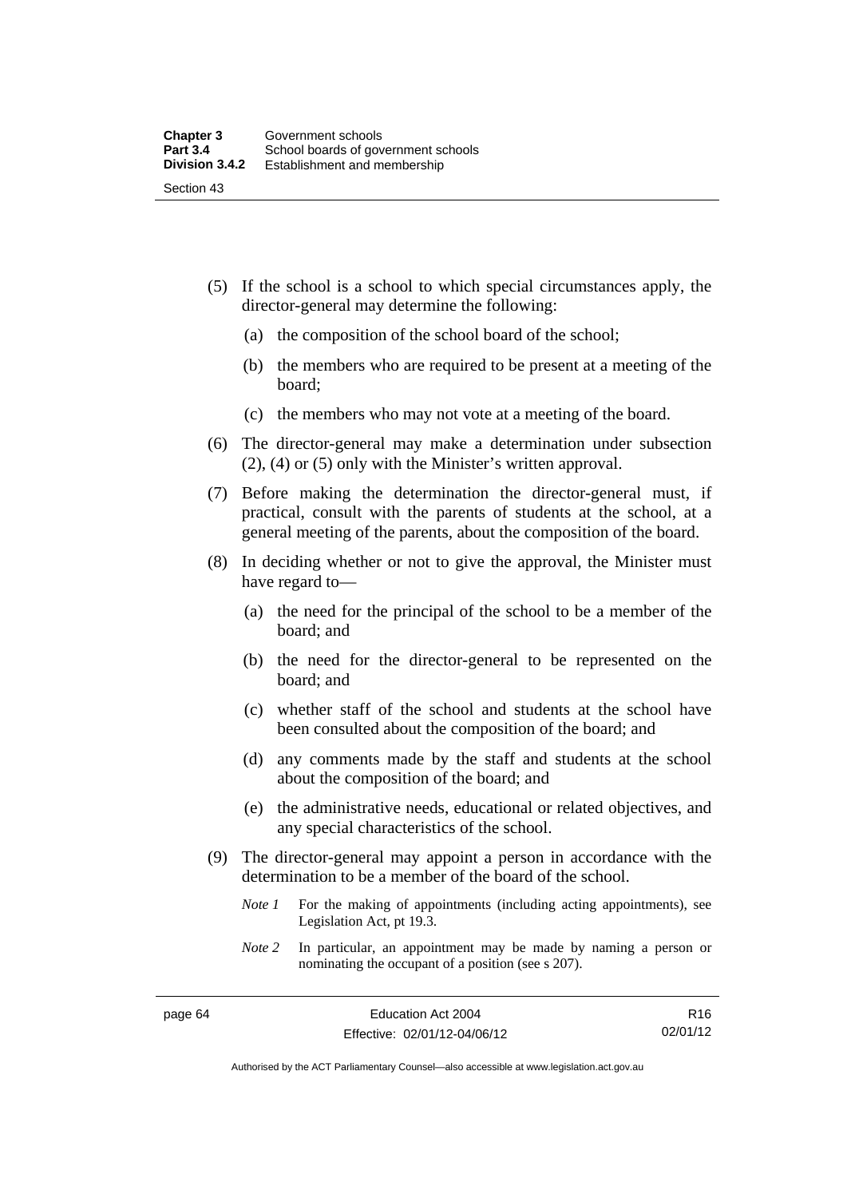(5) If the school is a school to which special circumstances apply, the director-general may determine the following:

  (a) the composition of the school board of the school;

  (b) the members who are required to be present at a meeting of the board;

  (c) the members who may not vote at a meeting of the board.

(6) The director-general may make a determination under subsection (2), (4) or (5) only with the Minister's written approval.

(7) Before making the determination the director-general must, if practical, consult with the parents of students at the school, at a general meeting of the parents, about the composition of the board.

(8) In deciding whether or not to give the approval, the Minister must have regard to—

  (a) the need for the principal of the school to be a member of the board; and

  (b) the need for the director-general to be represented on the board; and

  (c) whether staff of the school and students at the school have been consulted about the composition of the board; and

  (d) any comments made by the staff and students at the school about the composition of the board; and

  (e) the administrative needs, educational or related objectives, and any special characteristics of the school.

(9) The director-general may appoint a person in accordance with the determination to be a member of the board of the school.

  *Note 1* For the making of appointments (including acting appointments), see Legislation Act, pt 19.3.

  *Note 2* In particular, an appointment may be made by naming a person or nominating the occupant of a position (see s 207).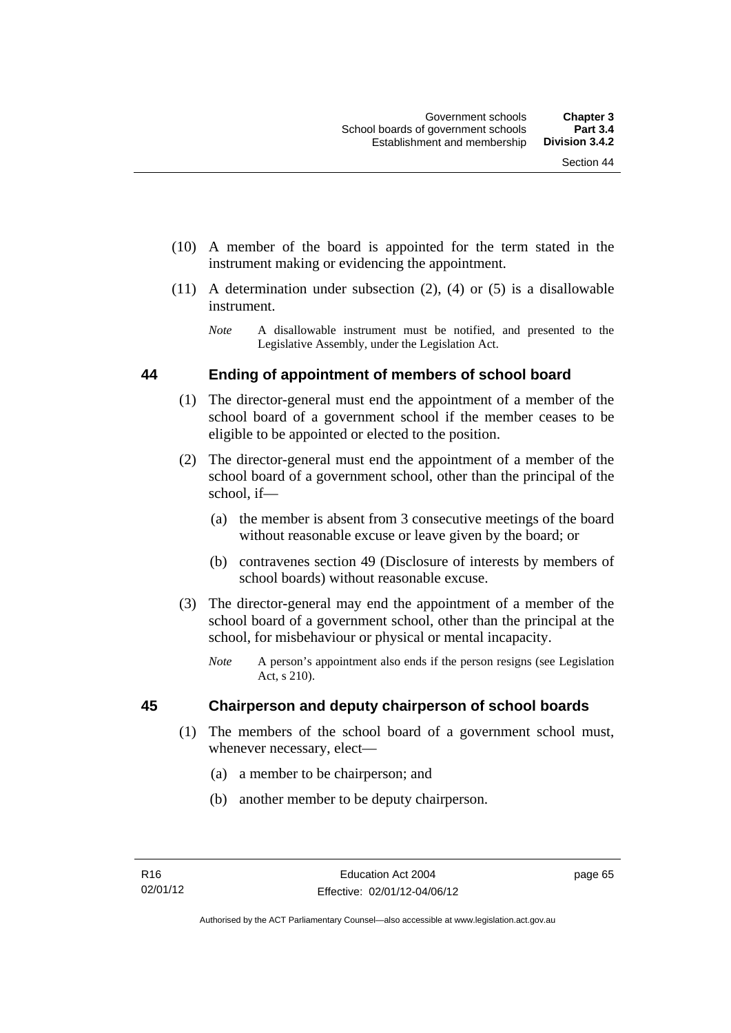(10) A member of the board is appointed for the term stated in the instrument making or evidencing the appointment.

(11) A determination under subsection (2), (4) or (5) is a disallowable instrument.

*Note* A disallowable instrument must be notified, and presented to the Legislative Assembly, under the Legislation Act.

## 44 Ending of appointment of members of school board

(1) The director-general must end the appointment of a member of the school board of a government school if the member ceases to be eligible to be appointed or elected to the position.

(2) The director-general must end the appointment of a member of the school board of a government school, other than the principal of the school, if—

(a) the member is absent from 3 consecutive meetings of the board without reasonable excuse or leave given by the board; or

(b) contravenes section 49 (Disclosure of interests by members of school boards) without reasonable excuse.

(3) The director-general may end the appointment of a member of the school board of a government school, other than the principal at the school, for misbehaviour or physical or mental incapacity.

*Note* A person's appointment also ends if the person resigns (see Legislation Act, s 210).

## 45 Chairperson and deputy chairperson of school boards

(1) The members of the school board of a government school must, whenever necessary, elect—

(a) a member to be chairperson; and

(b) another member to be deputy chairperson.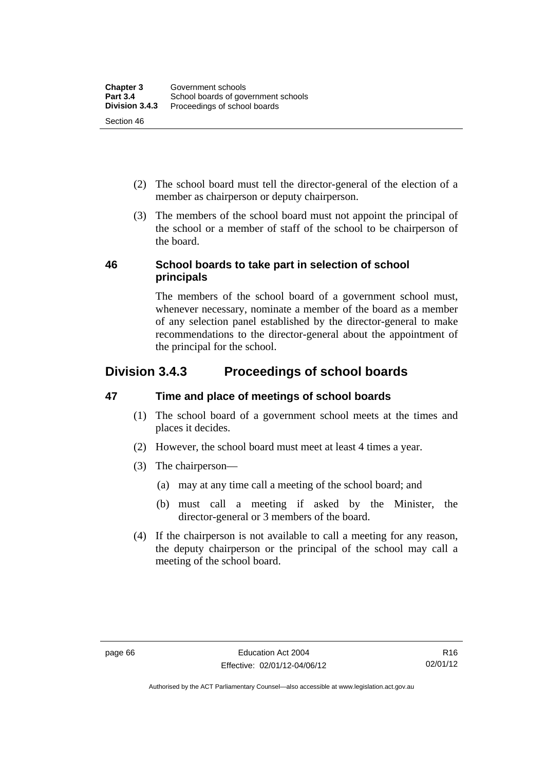(2) The school board must tell the director-general of the election of a member as chairperson or deputy chairperson.

(3) The members of the school board must not appoint the principal of the school or a member of staff of the school to be chairperson of the board.

### 46 School boards to take part in selection of school principals

The members of the school board of a government school must, whenever necessary, nominate a member of the board as a member of any selection panel established by the director-general to make recommendations to the director-general about the appointment of the principal for the school.

## Division 3.4.3 Proceedings of school boards

### 47 Time and place of meetings of school boards

(1) The school board of a government school meets at the times and places it decides.

(2) However, the school board must meet at least 4 times a year.

(3) The chairperson—

(a) may at any time call a meeting of the school board; and

(b) must call a meeting if asked by the Minister, the director-general or 3 members of the board.

(4) If the chairperson is not available to call a meeting for any reason, the deputy chairperson or the principal of the school may call a meeting of the school board.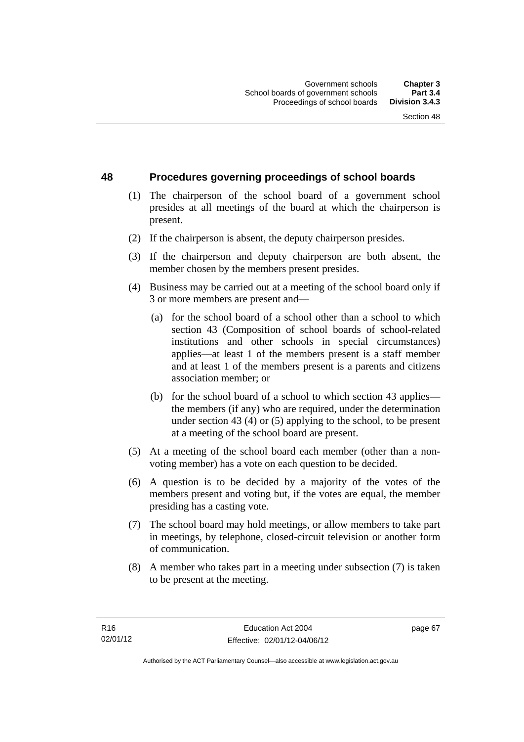## 48 Procedures governing proceedings of school boards

(1) The chairperson of the school board of a government school presides at all meetings of the board at which the chairperson is present.

(2) If the chairperson is absent, the deputy chairperson presides.

(3) If the chairperson and deputy chairperson are both absent, the member chosen by the members present presides.

(4) Business may be carried out at a meeting of the school board only if 3 or more members are present and—

(a) for the school board of a school other than a school to which section 43 (Composition of school boards of school-related institutions and other schools in special circumstances) applies—at least 1 of the members present is a staff member and at least 1 of the members present is a parents and citizens association member; or

(b) for the school board of a school to which section 43 applies—the members (if any) who are required, under the determination under section 43 (4) or (5) applying to the school, to be present at a meeting of the school board are present.

(5) At a meeting of the school board each member (other than a non-voting member) has a vote on each question to be decided.

(6) A question is to be decided by a majority of the votes of the members present and voting but, if the votes are equal, the member presiding has a casting vote.

(7) The school board may hold meetings, or allow members to take part in meetings, by telephone, closed-circuit television or another form of communication.

(8) A member who takes part in a meeting under subsection (7) is taken to be present at the meeting.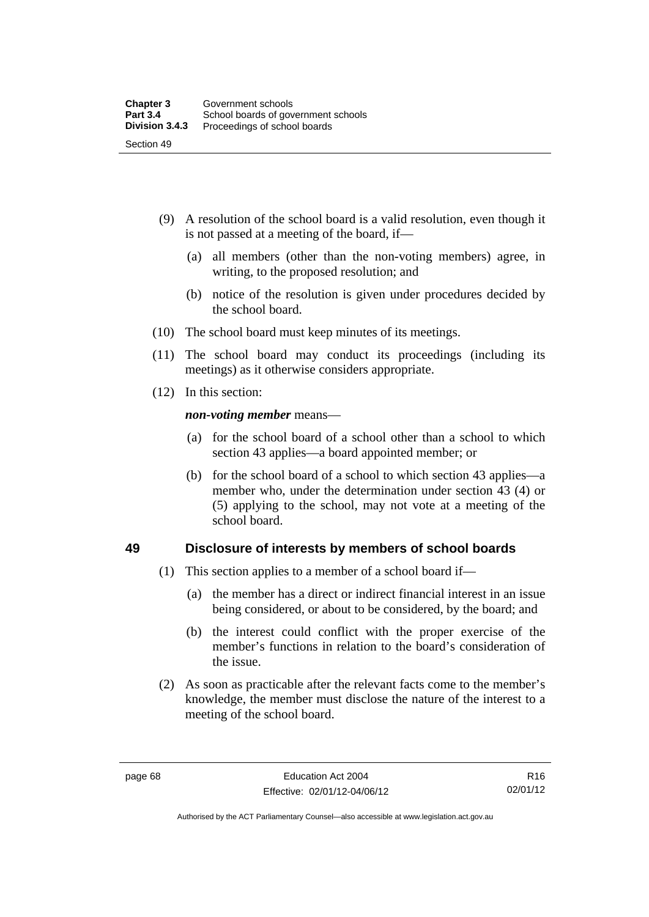(9) A resolution of the school board is a valid resolution, even though it is not passed at a meeting of the board, if—

(a) all members (other than the non-voting members) agree, in writing, to the proposed resolution; and

(b) notice of the resolution is given under procedures decided by the school board.

(10) The school board must keep minutes of its meetings.

(11) The school board may conduct its proceedings (including its meetings) as it otherwise considers appropriate.

(12) In this section:

***non-voting member*** means—

(a) for the school board of a school other than a school to which section 43 applies—a board appointed member; or

(b) for the school board of a school to which section 43 applies—a member who, under the determination under section 43 (4) or (5) applying to the school, may not vote at a meeting of the school board.

## 49 Disclosure of interests by members of school boards

(1) This section applies to a member of a school board if—

(a) the member has a direct or indirect financial interest in an issue being considered, or about to be considered, by the board; and

(b) the interest could conflict with the proper exercise of the member's functions in relation to the board's consideration of the issue.

(2) As soon as practicable after the relevant facts come to the member's knowledge, the member must disclose the nature of the interest to a meeting of the school board.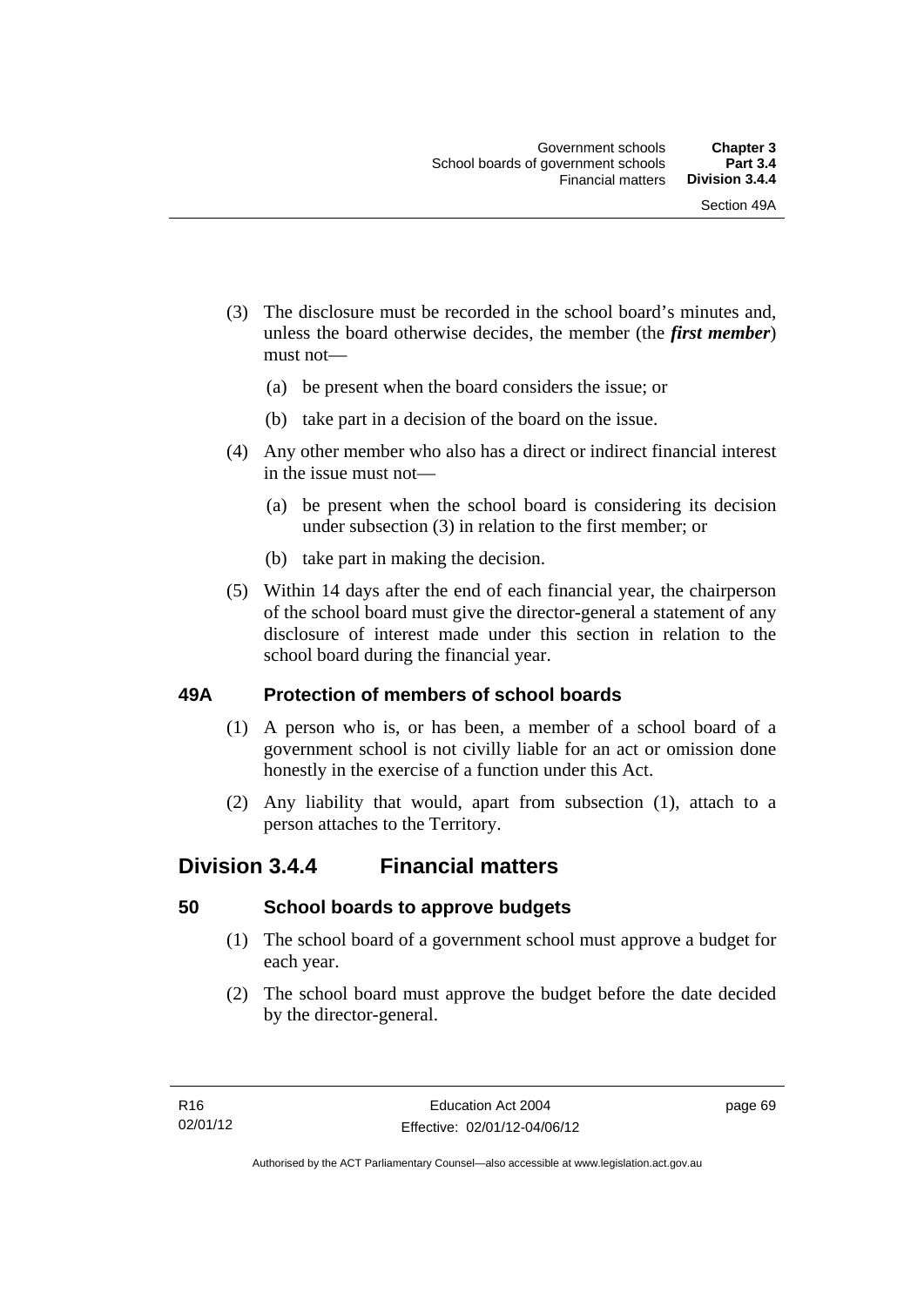(3) The disclosure must be recorded in the school board's minutes and, unless the board otherwise decides, the member (the ***first member***) must not—

(a) be present when the board considers the issue; or

(b) take part in a decision of the board on the issue.

(4) Any other member who also has a direct or indirect financial interest in the issue must not—

(a) be present when the school board is considering its decision under subsection (3) in relation to the first member; or

(b) take part in making the decision.

(5) Within 14 days after the end of each financial year, the chairperson of the school board must give the director-general a statement of any disclosure of interest made under this section in relation to the school board during the financial year.

### 49A Protection of members of school boards

(1) A person who is, or has been, a member of a school board of a government school is not civilly liable for an act or omission done honestly in the exercise of a function under this Act.

(2) Any liability that would, apart from subsection (1), attach to a person attaches to the Territory.

## Division 3.4.4 Financial matters

### 50 School boards to approve budgets

(1) The school board of a government school must approve a budget for each year.

(2) The school board must approve the budget before the date decided by the director-general.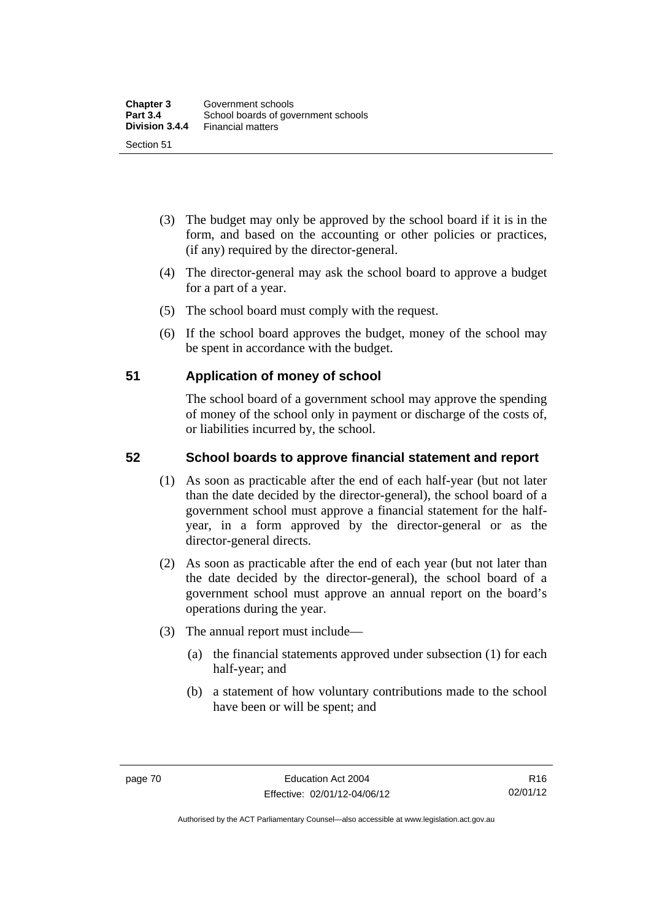(3) The budget may only be approved by the school board if it is in the form, and based on the accounting or other policies or practices, (if any) required by the director-general.

(4) The director-general may ask the school board to approve a budget for a part of a year.

(5) The school board must comply with the request.

(6) If the school board approves the budget, money of the school may be spent in accordance with the budget.

## 51 Application of money of school

The school board of a government school may approve the spending of money of the school only in payment or discharge of the costs of, or liabilities incurred by, the school.

## 52 School boards to approve financial statement and report

(1) As soon as practicable after the end of each half-year (but not later than the date decided by the director-general), the school board of a government school must approve a financial statement for the half-year, in a form approved by the director-general or as the director-general directs.

(2) As soon as practicable after the end of each year (but not later than the date decided by the director-general), the school board of a government school must approve an annual report on the board's operations during the year.

(3) The annual report must include—

(a) the financial statements approved under subsection (1) for each half-year; and

(b) a statement of how voluntary contributions made to the school have been or will be spent; and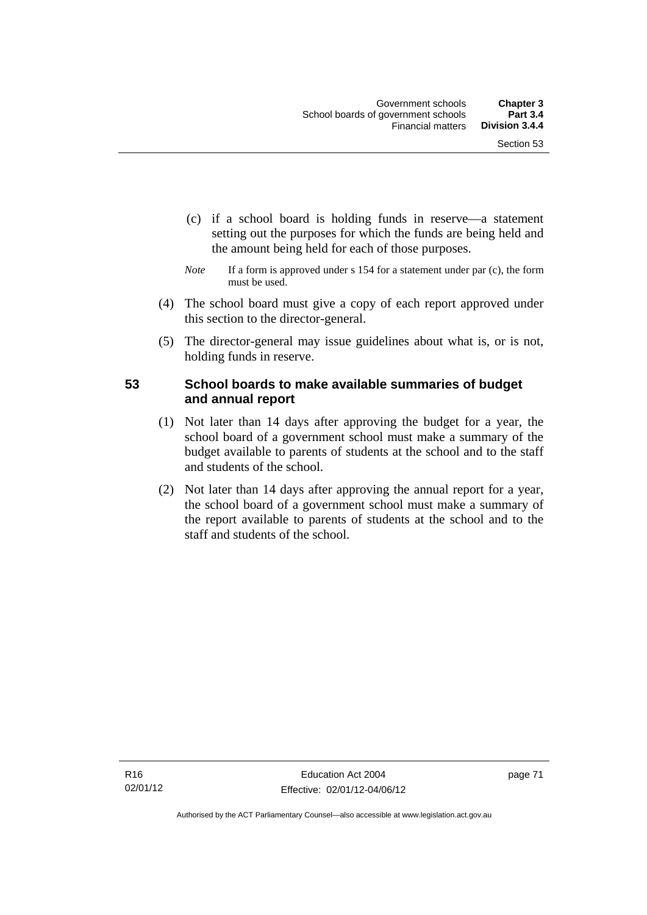(c) if a school board is holding funds in reserve—a statement setting out the purposes for which the funds are being held and the amount being held for each of those purposes.

*Note* If a form is approved under s 154 for a statement under par (c), the form must be used.

(4) The school board must give a copy of each report approved under this section to the director-general.

(5) The director-general may issue guidelines about what is, or is not, holding funds in reserve.

## 53 School boards to make available summaries of budget and annual report

(1) Not later than 14 days after approving the budget for a year, the school board of a government school must make a summary of the budget available to parents of students at the school and to the staff and students of the school.

(2) Not later than 14 days after approving the annual report for a year, the school board of a government school must make a summary of the report available to parents of students at the school and to the staff and students of the school.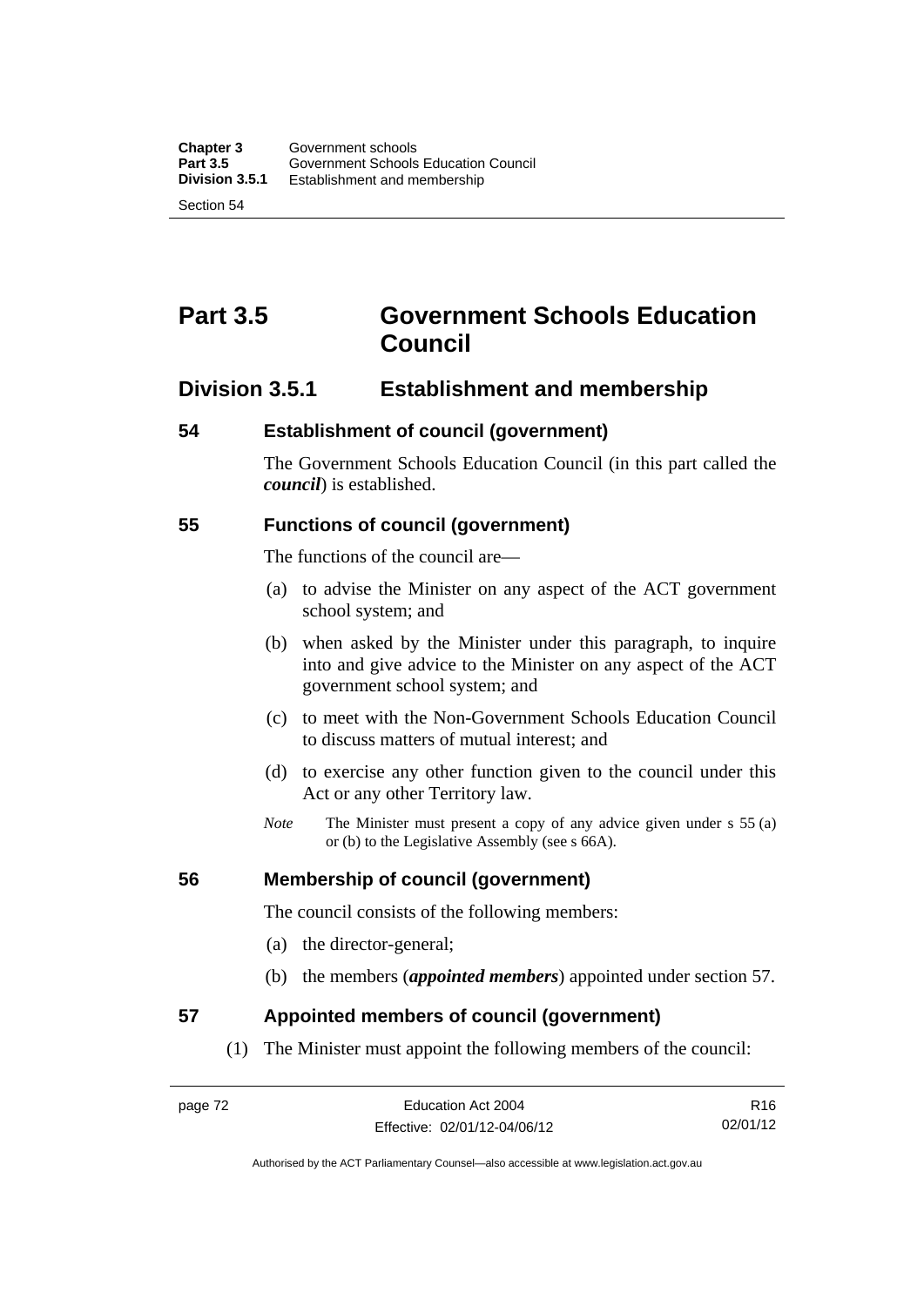# Part 3.5 Government Schools Education Council

## Division 3.5.1 Establishment and membership

### 54 Establishment of council (government)

The Government Schools Education Council (in this part called the ***council***) is established.

### 55 Functions of council (government)

The functions of the council are—

(a) to advise the Minister on any aspect of the ACT government school system; and

(b) when asked by the Minister under this paragraph, to inquire into and give advice to the Minister on any aspect of the ACT government school system; and

(c) to meet with the Non-Government Schools Education Council to discuss matters of mutual interest; and

(d) to exercise any other function given to the council under this Act or any other Territory law.

*Note* The Minister must present a copy of any advice given under s 55 (a) or (b) to the Legislative Assembly (see s 66A).

### 56 Membership of council (government)

The council consists of the following members:

(a) the director-general;

(b) the members (***appointed members***) appointed under section 57.

### 57 Appointed members of council (government)

(1) The Minister must appoint the following members of the council: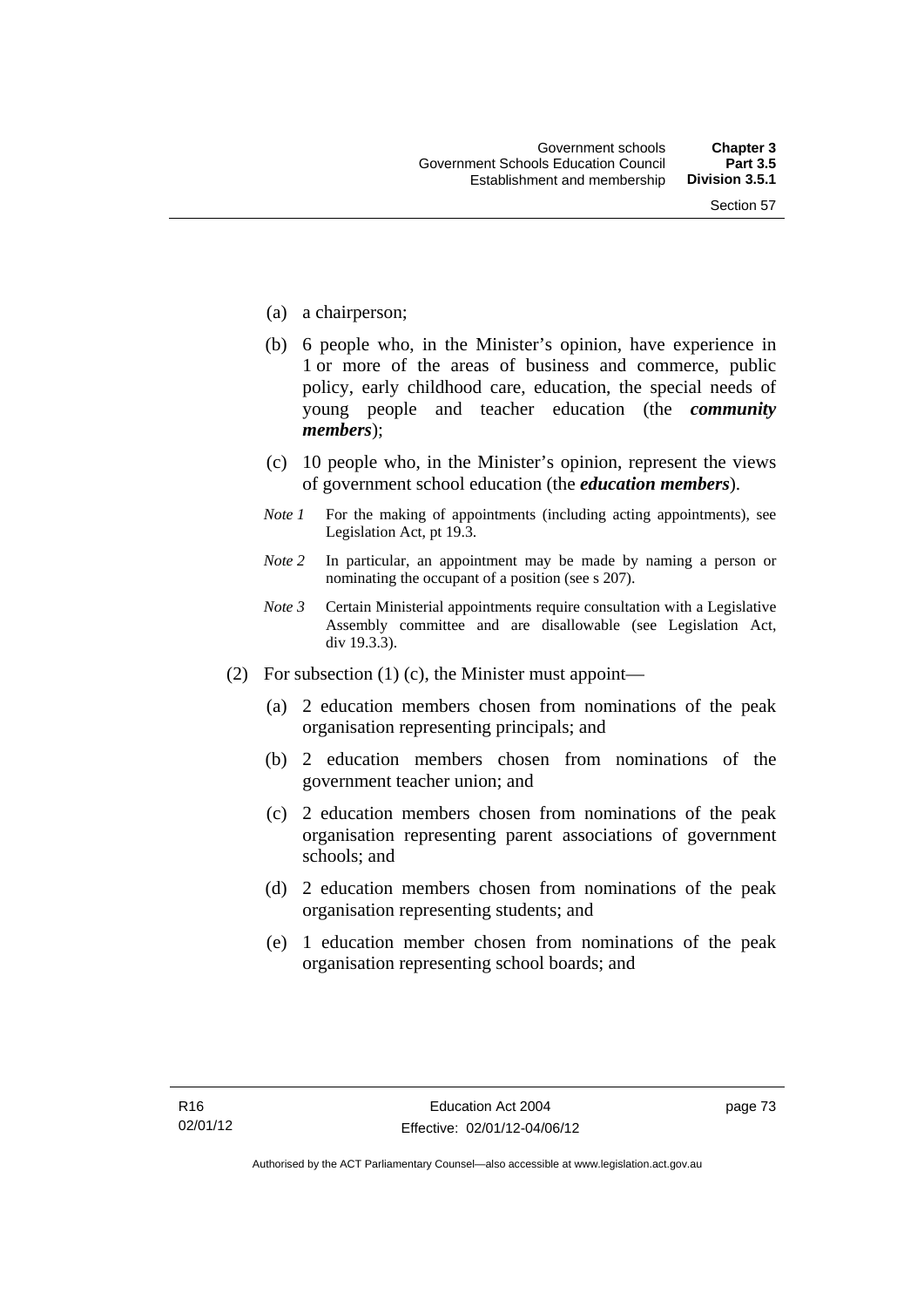(a) a chairperson;

(b) 6 people who, in the Minister's opinion, have experience in 1 or more of the areas of business and commerce, public policy, early childhood care, education, the special needs of young people and teacher education (the ***community members***);

(c) 10 people who, in the Minister's opinion, represent the views of government school education (the ***education members***).

*Note 1* For the making of appointments (including acting appointments), see Legislation Act, pt 19.3.

*Note 2* In particular, an appointment may be made by naming a person or nominating the occupant of a position (see s 207).

*Note 3* Certain Ministerial appointments require consultation with a Legislative Assembly committee and are disallowable (see Legislation Act, div 19.3.3).

(2) For subsection (1) (c), the Minister must appoint—

(a) 2 education members chosen from nominations of the peak organisation representing principals; and

(b) 2 education members chosen from nominations of the government teacher union; and

(c) 2 education members chosen from nominations of the peak organisation representing parent associations of government schools; and

(d) 2 education members chosen from nominations of the peak organisation representing students; and

(e) 1 education member chosen from nominations of the peak organisation representing school boards; and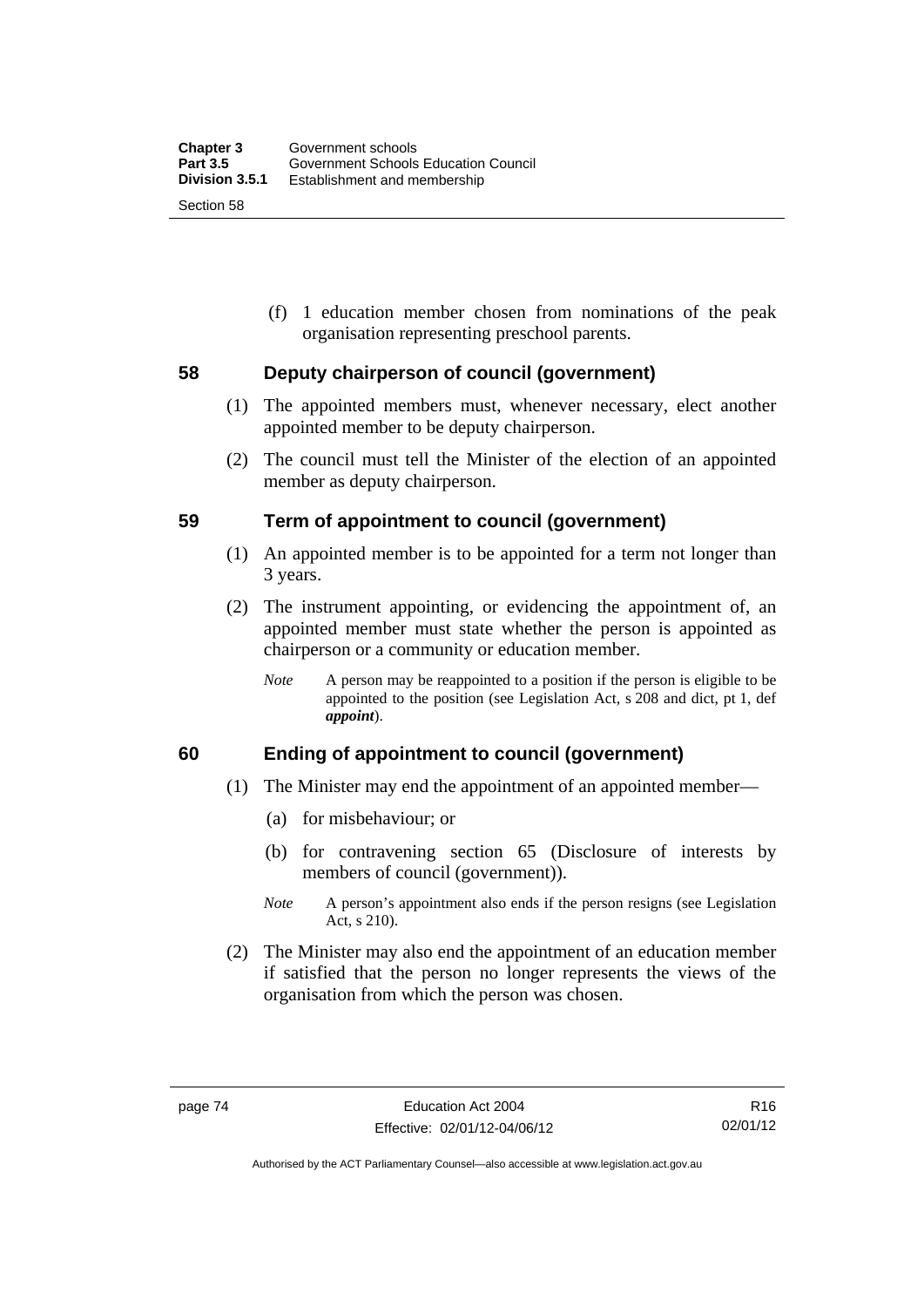(f) 1 education member chosen from nominations of the peak organisation representing preschool parents.

## 58 Deputy chairperson of council (government)

(1) The appointed members must, whenever necessary, elect another appointed member to be deputy chairperson.

(2) The council must tell the Minister of the election of an appointed member as deputy chairperson.

## 59 Term of appointment to council (government)

(1) An appointed member is to be appointed for a term not longer than 3 years.

(2) The instrument appointing, or evidencing the appointment of, an appointed member must state whether the person is appointed as chairperson or a community or education member.

*Note* A person may be reappointed to a position if the person is eligible to be appointed to the position (see Legislation Act, s 208 and dict, pt 1, def ***appoint***).

## 60 Ending of appointment to council (government)

(1) The Minister may end the appointment of an appointed member—

(a) for misbehaviour; or

(b) for contravening section 65 (Disclosure of interests by members of council (government)).

*Note* A person's appointment also ends if the person resigns (see Legislation Act, s 210).

(2) The Minister may also end the appointment of an education member if satisfied that the person no longer represents the views of the organisation from which the person was chosen.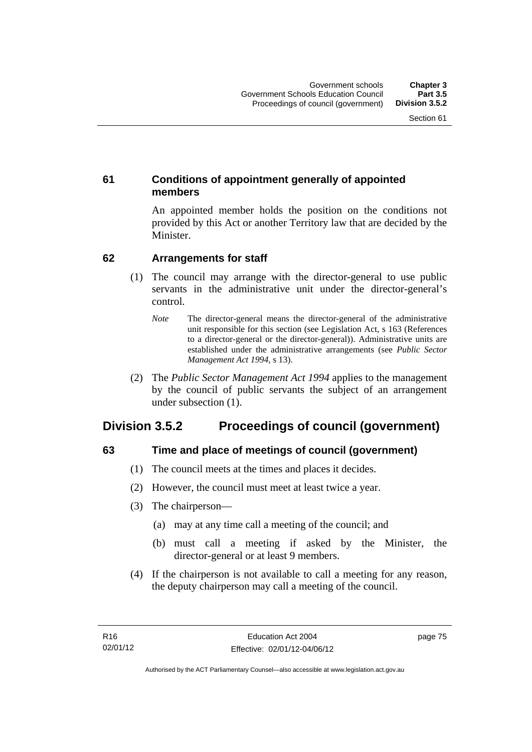### 61 Conditions of appointment generally of appointed members

An appointed member holds the position on the conditions not provided by this Act or another Territory law that are decided by the Minister.

### 62 Arrangements for staff

(1) The council may arrange with the director-general to use public servants in the administrative unit under the director-general's control.

*Note* The director-general means the director-general of the administrative unit responsible for this section (see Legislation Act, s 163 (References to a director-general or the director-general)). Administrative units are established under the administrative arrangements (see *Public Sector Management Act 1994*, s 13).

(2) The *Public Sector Management Act 1994* applies to the management by the council of public servants the subject of an arrangement under subsection (1).

## Division 3.5.2 Proceedings of council (government)

### 63 Time and place of meetings of council (government)

(1) The council meets at the times and places it decides.

(2) However, the council must meet at least twice a year.

(3) The chairperson—

(a) may at any time call a meeting of the council; and

(b) must call a meeting if asked by the Minister, the director-general or at least 9 members.

(4) If the chairperson is not available to call a meeting for any reason, the deputy chairperson may call a meeting of the council.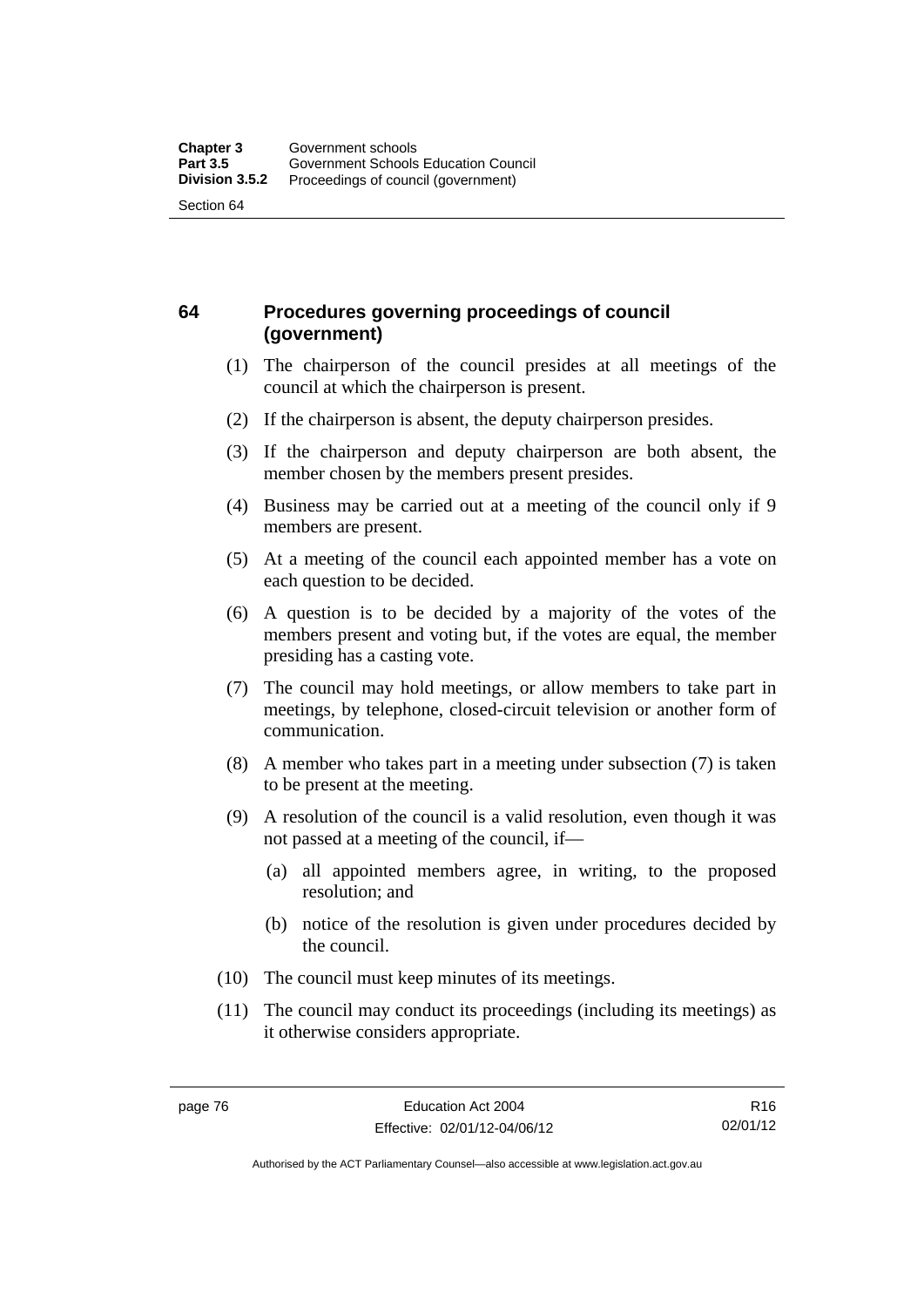## 64 Procedures governing proceedings of council (government)

(1) The chairperson of the council presides at all meetings of the council at which the chairperson is present.

(2) If the chairperson is absent, the deputy chairperson presides.

(3) If the chairperson and deputy chairperson are both absent, the member chosen by the members present presides.

(4) Business may be carried out at a meeting of the council only if 9 members are present.

(5) At a meeting of the council each appointed member has a vote on each question to be decided.

(6) A question is to be decided by a majority of the votes of the members present and voting but, if the votes are equal, the member presiding has a casting vote.

(7) The council may hold meetings, or allow members to take part in meetings, by telephone, closed-circuit television or another form of communication.

(8) A member who takes part in a meeting under subsection (7) is taken to be present at the meeting.

(9) A resolution of the council is a valid resolution, even though it was not passed at a meeting of the council, if—

- (a) all appointed members agree, in writing, to the proposed resolution; and
- (b) notice of the resolution is given under procedures decided by the council.

(10) The council must keep minutes of its meetings.

(11) The council may conduct its proceedings (including its meetings) as it otherwise considers appropriate.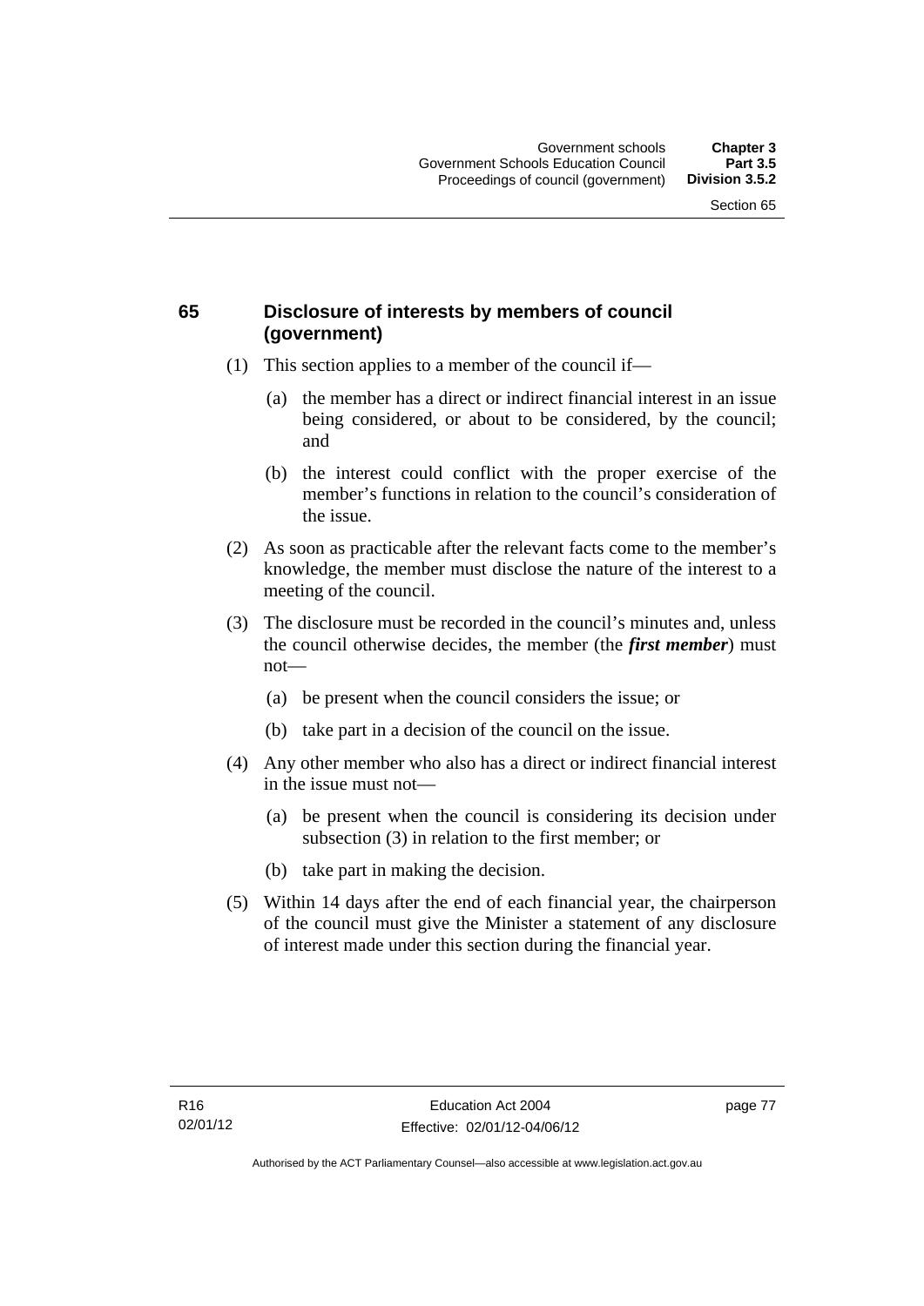## 65 Disclosure of interests by members of council (government)

(1) This section applies to a member of the council if—

(a) the member has a direct or indirect financial interest in an issue being considered, or about to be considered, by the council; and

(b) the interest could conflict with the proper exercise of the member's functions in relation to the council's consideration of the issue.

(2) As soon as practicable after the relevant facts come to the member's knowledge, the member must disclose the nature of the interest to a meeting of the council.

(3) The disclosure must be recorded in the council's minutes and, unless the council otherwise decides, the member (the ***first member***) must not—

(a) be present when the council considers the issue; or

(b) take part in a decision of the council on the issue.

(4) Any other member who also has a direct or indirect financial interest in the issue must not—

(a) be present when the council is considering its decision under subsection (3) in relation to the first member; or

(b) take part in making the decision.

(5) Within 14 days after the end of each financial year, the chairperson of the council must give the Minister a statement of any disclosure of interest made under this section during the financial year.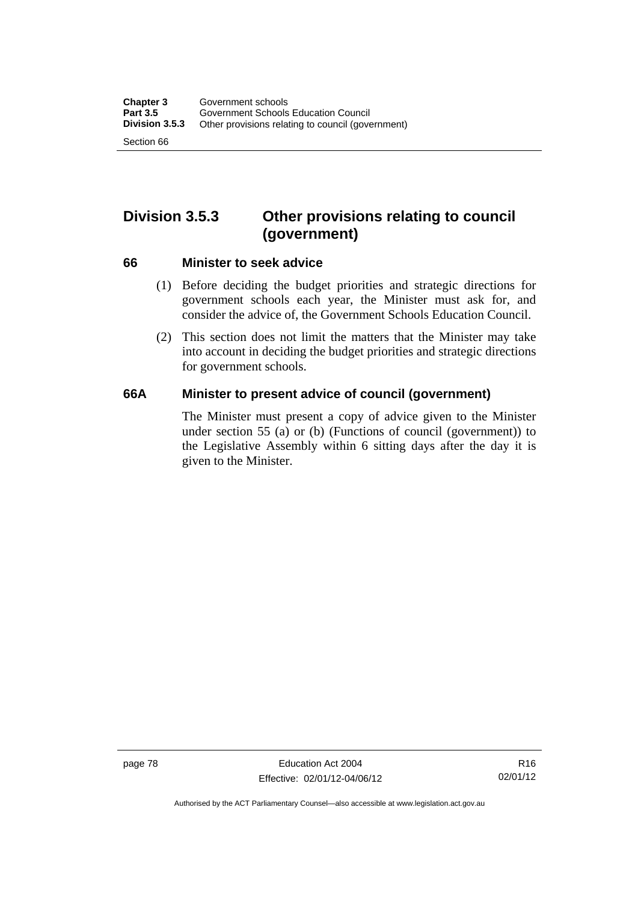## Division 3.5.3 Other provisions relating to council (government)

### 66 Minister to seek advice

(1) Before deciding the budget priorities and strategic directions for government schools each year, the Minister must ask for, and consider the advice of, the Government Schools Education Council.

(2) This section does not limit the matters that the Minister may take into account in deciding the budget priorities and strategic directions for government schools.

### 66A Minister to present advice of council (government)

The Minister must present a copy of advice given to the Minister under section 55 (a) or (b) (Functions of council (government)) to the Legislative Assembly within 6 sitting days after the day it is given to the Minister.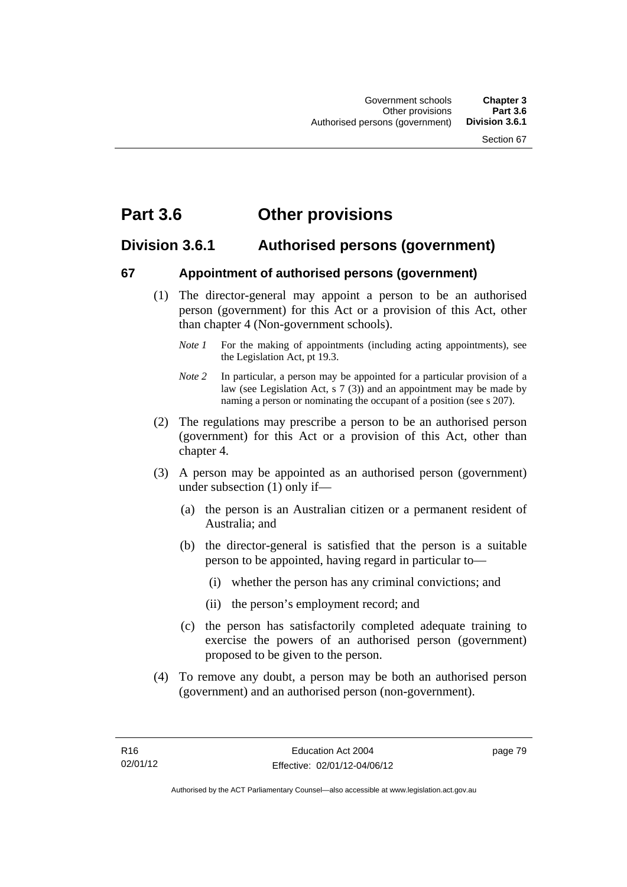# Part 3.6 Other provisions

## Division 3.6.1 Authorised persons (government)

### 67 Appointment of authorised persons (government)

(1) The director-general may appoint a person to be an authorised person (government) for this Act or a provision of this Act, other than chapter 4 (Non-government schools).

*Note 1* For the making of appointments (including acting appointments), see the Legislation Act, pt 19.3.

*Note 2* In particular, a person may be appointed for a particular provision of a law (see Legislation Act, s 7 (3)) and an appointment may be made by naming a person or nominating the occupant of a position (see s 207).

(2) The regulations may prescribe a person to be an authorised person (government) for this Act or a provision of this Act, other than chapter 4.

(3) A person may be appointed as an authorised person (government) under subsection (1) only if—

(a) the person is an Australian citizen or a permanent resident of Australia; and

(b) the director-general is satisfied that the person is a suitable person to be appointed, having regard in particular to—

(i) whether the person has any criminal convictions; and

(ii) the person's employment record; and

(c) the person has satisfactorily completed adequate training to exercise the powers of an authorised person (government) proposed to be given to the person.

(4) To remove any doubt, a person may be both an authorised person (government) and an authorised person (non-government).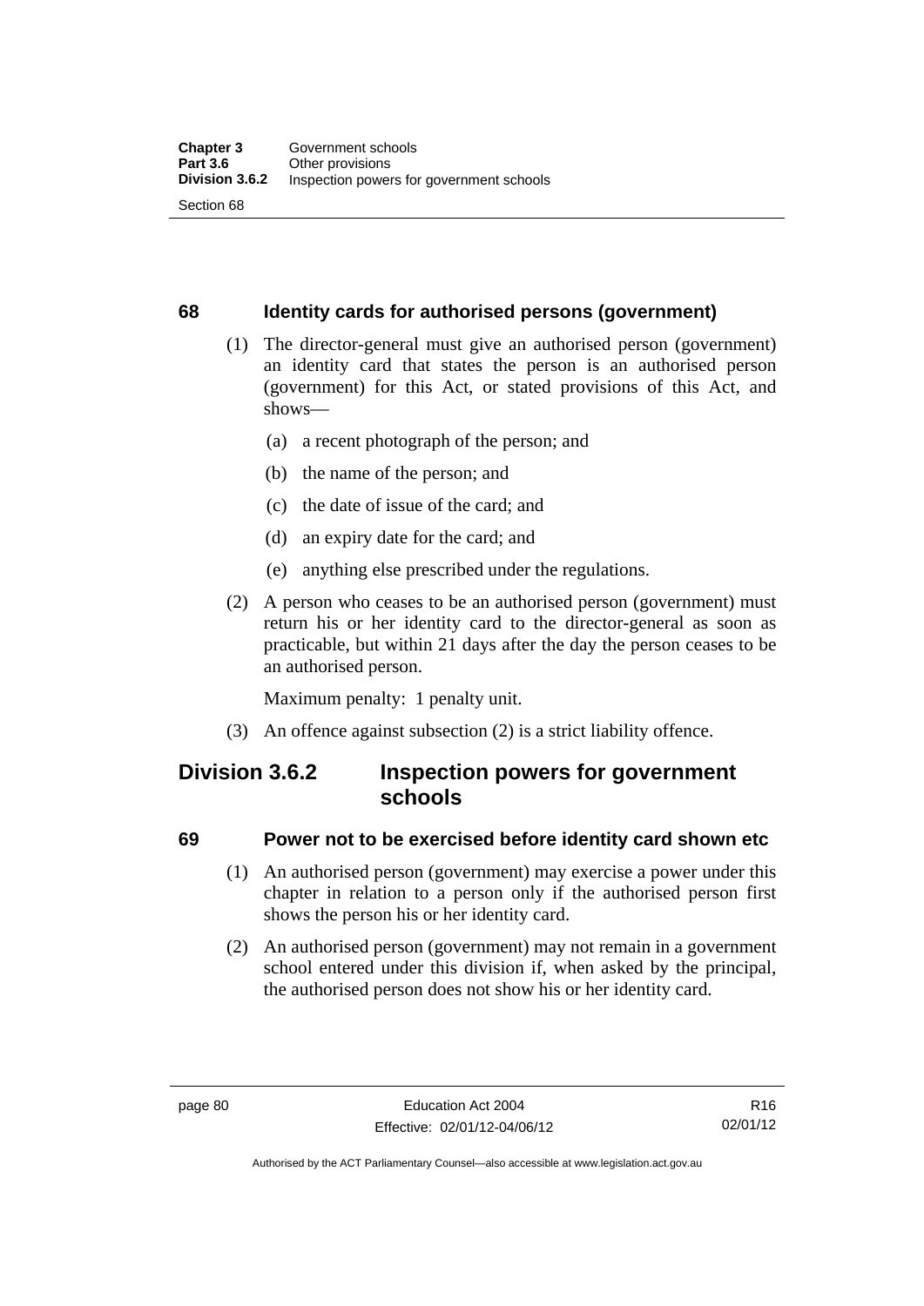### 68 Identity cards for authorised persons (government)

(1) The director-general must give an authorised person (government) an identity card that states the person is an authorised person (government) for this Act, or stated provisions of this Act, and shows—

(a) a recent photograph of the person; and

(b) the name of the person; and

(c) the date of issue of the card; and

(d) an expiry date for the card; and

(e) anything else prescribed under the regulations.

(2) A person who ceases to be an authorised person (government) must return his or her identity card to the director-general as soon as practicable, but within 21 days after the day the person ceases to be an authorised person.

Maximum penalty: 1 penalty unit.

(3) An offence against subsection (2) is a strict liability offence.

## Division 3.6.2 Inspection powers for government schools

### 69 Power not to be exercised before identity card shown etc

(1) An authorised person (government) may exercise a power under this chapter in relation to a person only if the authorised person first shows the person his or her identity card.

(2) An authorised person (government) may not remain in a government school entered under this division if, when asked by the principal, the authorised person does not show his or her identity card.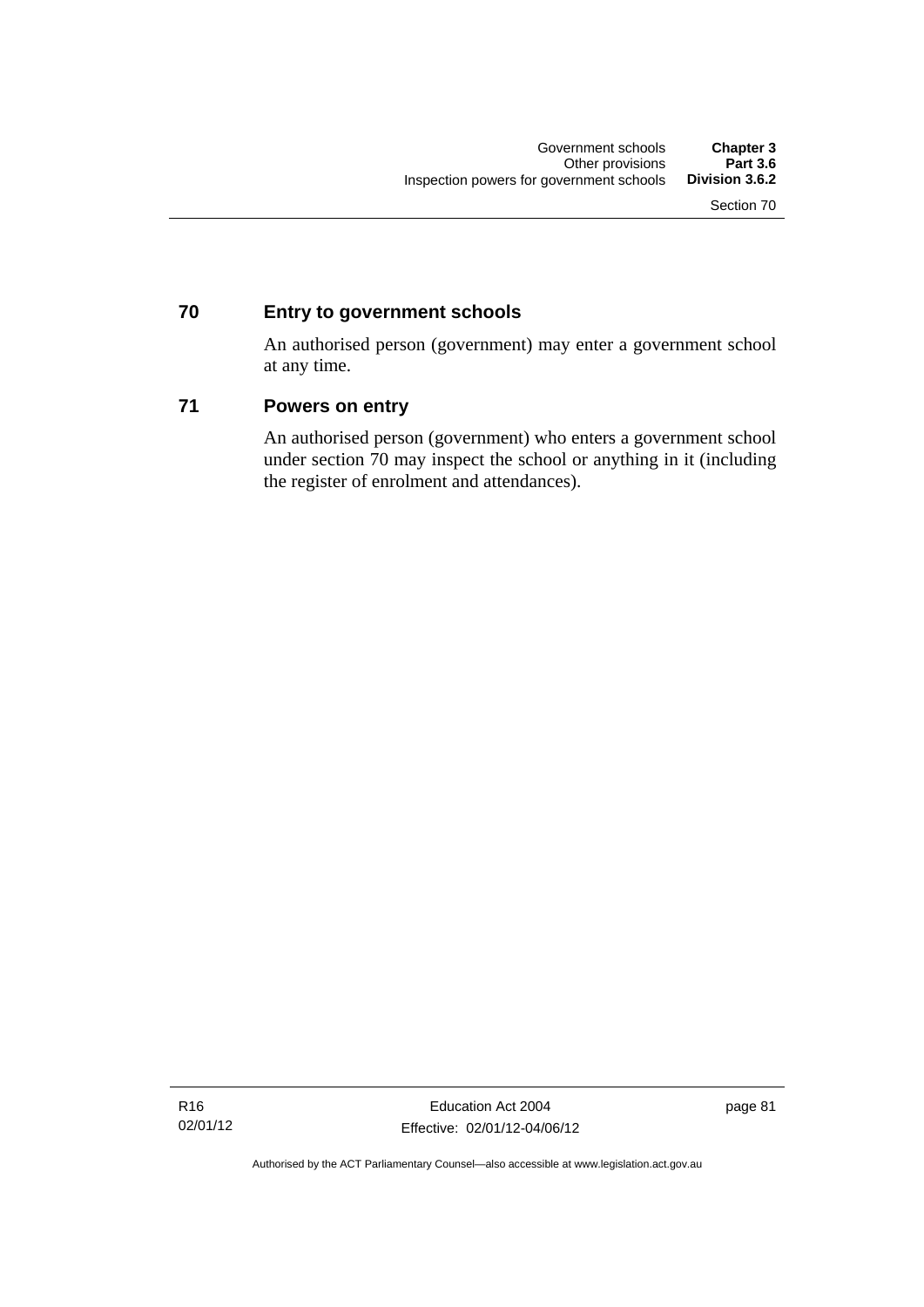## 70 Entry to government schools

An authorised person (government) may enter a government school at any time.

## 71 Powers on entry

An authorised person (government) who enters a government school under section 70 may inspect the school or anything in it (including the register of enrolment and attendances).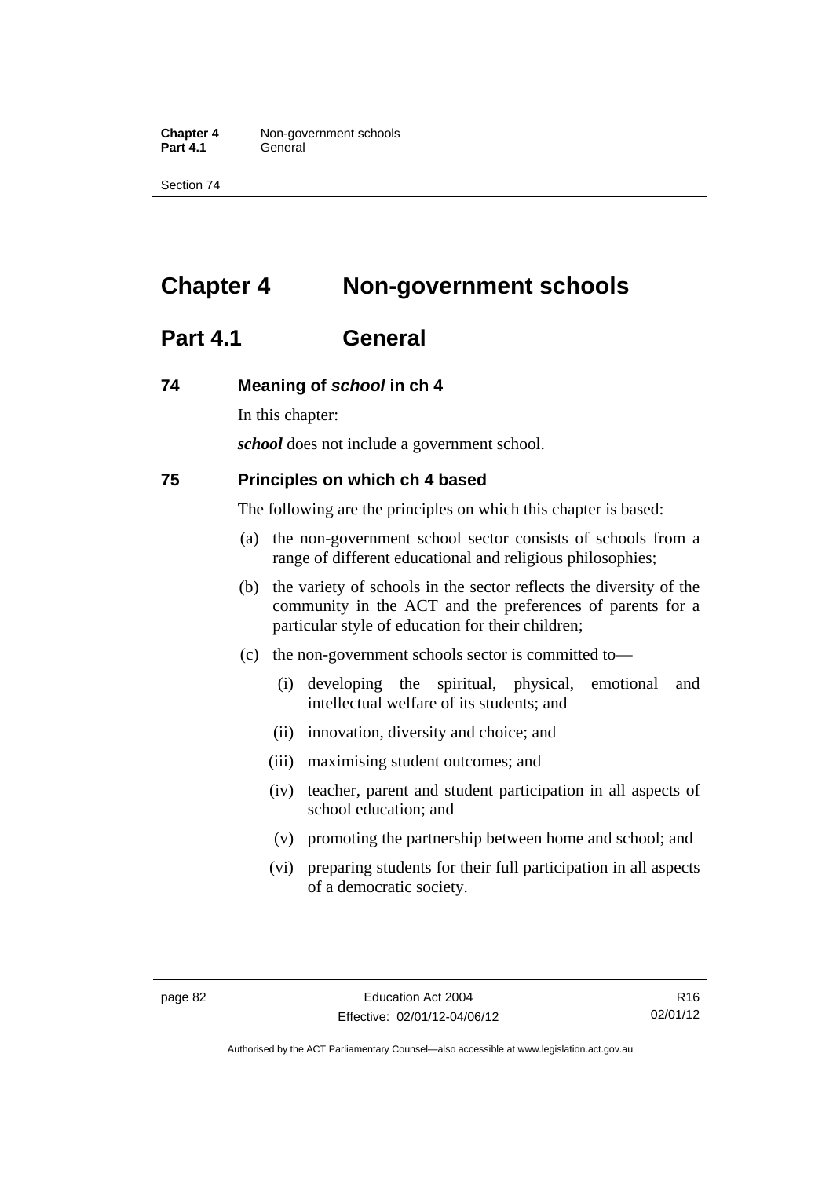# Chapter 4 Non-government schools

## Part 4.1 General

### 74 Meaning of *school* in ch 4

In this chapter:

***school*** does not include a government school.

### 75 Principles on which ch 4 based

The following are the principles on which this chapter is based:

(a) the non-government school sector consists of schools from a range of different educational and religious philosophies;

(b) the variety of schools in the sector reflects the diversity of the community in the ACT and the preferences of parents for a particular style of education for their children;

(c) the non-government schools sector is committed to—

(i) developing the spiritual, physical, emotional and intellectual welfare of its students; and

(ii) innovation, diversity and choice; and

(iii) maximising student outcomes; and

(iv) teacher, parent and student participation in all aspects of school education; and

(v) promoting the partnership between home and school; and

(vi) preparing students for their full participation in all aspects of a democratic society.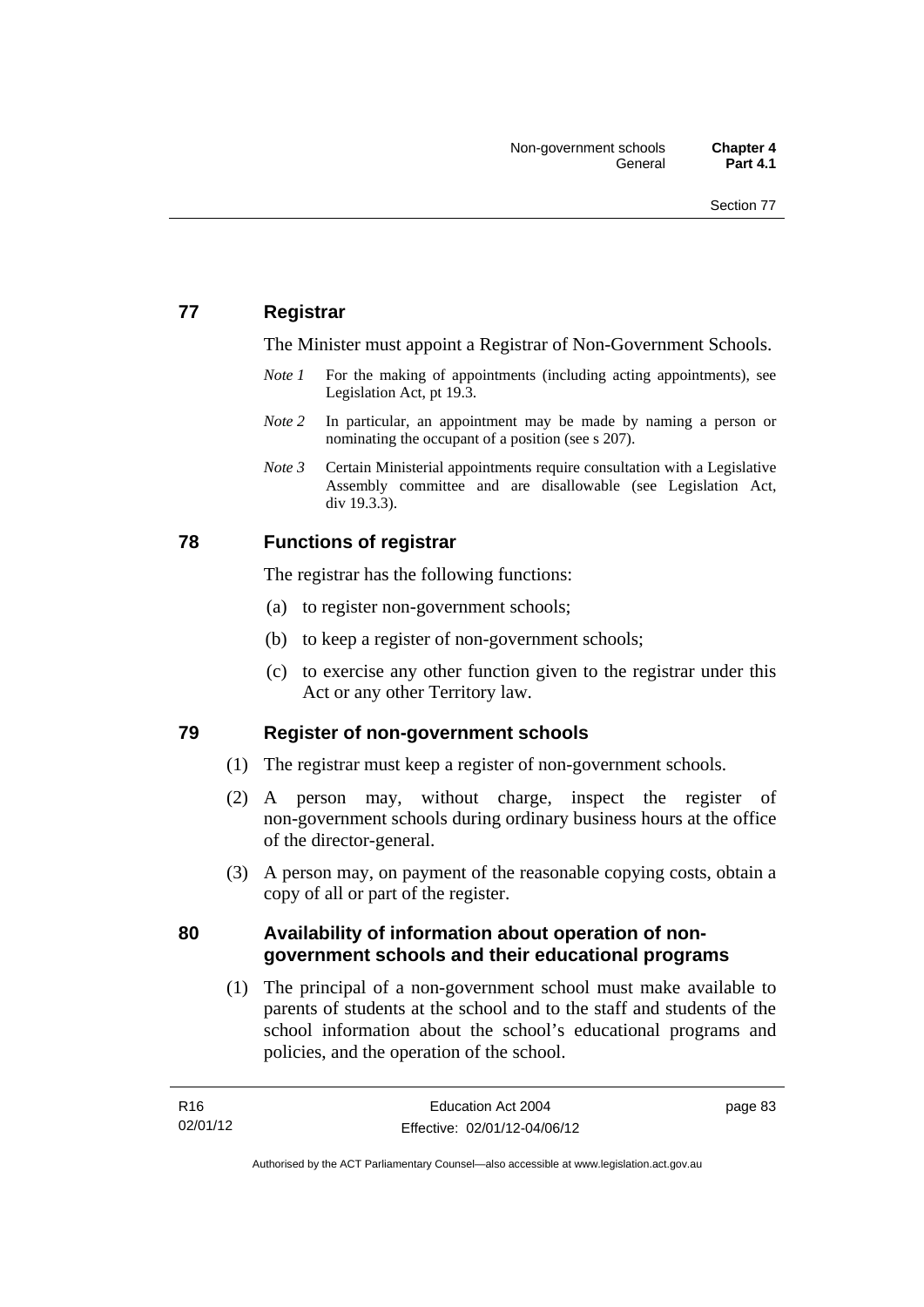## 77 Registrar

The Minister must appoint a Registrar of Non-Government Schools.

*Note 1* For the making of appointments (including acting appointments), see Legislation Act, pt 19.3.

*Note 2* In particular, an appointment may be made by naming a person or nominating the occupant of a position (see s 207).

*Note 3* Certain Ministerial appointments require consultation with a Legislative Assembly committee and are disallowable (see Legislation Act, div 19.3.3).

## 78 Functions of registrar

The registrar has the following functions:

(a) to register non-government schools;

(b) to keep a register of non-government schools;

(c) to exercise any other function given to the registrar under this Act or any other Territory law.

## 79 Register of non-government schools

(1) The registrar must keep a register of non-government schools.

(2) A person may, without charge, inspect the register of non-government schools during ordinary business hours at the office of the director-general.

(3) A person may, on payment of the reasonable copying costs, obtain a copy of all or part of the register.

## 80 Availability of information about operation of non-government schools and their educational programs

(1) The principal of a non-government school must make available to parents of students at the school and to the staff and students of the school information about the school's educational programs and policies, and the operation of the school.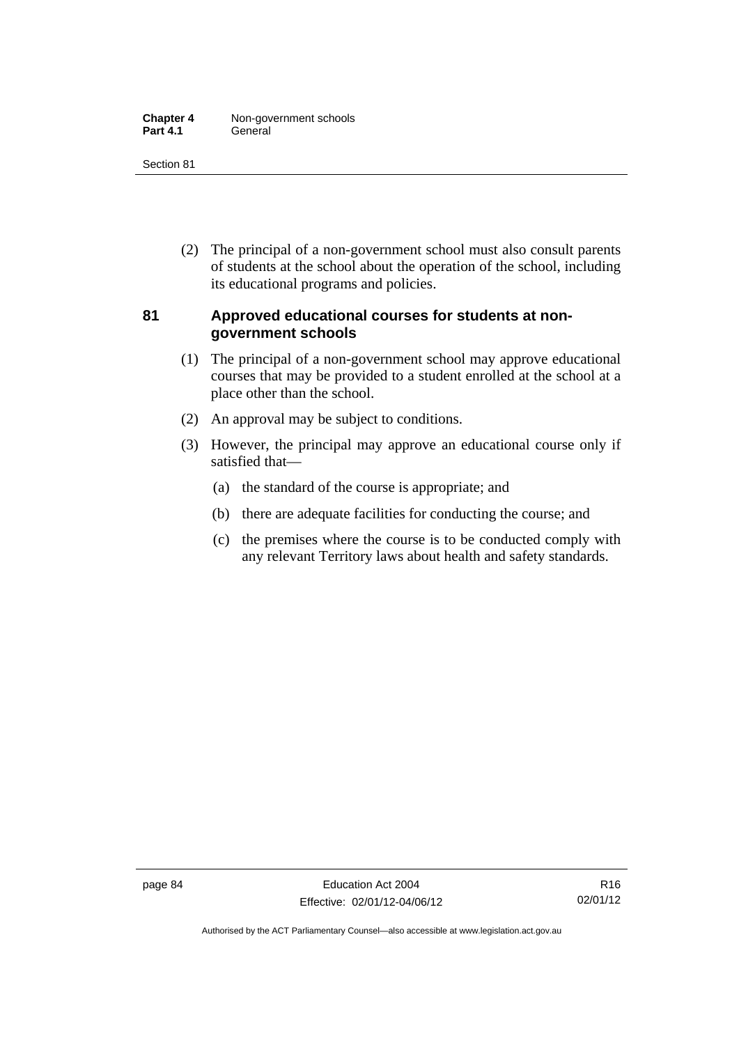(2) The principal of a non-government school must also consult parents of students at the school about the operation of the school, including its educational programs and policies.

## 81 Approved educational courses for students at non-government schools

(1) The principal of a non-government school may approve educational courses that may be provided to a student enrolled at the school at a place other than the school.

(2) An approval may be subject to conditions.

(3) However, the principal may approve an educational course only if satisfied that—

(a) the standard of the course is appropriate; and

(b) there are adequate facilities for conducting the course; and

(c) the premises where the course is to be conducted comply with any relevant Territory laws about health and safety standards.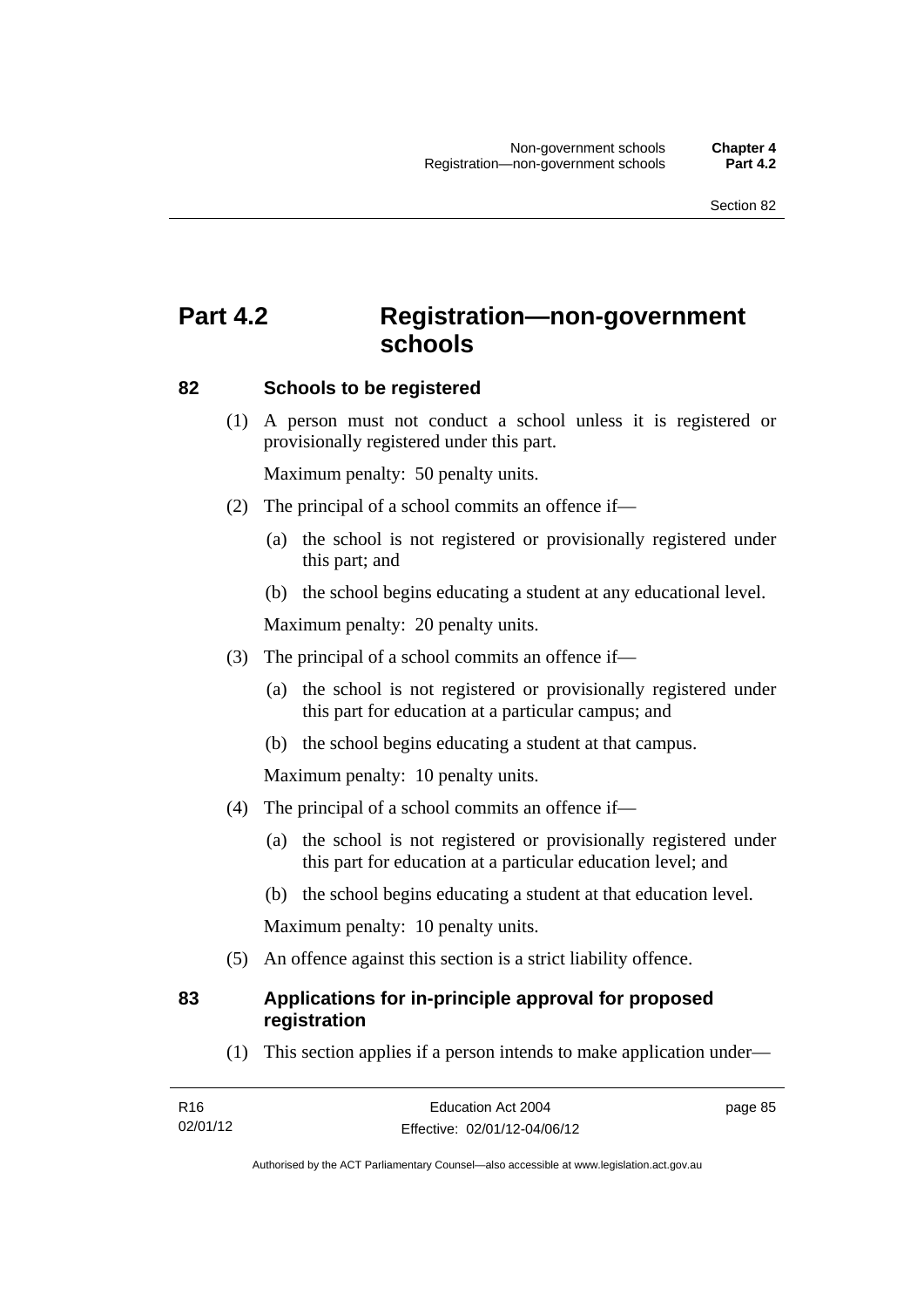# Part 4.2 Registration—non-government schools

## 82 Schools to be registered

(1) A person must not conduct a school unless it is registered or provisionally registered under this part.

Maximum penalty: 50 penalty units.

(2) The principal of a school commits an offence if—

(a) the school is not registered or provisionally registered under this part; and

(b) the school begins educating a student at any educational level.

Maximum penalty: 20 penalty units.

(3) The principal of a school commits an offence if—

(a) the school is not registered or provisionally registered under this part for education at a particular campus; and

(b) the school begins educating a student at that campus.

Maximum penalty: 10 penalty units.

(4) The principal of a school commits an offence if—

(a) the school is not registered or provisionally registered under this part for education at a particular education level; and

(b) the school begins educating a student at that education level.

Maximum penalty: 10 penalty units.

(5) An offence against this section is a strict liability offence.

## 83 Applications for in-principle approval for proposed registration

(1) This section applies if a person intends to make application under—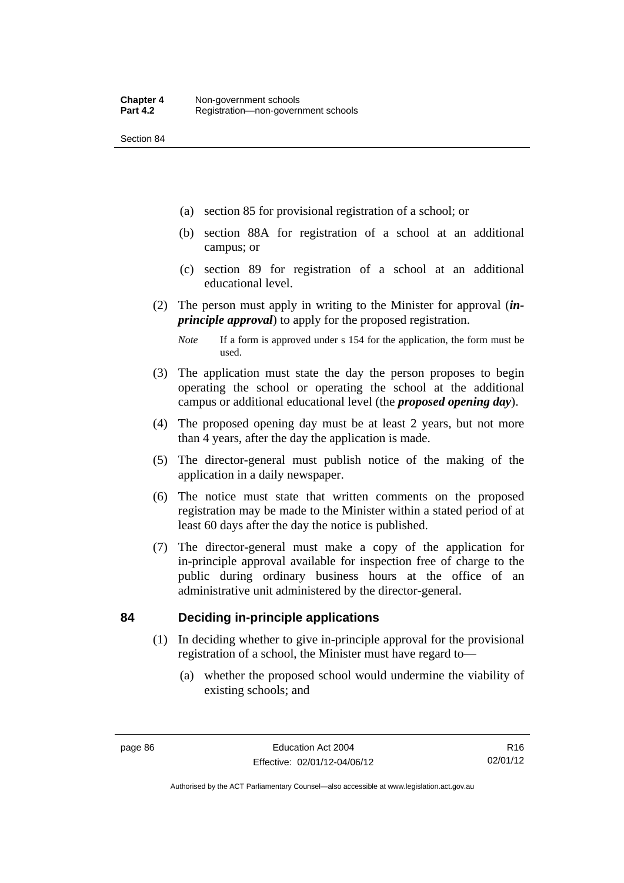(a) section 85 for provisional registration of a school; or

(b) section 88A for registration of a school at an additional campus; or

(c) section 89 for registration of a school at an additional educational level.

(2) The person must apply in writing to the Minister for approval (***in-principle approval***) to apply for the proposed registration.

*Note* If a form is approved under s 154 for the application, the form must be used.

(3) The application must state the day the person proposes to begin operating the school or operating the school at the additional campus or additional educational level (the ***proposed opening day***).

(4) The proposed opening day must be at least 2 years, but not more than 4 years, after the day the application is made.

(5) The director-general must publish notice of the making of the application in a daily newspaper.

(6) The notice must state that written comments on the proposed registration may be made to the Minister within a stated period of at least 60 days after the day the notice is published.

(7) The director-general must make a copy of the application for in-principle approval available for inspection free of charge to the public during ordinary business hours at the office of an administrative unit administered by the director-general.

## 84 Deciding in-principle applications

(1) In deciding whether to give in-principle approval for the provisional registration of a school, the Minister must have regard to—

(a) whether the proposed school would undermine the viability of existing schools; and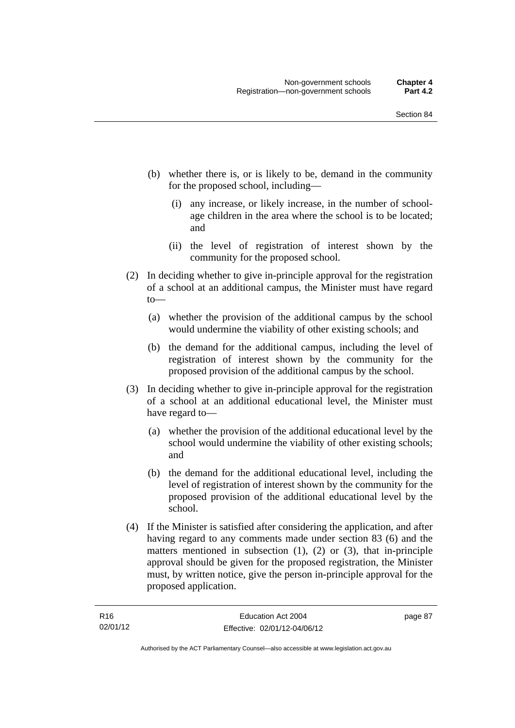(b) whether there is, or is likely to be, demand in the community for the proposed school, including—

  (i) any increase, or likely increase, in the number of school-age children in the area where the school is to be located; and

  (ii) the level of registration of interest shown by the community for the proposed school.

(2) In deciding whether to give in-principle approval for the registration of a school at an additional campus, the Minister must have regard to—

  (a) whether the provision of the additional campus by the school would undermine the viability of other existing schools; and

  (b) the demand for the additional campus, including the level of registration of interest shown by the community for the proposed provision of the additional campus by the school.

(3) In deciding whether to give in-principle approval for the registration of a school at an additional educational level, the Minister must have regard to—

  (a) whether the provision of the additional educational level by the school would undermine the viability of other existing schools; and

  (b) the demand for the additional educational level, including the level of registration of interest shown by the community for the proposed provision of the additional educational level by the school.

(4) If the Minister is satisfied after considering the application, and after having regard to any comments made under section 83 (6) and the matters mentioned in subsection (1), (2) or (3), that in-principle approval should be given for the proposed registration, the Minister must, by written notice, give the person in-principle approval for the proposed application.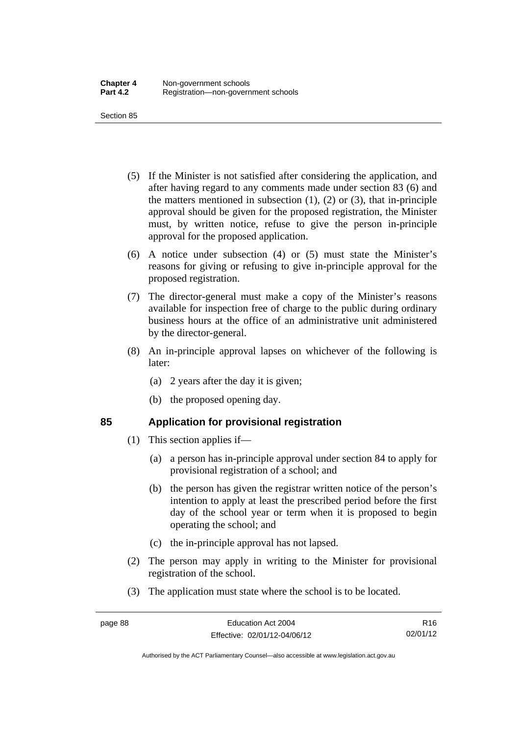(5) If the Minister is not satisfied after considering the application, and after having regard to any comments made under section 83 (6) and the matters mentioned in subsection (1), (2) or (3), that in-principle approval should be given for the proposed registration, the Minister must, by written notice, refuse to give the person in-principle approval for the proposed application.

(6) A notice under subsection (4) or (5) must state the Minister's reasons for giving or refusing to give in-principle approval for the proposed registration.

(7) The director-general must make a copy of the Minister's reasons available for inspection free of charge to the public during ordinary business hours at the office of an administrative unit administered by the director-general.

(8) An in-principle approval lapses on whichever of the following is later:

(a) 2 years after the day it is given;

(b) the proposed opening day.

## 85 Application for provisional registration

(1) This section applies if—

(a) a person has in-principle approval under section 84 to apply for provisional registration of a school; and

(b) the person has given the registrar written notice of the person's intention to apply at least the prescribed period before the first day of the school year or term when it is proposed to begin operating the school; and

(c) the in-principle approval has not lapsed.

(2) The person may apply in writing to the Minister for provisional registration of the school.

(3) The application must state where the school is to be located.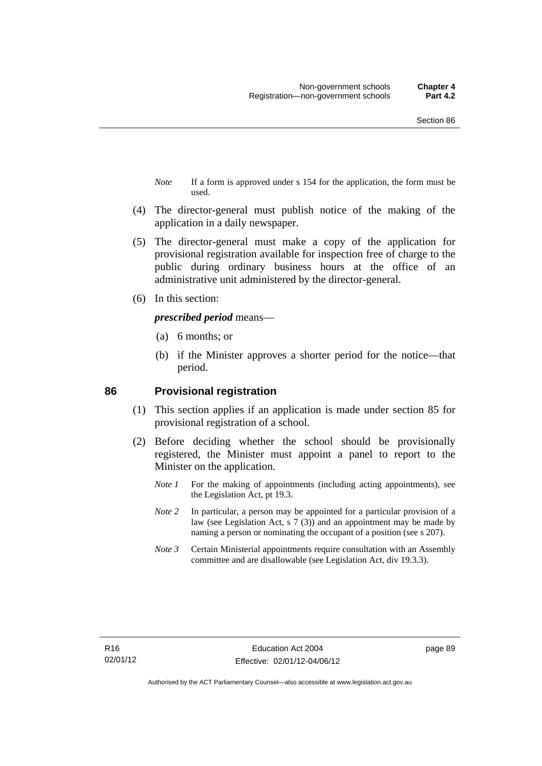*Note* If a form is approved under s 154 for the application, the form must be used.

(4) The director-general must publish notice of the making of the application in a daily newspaper.

(5) The director-general must make a copy of the application for provisional registration available for inspection free of charge to the public during ordinary business hours at the office of an administrative unit administered by the director-general.

(6) In this section:

***prescribed period*** means—

(a) 6 months; or

(b) if the Minister approves a shorter period for the notice—that period.

## 86 Provisional registration

(1) This section applies if an application is made under section 85 for provisional registration of a school.

(2) Before deciding whether the school should be provisionally registered, the Minister must appoint a panel to report to the Minister on the application.

*Note 1* For the making of appointments (including acting appointments), see the Legislation Act, pt 19.3.

*Note 2* In particular, a person may be appointed for a particular provision of a law (see Legislation Act, s 7 (3)) and an appointment may be made by naming a person or nominating the occupant of a position (see s 207).

*Note 3* Certain Ministerial appointments require consultation with an Assembly committee and are disallowable (see Legislation Act, div 19.3.3).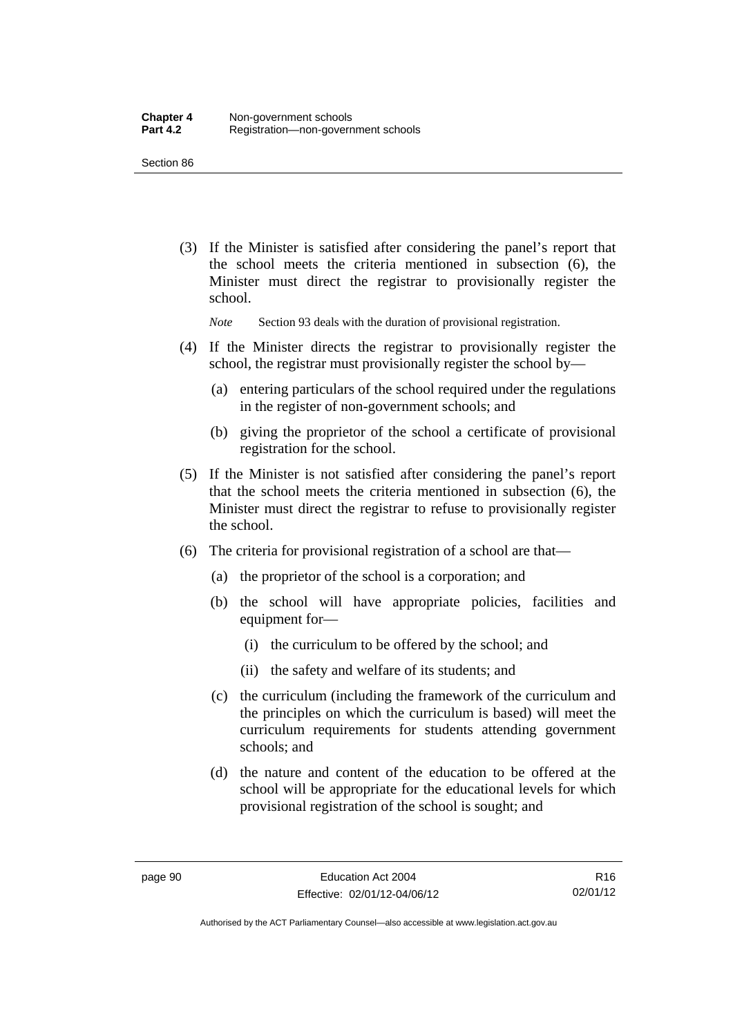(3) If the Minister is satisfied after considering the panel's report that the school meets the criteria mentioned in subsection (6), the Minister must direct the registrar to provisionally register the school.

*Note* Section 93 deals with the duration of provisional registration.

(4) If the Minister directs the registrar to provisionally register the school, the registrar must provisionally register the school by—

(a) entering particulars of the school required under the regulations in the register of non-government schools; and

(b) giving the proprietor of the school a certificate of provisional registration for the school.

(5) If the Minister is not satisfied after considering the panel's report that the school meets the criteria mentioned in subsection (6), the Minister must direct the registrar to refuse to provisionally register the school.

(6) The criteria for provisional registration of a school are that—

(a) the proprietor of the school is a corporation; and

(b) the school will have appropriate policies, facilities and equipment for—

(i) the curriculum to be offered by the school; and

(ii) the safety and welfare of its students; and

(c) the curriculum (including the framework of the curriculum and the principles on which the curriculum is based) will meet the curriculum requirements for students attending government schools; and

(d) the nature and content of the education to be offered at the school will be appropriate for the educational levels for which provisional registration of the school is sought; and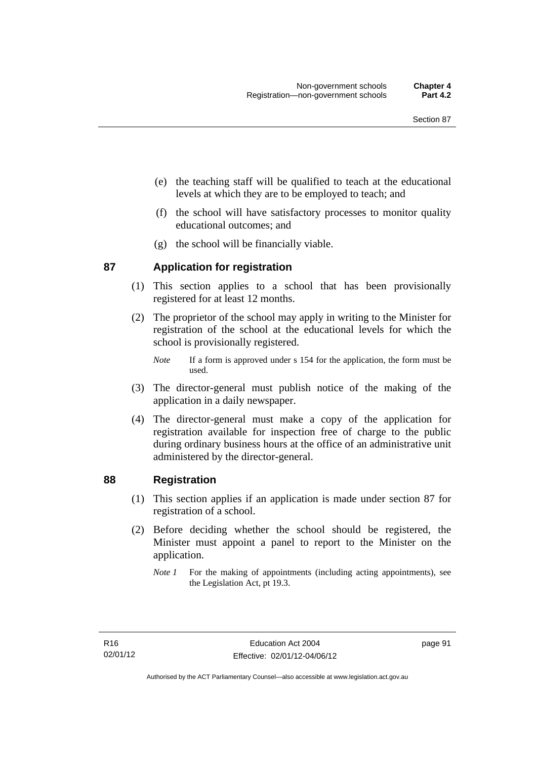(e) the teaching staff will be qualified to teach at the educational levels at which they are to be employed to teach; and

(f) the school will have satisfactory processes to monitor quality educational outcomes; and

(g) the school will be financially viable.

## 87 Application for registration

(1) This section applies to a school that has been provisionally registered for at least 12 months.

(2) The proprietor of the school may apply in writing to the Minister for registration of the school at the educational levels for which the school is provisionally registered.

*Note* If a form is approved under s 154 for the application, the form must be used.

(3) The director-general must publish notice of the making of the application in a daily newspaper.

(4) The director-general must make a copy of the application for registration available for inspection free of charge to the public during ordinary business hours at the office of an administrative unit administered by the director-general.

## 88 Registration

(1) This section applies if an application is made under section 87 for registration of a school.

(2) Before deciding whether the school should be registered, the Minister must appoint a panel to report to the Minister on the application.

*Note 1* For the making of appointments (including acting appointments), see the Legislation Act, pt 19.3.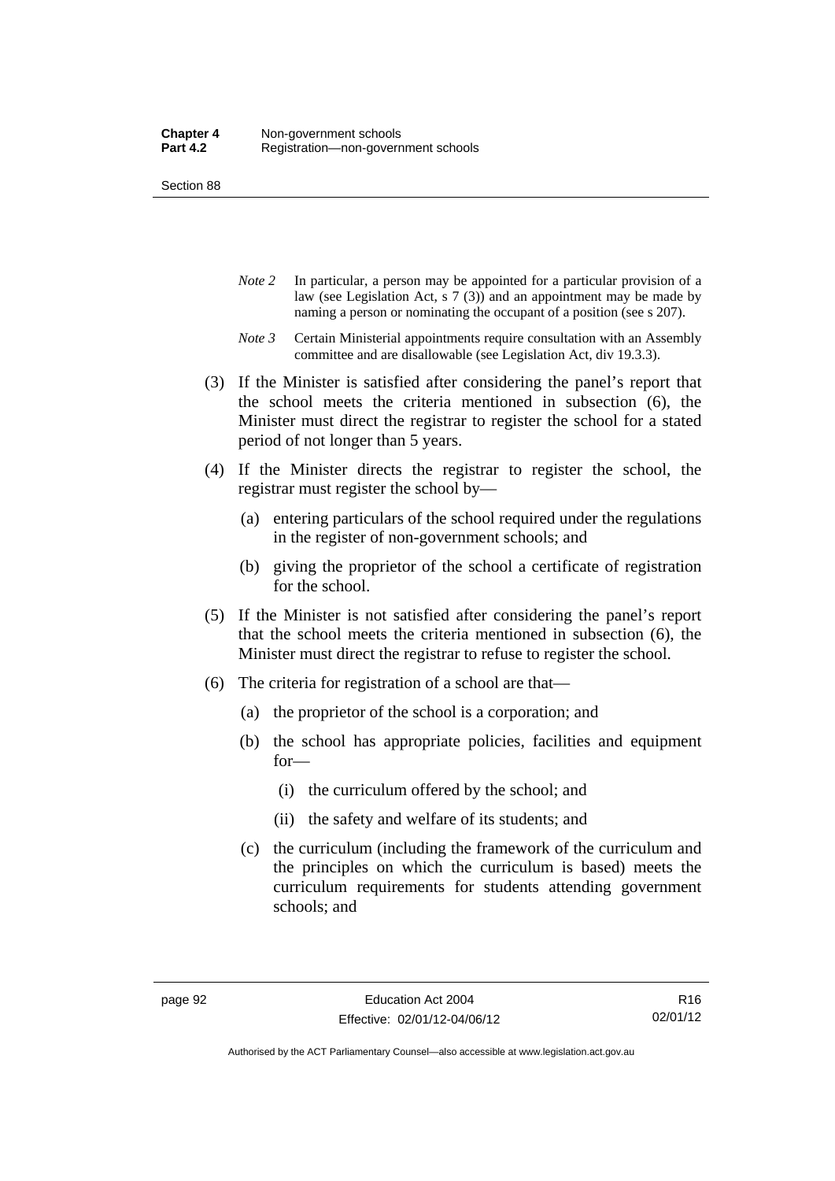*Note 2* In particular, a person may be appointed for a particular provision of a law (see Legislation Act, s 7 (3)) and an appointment may be made by naming a person or nominating the occupant of a position (see s 207).

*Note 3* Certain Ministerial appointments require consultation with an Assembly committee and are disallowable (see Legislation Act, div 19.3.3).

(3) If the Minister is satisfied after considering the panel's report that the school meets the criteria mentioned in subsection (6), the Minister must direct the registrar to register the school for a stated period of not longer than 5 years.

(4) If the Minister directs the registrar to register the school, the registrar must register the school by—

(a) entering particulars of the school required under the regulations in the register of non-government schools; and

(b) giving the proprietor of the school a certificate of registration for the school.

(5) If the Minister is not satisfied after considering the panel's report that the school meets the criteria mentioned in subsection (6), the Minister must direct the registrar to refuse to register the school.

(6) The criteria for registration of a school are that—

(a) the proprietor of the school is a corporation; and

(b) the school has appropriate policies, facilities and equipment for—

(i) the curriculum offered by the school; and

(ii) the safety and welfare of its students; and

(c) the curriculum (including the framework of the curriculum and the principles on which the curriculum is based) meets the curriculum requirements for students attending government schools; and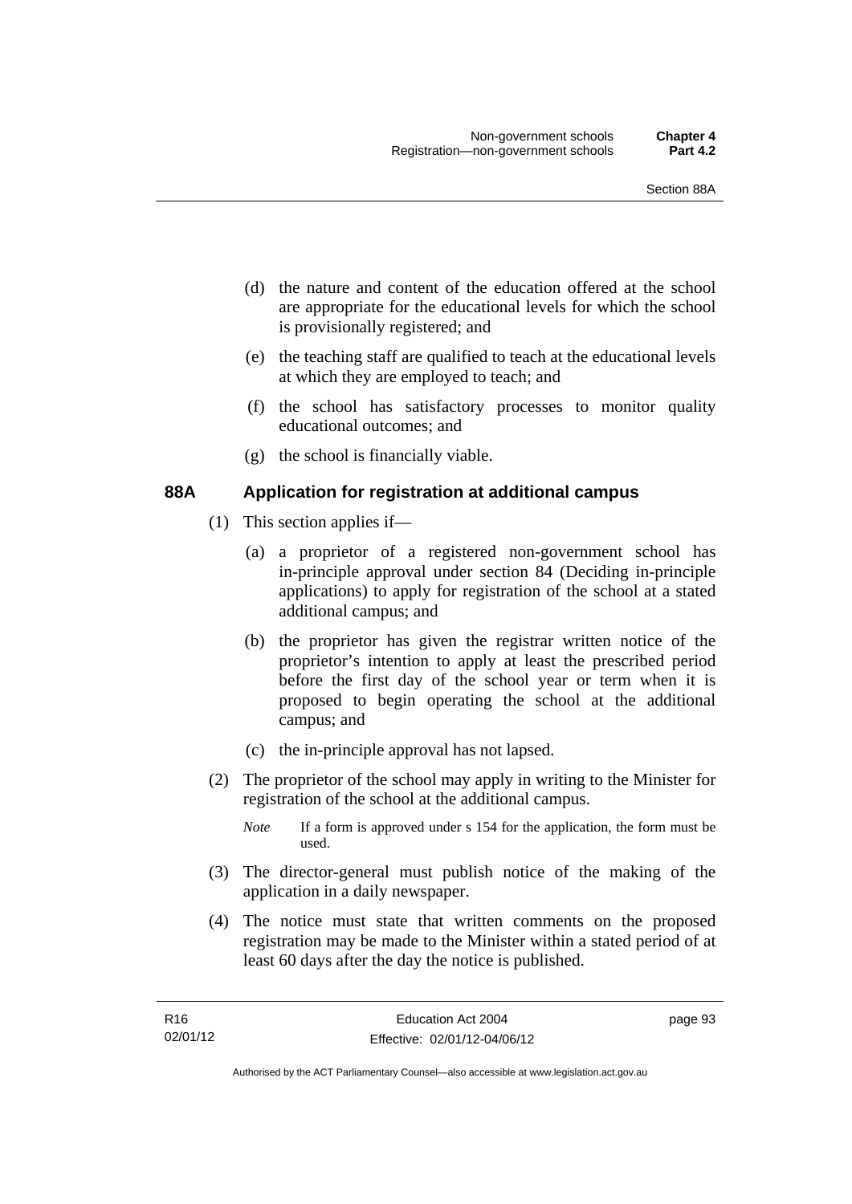(d) the nature and content of the education offered at the school are appropriate for the educational levels for which the school is provisionally registered; and

(e) the teaching staff are qualified to teach at the educational levels at which they are employed to teach; and

(f) the school has satisfactory processes to monitor quality educational outcomes; and

(g) the school is financially viable.

### 88A Application for registration at additional campus

(1) This section applies if—

(a) a proprietor of a registered non-government school has in-principle approval under section 84 (Deciding in-principle applications) to apply for registration of the school at a stated additional campus; and

(b) the proprietor has given the registrar written notice of the proprietor's intention to apply at least the prescribed period before the first day of the school year or term when it is proposed to begin operating the school at the additional campus; and

(c) the in-principle approval has not lapsed.

(2) The proprietor of the school may apply in writing to the Minister for registration of the school at the additional campus.

*Note* If a form is approved under s 154 for the application, the form must be used.

(3) The director-general must publish notice of the making of the application in a daily newspaper.

(4) The notice must state that written comments on the proposed registration may be made to the Minister within a stated period of at least 60 days after the day the notice is published.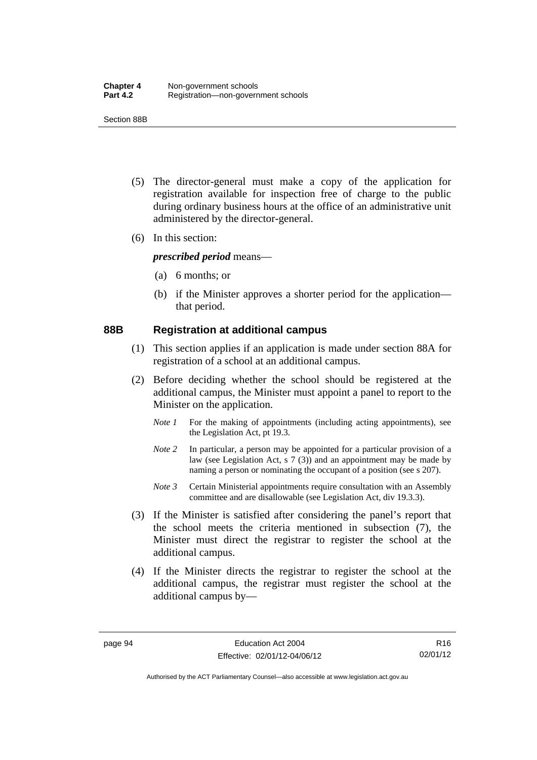(5) The director-general must make a copy of the application for registration available for inspection free of charge to the public during ordinary business hours at the office of an administrative unit administered by the director-general.

(6) In this section:

***prescribed period*** means—

(a) 6 months; or

(b) if the Minister approves a shorter period for the application—that period.

## 88B Registration at additional campus

(1) This section applies if an application is made under section 88A for registration of a school at an additional campus.

(2) Before deciding whether the school should be registered at the additional campus, the Minister must appoint a panel to report to the Minister on the application.

*Note 1* For the making of appointments (including acting appointments), see the Legislation Act, pt 19.3.

*Note 2* In particular, a person may be appointed for a particular provision of a law (see Legislation Act, s 7 (3)) and an appointment may be made by naming a person or nominating the occupant of a position (see s 207).

*Note 3* Certain Ministerial appointments require consultation with an Assembly committee and are disallowable (see Legislation Act, div 19.3.3).

(3) If the Minister is satisfied after considering the panel's report that the school meets the criteria mentioned in subsection (7), the Minister must direct the registrar to register the school at the additional campus.

(4) If the Minister directs the registrar to register the school at the additional campus, the registrar must register the school at the additional campus by—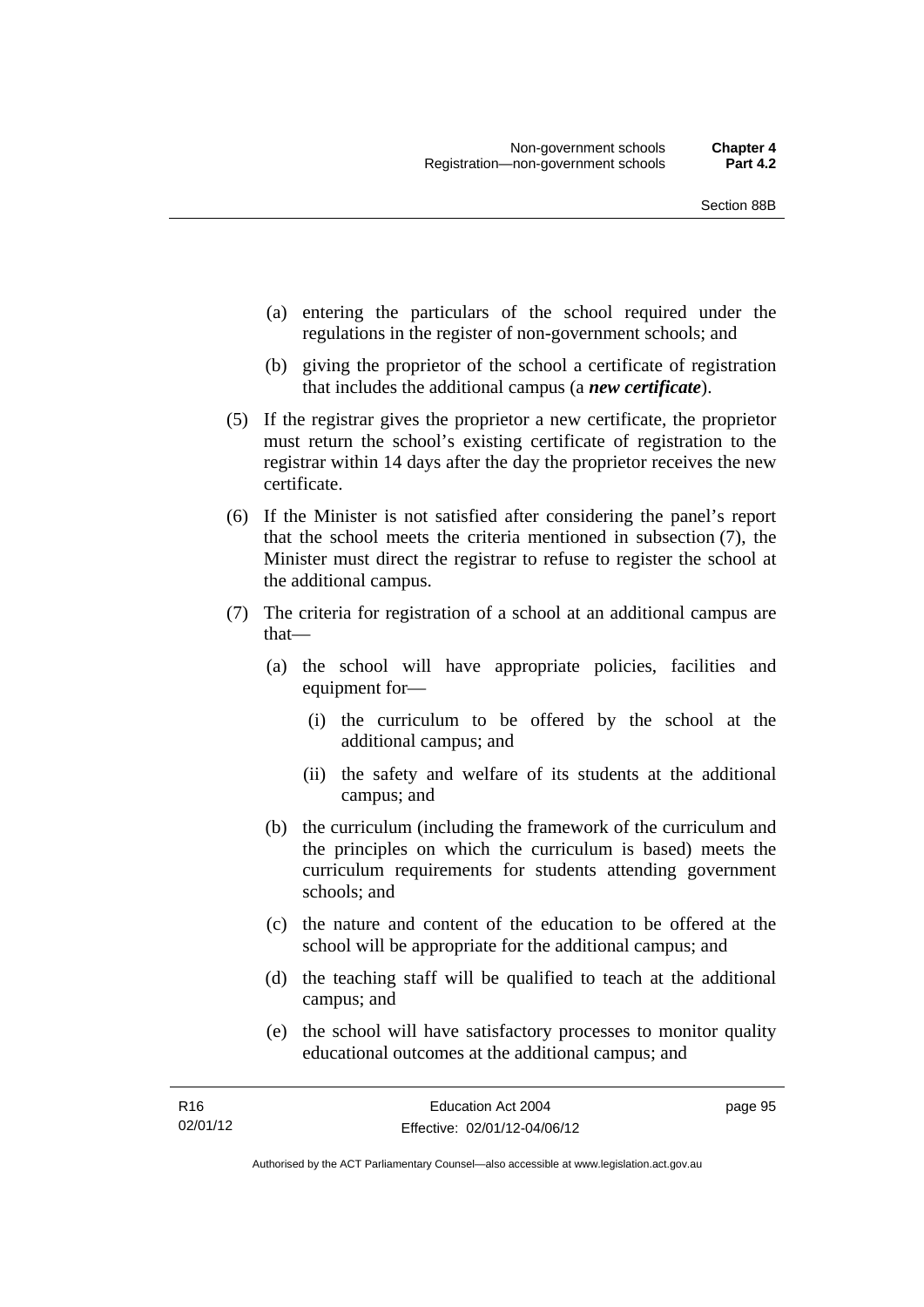(a) entering the particulars of the school required under the regulations in the register of non-government schools; and

(b) giving the proprietor of the school a certificate of registration that includes the additional campus (a ***new certificate***).

(5) If the registrar gives the proprietor a new certificate, the proprietor must return the school's existing certificate of registration to the registrar within 14 days after the day the proprietor receives the new certificate.

(6) If the Minister is not satisfied after considering the panel's report that the school meets the criteria mentioned in subsection (7), the Minister must direct the registrar to refuse to register the school at the additional campus.

(7) The criteria for registration of a school at an additional campus are that—

(a) the school will have appropriate policies, facilities and equipment for—

(i) the curriculum to be offered by the school at the additional campus; and

(ii) the safety and welfare of its students at the additional campus; and

(b) the curriculum (including the framework of the curriculum and the principles on which the curriculum is based) meets the curriculum requirements for students attending government schools; and

(c) the nature and content of the education to be offered at the school will be appropriate for the additional campus; and

(d) the teaching staff will be qualified to teach at the additional campus; and

(e) the school will have satisfactory processes to monitor quality educational outcomes at the additional campus; and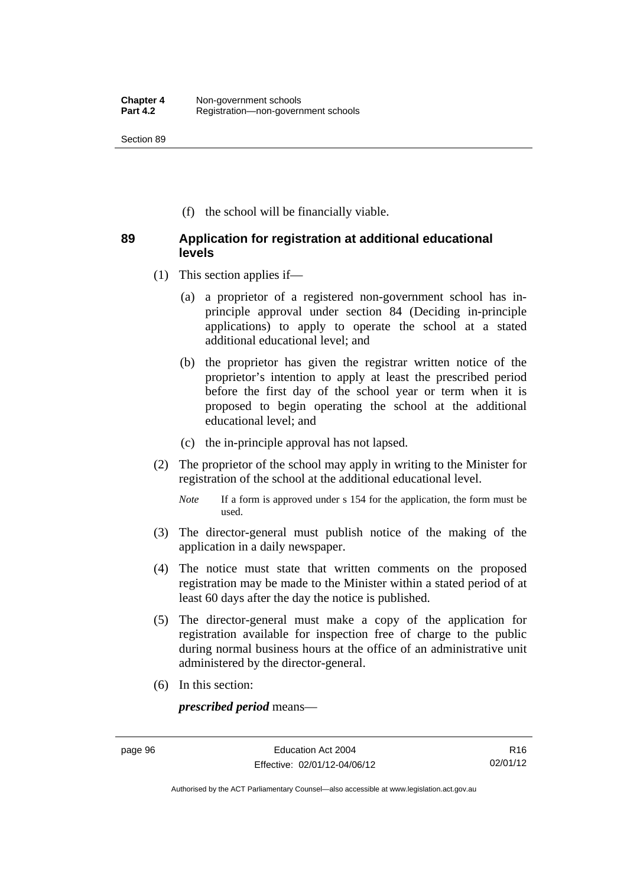(f) the school will be financially viable.

## 89 Application for registration at additional educational levels

(1) This section applies if—

(a) a proprietor of a registered non-government school has in-principle approval under section 84 (Deciding in-principle applications) to apply to operate the school at a stated additional educational level; and

(b) the proprietor has given the registrar written notice of the proprietor's intention to apply at least the prescribed period before the first day of the school year or term when it is proposed to begin operating the school at the additional educational level; and

(c) the in-principle approval has not lapsed.

(2) The proprietor of the school may apply in writing to the Minister for registration of the school at the additional educational level.

*Note* If a form is approved under s 154 for the application, the form must be used.

(3) The director-general must publish notice of the making of the application in a daily newspaper.

(4) The notice must state that written comments on the proposed registration may be made to the Minister within a stated period of at least 60 days after the day the notice is published.

(5) The director-general must make a copy of the application for registration available for inspection free of charge to the public during normal business hours at the office of an administrative unit administered by the director-general.

(6) In this section:

***prescribed period*** means—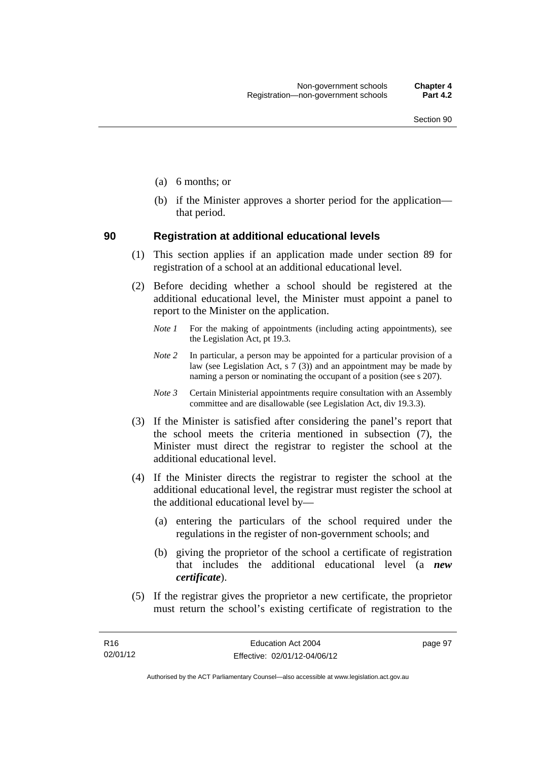(a) 6 months; or

(b) if the Minister approves a shorter period for the application—that period.

## 90 Registration at additional educational levels

(1) This section applies if an application made under section 89 for registration of a school at an additional educational level.

(2) Before deciding whether a school should be registered at the additional educational level, the Minister must appoint a panel to report to the Minister on the application.

*Note 1* For the making of appointments (including acting appointments), see the Legislation Act, pt 19.3.

*Note 2* In particular, a person may be appointed for a particular provision of a law (see Legislation Act, s 7 (3)) and an appointment may be made by naming a person or nominating the occupant of a position (see s 207).

*Note 3* Certain Ministerial appointments require consultation with an Assembly committee and are disallowable (see Legislation Act, div 19.3.3).

(3) If the Minister is satisfied after considering the panel's report that the school meets the criteria mentioned in subsection (7), the Minister must direct the registrar to register the school at the additional educational level.

(4) If the Minister directs the registrar to register the school at the additional educational level, the registrar must register the school at the additional educational level by—

(a) entering the particulars of the school required under the regulations in the register of non-government schools; and

(b) giving the proprietor of the school a certificate of registration that includes the additional educational level (a ***new certificate***).

(5) If the registrar gives the proprietor a new certificate, the proprietor must return the school's existing certificate of registration to the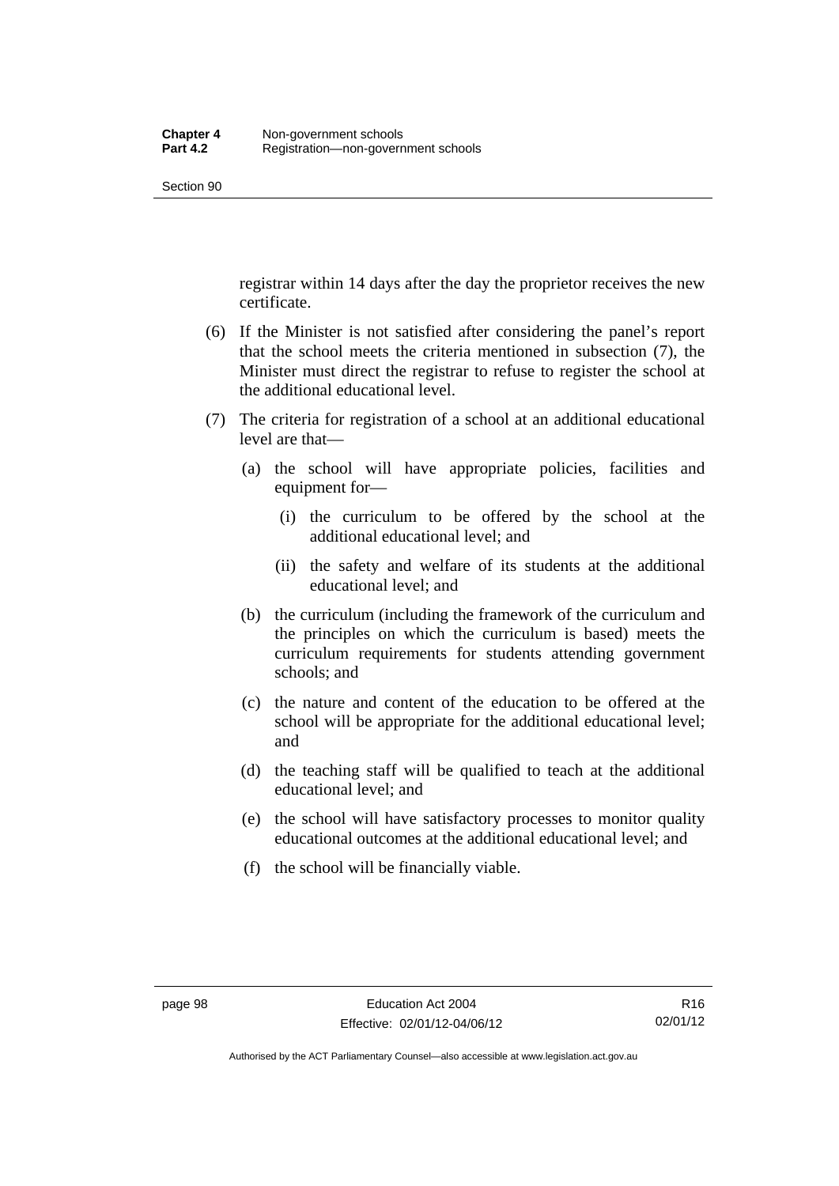registrar within 14 days after the day the proprietor receives the new certificate.

(6) If the Minister is not satisfied after considering the panel's report that the school meets the criteria mentioned in subsection (7), the Minister must direct the registrar to refuse to register the school at the additional educational level.

(7) The criteria for registration of a school at an additional educational level are that—

(a) the school will have appropriate policies, facilities and equipment for—

(i) the curriculum to be offered by the school at the additional educational level; and

(ii) the safety and welfare of its students at the additional educational level; and

(b) the curriculum (including the framework of the curriculum and the principles on which the curriculum is based) meets the curriculum requirements for students attending government schools; and

(c) the nature and content of the education to be offered at the school will be appropriate for the additional educational level; and

(d) the teaching staff will be qualified to teach at the additional educational level; and

(e) the school will have satisfactory processes to monitor quality educational outcomes at the additional educational level; and

(f) the school will be financially viable.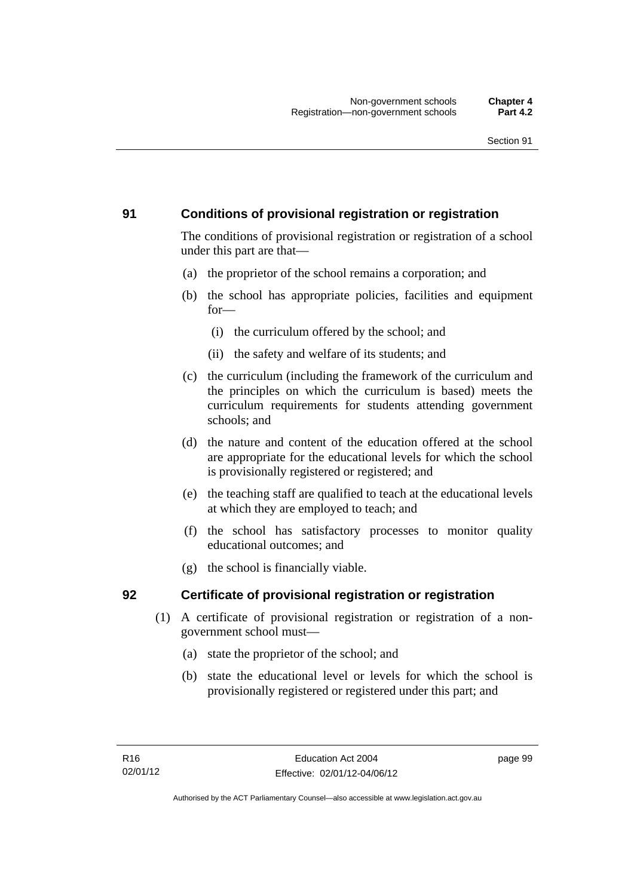## 91 Conditions of provisional registration or registration

The conditions of provisional registration or registration of a school under this part are that—

(a) the proprietor of the school remains a corporation; and

(b) the school has appropriate policies, facilities and equipment for—

(i) the curriculum offered by the school; and

(ii) the safety and welfare of its students; and

(c) the curriculum (including the framework of the curriculum and the principles on which the curriculum is based) meets the curriculum requirements for students attending government schools; and

(d) the nature and content of the education offered at the school are appropriate for the educational levels for which the school is provisionally registered or registered; and

(e) the teaching staff are qualified to teach at the educational levels at which they are employed to teach; and

(f) the school has satisfactory processes to monitor quality educational outcomes; and

(g) the school is financially viable.

## 92 Certificate of provisional registration or registration

(1) A certificate of provisional registration or registration of a non-government school must—

(a) state the proprietor of the school; and

(b) state the educational level or levels for which the school is provisionally registered or registered under this part; and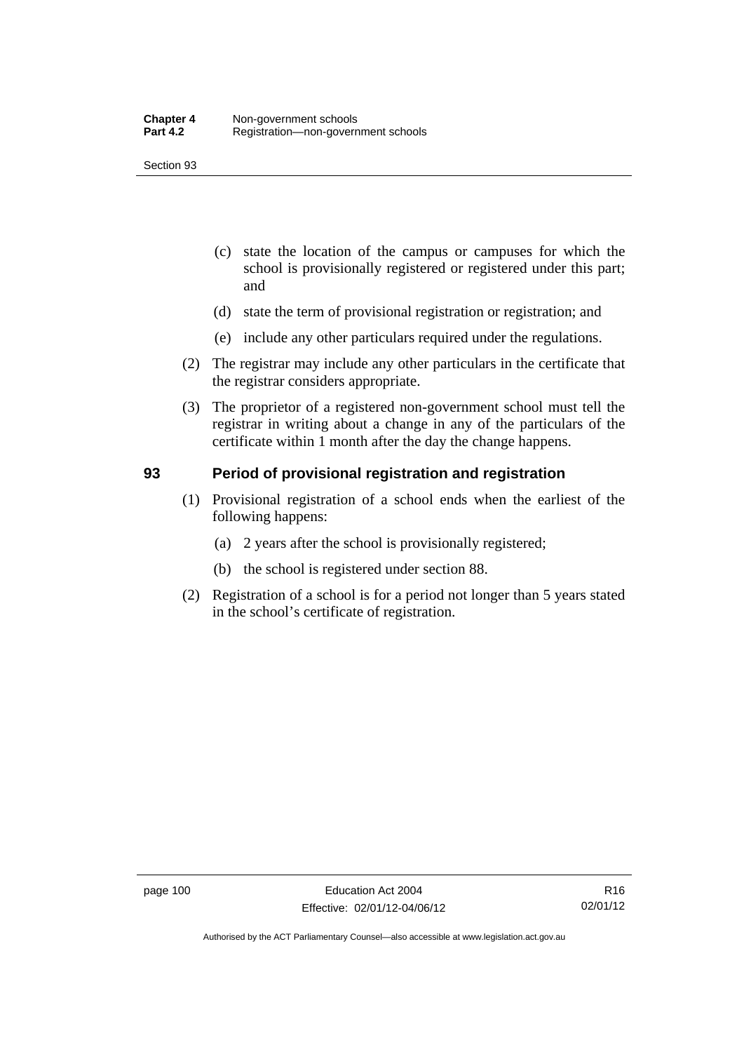(c) state the location of the campus or campuses for which the school is provisionally registered or registered under this part; and

(d) state the term of provisional registration or registration; and

(e) include any other particulars required under the regulations.

(2) The registrar may include any other particulars in the certificate that the registrar considers appropriate.

(3) The proprietor of a registered non-government school must tell the registrar in writing about a change in any of the particulars of the certificate within 1 month after the day the change happens.

## 93 Period of provisional registration and registration

(1) Provisional registration of a school ends when the earliest of the following happens:

(a) 2 years after the school is provisionally registered;

(b) the school is registered under section 88.

(2) Registration of a school is for a period not longer than 5 years stated in the school's certificate of registration.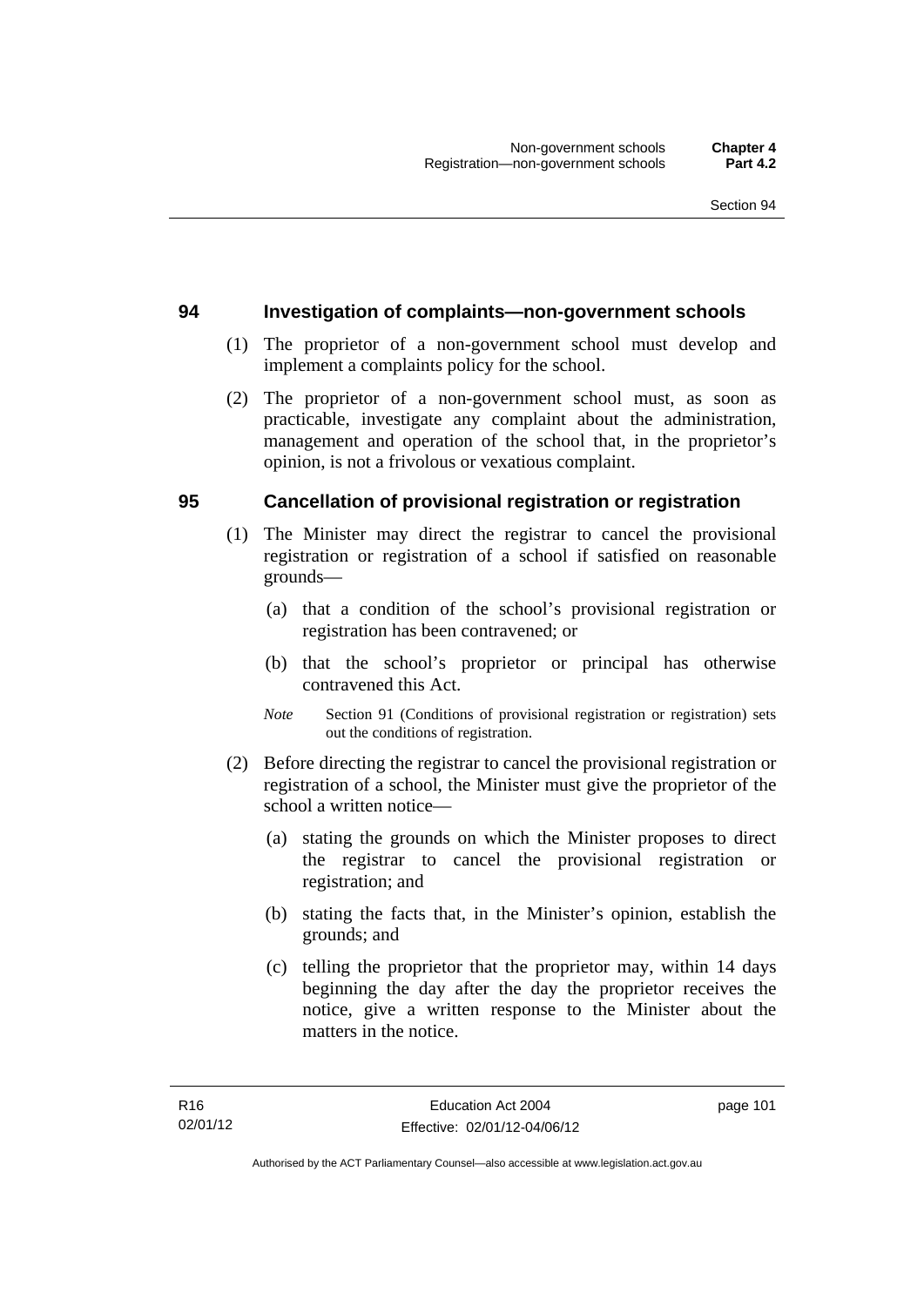## 94 Investigation of complaints—non-government schools

(1) The proprietor of a non-government school must develop and implement a complaints policy for the school.

(2) The proprietor of a non-government school must, as soon as practicable, investigate any complaint about the administration, management and operation of the school that, in the proprietor's opinion, is not a frivolous or vexatious complaint.

## 95 Cancellation of provisional registration or registration

(1) The Minister may direct the registrar to cancel the provisional registration or registration of a school if satisfied on reasonable grounds—

(a) that a condition of the school's provisional registration or registration has been contravened; or

(b) that the school's proprietor or principal has otherwise contravened this Act.

*Note* Section 91 (Conditions of provisional registration or registration) sets out the conditions of registration.

(2) Before directing the registrar to cancel the provisional registration or registration of a school, the Minister must give the proprietor of the school a written notice—

(a) stating the grounds on which the Minister proposes to direct the registrar to cancel the provisional registration or registration; and

(b) stating the facts that, in the Minister's opinion, establish the grounds; and

(c) telling the proprietor that the proprietor may, within 14 days beginning the day after the day the proprietor receives the notice, give a written response to the Minister about the matters in the notice.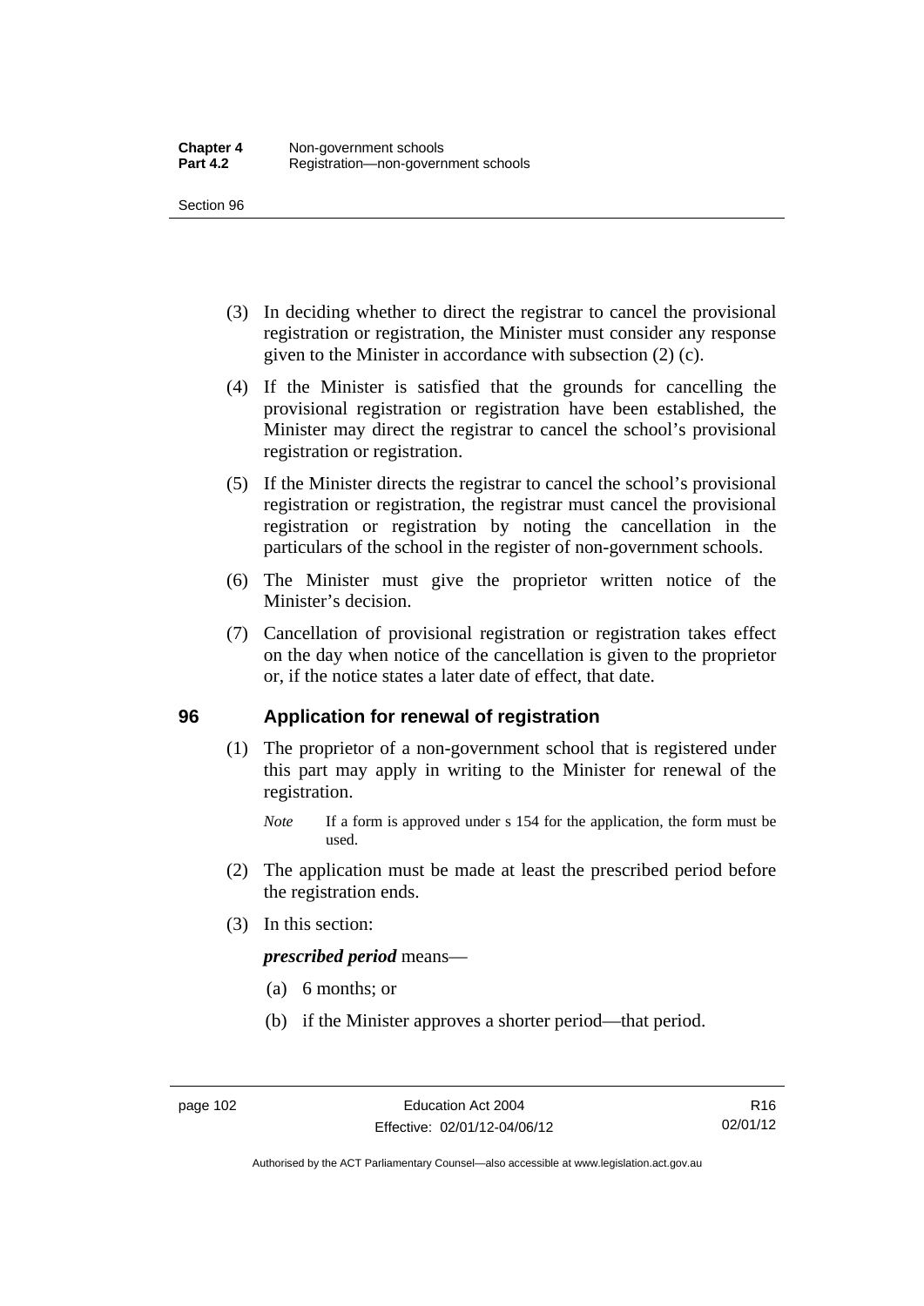(3) In deciding whether to direct the registrar to cancel the provisional registration or registration, the Minister must consider any response given to the Minister in accordance with subsection (2) (c).

(4) If the Minister is satisfied that the grounds for cancelling the provisional registration or registration have been established, the Minister may direct the registrar to cancel the school's provisional registration or registration.

(5) If the Minister directs the registrar to cancel the school's provisional registration or registration, the registrar must cancel the provisional registration or registration by noting the cancellation in the particulars of the school in the register of non-government schools.

(6) The Minister must give the proprietor written notice of the Minister's decision.

(7) Cancellation of provisional registration or registration takes effect on the day when notice of the cancellation is given to the proprietor or, if the notice states a later date of effect, that date.

## 96 Application for renewal of registration

(1) The proprietor of a non-government school that is registered under this part may apply in writing to the Minister for renewal of the registration.

*Note* If a form is approved under s 154 for the application, the form must be used.

(2) The application must be made at least the prescribed period before the registration ends.

(3) In this section:

***prescribed period*** means—

(a) 6 months; or

(b) if the Minister approves a shorter period—that period.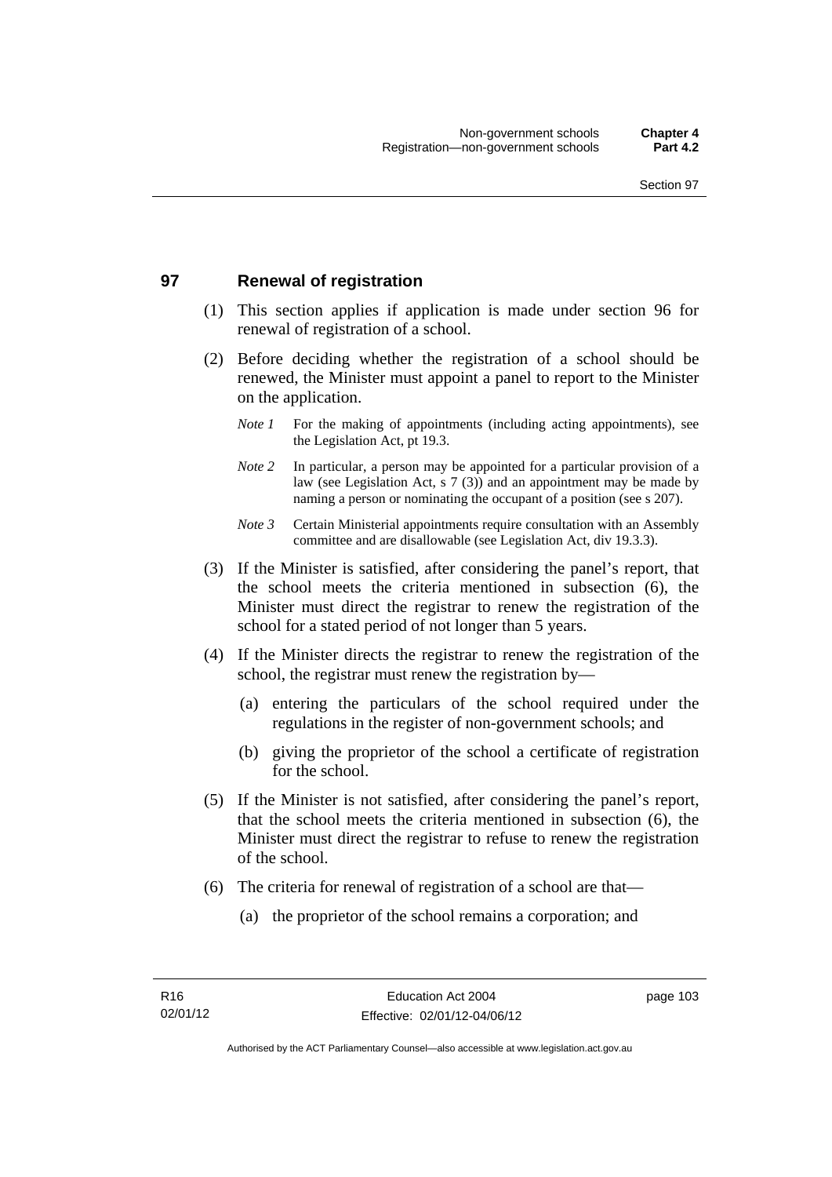## 97 Renewal of registration

(1) This section applies if application is made under section 96 for renewal of registration of a school.

(2) Before deciding whether the registration of a school should be renewed, the Minister must appoint a panel to report to the Minister on the application.

*Note 1* For the making of appointments (including acting appointments), see the Legislation Act, pt 19.3.

*Note 2* In particular, a person may be appointed for a particular provision of a law (see Legislation Act, s 7 (3)) and an appointment may be made by naming a person or nominating the occupant of a position (see s 207).

*Note 3* Certain Ministerial appointments require consultation with an Assembly committee and are disallowable (see Legislation Act, div 19.3.3).

(3) If the Minister is satisfied, after considering the panel's report, that the school meets the criteria mentioned in subsection (6), the Minister must direct the registrar to renew the registration of the school for a stated period of not longer than 5 years.

(4) If the Minister directs the registrar to renew the registration of the school, the registrar must renew the registration by—

(a) entering the particulars of the school required under the regulations in the register of non-government schools; and

(b) giving the proprietor of the school a certificate of registration for the school.

(5) If the Minister is not satisfied, after considering the panel's report, that the school meets the criteria mentioned in subsection (6), the Minister must direct the registrar to refuse to renew the registration of the school.

(6) The criteria for renewal of registration of a school are that—

(a) the proprietor of the school remains a corporation; and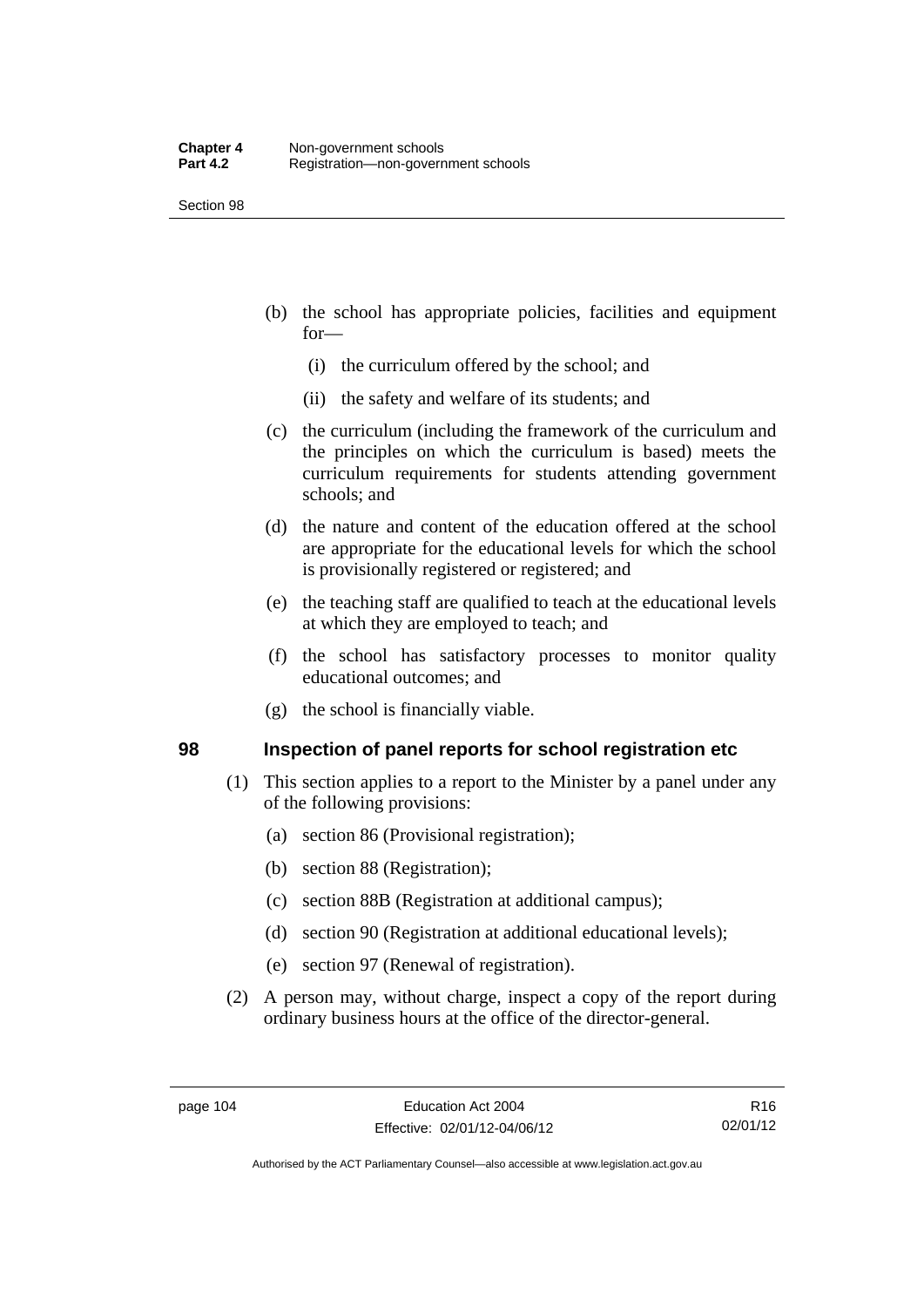(b) the school has appropriate policies, facilities and equipment for—

   (i) the curriculum offered by the school; and

   (ii) the safety and welfare of its students; and

(c) the curriculum (including the framework of the curriculum and the principles on which the curriculum is based) meets the curriculum requirements for students attending government schools; and

(d) the nature and content of the education offered at the school are appropriate for the educational levels for which the school is provisionally registered or registered; and

(e) the teaching staff are qualified to teach at the educational levels at which they are employed to teach; and

(f) the school has satisfactory processes to monitor quality educational outcomes; and

(g) the school is financially viable.

## 98 Inspection of panel reports for school registration etc

(1) This section applies to a report to the Minister by a panel under any of the following provisions:

   (a) section 86 (Provisional registration);

   (b) section 88 (Registration);

   (c) section 88B (Registration at additional campus);

   (d) section 90 (Registration at additional educational levels);

   (e) section 97 (Renewal of registration).

(2) A person may, without charge, inspect a copy of the report during ordinary business hours at the office of the director-general.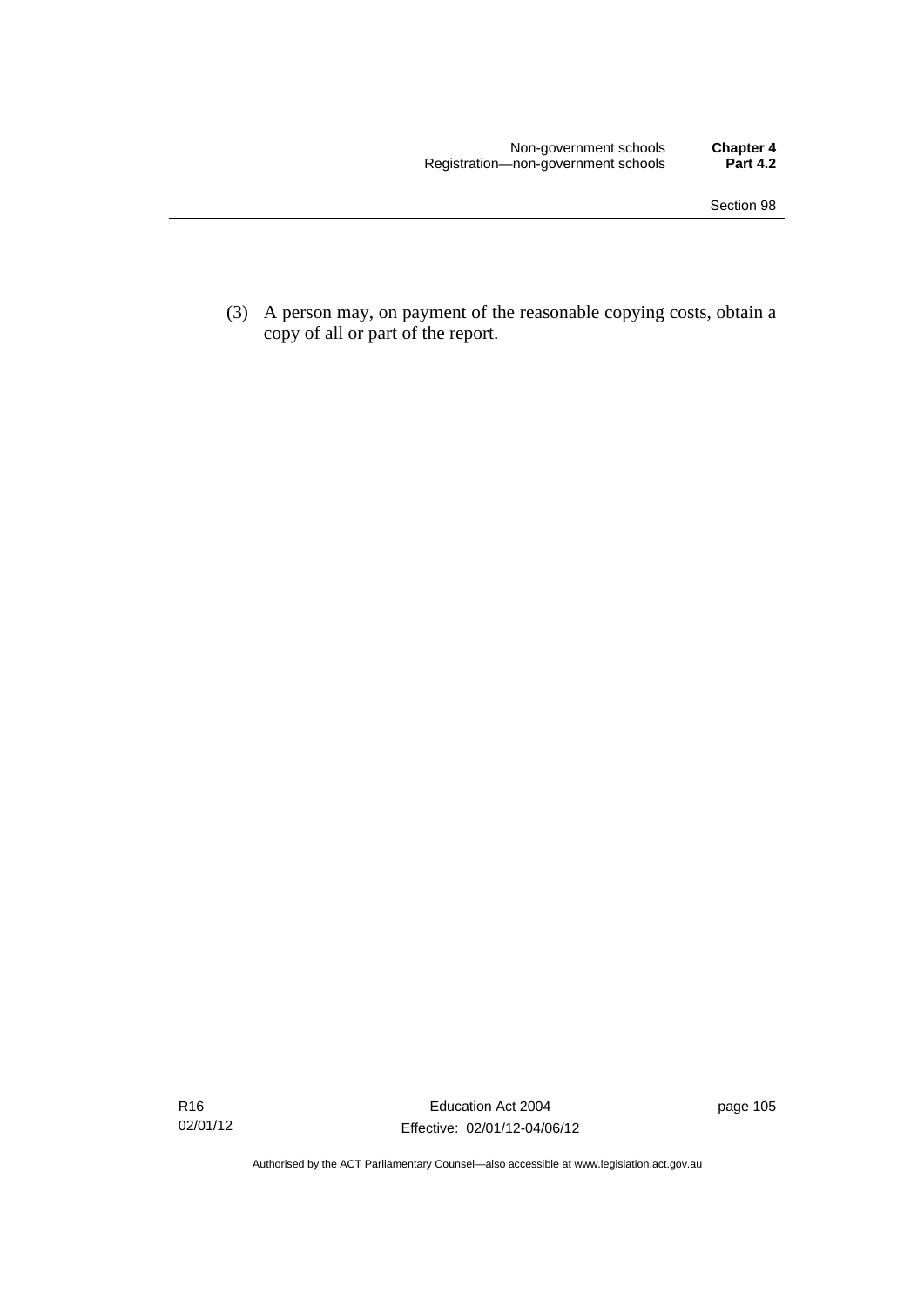(3) A person may, on payment of the reasonable copying costs, obtain a copy of all or part of the report.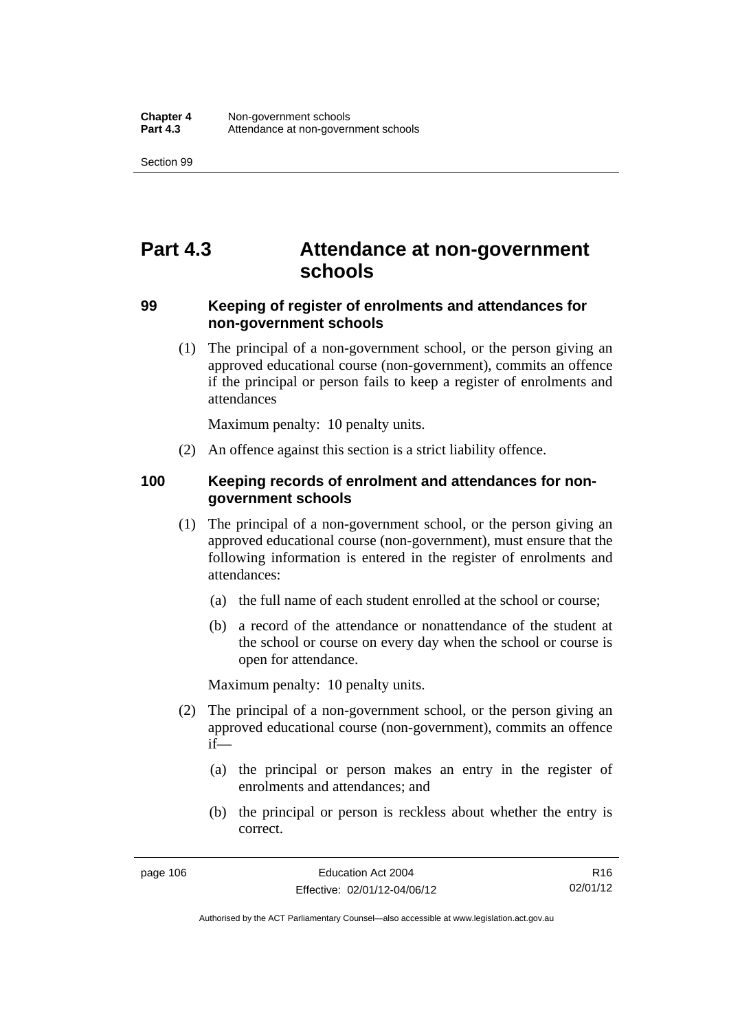# Part 4.3 Attendance at non-government schools

## 99 Keeping of register of enrolments and attendances for non-government schools

(1) The principal of a non-government school, or the person giving an approved educational course (non-government), commits an offence if the principal or person fails to keep a register of enrolments and attendances

Maximum penalty: 10 penalty units.

(2) An offence against this section is a strict liability offence.

## 100 Keeping records of enrolment and attendances for non-government schools

(1) The principal of a non-government school, or the person giving an approved educational course (non-government), must ensure that the following information is entered in the register of enrolments and attendances:

(a) the full name of each student enrolled at the school or course;

(b) a record of the attendance or nonattendance of the student at the school or course on every day when the school or course is open for attendance.

Maximum penalty: 10 penalty units.

(2) The principal of a non-government school, or the person giving an approved educational course (non-government), commits an offence if—

(a) the principal or person makes an entry in the register of enrolments and attendances; and

(b) the principal or person is reckless about whether the entry is correct.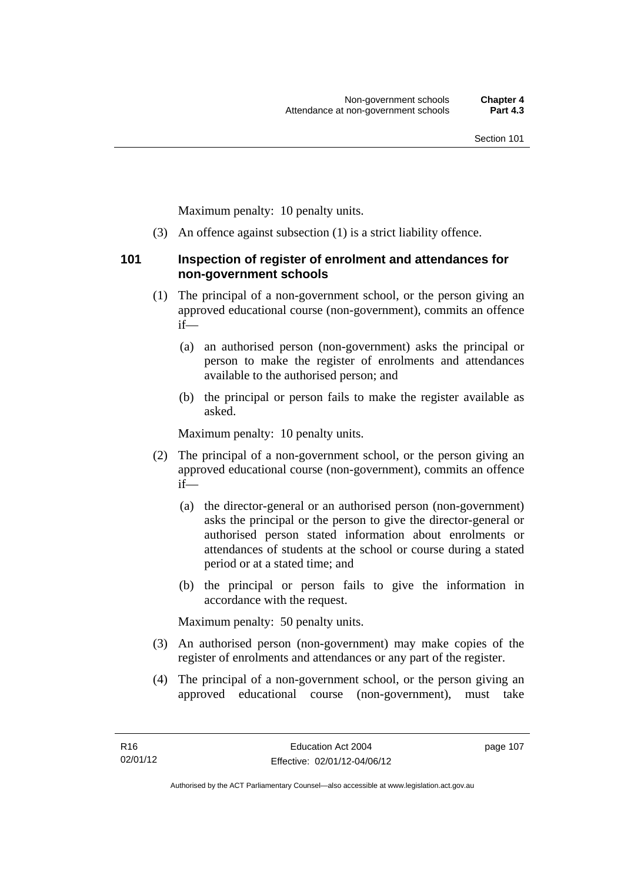Maximum penalty: 10 penalty units.

(3) An offence against subsection (1) is a strict liability offence.

### 101 Inspection of register of enrolment and attendances for non-government schools

(1) The principal of a non-government school, or the person giving an approved educational course (non-government), commits an offence if—

  (a) an authorised person (non-government) asks the principal or person to make the register of enrolments and attendances available to the authorised person; and

  (b) the principal or person fails to make the register available as asked.

Maximum penalty: 10 penalty units.

(2) The principal of a non-government school, or the person giving an approved educational course (non-government), commits an offence if—

  (a) the director-general or an authorised person (non-government) asks the principal or the person to give the director-general or authorised person stated information about enrolments or attendances of students at the school or course during a stated period or at a stated time; and

  (b) the principal or person fails to give the information in accordance with the request.

Maximum penalty: 50 penalty units.

(3) An authorised person (non-government) may make copies of the register of enrolments and attendances or any part of the register.

(4) The principal of a non-government school, or the person giving an approved educational course (non-government), must take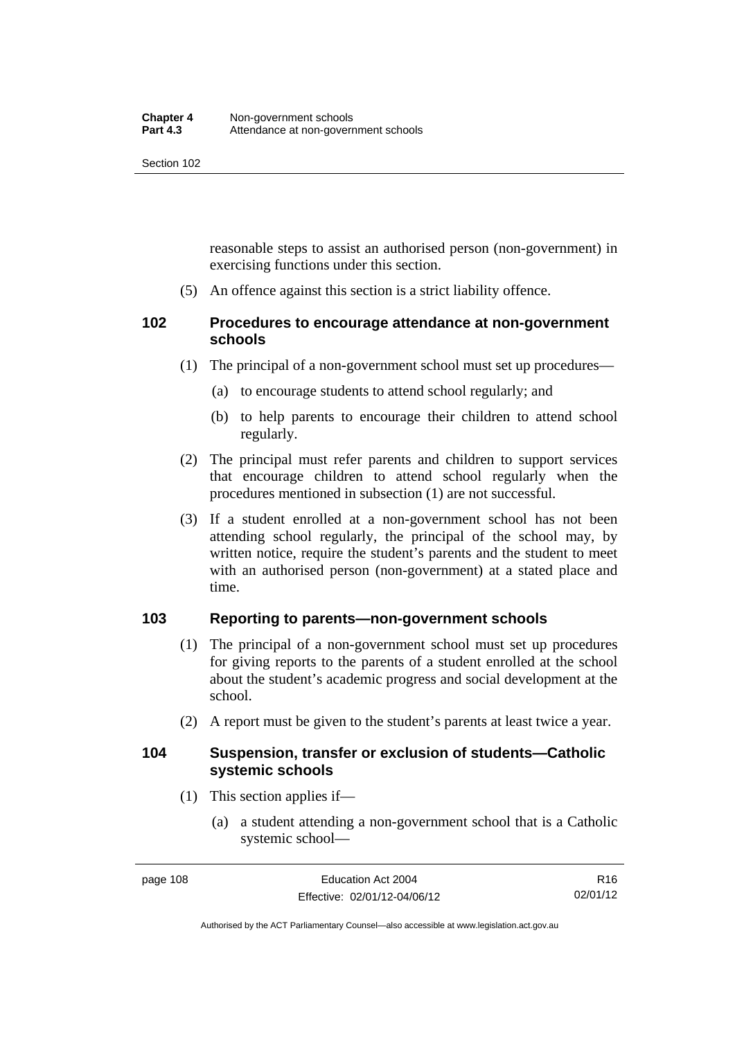reasonable steps to assist an authorised person (non-government) in exercising functions under this section.

(5) An offence against this section is a strict liability offence.

## 102 Procedures to encourage attendance at non-government schools

(1) The principal of a non-government school must set up procedures—

(a) to encourage students to attend school regularly; and

(b) to help parents to encourage their children to attend school regularly.

(2) The principal must refer parents and children to support services that encourage children to attend school regularly when the procedures mentioned in subsection (1) are not successful.

(3) If a student enrolled at a non-government school has not been attending school regularly, the principal of the school may, by written notice, require the student's parents and the student to meet with an authorised person (non-government) at a stated place and time.

## 103 Reporting to parents—non-government schools

(1) The principal of a non-government school must set up procedures for giving reports to the parents of a student enrolled at the school about the student's academic progress and social development at the school.

(2) A report must be given to the student's parents at least twice a year.

## 104 Suspension, transfer or exclusion of students—Catholic systemic schools

(1) This section applies if—

(a) a student attending a non-government school that is a Catholic systemic school—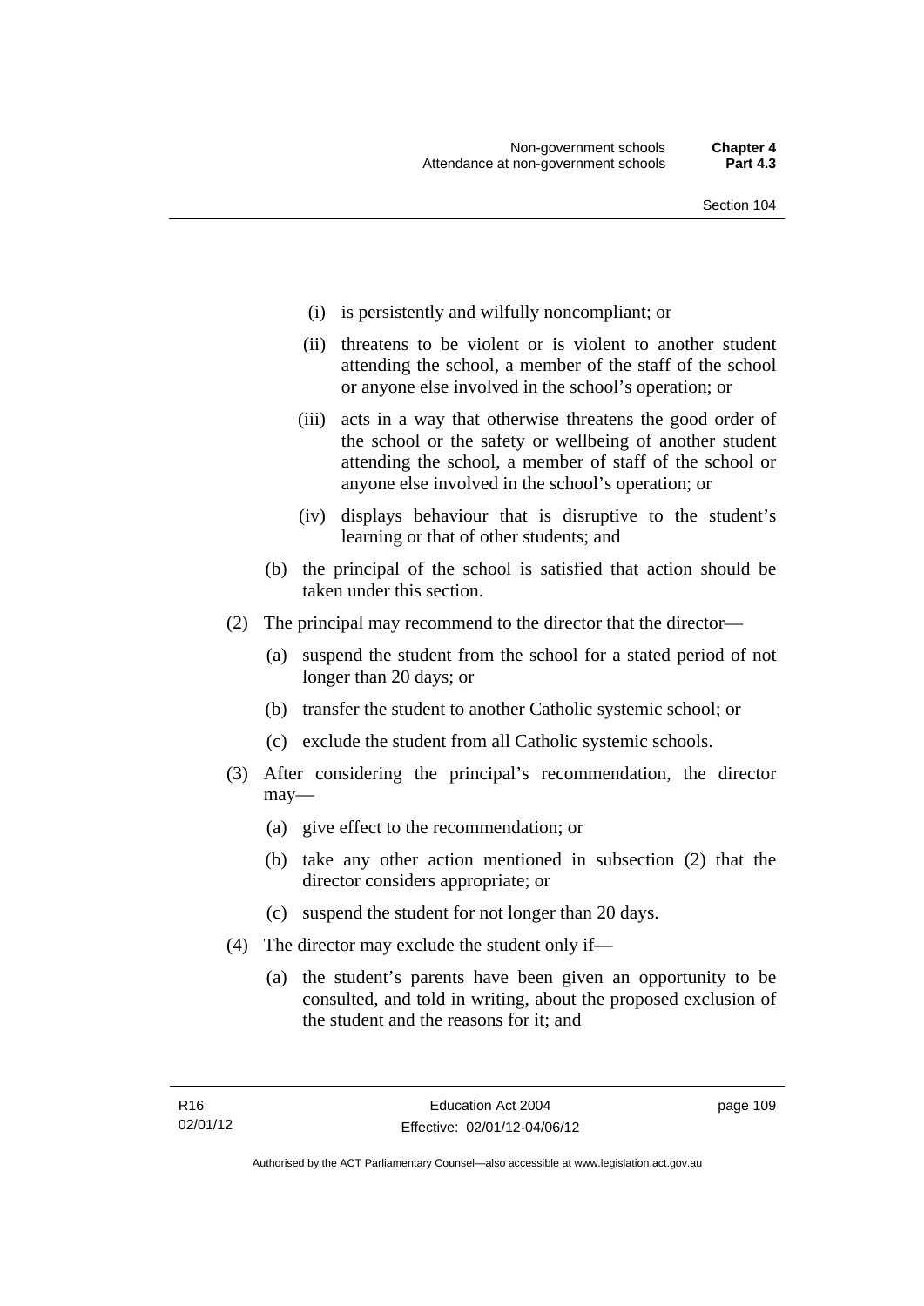- (i) is persistently and wilfully noncompliant; or
- (ii) threatens to be violent or is violent to another student attending the school, a member of the staff of the school or anyone else involved in the school's operation; or
- (iii) acts in a way that otherwise threatens the good order of the school or the safety or wellbeing of another student attending the school, a member of staff of the school or anyone else involved in the school's operation; or
- (iv) displays behaviour that is disruptive to the student's learning or that of other students; and

(b) the principal of the school is satisfied that action should be taken under this section.

(2) The principal may recommend to the director that the director—

- (a) suspend the student from the school for a stated period of not longer than 20 days; or
- (b) transfer the student to another Catholic systemic school; or
- (c) exclude the student from all Catholic systemic schools.

(3) After considering the principal's recommendation, the director may—

- (a) give effect to the recommendation; or
- (b) take any other action mentioned in subsection (2) that the director considers appropriate; or
- (c) suspend the student for not longer than 20 days.

(4) The director may exclude the student only if—

- (a) the student's parents have been given an opportunity to be consulted, and told in writing, about the proposed exclusion of the student and the reasons for it; and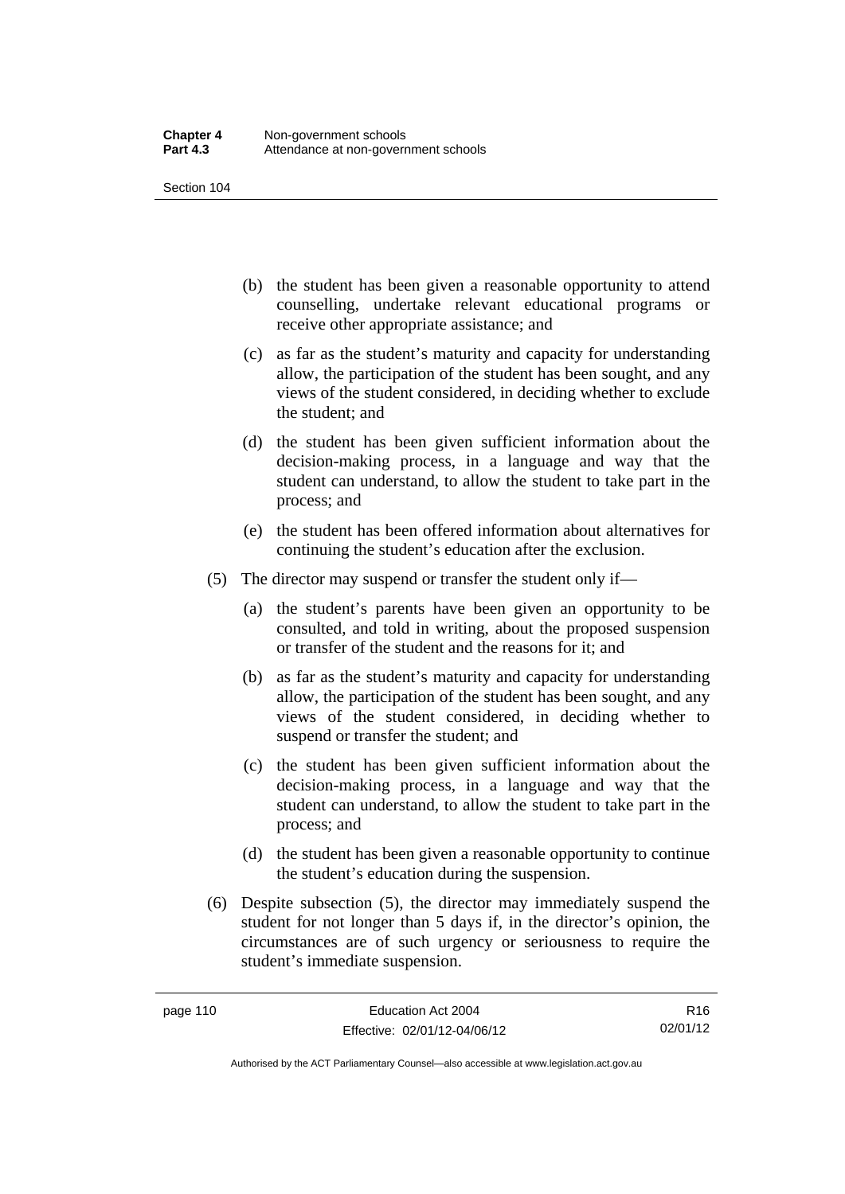(b) the student has been given a reasonable opportunity to attend counselling, undertake relevant educational programs or receive other appropriate assistance; and

(c) as far as the student's maturity and capacity for understanding allow, the participation of the student has been sought, and any views of the student considered, in deciding whether to exclude the student; and

(d) the student has been given sufficient information about the decision-making process, in a language and way that the student can understand, to allow the student to take part in the process; and

(e) the student has been offered information about alternatives for continuing the student's education after the exclusion.

(5) The director may suspend or transfer the student only if—

(a) the student's parents have been given an opportunity to be consulted, and told in writing, about the proposed suspension or transfer of the student and the reasons for it; and

(b) as far as the student's maturity and capacity for understanding allow, the participation of the student has been sought, and any views of the student considered, in deciding whether to suspend or transfer the student; and

(c) the student has been given sufficient information about the decision-making process, in a language and way that the student can understand, to allow the student to take part in the process; and

(d) the student has been given a reasonable opportunity to continue the student's education during the suspension.

(6) Despite subsection (5), the director may immediately suspend the student for not longer than 5 days if, in the director's opinion, the circumstances are of such urgency or seriousness to require the student's immediate suspension.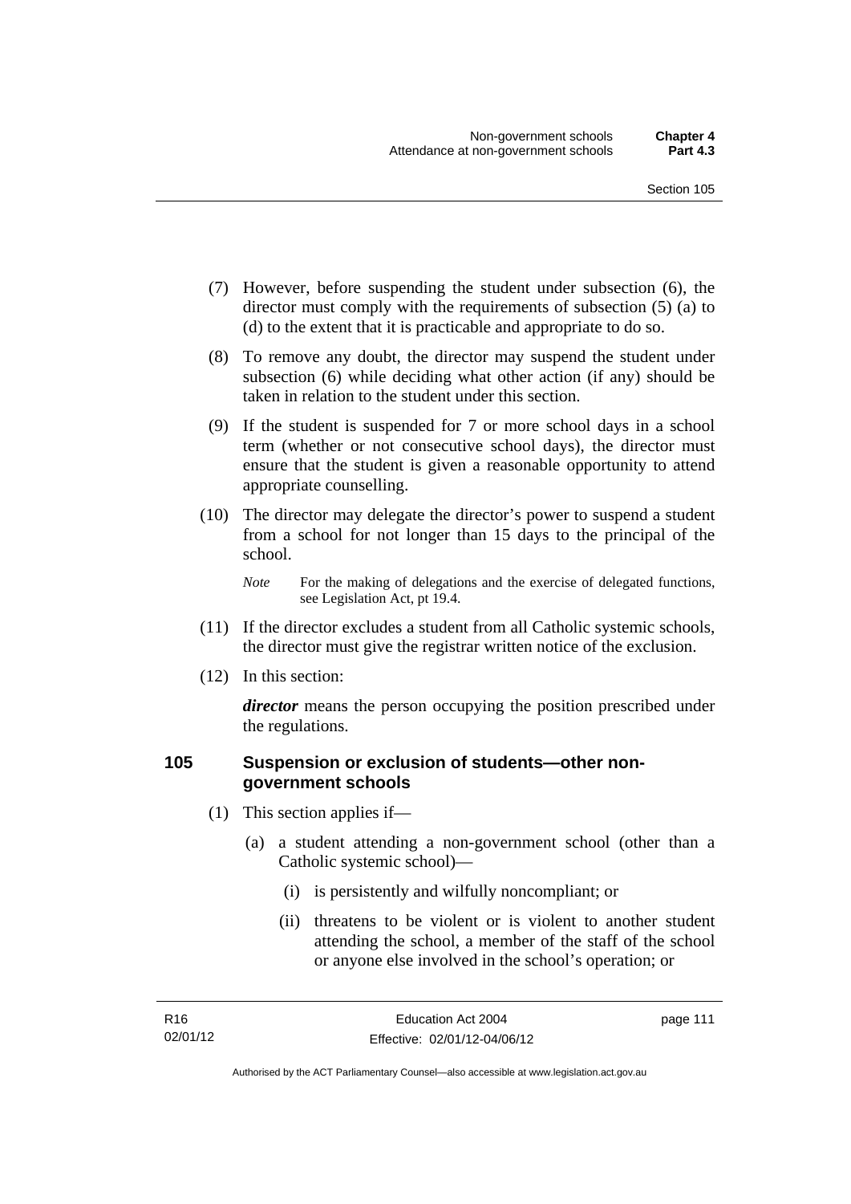(7) However, before suspending the student under subsection (6), the director must comply with the requirements of subsection (5) (a) to (d) to the extent that it is practicable and appropriate to do so.

(8) To remove any doubt, the director may suspend the student under subsection (6) while deciding what other action (if any) should be taken in relation to the student under this section.

(9) If the student is suspended for 7 or more school days in a school term (whether or not consecutive school days), the director must ensure that the student is given a reasonable opportunity to attend appropriate counselling.

(10) The director may delegate the director's power to suspend a student from a school for not longer than 15 days to the principal of the school.

*Note* For the making of delegations and the exercise of delegated functions, see Legislation Act, pt 19.4.

(11) If the director excludes a student from all Catholic systemic schools, the director must give the registrar written notice of the exclusion.

(12) In this section:

***director*** means the person occupying the position prescribed under the regulations.

### 105 Suspension or exclusion of students—other non-government schools

(1) This section applies if—

(a) a student attending a non-government school (other than a Catholic systemic school)—

(i) is persistently and wilfully noncompliant; or

(ii) threatens to be violent or is violent to another student attending the school, a member of the staff of the school or anyone else involved in the school's operation; or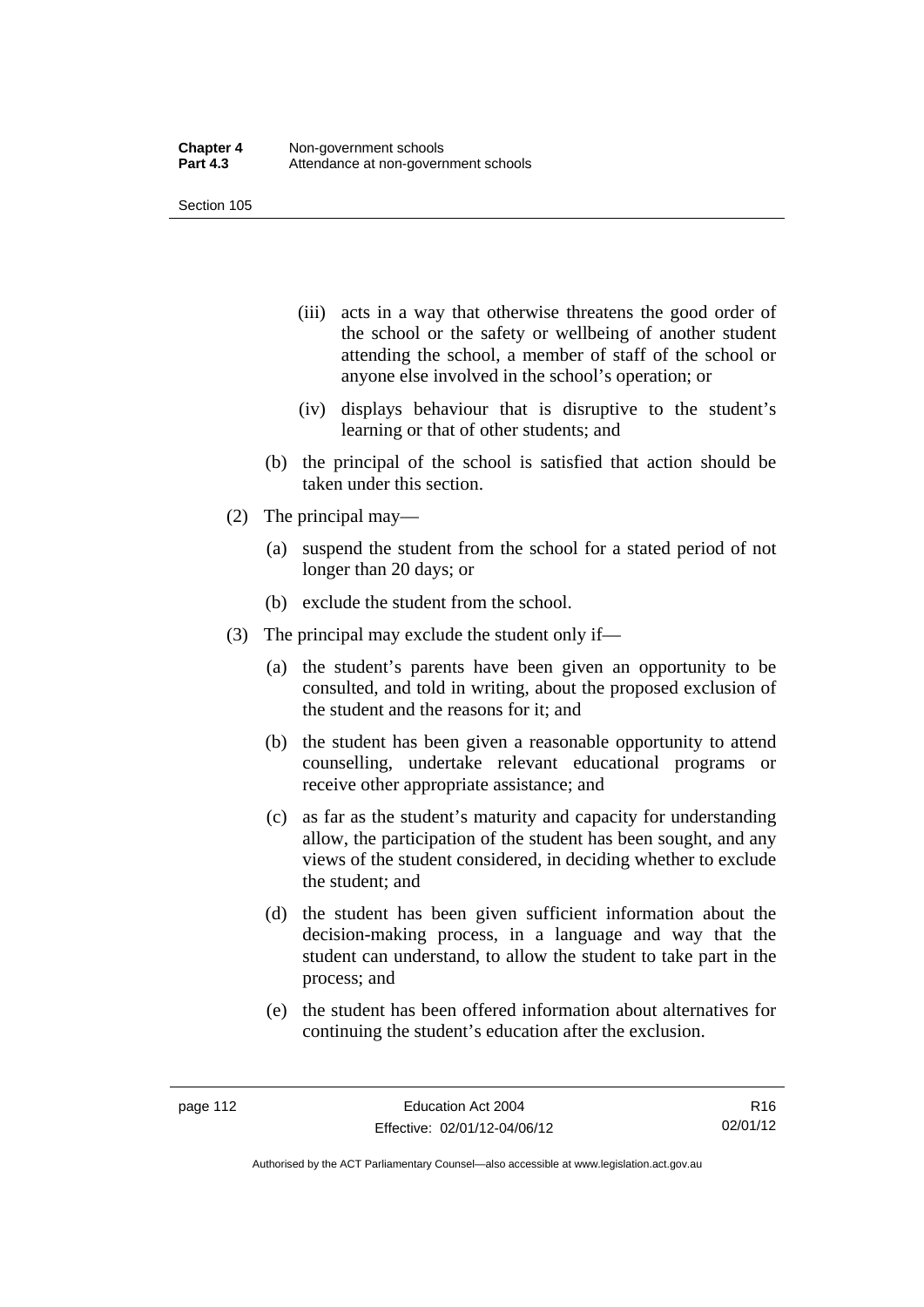(iii) acts in a way that otherwise threatens the good order of the school or the safety or wellbeing of another student attending the school, a member of staff of the school or anyone else involved in the school's operation; or

(iv) displays behaviour that is disruptive to the student's learning or that of other students; and

(b) the principal of the school is satisfied that action should be taken under this section.

(2) The principal may—

(a) suspend the student from the school for a stated period of not longer than 20 days; or

(b) exclude the student from the school.

(3) The principal may exclude the student only if—

(a) the student's parents have been given an opportunity to be consulted, and told in writing, about the proposed exclusion of the student and the reasons for it; and

(b) the student has been given a reasonable opportunity to attend counselling, undertake relevant educational programs or receive other appropriate assistance; and

(c) as far as the student's maturity and capacity for understanding allow, the participation of the student has been sought, and any views of the student considered, in deciding whether to exclude the student; and

(d) the student has been given sufficient information about the decision-making process, in a language and way that the student can understand, to allow the student to take part in the process; and

(e) the student has been offered information about alternatives for continuing the student's education after the exclusion.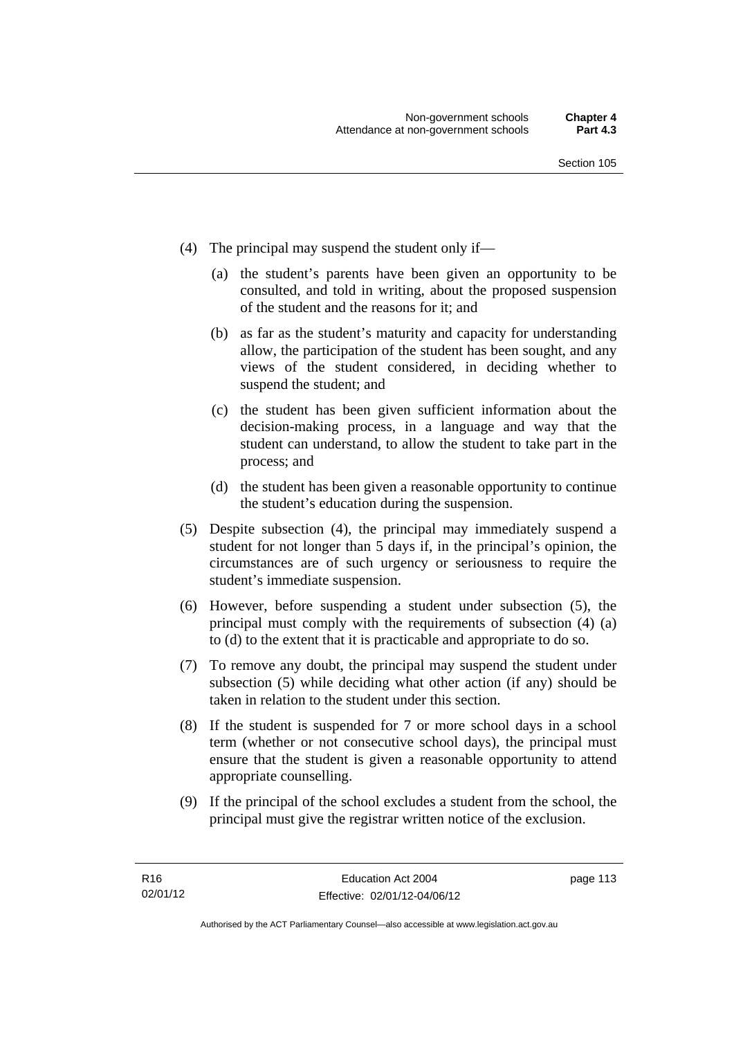(4) The principal may suspend the student only if—

(a) the student's parents have been given an opportunity to be consulted, and told in writing, about the proposed suspension of the student and the reasons for it; and

(b) as far as the student's maturity and capacity for understanding allow, the participation of the student has been sought, and any views of the student considered, in deciding whether to suspend the student; and

(c) the student has been given sufficient information about the decision-making process, in a language and way that the student can understand, to allow the student to take part in the process; and

(d) the student has been given a reasonable opportunity to continue the student's education during the suspension.

(5) Despite subsection (4), the principal may immediately suspend a student for not longer than 5 days if, in the principal's opinion, the circumstances are of such urgency or seriousness to require the student's immediate suspension.

(6) However, before suspending a student under subsection (5), the principal must comply with the requirements of subsection (4) (a) to (d) to the extent that it is practicable and appropriate to do so.

(7) To remove any doubt, the principal may suspend the student under subsection (5) while deciding what other action (if any) should be taken in relation to the student under this section.

(8) If the student is suspended for 7 or more school days in a school term (whether or not consecutive school days), the principal must ensure that the student is given a reasonable opportunity to attend appropriate counselling.

(9) If the principal of the school excludes a student from the school, the principal must give the registrar written notice of the exclusion.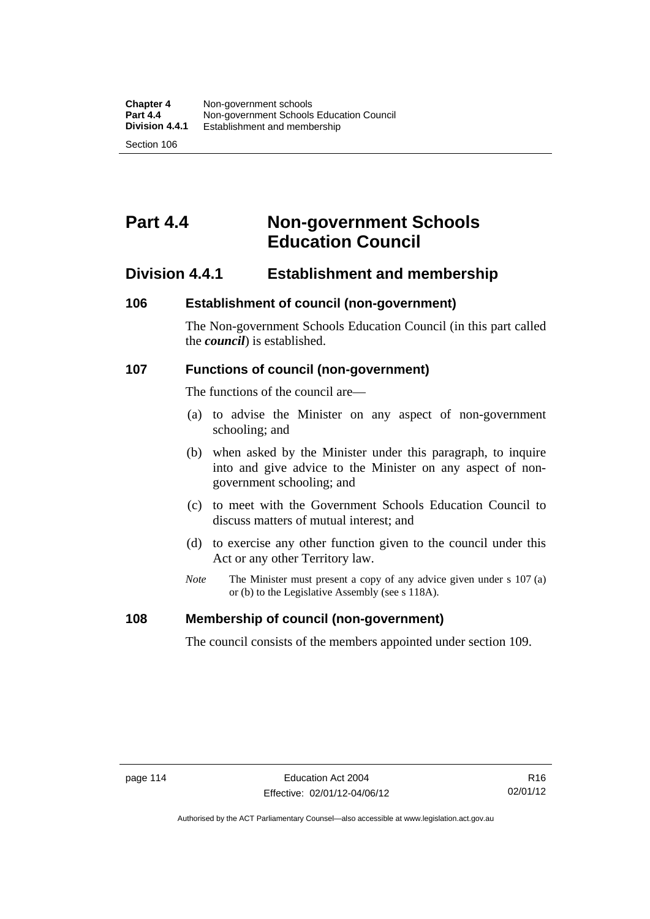# Part 4.4 Non-government Schools Education Council

## Division 4.4.1 Establishment and membership

### 106 Establishment of council (non-government)

The Non-government Schools Education Council (in this part called the ***council***) is established.

### 107 Functions of council (non-government)

The functions of the council are—

(a) to advise the Minister on any aspect of non-government schooling; and

(b) when asked by the Minister under this paragraph, to inquire into and give advice to the Minister on any aspect of non-government schooling; and

(c) to meet with the Government Schools Education Council to discuss matters of mutual interest; and

(d) to exercise any other function given to the council under this Act or any other Territory law.

*Note* The Minister must present a copy of any advice given under s 107 (a) or (b) to the Legislative Assembly (see s 118A).

### 108 Membership of council (non-government)

The council consists of the members appointed under section 109.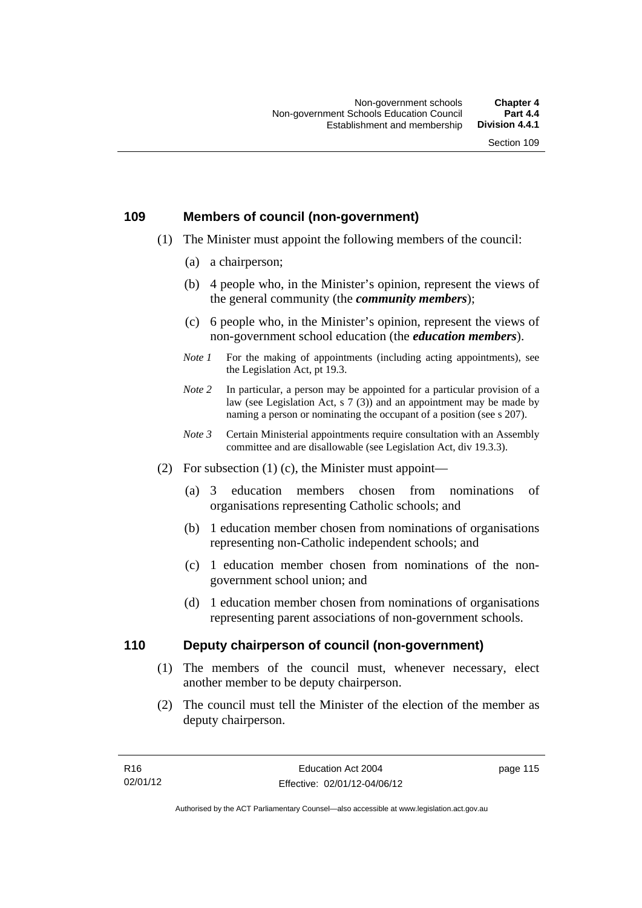## 109 Members of council (non-government)

(1) The Minister must appoint the following members of the council:

(a) a chairperson;

(b) 4 people who, in the Minister's opinion, represent the views of the general community (the ***community members***);

(c) 6 people who, in the Minister's opinion, represent the views of non-government school education (the ***education members***).

*Note 1* For the making of appointments (including acting appointments), see the Legislation Act, pt 19.3.

*Note 2* In particular, a person may be appointed for a particular provision of a law (see Legislation Act, s 7 (3)) and an appointment may be made by naming a person or nominating the occupant of a position (see s 207).

*Note 3* Certain Ministerial appointments require consultation with an Assembly committee and are disallowable (see Legislation Act, div 19.3.3).

(2) For subsection (1) (c), the Minister must appoint—

(a) 3 education members chosen from nominations of organisations representing Catholic schools; and

(b) 1 education member chosen from nominations of organisations representing non-Catholic independent schools; and

(c) 1 education member chosen from nominations of the non-government school union; and

(d) 1 education member chosen from nominations of organisations representing parent associations of non-government schools.

## 110 Deputy chairperson of council (non-government)

(1) The members of the council must, whenever necessary, elect another member to be deputy chairperson.

(2) The council must tell the Minister of the election of the member as deputy chairperson.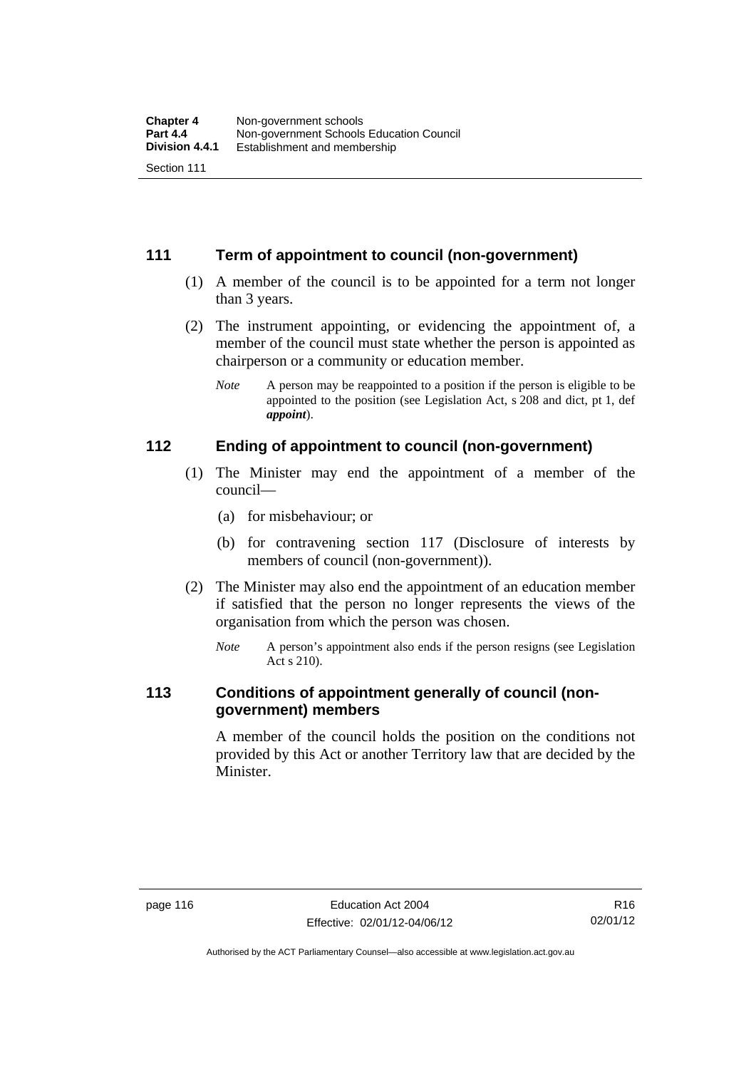## 111 Term of appointment to council (non-government)

(1) A member of the council is to be appointed for a term not longer than 3 years.

(2) The instrument appointing, or evidencing the appointment of, a member of the council must state whether the person is appointed as chairperson or a community or education member.

*Note* A person may be reappointed to a position if the person is eligible to be appointed to the position (see Legislation Act, s 208 and dict, pt 1, def ***appoint***).

## 112 Ending of appointment to council (non-government)

(1) The Minister may end the appointment of a member of the council—

(a) for misbehaviour; or

(b) for contravening section 117 (Disclosure of interests by members of council (non-government)).

(2) The Minister may also end the appointment of an education member if satisfied that the person no longer represents the views of the organisation from which the person was chosen.

*Note* A person's appointment also ends if the person resigns (see Legislation Act s 210).

## 113 Conditions of appointment generally of council (non-government) members

A member of the council holds the position on the conditions not provided by this Act or another Territory law that are decided by the Minister.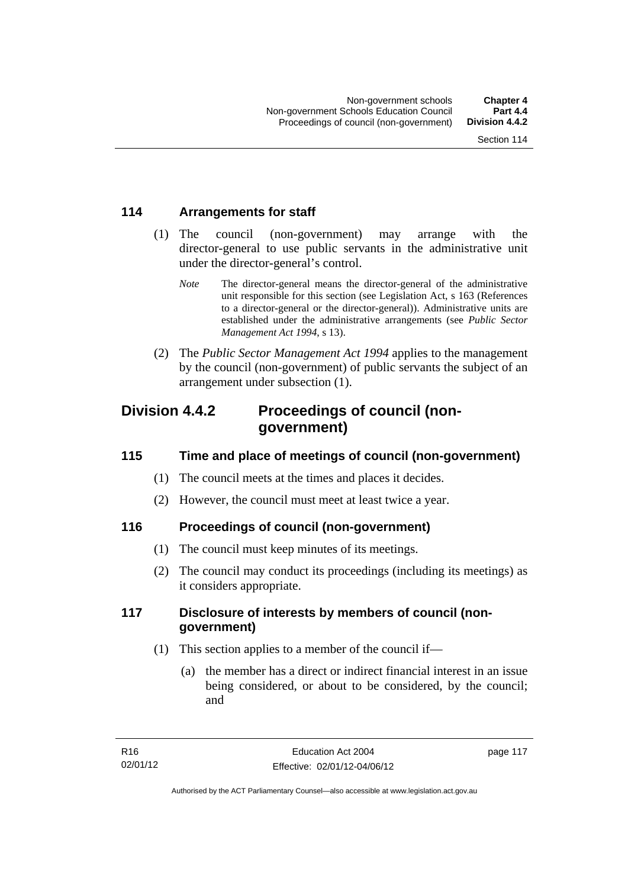## 114 Arrangements for staff

(1) The council (non-government) may arrange with the director-general to use public servants in the administrative unit under the director-general's control.

*Note* The director-general means the director-general of the administrative unit responsible for this section (see Legislation Act, s 163 (References to a director-general or the director-general)). Administrative units are established under the administrative arrangements (see *Public Sector Management Act 1994*, s 13).

(2) The *Public Sector Management Act 1994* applies to the management by the council (non-government) of public servants the subject of an arrangement under subsection (1).

# Division 4.4.2 Proceedings of council (non-government)

## 115 Time and place of meetings of council (non-government)

(1) The council meets at the times and places it decides.

(2) However, the council must meet at least twice a year.

## 116 Proceedings of council (non-government)

(1) The council must keep minutes of its meetings.

(2) The council may conduct its proceedings (including its meetings) as it considers appropriate.

## 117 Disclosure of interests by members of council (non-government)

(1) This section applies to a member of the council if—

(a) the member has a direct or indirect financial interest in an issue being considered, or about to be considered, by the council; and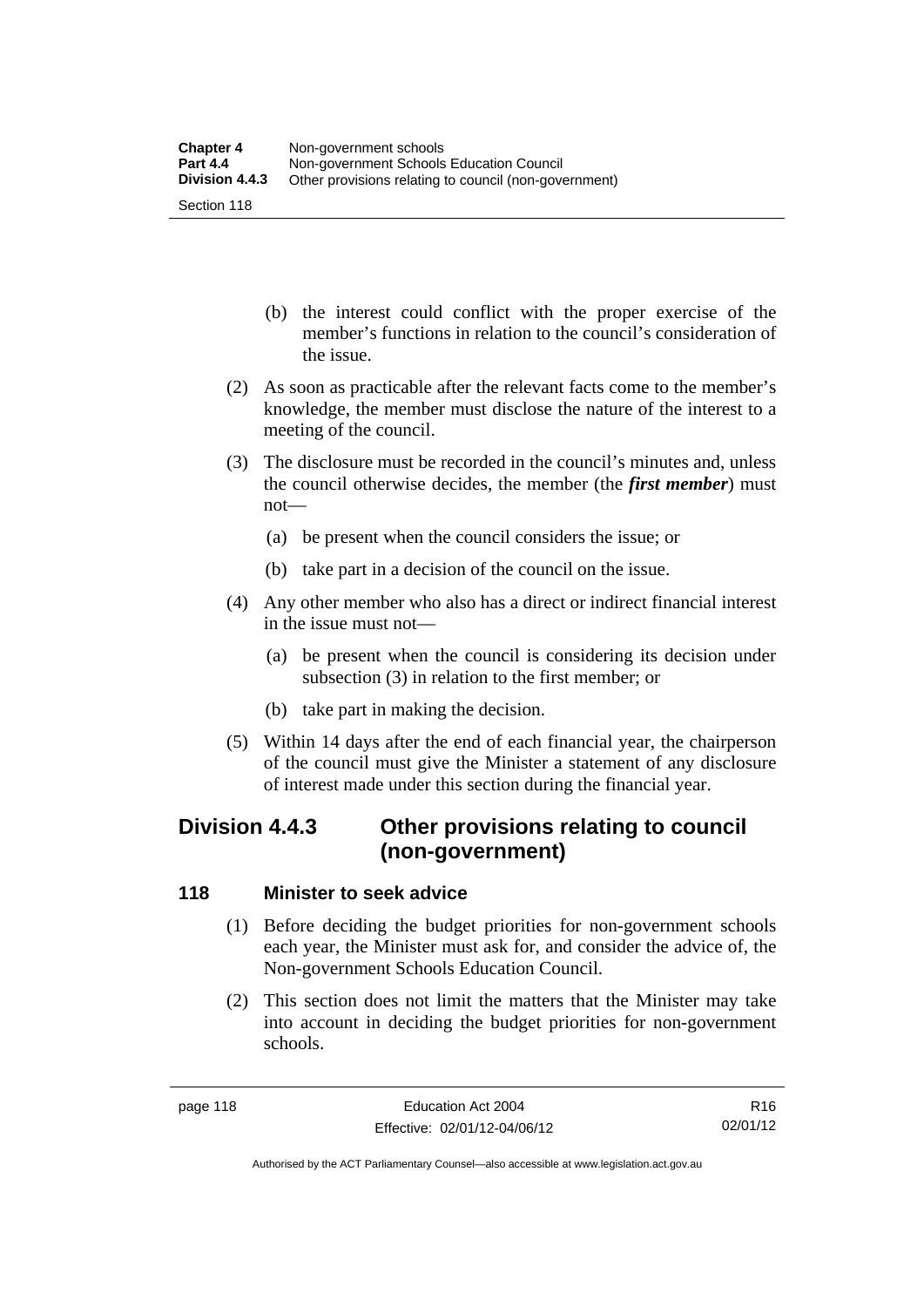(b) the interest could conflict with the proper exercise of the member's functions in relation to the council's consideration of the issue.

(2) As soon as practicable after the relevant facts come to the member's knowledge, the member must disclose the nature of the interest to a meeting of the council.

(3) The disclosure must be recorded in the council's minutes and, unless the council otherwise decides, the member (the ***first member***) must not—

(a) be present when the council considers the issue; or

(b) take part in a decision of the council on the issue.

(4) Any other member who also has a direct or indirect financial interest in the issue must not—

(a) be present when the council is considering its decision under subsection (3) in relation to the first member; or

(b) take part in making the decision.

(5) Within 14 days after the end of each financial year, the chairperson of the council must give the Minister a statement of any disclosure of interest made under this section during the financial year.

## Division 4.4.3 Other provisions relating to council (non-government)

### 118 Minister to seek advice

(1) Before deciding the budget priorities for non-government schools each year, the Minister must ask for, and consider the advice of, the Non-government Schools Education Council.

(2) This section does not limit the matters that the Minister may take into account in deciding the budget priorities for non-government schools.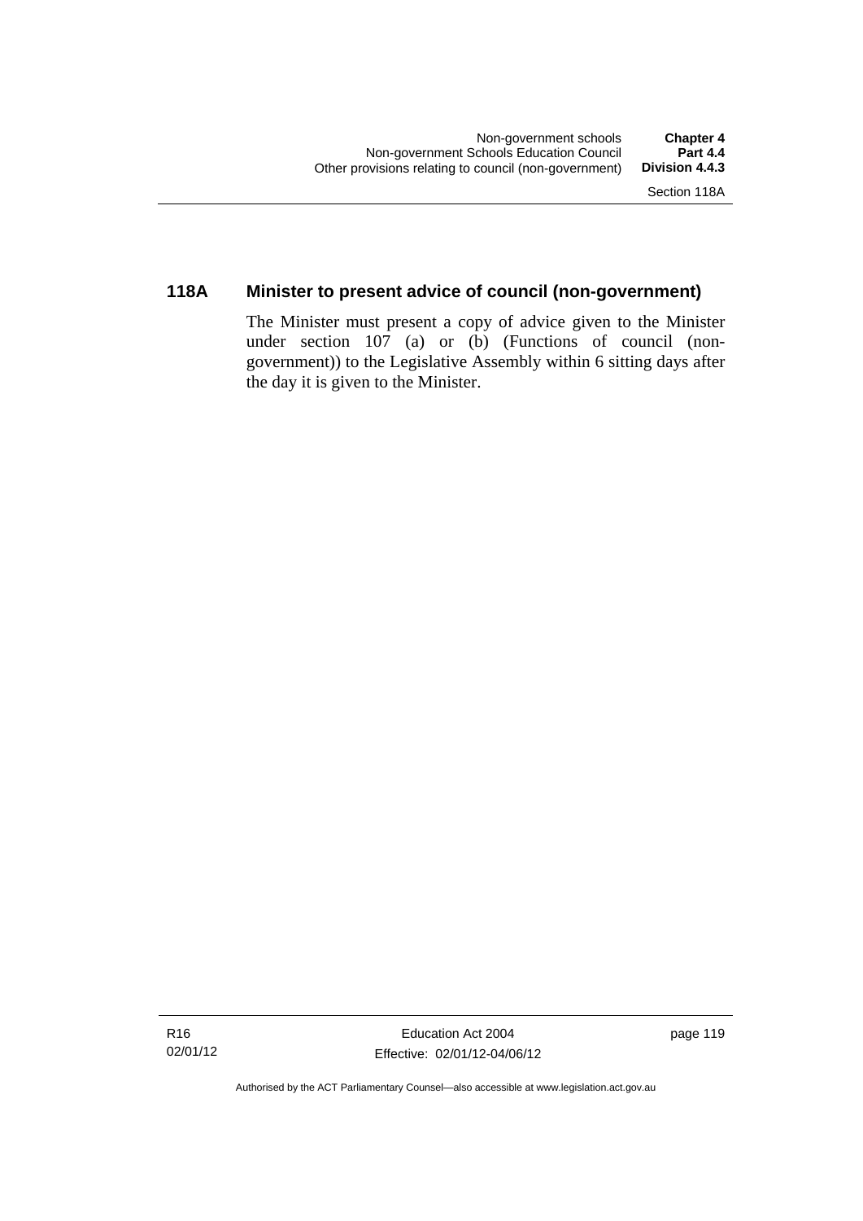## 118A Minister to present advice of council (non-government)

The Minister must present a copy of advice given to the Minister under section 107 (a) or (b) (Functions of council (non-government)) to the Legislative Assembly within 6 sitting days after the day it is given to the Minister.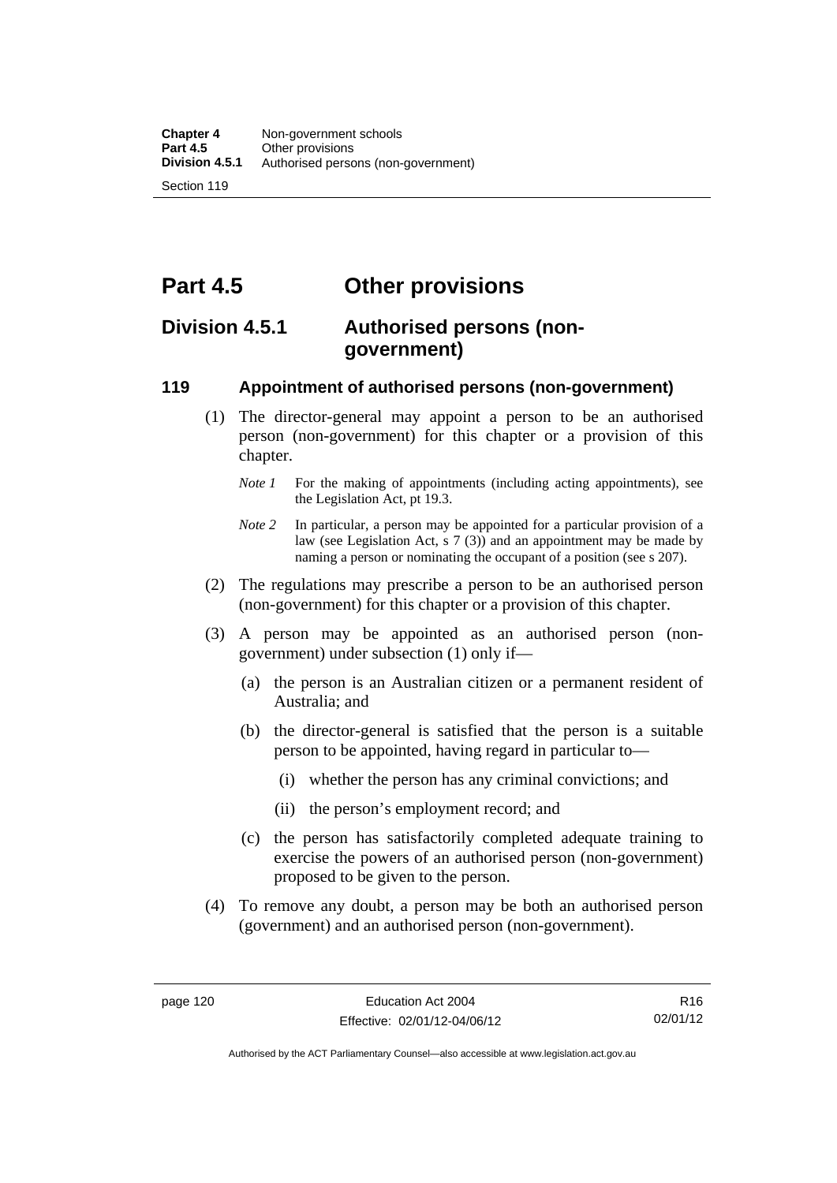# Part 4.5 Other provisions

## Division 4.5.1 Authorised persons (non-government)

### 119 Appointment of authorised persons (non-government)

(1) The director-general may appoint a person to be an authorised person (non-government) for this chapter or a provision of this chapter.

*Note 1* For the making of appointments (including acting appointments), see the Legislation Act, pt 19.3.

*Note 2* In particular, a person may be appointed for a particular provision of a law (see Legislation Act, s 7 (3)) and an appointment may be made by naming a person or nominating the occupant of a position (see s 207).

(2) The regulations may prescribe a person to be an authorised person (non-government) for this chapter or a provision of this chapter.

(3) A person may be appointed as an authorised person (non-government) under subsection (1) only if—

(a) the person is an Australian citizen or a permanent resident of Australia; and

(b) the director-general is satisfied that the person is a suitable person to be appointed, having regard in particular to—

(i) whether the person has any criminal convictions; and

(ii) the person's employment record; and

(c) the person has satisfactorily completed adequate training to exercise the powers of an authorised person (non-government) proposed to be given to the person.

(4) To remove any doubt, a person may be both an authorised person (government) and an authorised person (non-government).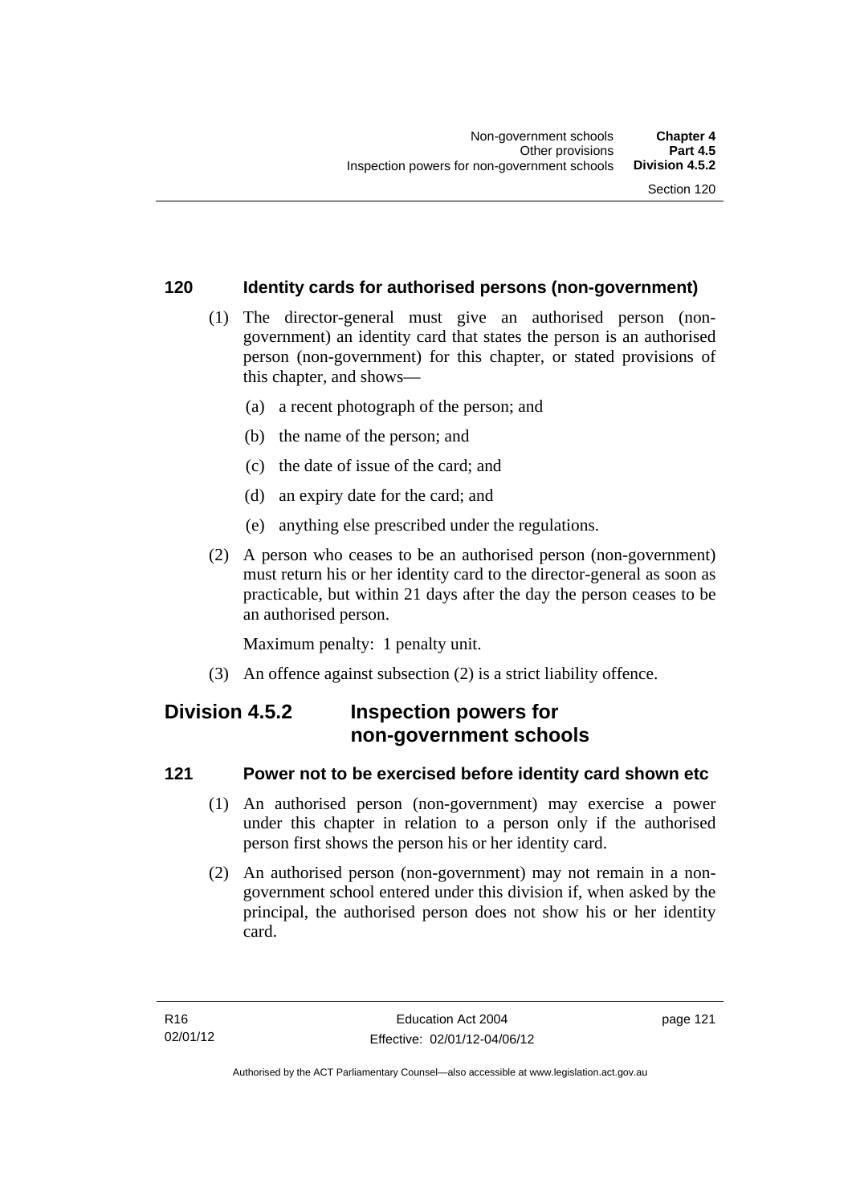## 120 Identity cards for authorised persons (non-government)

(1) The director-general must give an authorised person (non-government) an identity card that states the person is an authorised person (non-government) for this chapter, or stated provisions of this chapter, and shows—

(a) a recent photograph of the person; and

(b) the name of the person; and

(c) the date of issue of the card; and

(d) an expiry date for the card; and

(e) anything else prescribed under the regulations.

(2) A person who ceases to be an authorised person (non-government) must return his or her identity card to the director-general as soon as practicable, but within 21 days after the day the person ceases to be an authorised person.

Maximum penalty: 1 penalty unit.

(3) An offence against subsection (2) is a strict liability offence.

# Division 4.5.2 Inspection powers for non-government schools

## 121 Power not to be exercised before identity card shown etc

(1) An authorised person (non-government) may exercise a power under this chapter in relation to a person only if the authorised person first shows the person his or her identity card.

(2) An authorised person (non-government) may not remain in a non-government school entered under this division if, when asked by the principal, the authorised person does not show his or her identity card.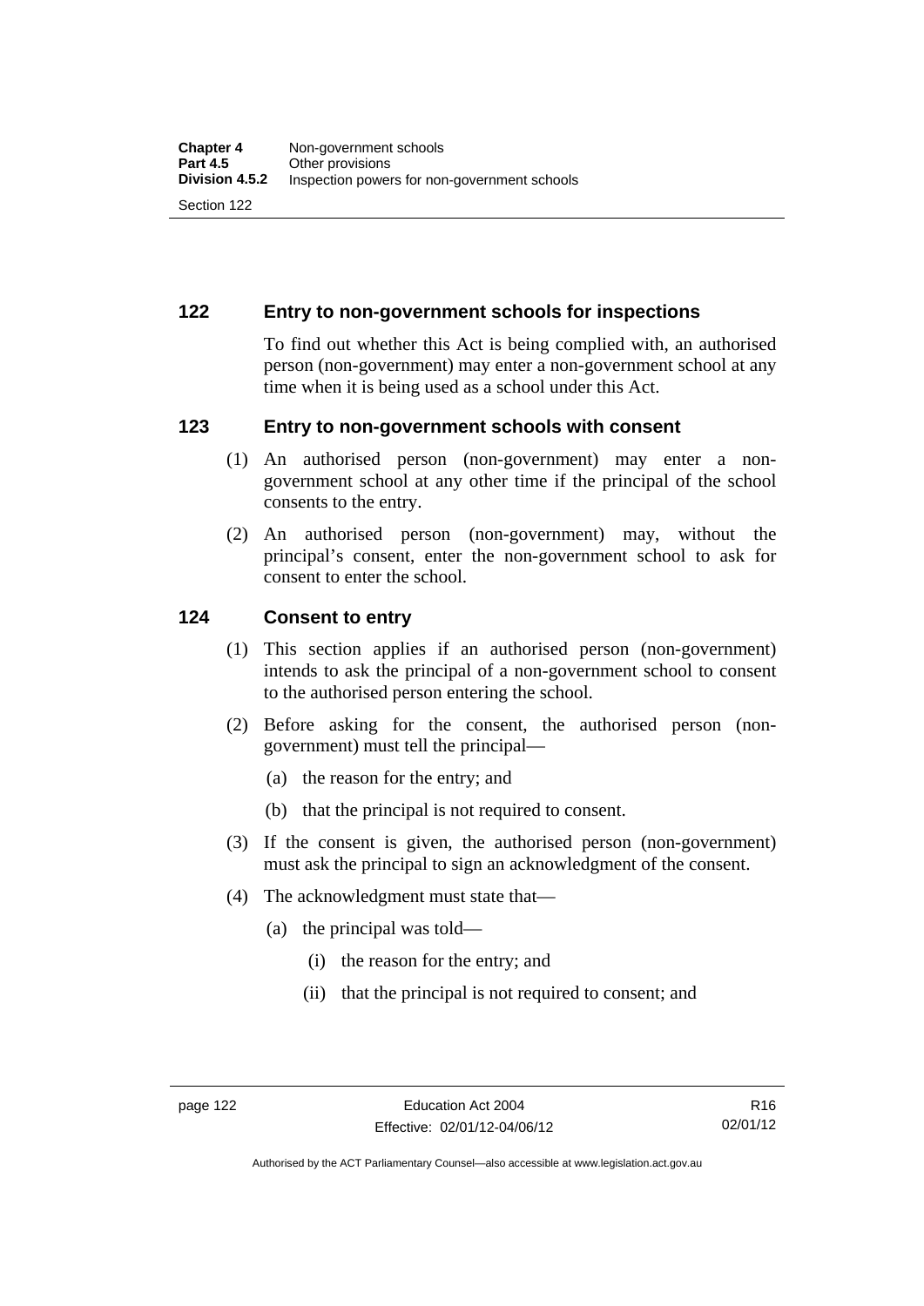## 122 Entry to non-government schools for inspections

To find out whether this Act is being complied with, an authorised person (non-government) may enter a non-government school at any time when it is being used as a school under this Act.

## 123 Entry to non-government schools with consent

(1) An authorised person (non-government) may enter a non-government school at any other time if the principal of the school consents to the entry.

(2) An authorised person (non-government) may, without the principal's consent, enter the non-government school to ask for consent to enter the school.

## 124 Consent to entry

(1) This section applies if an authorised person (non-government) intends to ask the principal of a non-government school to consent to the authorised person entering the school.

(2) Before asking for the consent, the authorised person (non-government) must tell the principal—

- (a) the reason for the entry; and
- (b) that the principal is not required to consent.

(3) If the consent is given, the authorised person (non-government) must ask the principal to sign an acknowledgment of the consent.

(4) The acknowledgment must state that—

- (a) the principal was told—
  - (i) the reason for the entry; and
  - (ii) that the principal is not required to consent; and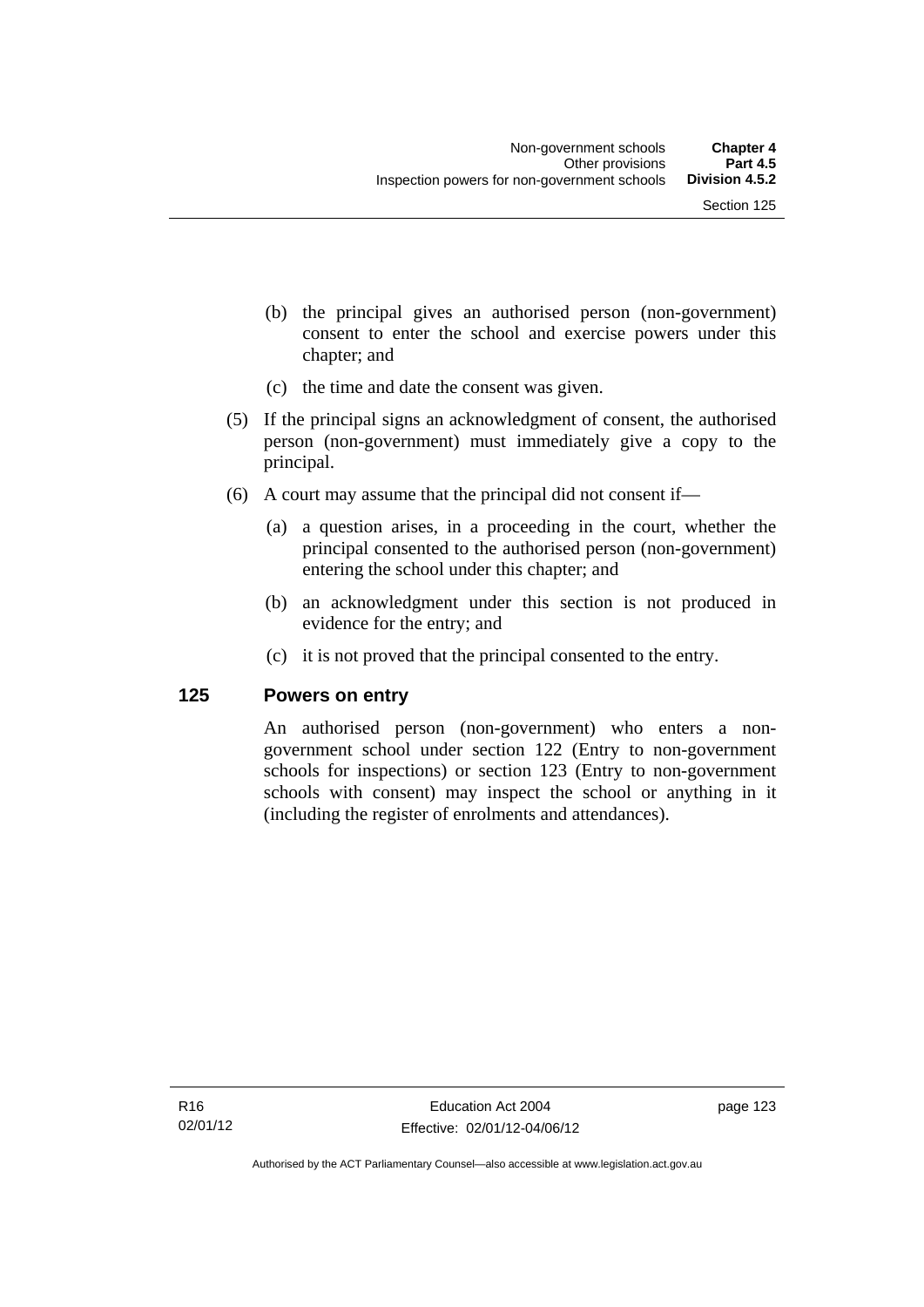(b) the principal gives an authorised person (non-government) consent to enter the school and exercise powers under this chapter; and

(c) the time and date the consent was given.

(5) If the principal signs an acknowledgment of consent, the authorised person (non-government) must immediately give a copy to the principal.

(6) A court may assume that the principal did not consent if—

(a) a question arises, in a proceeding in the court, whether the principal consented to the authorised person (non-government) entering the school under this chapter; and

(b) an acknowledgment under this section is not produced in evidence for the entry; and

(c) it is not proved that the principal consented to the entry.

### 125 Powers on entry

An authorised person (non-government) who enters a non-government school under section 122 (Entry to non-government schools for inspections) or section 123 (Entry to non-government schools with consent) may inspect the school or anything in it (including the register of enrolments and attendances).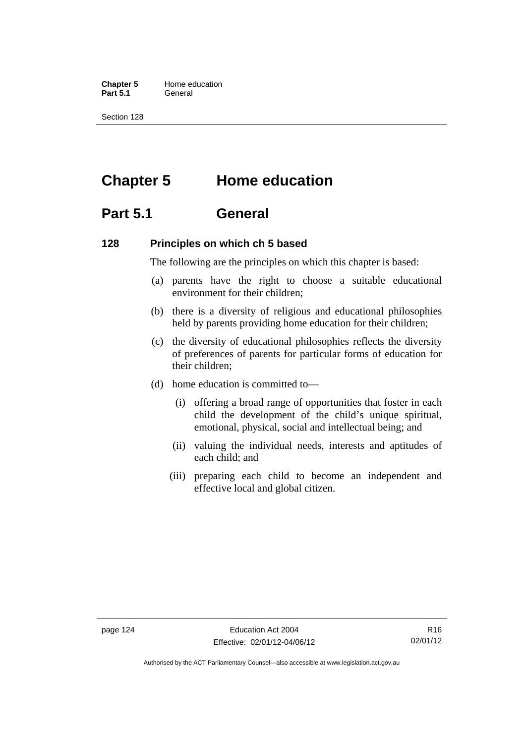# Chapter 5 Home education

## Part 5.1 General

### 128 Principles on which ch 5 based

The following are the principles on which this chapter is based:

(a) parents have the right to choose a suitable educational environment for their children;

(b) there is a diversity of religious and educational philosophies held by parents providing home education for their children;

(c) the diversity of educational philosophies reflects the diversity of preferences of parents for particular forms of education for their children;

(d) home education is committed to—

  (i) offering a broad range of opportunities that foster in each child the development of the child's unique spiritual, emotional, physical, social and intellectual being; and

  (ii) valuing the individual needs, interests and aptitudes of each child; and

  (iii) preparing each child to become an independent and effective local and global citizen.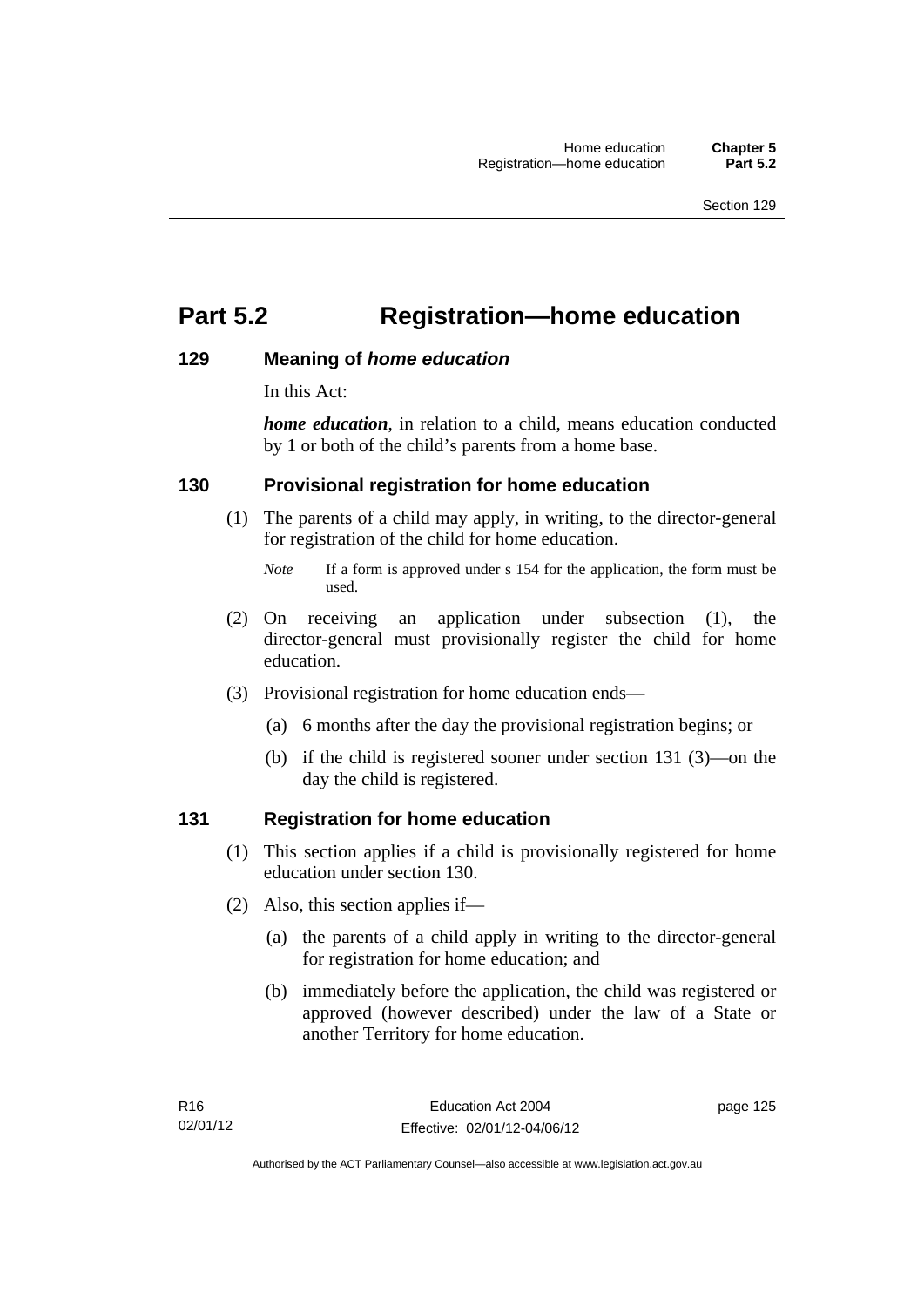# Part 5.2 Registration—home education

## 129 Meaning of *home education*

In this Act:

***home education***, in relation to a child, means education conducted by 1 or both of the child's parents from a home base.

## 130 Provisional registration for home education

(1) The parents of a child may apply, in writing, to the director-general for registration of the child for home education.

*Note* If a form is approved under s 154 for the application, the form must be used.

(2) On receiving an application under subsection (1), the director-general must provisionally register the child for home education.

(3) Provisional registration for home education ends—

(a) 6 months after the day the provisional registration begins; or

(b) if the child is registered sooner under section 131 (3)—on the day the child is registered.

## 131 Registration for home education

(1) This section applies if a child is provisionally registered for home education under section 130.

(2) Also, this section applies if—

(a) the parents of a child apply in writing to the director-general for registration for home education; and

(b) immediately before the application, the child was registered or approved (however described) under the law of a State or another Territory for home education.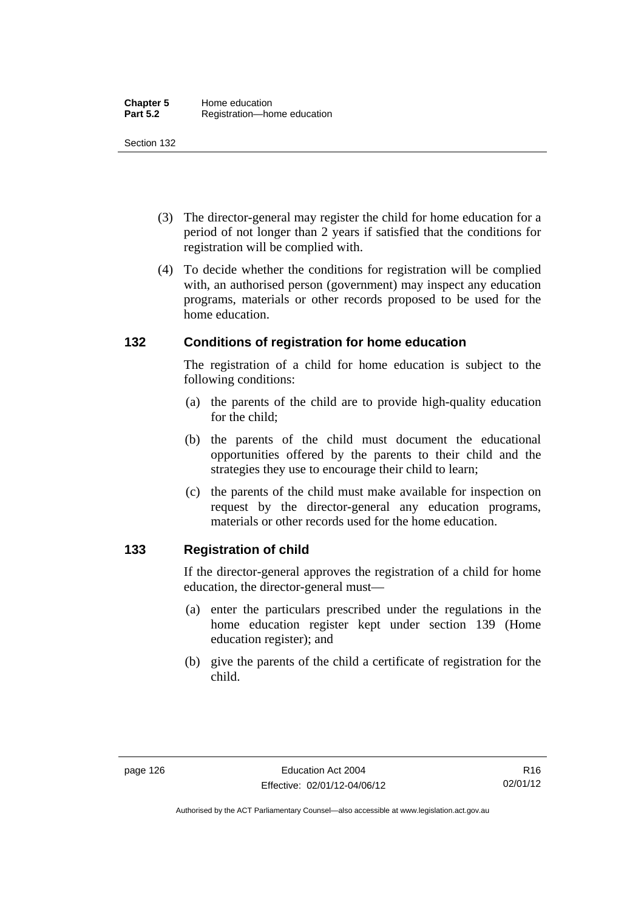(3) The director-general may register the child for home education for a period of not longer than 2 years if satisfied that the conditions for registration will be complied with.

(4) To decide whether the conditions for registration will be complied with, an authorised person (government) may inspect any education programs, materials or other records proposed to be used for the home education.

## 132 Conditions of registration for home education

The registration of a child for home education is subject to the following conditions:

(a) the parents of the child are to provide high-quality education for the child;

(b) the parents of the child must document the educational opportunities offered by the parents to their child and the strategies they use to encourage their child to learn;

(c) the parents of the child must make available for inspection on request by the director-general any education programs, materials or other records used for the home education.

## 133 Registration of child

If the director-general approves the registration of a child for home education, the director-general must—

(a) enter the particulars prescribed under the regulations in the home education register kept under section 139 (Home education register); and

(b) give the parents of the child a certificate of registration for the child.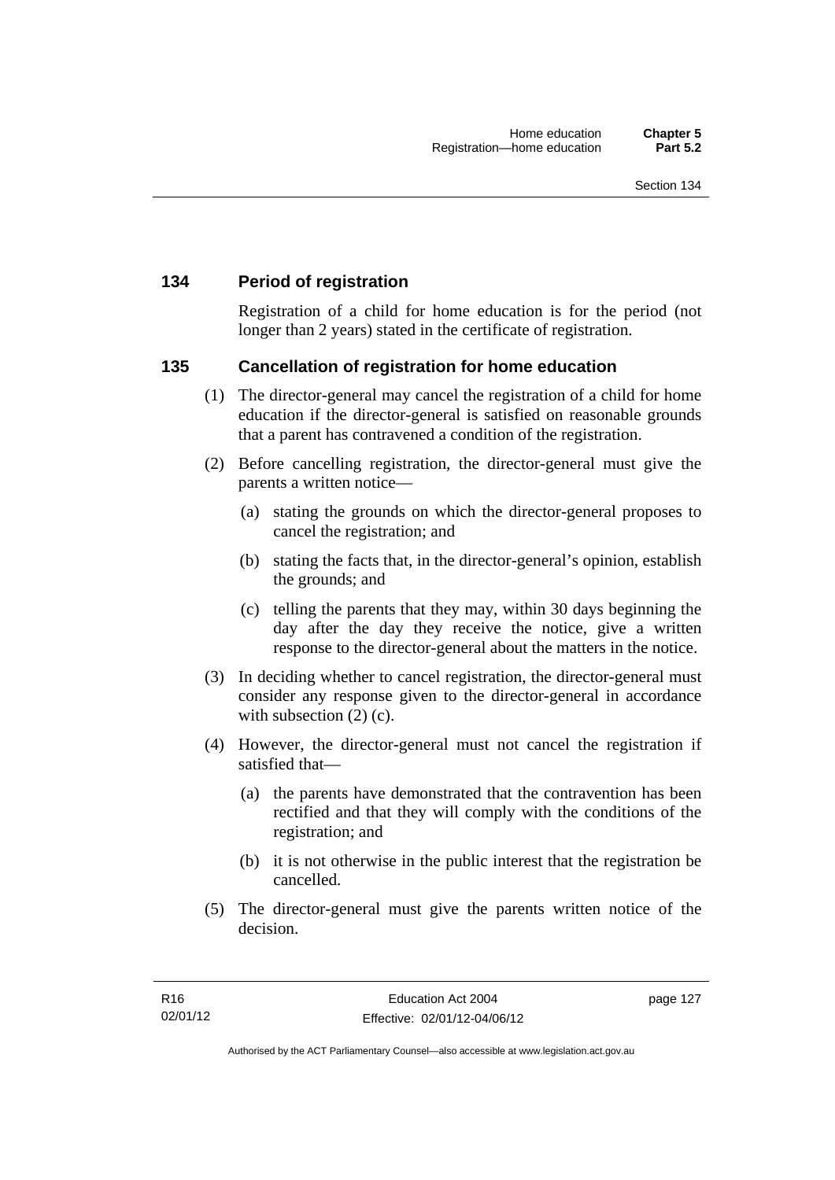### 134 Period of registration

Registration of a child for home education is for the period (not longer than 2 years) stated in the certificate of registration.

### 135 Cancellation of registration for home education

(1) The director-general may cancel the registration of a child for home education if the director-general is satisfied on reasonable grounds that a parent has contravened a condition of the registration.

(2) Before cancelling registration, the director-general must give the parents a written notice—

(a) stating the grounds on which the director-general proposes to cancel the registration; and

(b) stating the facts that, in the director-general's opinion, establish the grounds; and

(c) telling the parents that they may, within 30 days beginning the day after the day they receive the notice, give a written response to the director-general about the matters in the notice.

(3) In deciding whether to cancel registration, the director-general must consider any response given to the director-general in accordance with subsection (2) (c).

(4) However, the director-general must not cancel the registration if satisfied that—

(a) the parents have demonstrated that the contravention has been rectified and that they will comply with the conditions of the registration; and

(b) it is not otherwise in the public interest that the registration be cancelled.

(5) The director-general must give the parents written notice of the decision.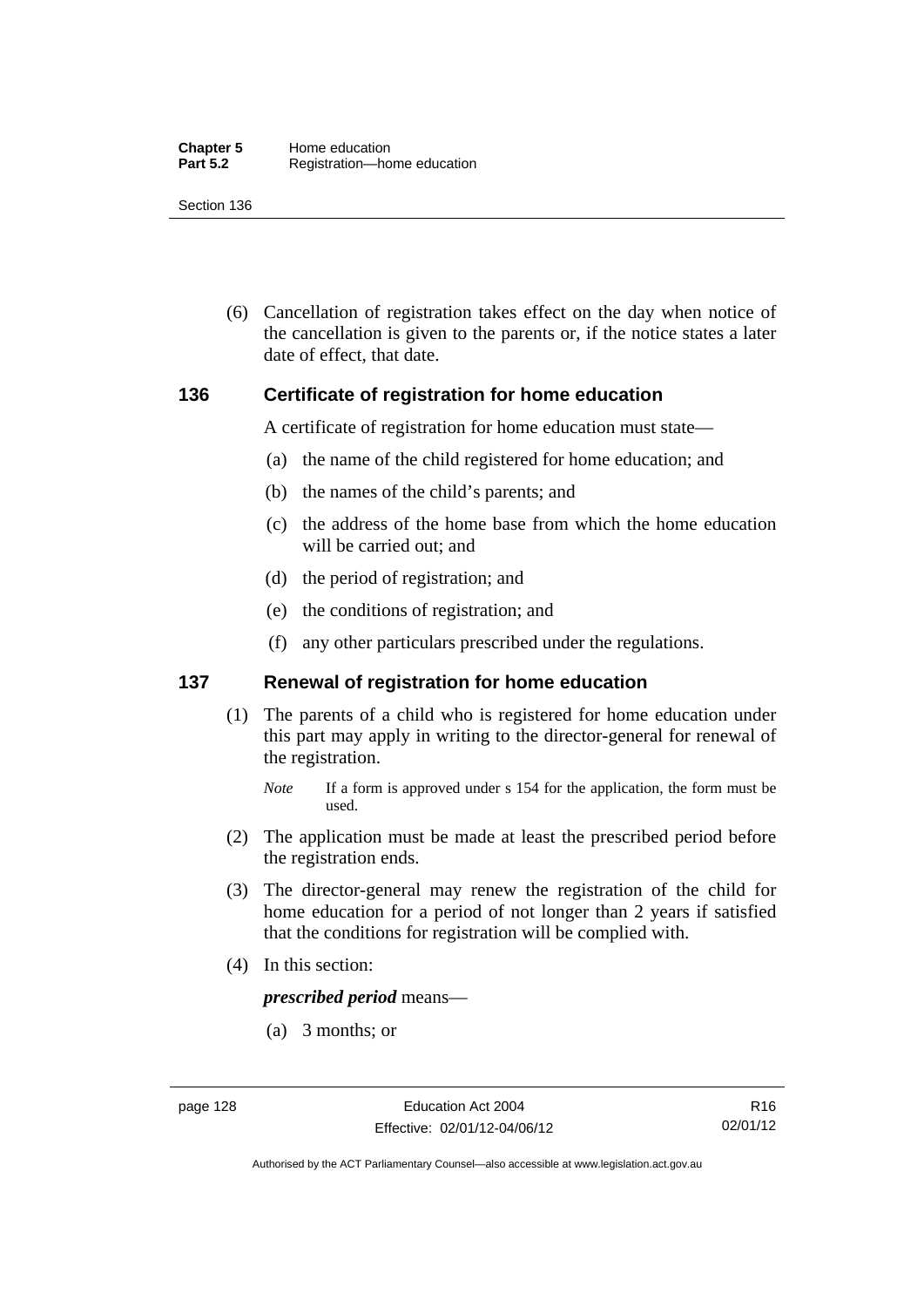(6) Cancellation of registration takes effect on the day when notice of the cancellation is given to the parents or, if the notice states a later date of effect, that date.

## 136 Certificate of registration for home education

A certificate of registration for home education must state—

(a) the name of the child registered for home education; and

(b) the names of the child's parents; and

(c) the address of the home base from which the home education will be carried out; and

(d) the period of registration; and

(e) the conditions of registration; and

(f) any other particulars prescribed under the regulations.

## 137 Renewal of registration for home education

(1) The parents of a child who is registered for home education under this part may apply in writing to the director-general for renewal of the registration.

*Note* If a form is approved under s 154 for the application, the form must be used.

(2) The application must be made at least the prescribed period before the registration ends.

(3) The director-general may renew the registration of the child for home education for a period of not longer than 2 years if satisfied that the conditions for registration will be complied with.

(4) In this section:

***prescribed period*** means—

(a) 3 months; or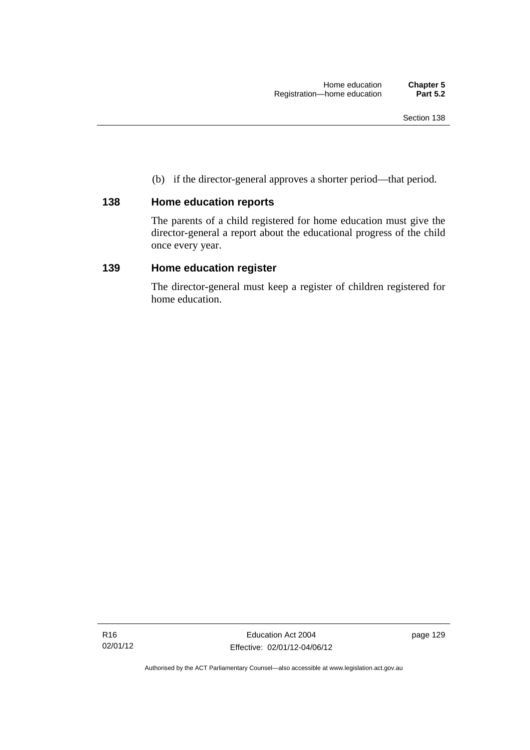(b) if the director-general approves a shorter period—that period.

## 138 Home education reports

The parents of a child registered for home education must give the director-general a report about the educational progress of the child once every year.

## 139 Home education register

The director-general must keep a register of children registered for home education.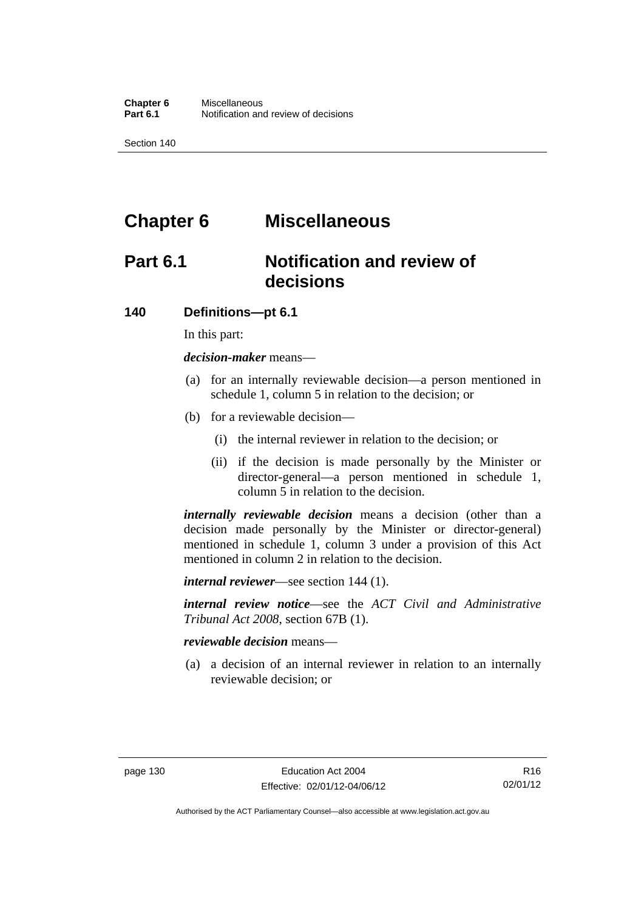# Chapter 6 Miscellaneous

## Part 6.1 Notification and review of decisions

### 140 Definitions—pt 6.1

In this part:

***decision-maker*** means—

(a) for an internally reviewable decision—a person mentioned in schedule 1, column 5 in relation to the decision; or

(b) for a reviewable decision—

(i) the internal reviewer in relation to the decision; or

(ii) if the decision is made personally by the Minister or director-general—a person mentioned in schedule 1, column 5 in relation to the decision.

***internally reviewable decision*** means a decision (other than a decision made personally by the Minister or director-general) mentioned in schedule 1, column 3 under a provision of this Act mentioned in column 2 in relation to the decision.

***internal reviewer***—see section 144 (1).

***internal review notice***—see the *ACT Civil and Administrative Tribunal Act 2008*, section 67B (1).

***reviewable decision*** means—

(a) a decision of an internal reviewer in relation to an internally reviewable decision; or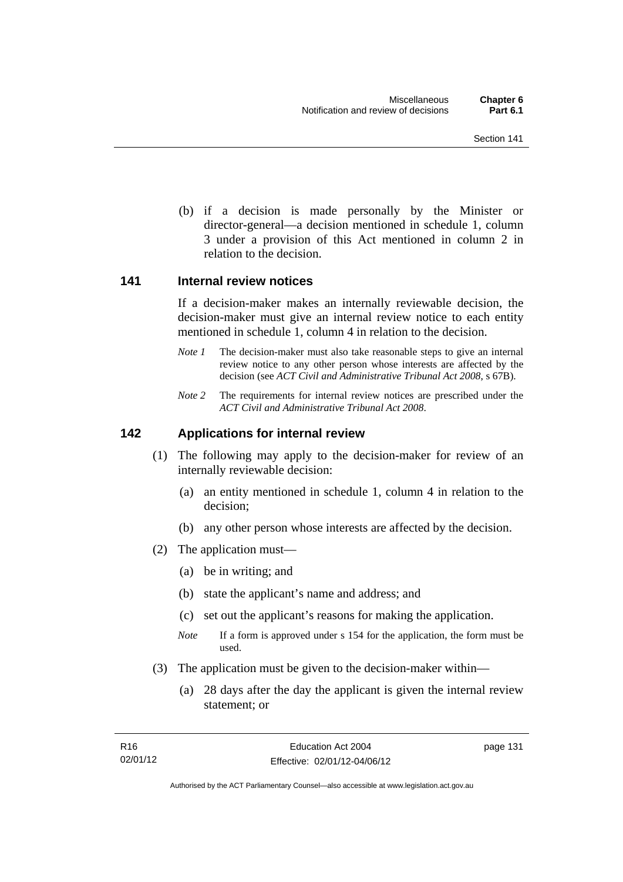(b) if a decision is made personally by the Minister or director-general—a decision mentioned in schedule 1, column 3 under a provision of this Act mentioned in column 2 in relation to the decision.

## 141 Internal review notices

If a decision-maker makes an internally reviewable decision, the decision-maker must give an internal review notice to each entity mentioned in schedule 1, column 4 in relation to the decision.

*Note 1* The decision-maker must also take reasonable steps to give an internal review notice to any other person whose interests are affected by the decision (see *ACT Civil and Administrative Tribunal Act 2008*, s 67B).

*Note 2* The requirements for internal review notices are prescribed under the *ACT Civil and Administrative Tribunal Act 2008*.

## 142 Applications for internal review

(1) The following may apply to the decision-maker for review of an internally reviewable decision:

(a) an entity mentioned in schedule 1, column 4 in relation to the decision;

(b) any other person whose interests are affected by the decision.

(2) The application must—

(a) be in writing; and

(b) state the applicant's name and address; and

(c) set out the applicant's reasons for making the application.

*Note* If a form is approved under s 154 for the application, the form must be used.

(3) The application must be given to the decision-maker within—

(a) 28 days after the day the applicant is given the internal review statement; or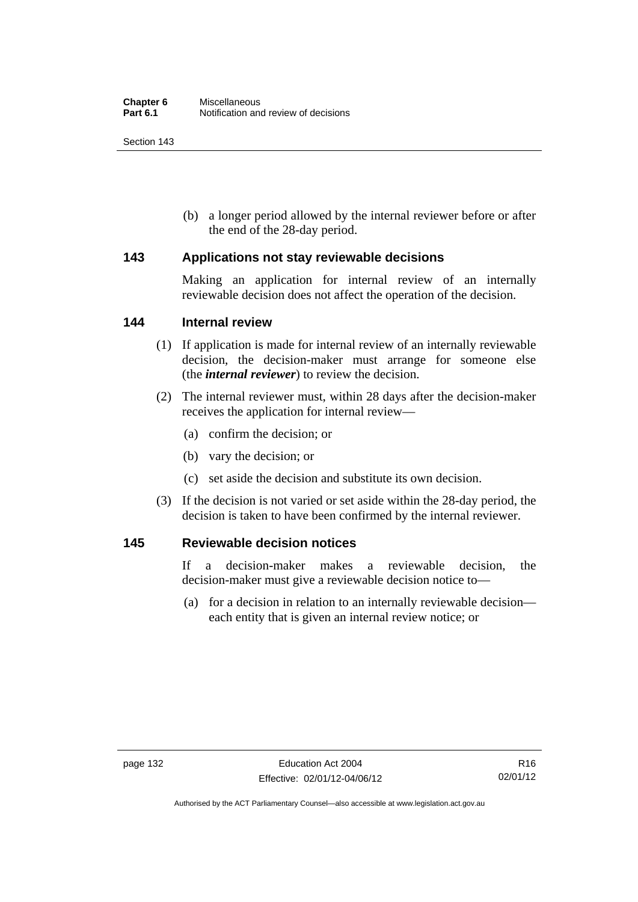(b) a longer period allowed by the internal reviewer before or after the end of the 28-day period.

## 143 Applications not stay reviewable decisions

Making an application for internal review of an internally reviewable decision does not affect the operation of the decision.

## 144 Internal review

(1) If application is made for internal review of an internally reviewable decision, the decision-maker must arrange for someone else (the ***internal reviewer***) to review the decision.

(2) The internal reviewer must, within 28 days after the decision-maker receives the application for internal review—

(a) confirm the decision; or

(b) vary the decision; or

(c) set aside the decision and substitute its own decision.

(3) If the decision is not varied or set aside within the 28-day period, the decision is taken to have been confirmed by the internal reviewer.

## 145 Reviewable decision notices

If a decision-maker makes a reviewable decision, the decision-maker must give a reviewable decision notice to—

(a) for a decision in relation to an internally reviewable decision—each entity that is given an internal review notice; or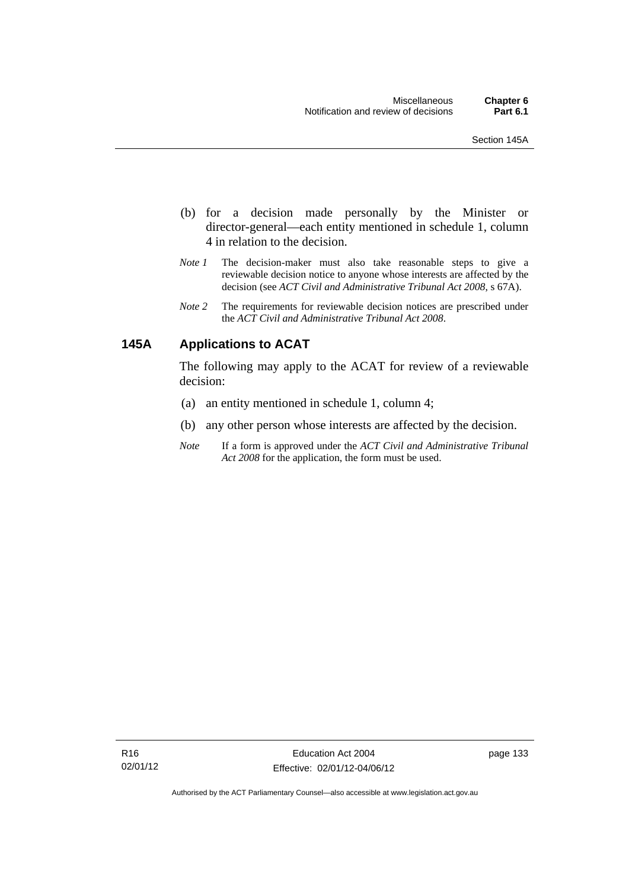(b) for a decision made personally by the Minister or director-general—each entity mentioned in schedule 1, column 4 in relation to the decision.

*Note 1* The decision-maker must also take reasonable steps to give a reviewable decision notice to anyone whose interests are affected by the decision (see *ACT Civil and Administrative Tribunal Act 2008*, s 67A).

*Note 2* The requirements for reviewable decision notices are prescribed under the *ACT Civil and Administrative Tribunal Act 2008*.

## 145A Applications to ACAT

The following may apply to the ACAT for review of a reviewable decision:

(a) an entity mentioned in schedule 1, column 4;

(b) any other person whose interests are affected by the decision.

*Note* If a form is approved under the *ACT Civil and Administrative Tribunal Act 2008* for the application, the form must be used.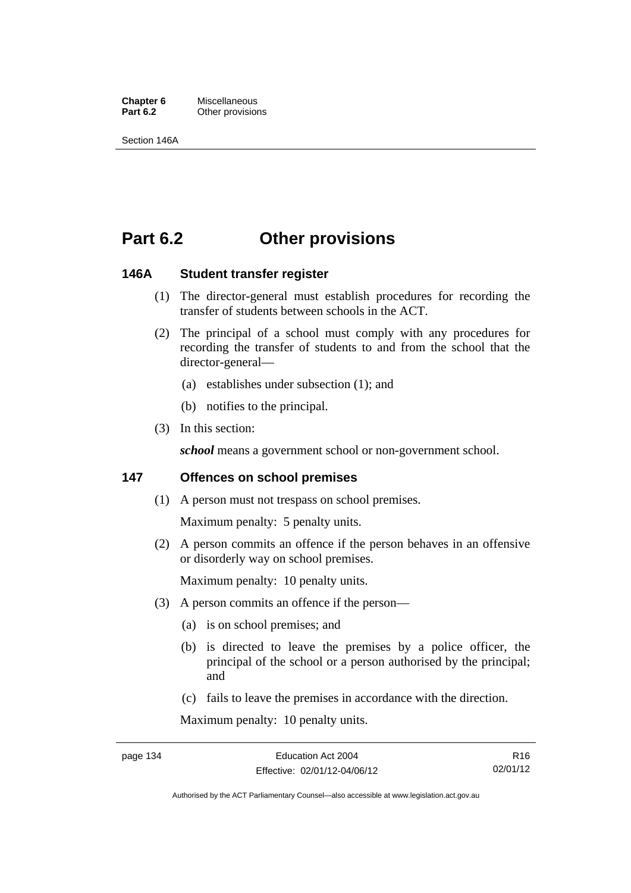# Part 6.2 Other provisions

## 146A Student transfer register

(1) The director-general must establish procedures for recording the transfer of students between schools in the ACT.

(2) The principal of a school must comply with any procedures for recording the transfer of students to and from the school that the director-general—

(a) establishes under subsection (1); and

(b) notifies to the principal.

(3) In this section:

***school*** means a government school or non-government school.

## 147 Offences on school premises

(1) A person must not trespass on school premises.

Maximum penalty: 5 penalty units.

(2) A person commits an offence if the person behaves in an offensive or disorderly way on school premises.

Maximum penalty: 10 penalty units.

(3) A person commits an offence if the person—

(a) is on school premises; and

(b) is directed to leave the premises by a police officer, the principal of the school or a person authorised by the principal; and

(c) fails to leave the premises in accordance with the direction.

Maximum penalty: 10 penalty units.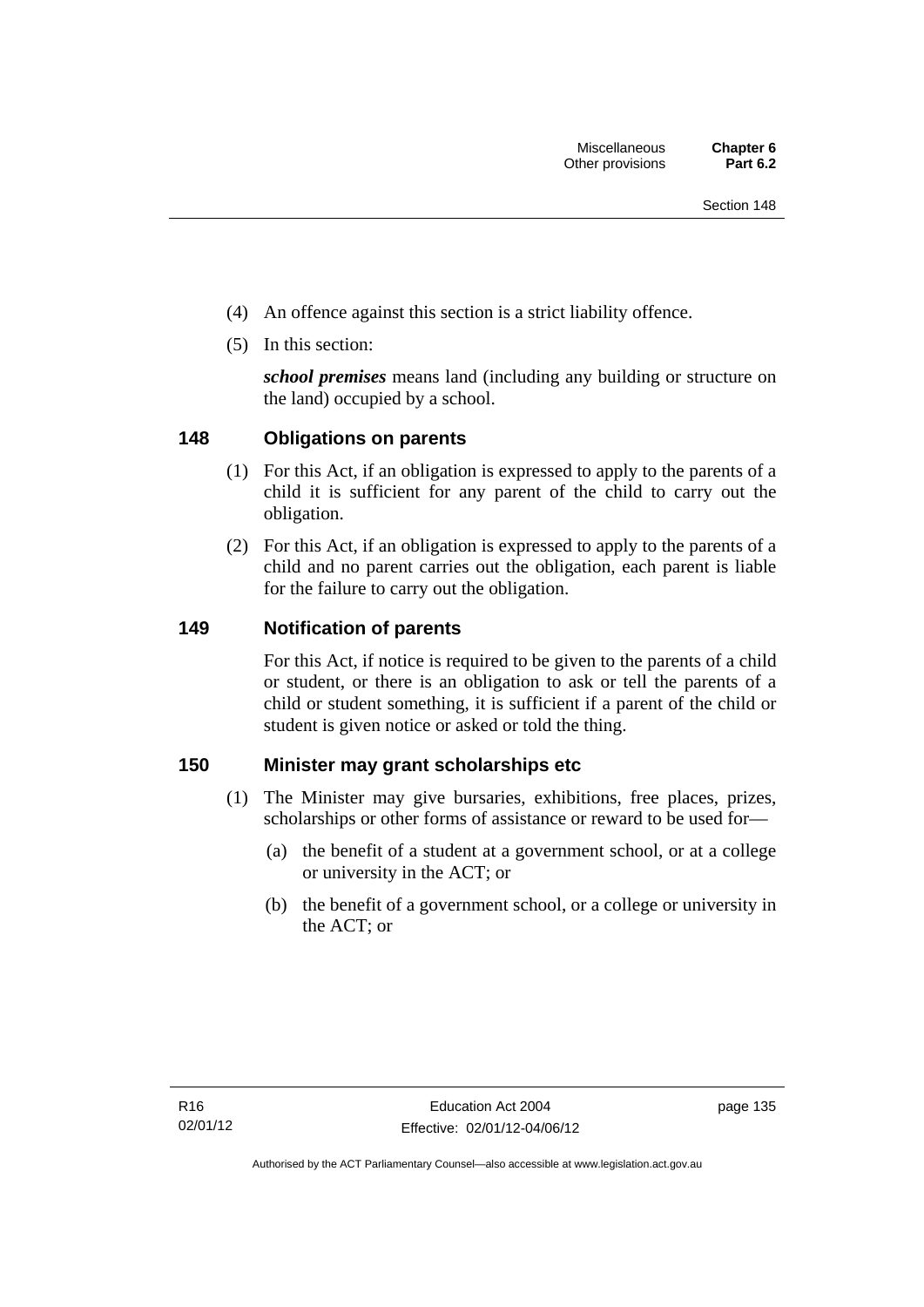(4) An offence against this section is a strict liability offence.

(5) In this section:

***school premises*** means land (including any building or structure on the land) occupied by a school.

## 148 Obligations on parents

(1) For this Act, if an obligation is expressed to apply to the parents of a child it is sufficient for any parent of the child to carry out the obligation.

(2) For this Act, if an obligation is expressed to apply to the parents of a child and no parent carries out the obligation, each parent is liable for the failure to carry out the obligation.

## 149 Notification of parents

For this Act, if notice is required to be given to the parents of a child or student, or there is an obligation to ask or tell the parents of a child or student something, it is sufficient if a parent of the child or student is given notice or asked or told the thing.

## 150 Minister may grant scholarships etc

(1) The Minister may give bursaries, exhibitions, free places, prizes, scholarships or other forms of assistance or reward to be used for—

(a) the benefit of a student at a government school, or at a college or university in the ACT; or

(b) the benefit of a government school, or a college or university in the ACT; or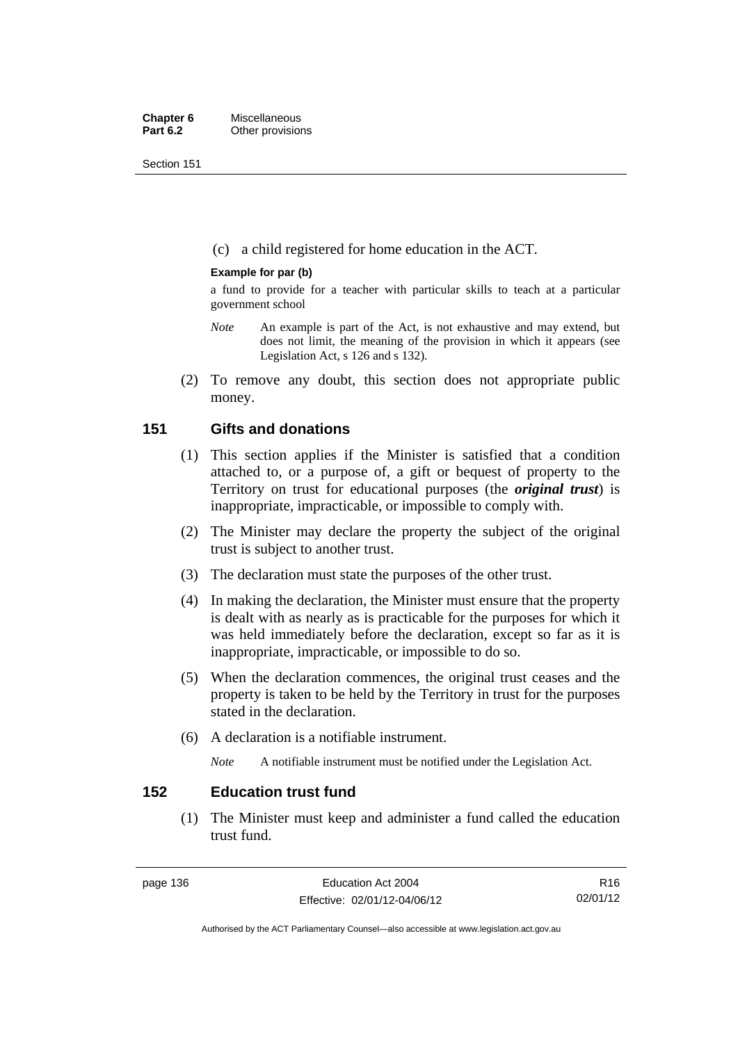(c) a child registered for home education in the ACT.

**Example for par (b)**

a fund to provide for a teacher with particular skills to teach at a particular government school

*Note* An example is part of the Act, is not exhaustive and may extend, but does not limit, the meaning of the provision in which it appears (see Legislation Act, s 126 and s 132).

(2) To remove any doubt, this section does not appropriate public money.

## 151 Gifts and donations

(1) This section applies if the Minister is satisfied that a condition attached to, or a purpose of, a gift or bequest of property to the Territory on trust for educational purposes (the ***original trust***) is inappropriate, impracticable, or impossible to comply with.

(2) The Minister may declare the property the subject of the original trust is subject to another trust.

(3) The declaration must state the purposes of the other trust.

(4) In making the declaration, the Minister must ensure that the property is dealt with as nearly as is practicable for the purposes for which it was held immediately before the declaration, except so far as it is inappropriate, impracticable, or impossible to do so.

(5) When the declaration commences, the original trust ceases and the property is taken to be held by the Territory in trust for the purposes stated in the declaration.

(6) A declaration is a notifiable instrument.

*Note* A notifiable instrument must be notified under the Legislation Act.

## 152 Education trust fund

(1) The Minister must keep and administer a fund called the education trust fund.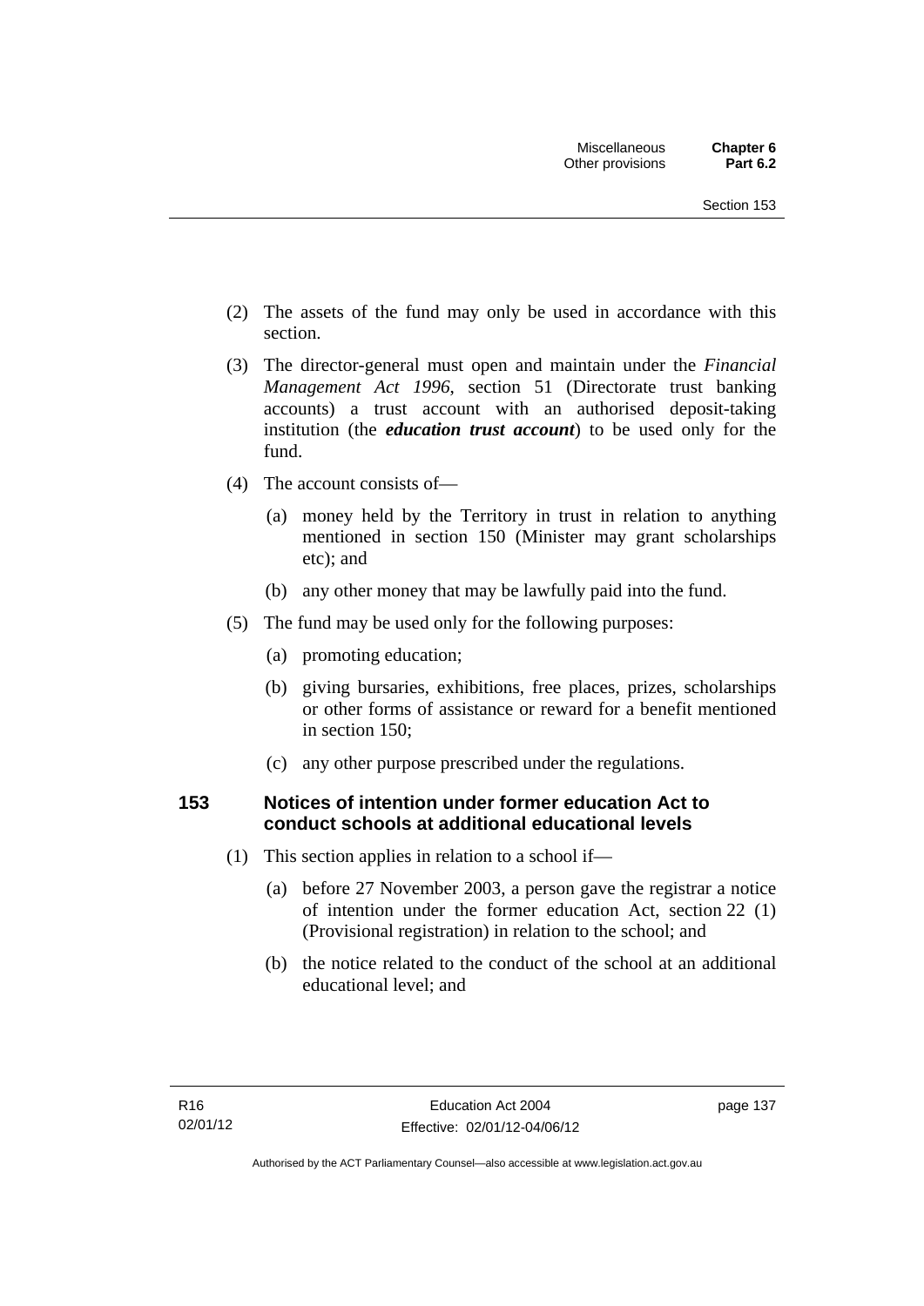(2) The assets of the fund may only be used in accordance with this section.

(3) The director-general must open and maintain under the *Financial Management Act 1996*, section 51 (Directorate trust banking accounts) a trust account with an authorised deposit-taking institution (the ***education trust account***) to be used only for the fund.

(4) The account consists of—

(a) money held by the Territory in trust in relation to anything mentioned in section 150 (Minister may grant scholarships etc); and

(b) any other money that may be lawfully paid into the fund.

(5) The fund may be used only for the following purposes:

(a) promoting education;

(b) giving bursaries, exhibitions, free places, prizes, scholarships or other forms of assistance or reward for a benefit mentioned in section 150;

(c) any other purpose prescribed under the regulations.

## 153 Notices of intention under former education Act to conduct schools at additional educational levels

(1) This section applies in relation to a school if—

(a) before 27 November 2003, a person gave the registrar a notice of intention under the former education Act, section 22 (1) (Provisional registration) in relation to the school; and

(b) the notice related to the conduct of the school at an additional educational level; and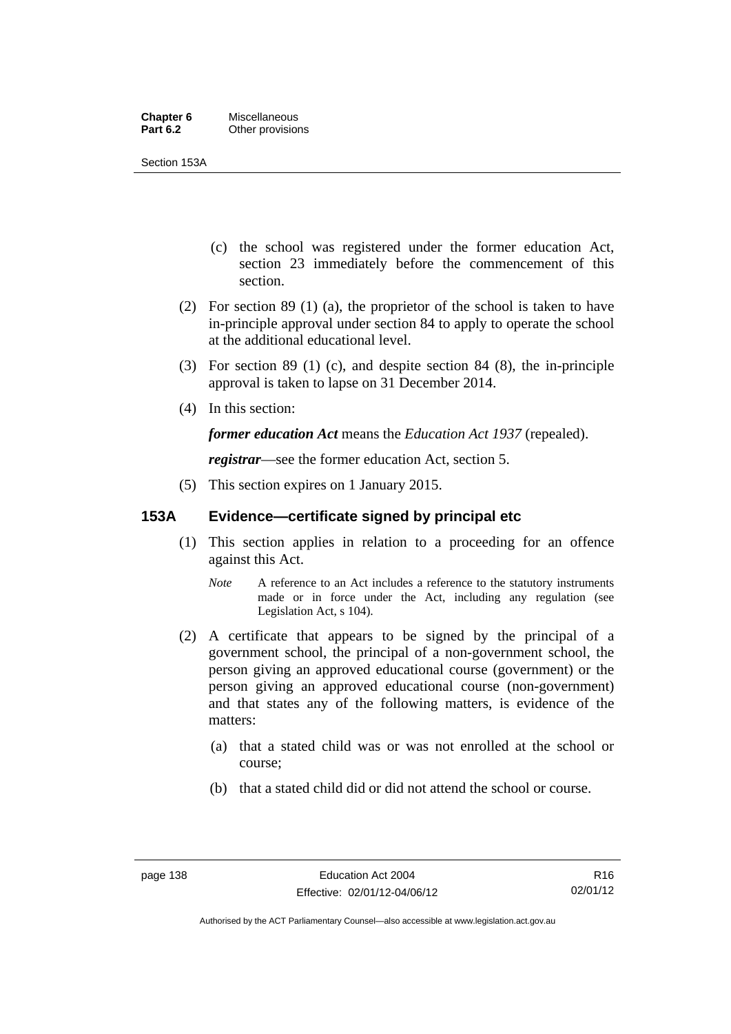(c) the school was registered under the former education Act, section 23 immediately before the commencement of this section.

(2) For section 89 (1) (a), the proprietor of the school is taken to have in-principle approval under section 84 to apply to operate the school at the additional educational level.

(3) For section 89 (1) (c), and despite section 84 (8), the in-principle approval is taken to lapse on 31 December 2014.

(4) In this section:

***former education Act*** means the *Education Act 1937* (repealed).

***registrar***—see the former education Act, section 5.

(5) This section expires on 1 January 2015.

### 153A Evidence—certificate signed by principal etc

(1) This section applies in relation to a proceeding for an offence against this Act.

*Note* A reference to an Act includes a reference to the statutory instruments made or in force under the Act, including any regulation (see Legislation Act, s 104).

(2) A certificate that appears to be signed by the principal of a government school, the principal of a non-government school, the person giving an approved educational course (government) or the person giving an approved educational course (non-government) and that states any of the following matters, is evidence of the matters:

(a) that a stated child was or was not enrolled at the school or course;

(b) that a stated child did or did not attend the school or course.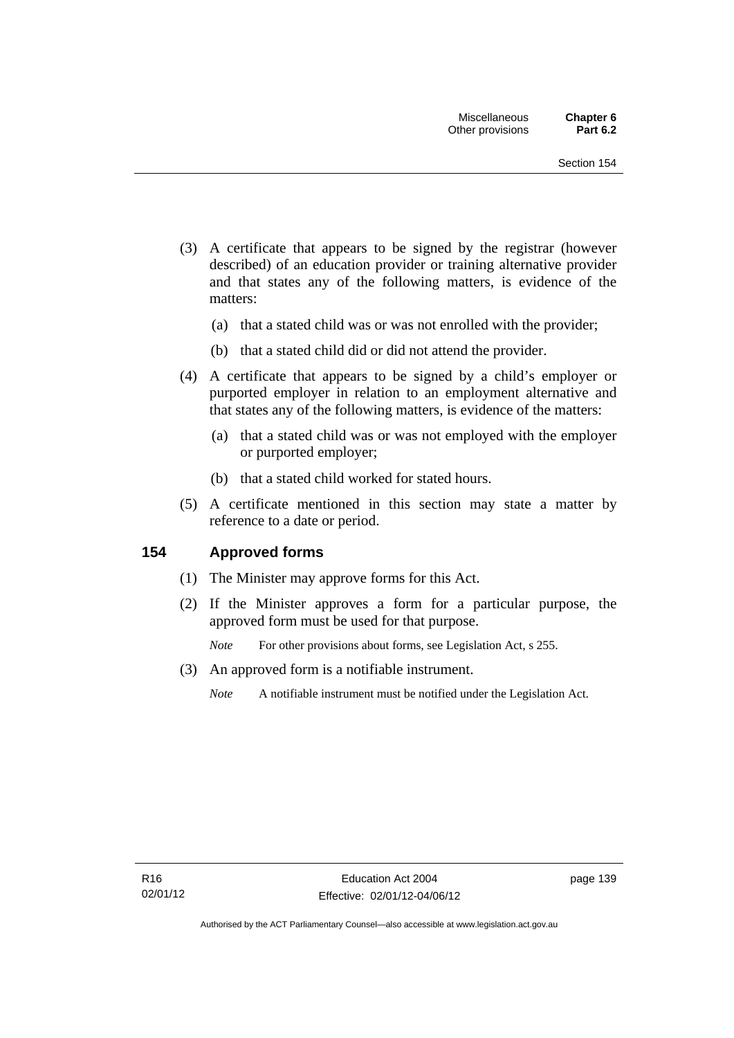(3) A certificate that appears to be signed by the registrar (however described) of an education provider or training alternative provider and that states any of the following matters, is evidence of the matters:

(a) that a stated child was or was not enrolled with the provider;

(b) that a stated child did or did not attend the provider.

(4) A certificate that appears to be signed by a child's employer or purported employer in relation to an employment alternative and that states any of the following matters, is evidence of the matters:

(a) that a stated child was or was not employed with the employer or purported employer;

(b) that a stated child worked for stated hours.

(5) A certificate mentioned in this section may state a matter by reference to a date or period.

## 154 Approved forms

(1) The Minister may approve forms for this Act.

(2) If the Minister approves a form for a particular purpose, the approved form must be used for that purpose.

*Note* For other provisions about forms, see Legislation Act, s 255.

(3) An approved form is a notifiable instrument.

*Note* A notifiable instrument must be notified under the Legislation Act.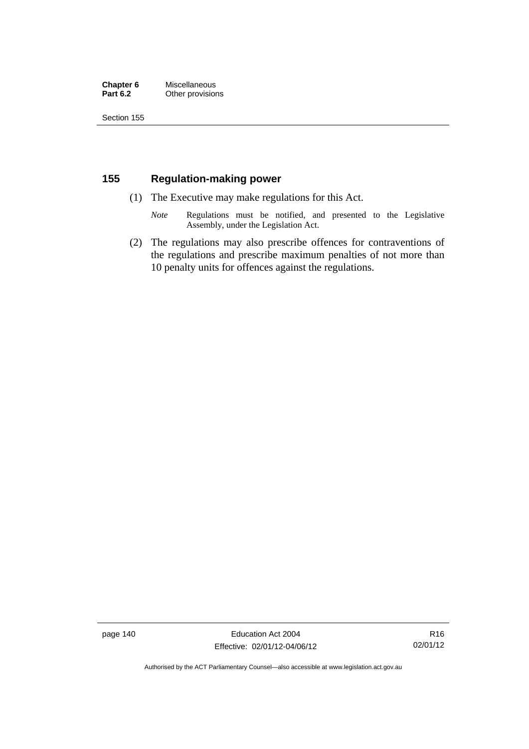## 155 Regulation-making power

(1) The Executive may make regulations for this Act.

*Note* Regulations must be notified, and presented to the Legislative Assembly, under the Legislation Act.

(2) The regulations may also prescribe offences for contraventions of the regulations and prescribe maximum penalties of not more than 10 penalty units for offences against the regulations.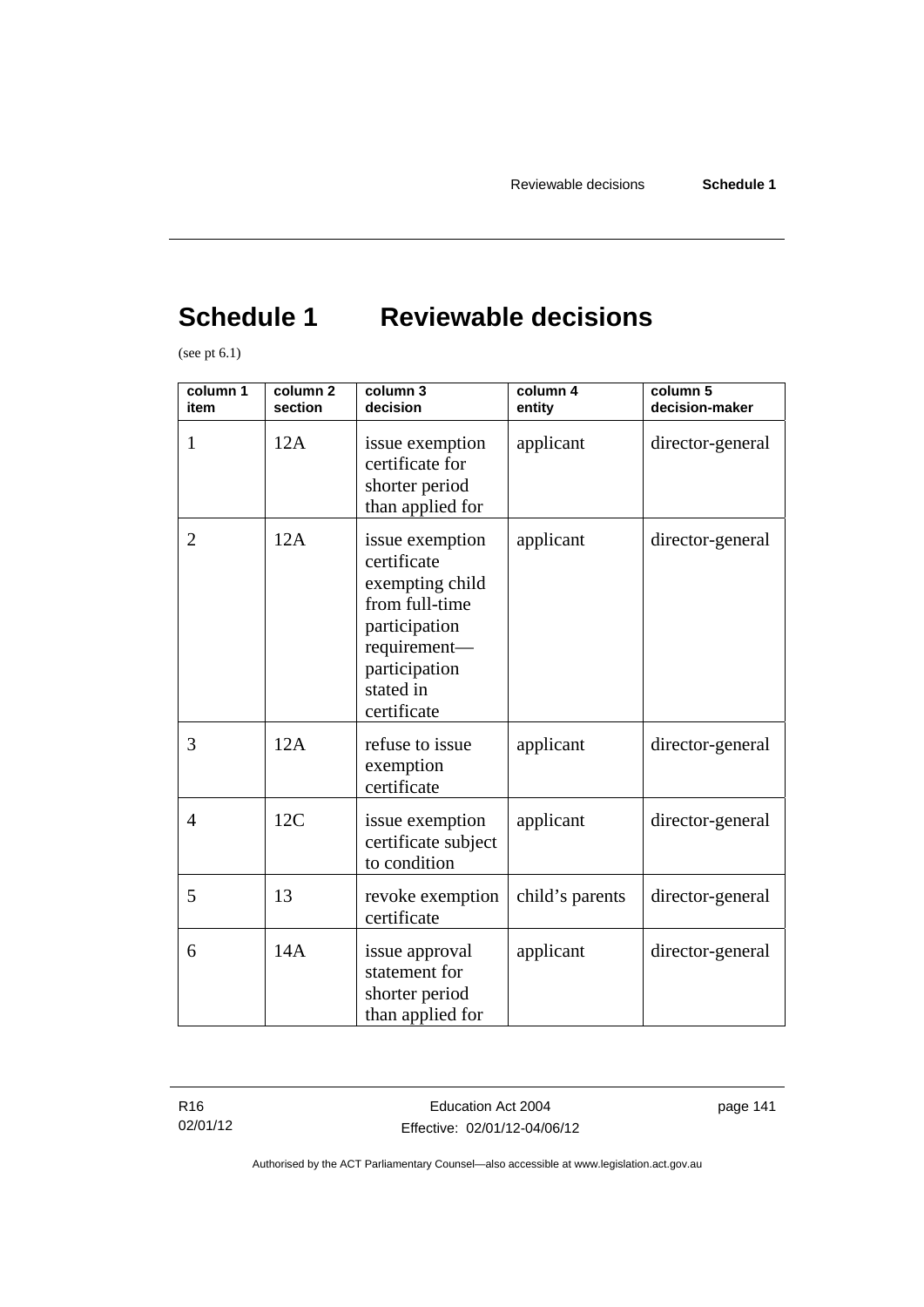# Schedule 1 Reviewable decisions

(see pt 6.1)

| column 1 item | column 2 section | column 3 decision | column 4 entity | column 5 decision-maker |
|---|---|---|---|---|
| 1 | 12A | issue exemption certificate for shorter period than applied for | applicant | director-general |
| 2 | 12A | issue exemption certificate exempting child from full-time participation requirement—participation stated in certificate | applicant | director-general |
| 3 | 12A | refuse to issue exemption certificate | applicant | director-general |
| 4 | 12C | issue exemption certificate subject to condition | applicant | director-general |
| 5 | 13 | revoke exemption certificate | child's parents | director-general |
| 6 | 14A | issue approval statement for shorter period than applied for | applicant | director-general |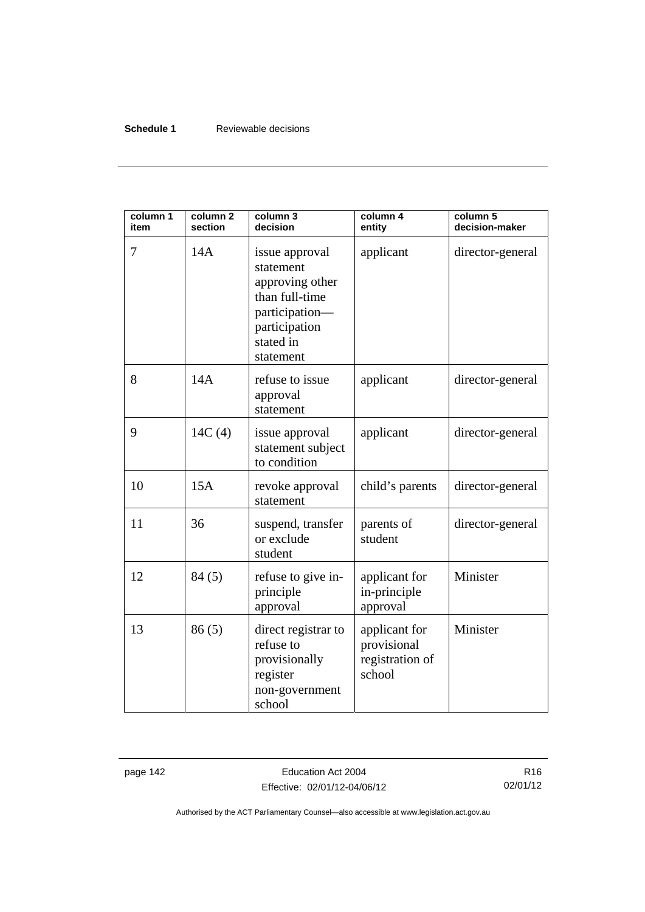| column 1 item | column 2 section | column 3 decision | column 4 entity | column 5 decision-maker |
|---|---|---|---|---|
| 7 | 14A | issue approval statement approving other than full-time participation—participation stated in statement | applicant | director-general |
| 8 | 14A | refuse to issue approval statement | applicant | director-general |
| 9 | 14C (4) | issue approval statement subject to condition | applicant | director-general |
| 10 | 15A | revoke approval statement | child's parents | director-general |
| 11 | 36 | suspend, transfer or exclude student | parents of student | director-general |
| 12 | 84 (5) | refuse to give in-principle approval | applicant for in-principle approval | Minister |
| 13 | 86 (5) | direct registrar to refuse to provisionally register non-government school | applicant for provisional registration of school | Minister |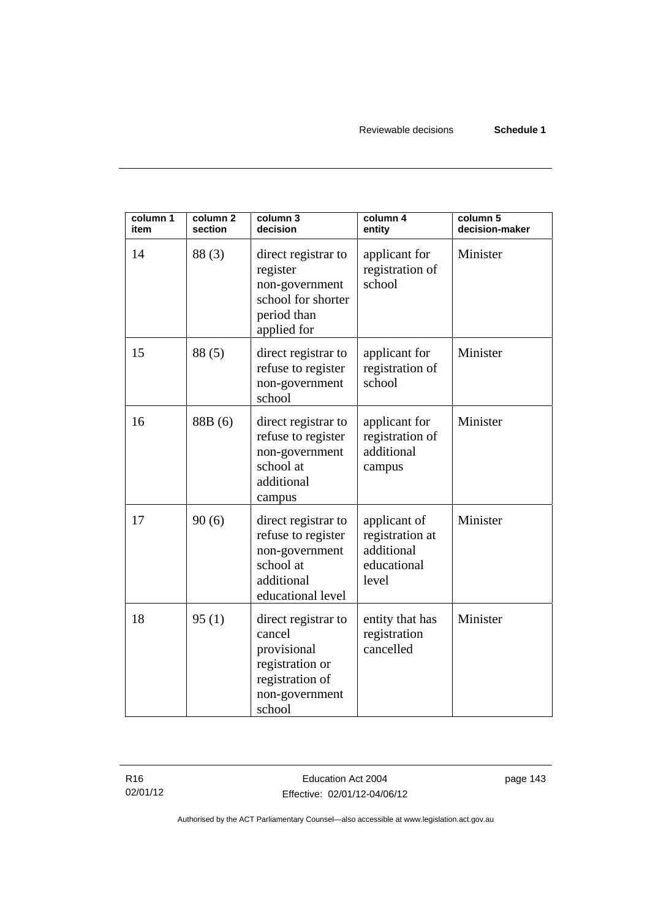| column 1 item | column 2 section | column 3 decision | column 4 entity | column 5 decision-maker |
|---|---|---|---|---|
| 14 | 88 (3) | direct registrar to register non-government school for shorter period than applied for | applicant for registration of school | Minister |
| 15 | 88 (5) | direct registrar to refuse to register non-government school | applicant for registration of school | Minister |
| 16 | 88B (6) | direct registrar to refuse to register non-government school at additional campus | applicant for registration of additional campus | Minister |
| 17 | 90 (6) | direct registrar to refuse to register non-government school at additional educational level | applicant of registration at additional educational level | Minister |
| 18 | 95 (1) | direct registrar to cancel provisional registration or registration of non-government school | entity that has registration cancelled | Minister |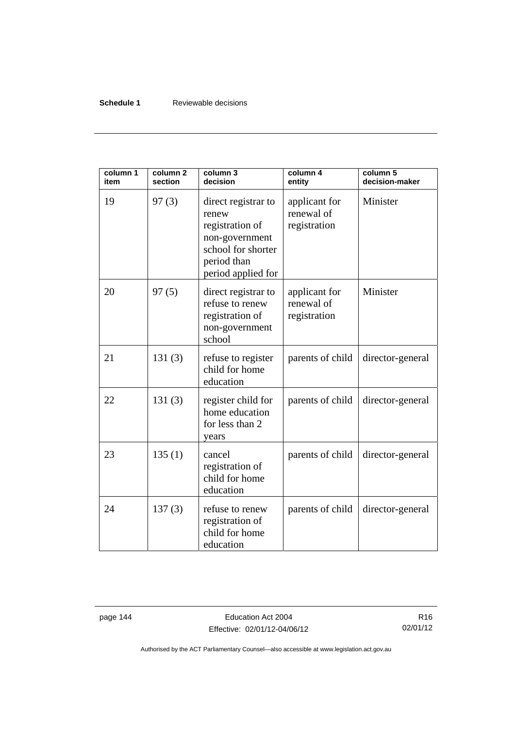| column 1 item | column 2 section | column 3 decision | column 4 entity | column 5 decision-maker |
|---|---|---|---|---|
| 19 | 97 (3) | direct registrar to renew registration of non-government school for shorter period than period applied for | applicant for renewal of registration | Minister |
| 20 | 97 (5) | direct registrar to refuse to renew registration of non-government school | applicant for renewal of registration | Minister |
| 21 | 131 (3) | refuse to register child for home education | parents of child | director-general |
| 22 | 131 (3) | register child for home education for less than 2 years | parents of child | director-general |
| 23 | 135 (1) | cancel registration of child for home education | parents of child | director-general |
| 24 | 137 (3) | refuse to renew registration of child for home education | parents of child | director-general |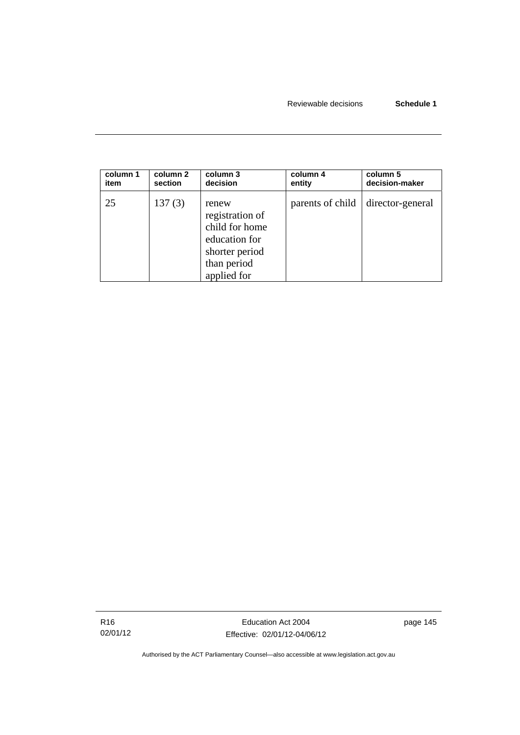| column 1 item | column 2 section | column 3 decision | column 4 entity | column 5 decision-maker |
| --- | --- | --- | --- | --- |
| 25 | 137 (3) | renew registration of child for home education for shorter period than period applied for | parents of child | director-general |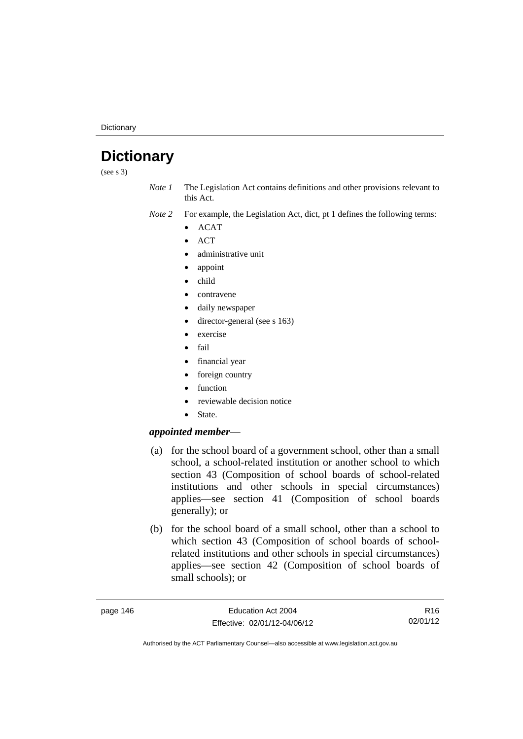# Dictionary

(see s 3)

*Note 1* The Legislation Act contains definitions and other provisions relevant to this Act.

*Note 2* For example, the Legislation Act, dict, pt 1 defines the following terms:

- ACAT
- ACT
- administrative unit
- appoint
- child
- contravene
- daily newspaper
- director-general (see s 163)
- exercise
- fail
- financial year
- foreign country
- function
- reviewable decision notice
- State.

***appointed member***—

(a) for the school board of a government school, other than a small school, a school-related institution or another school to which section 43 (Composition of school boards of school-related institutions and other schools in special circumstances) applies—see section 41 (Composition of school boards generally); or

(b) for the school board of a small school, other than a school to which section 43 (Composition of school boards of school-related institutions and other schools in special circumstances) applies—see section 42 (Composition of school boards of small schools); or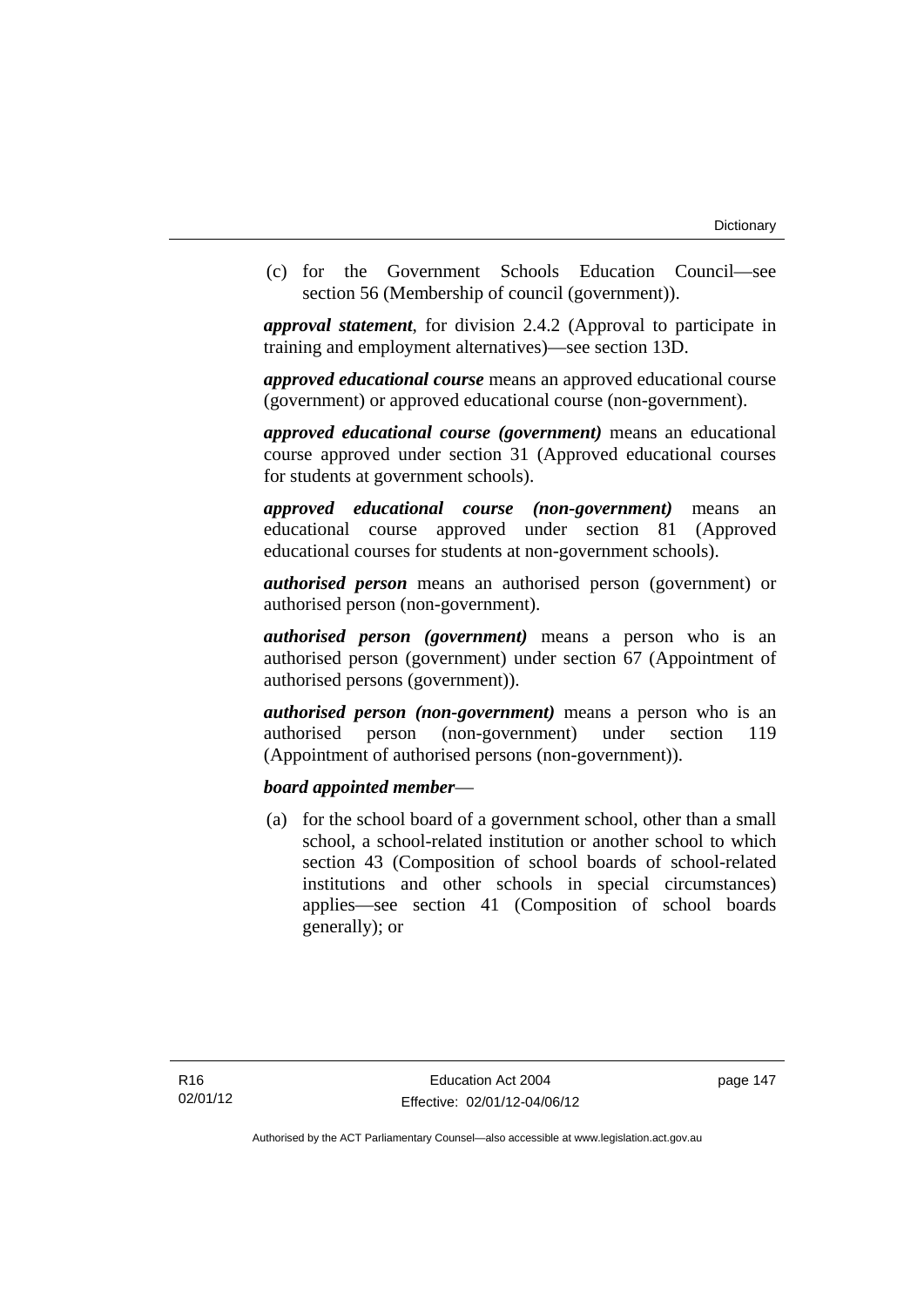(c) for the Government Schools Education Council—see section 56 (Membership of council (government)).

***approval statement***, for division 2.4.2 (Approval to participate in training and employment alternatives)—see section 13D.

***approved educational course*** means an approved educational course (government) or approved educational course (non-government).

***approved educational course (government)*** means an educational course approved under section 31 (Approved educational courses for students at government schools).

***approved educational course (non-government)*** means an educational course approved under section 81 (Approved educational courses for students at non-government schools).

***authorised person*** means an authorised person (government) or authorised person (non-government).

***authorised person (government)*** means a person who is an authorised person (government) under section 67 (Appointment of authorised persons (government)).

***authorised person (non-government)*** means a person who is an authorised person (non-government) under section 119 (Appointment of authorised persons (non-government)).

***board appointed member***—

(a) for the school board of a government school, other than a small school, a school-related institution or another school to which section 43 (Composition of school boards of school-related institutions and other schools in special circumstances) applies—see section 41 (Composition of school boards generally); or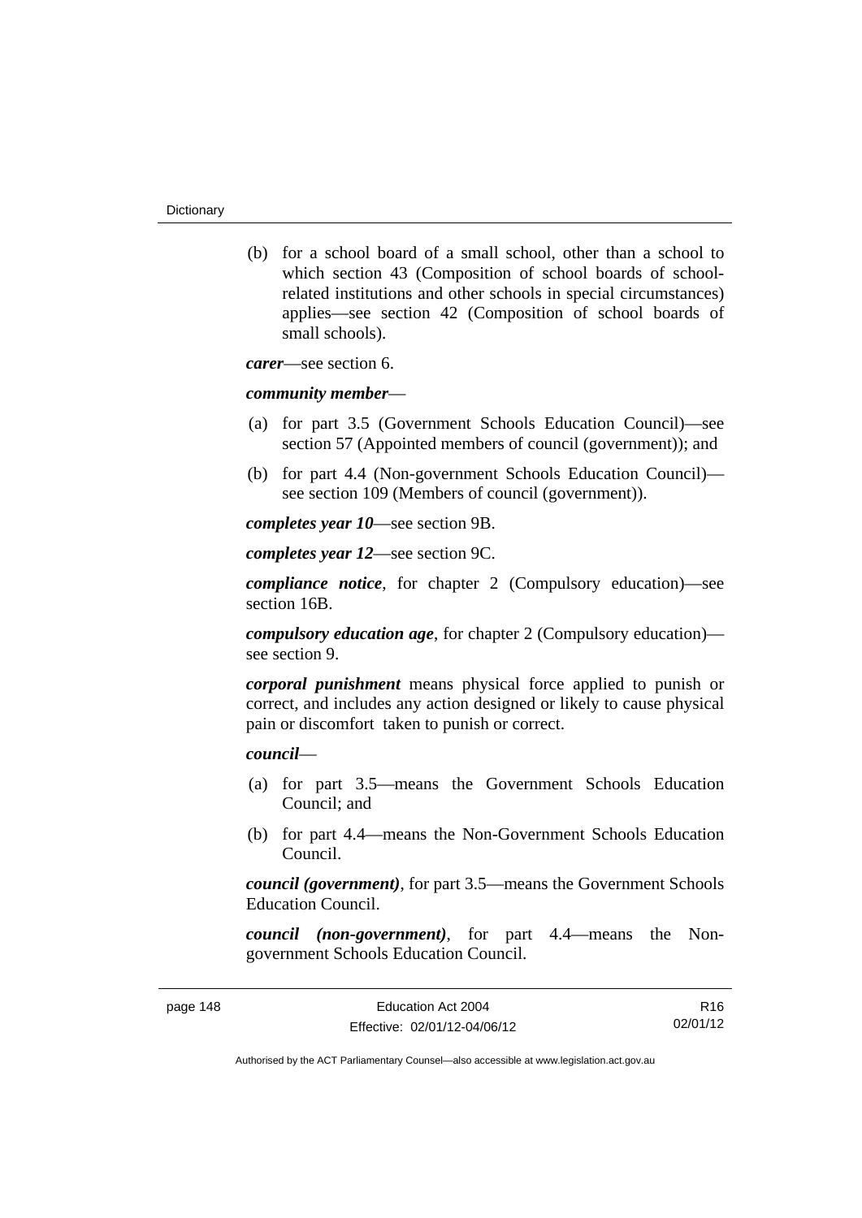(b) for a school board of a small school, other than a school to which section 43 (Composition of school boards of school-related institutions and other schools in special circumstances) applies—see section 42 (Composition of school boards of small schools).

***carer***—see section 6.

***community member***—

(a) for part 3.5 (Government Schools Education Council)—see section 57 (Appointed members of council (government)); and

(b) for part 4.4 (Non-government Schools Education Council)—see section 109 (Members of council (government)).

***completes year 10***—see section 9B.

***completes year 12***—see section 9C.

***compliance notice***, for chapter 2 (Compulsory education)—see section 16B.

***compulsory education age***, for chapter 2 (Compulsory education)—see section 9.

***corporal punishment*** means physical force applied to punish or correct, and includes any action designed or likely to cause physical pain or discomfort taken to punish or correct.

***council***—

(a) for part 3.5—means the Government Schools Education Council; and

(b) for part 4.4—means the Non-Government Schools Education Council.

***council (government)***, for part 3.5—means the Government Schools Education Council.

***council (non-government)***, for part 4.4—means the Non-government Schools Education Council.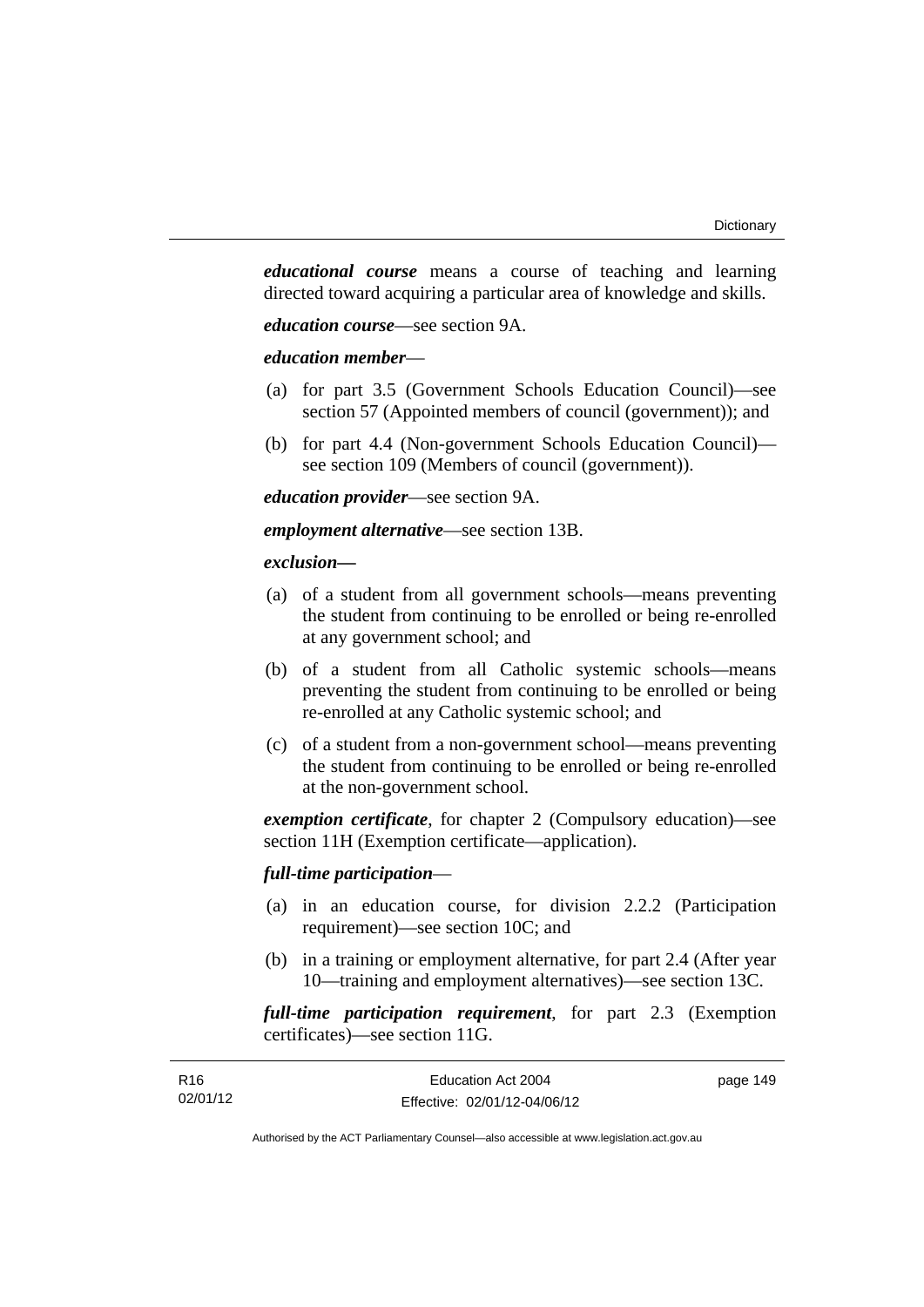***educational course*** means a course of teaching and learning directed toward acquiring a particular area of knowledge and skills.

***education course***—see section 9A.

***education member***—

(a) for part 3.5 (Government Schools Education Council)—see section 57 (Appointed members of council (government)); and

(b) for part 4.4 (Non-government Schools Education Council)—see section 109 (Members of council (government)).

***education provider***—see section 9A.

***employment alternative***—see section 13B.

***exclusion—***

(a) of a student from all government schools—means preventing the student from continuing to be enrolled or being re-enrolled at any government school; and

(b) of a student from all Catholic systemic schools—means preventing the student from continuing to be enrolled or being re-enrolled at any Catholic systemic school; and

(c) of a student from a non-government school—means preventing the student from continuing to be enrolled or being re-enrolled at the non-government school.

***exemption certificate***, for chapter 2 (Compulsory education)—see section 11H (Exemption certificate—application).

***full-time participation***—

(a) in an education course, for division 2.2.2 (Participation requirement)—see section 10C; and

(b) in a training or employment alternative, for part 2.4 (After year 10—training and employment alternatives)—see section 13C.

***full-time participation requirement***, for part 2.3 (Exemption certificates)—see section 11G.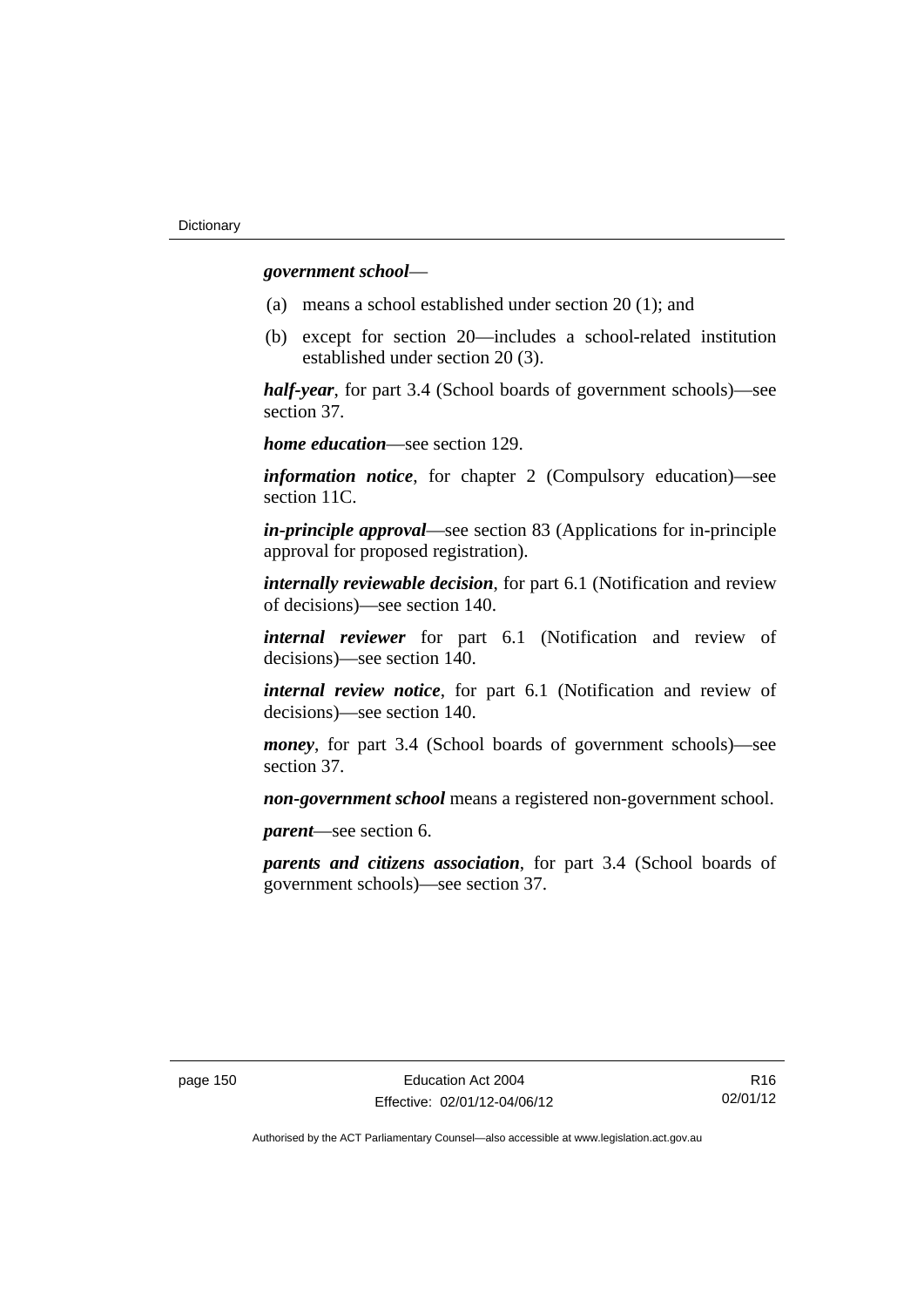***government school***—

(a) means a school established under section 20 (1); and

(b) except for section 20—includes a school-related institution established under section 20 (3).

***half-year***, for part 3.4 (School boards of government schools)—see section 37.

***home education***—see section 129.

***information notice***, for chapter 2 (Compulsory education)—see section 11C.

***in-principle approval***—see section 83 (Applications for in-principle approval for proposed registration).

***internally reviewable decision***, for part 6.1 (Notification and review of decisions)—see section 140.

***internal reviewer*** for part 6.1 (Notification and review of decisions)—see section 140.

***internal review notice***, for part 6.1 (Notification and review of decisions)—see section 140.

***money***, for part 3.4 (School boards of government schools)—see section 37.

***non-government school*** means a registered non-government school.

***parent***—see section 6.

***parents and citizens association***, for part 3.4 (School boards of government schools)—see section 37.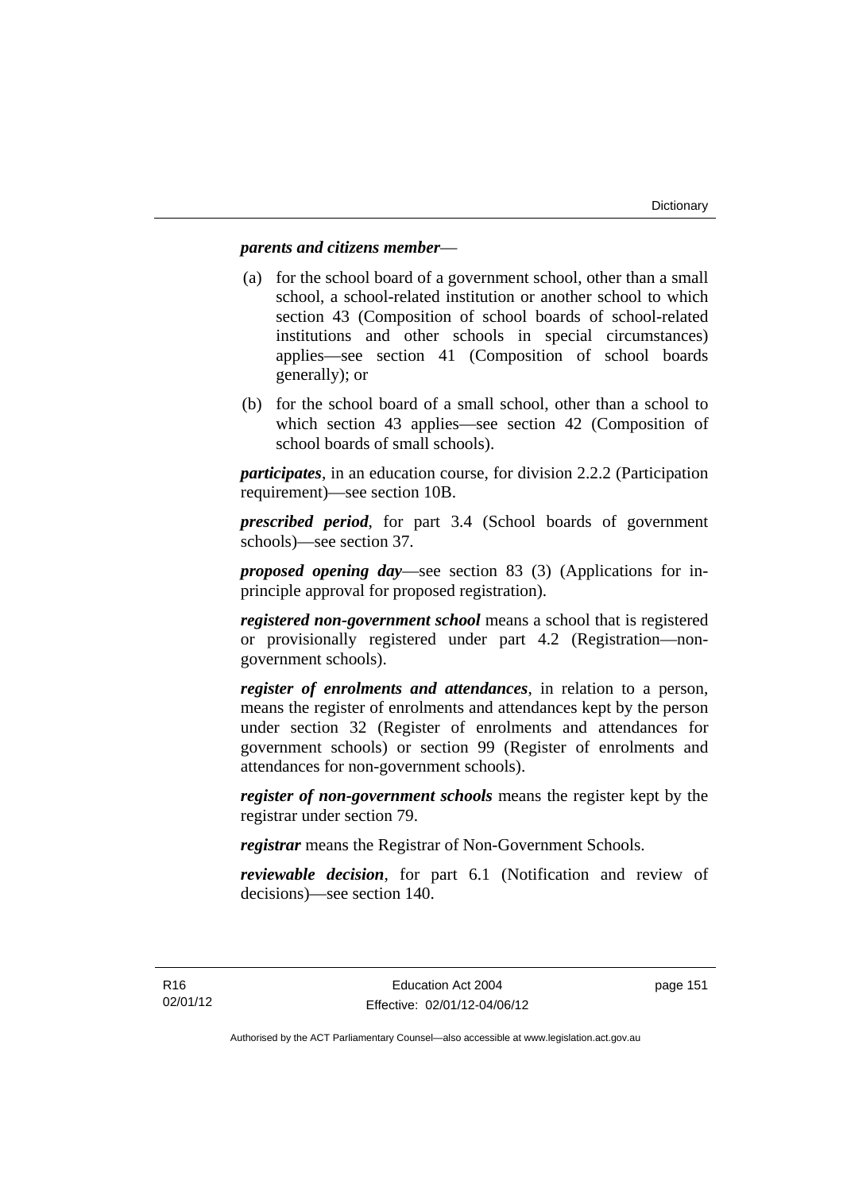***parents and citizens member***—

(a) for the school board of a government school, other than a small school, a school-related institution or another school to which section 43 (Composition of school boards of school-related institutions and other schools in special circumstances) applies—see section 41 (Composition of school boards generally); or

(b) for the school board of a small school, other than a school to which section 43 applies—see section 42 (Composition of school boards of small schools).

***participates***, in an education course, for division 2.2.2 (Participation requirement)—see section 10B.

***prescribed period***, for part 3.4 (School boards of government schools)—see section 37.

***proposed opening day***—see section 83 (3) (Applications for in-principle approval for proposed registration).

***registered non-government school*** means a school that is registered or provisionally registered under part 4.2 (Registration—non-government schools).

***register of enrolments and attendances***, in relation to a person, means the register of enrolments and attendances kept by the person under section 32 (Register of enrolments and attendances for government schools) or section 99 (Register of enrolments and attendances for non-government schools).

***register of non-government schools*** means the register kept by the registrar under section 79.

***registrar*** means the Registrar of Non-Government Schools.

***reviewable decision***, for part 6.1 (Notification and review of decisions)—see section 140.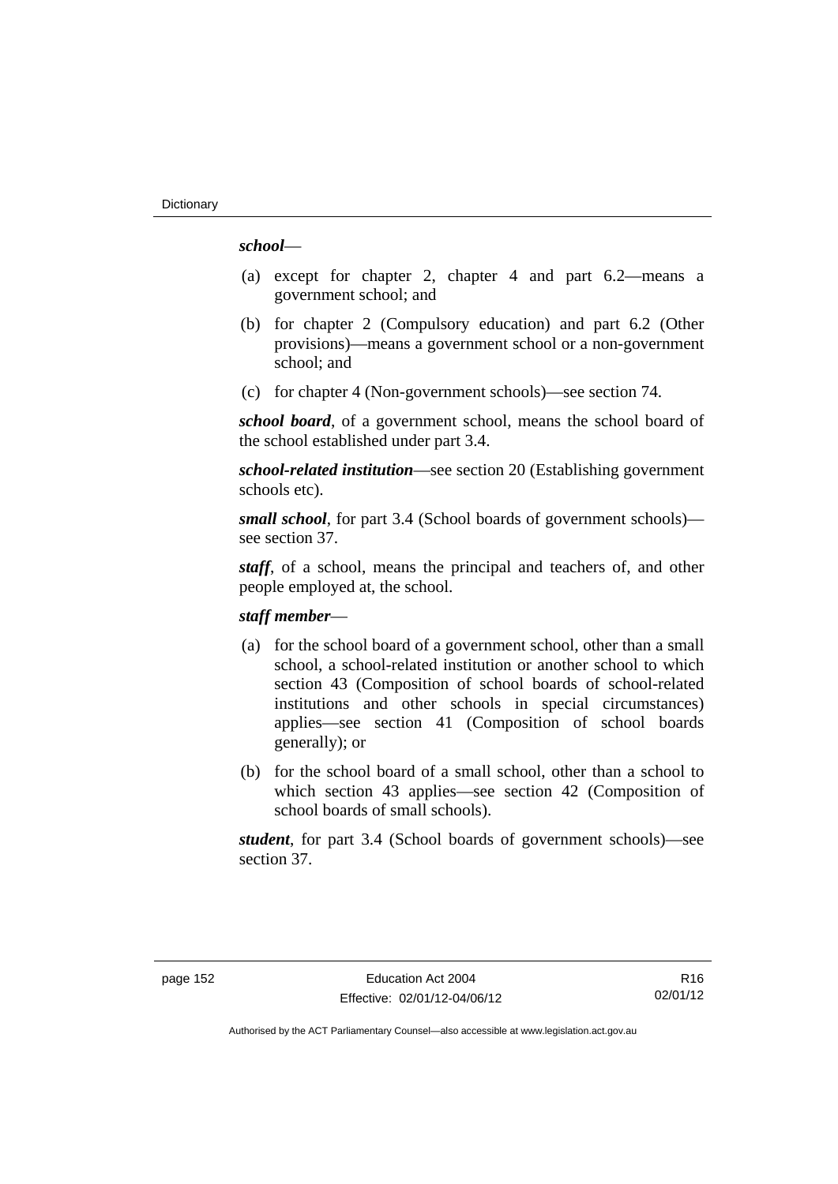***school***—

(a) except for chapter 2, chapter 4 and part 6.2—means a government school; and

(b) for chapter 2 (Compulsory education) and part 6.2 (Other provisions)—means a government school or a non-government school; and

(c) for chapter 4 (Non-government schools)—see section 74.

***school board***, of a government school, means the school board of the school established under part 3.4.

***school-related institution***—see section 20 (Establishing government schools etc).

***small school***, for part 3.4 (School boards of government schools)—see section 37.

***staff***, of a school, means the principal and teachers of, and other people employed at, the school.

***staff member***—

(a) for the school board of a government school, other than a small school, a school-related institution or another school to which section 43 (Composition of school boards of school-related institutions and other schools in special circumstances) applies—see section 41 (Composition of school boards generally); or

(b) for the school board of a small school, other than a school to which section 43 applies—see section 42 (Composition of school boards of small schools).

***student***, for part 3.4 (School boards of government schools)—see section 37.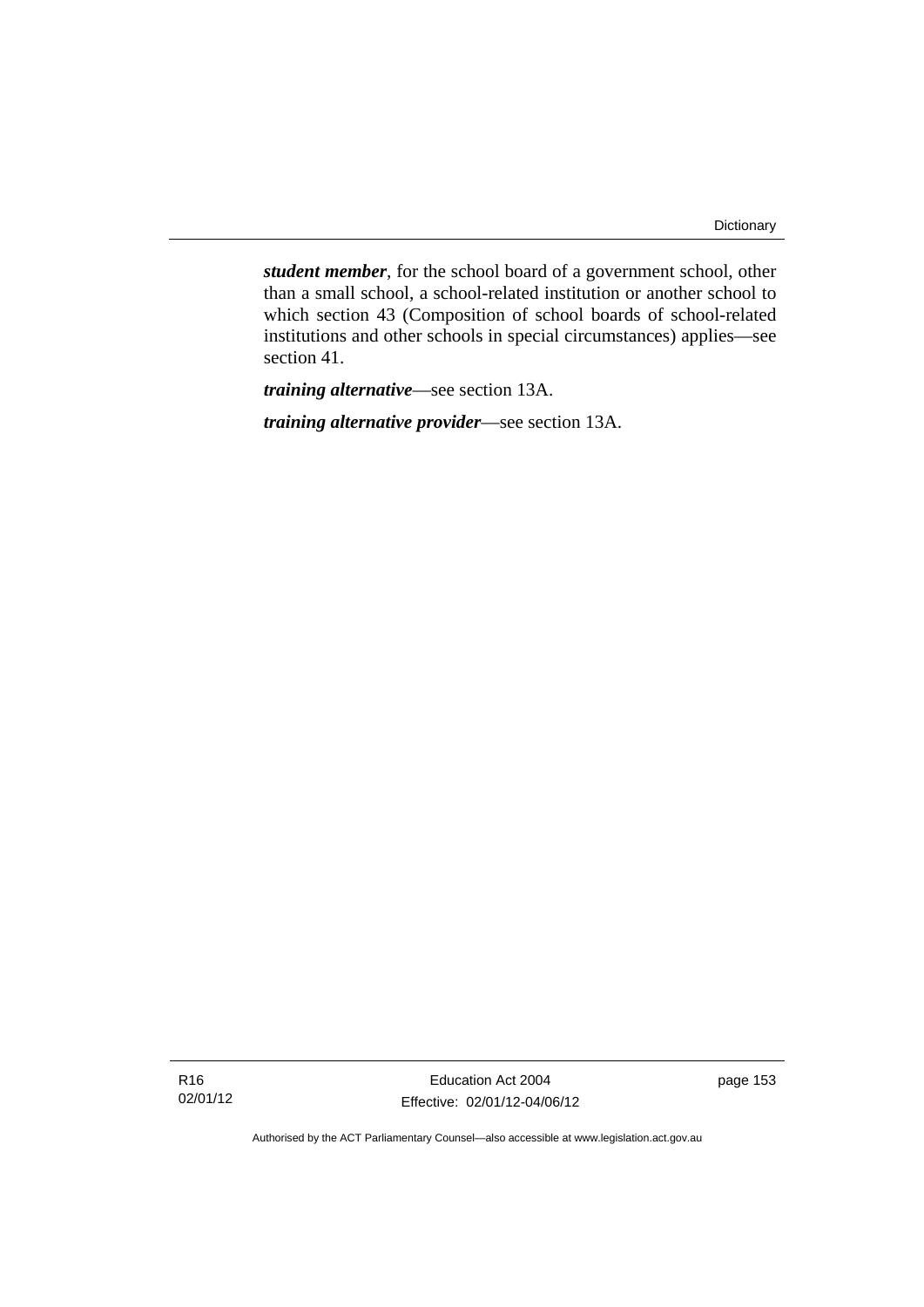***student member***, for the school board of a government school, other than a small school, a school-related institution or another school to which section 43 (Composition of school boards of school-related institutions and other schools in special circumstances) applies—see section 41.

***training alternative***—see section 13A.

***training alternative provider***—see section 13A.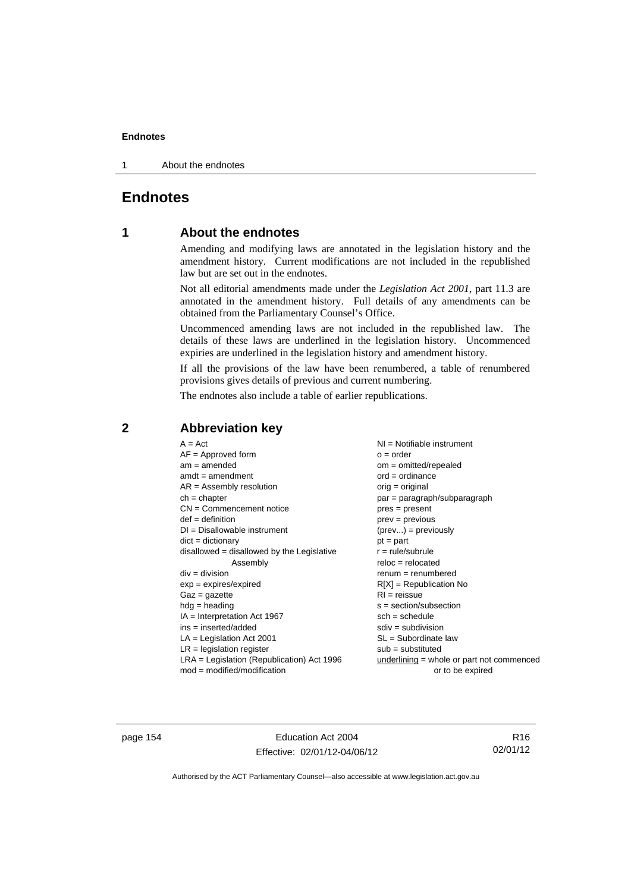# Endnotes

## 1 About the endnotes

Amending and modifying laws are annotated in the legislation history and the amendment history. Current modifications are not included in the republished law but are set out in the endnotes.

Not all editorial amendments made under the *Legislation Act 2001*, part 11.3 are annotated in the amendment history. Full details of any amendments can be obtained from the Parliamentary Counsel's Office.

Uncommenced amending laws are not included in the republished law. The details of these laws are underlined in the legislation history. Uncommenced expiries are underlined in the legislation history and amendment history.

If all the provisions of the law have been renumbered, a table of renumbered provisions gives details of previous and current numbering.

The endnotes also include a table of earlier republications.

## 2 Abbreviation key

A = Act
AF = Approved form
am = amended
amdt = amendment
AR = Assembly resolution
ch = chapter
CN = Commencement notice
def = definition
DI = Disallowable instrument
dict = dictionary
disallowed = disallowed by the Legislative Assembly
div = division
exp = expires/expired
Gaz = gazette
hdg = heading
IA = Interpretation Act 1967
ins = inserted/added
LA = Legislation Act 2001
LR = legislation register
LRA = Legislation (Republication) Act 1996
mod = modified/modification
NI = Notifiable instrument
o = order
om = omitted/repealed
ord = ordinance
orig = original
par = paragraph/subparagraph
pres = present
prev = previous
(prev...) = previously
pt = part
r = rule/subrule
reloc = relocated
renum = renumbered
R[X] = Republication No
RI = reissue
s = section/subsection
sch = schedule
sdiv = subdivision
SL = Subordinate law
sub = substituted
<u>underlining</u> = whole or part not commenced or to be expired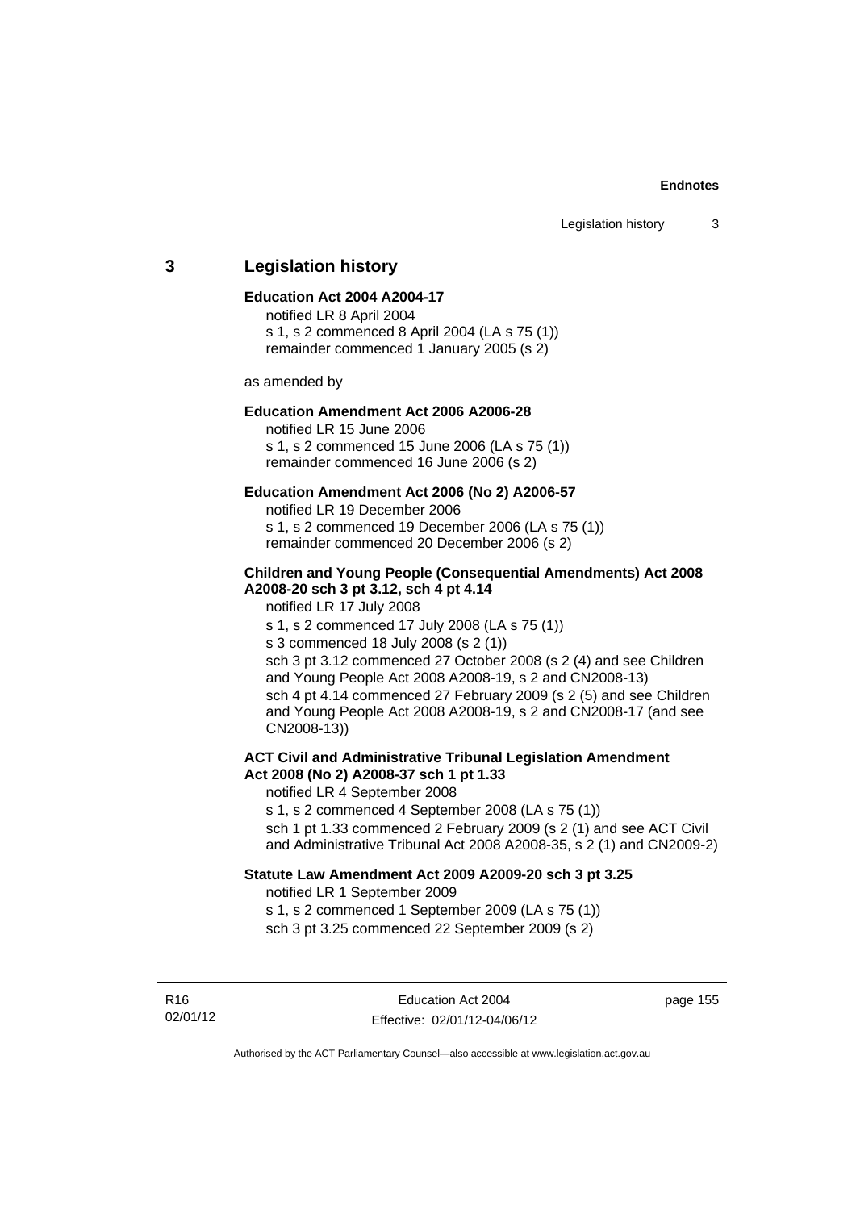## 3 Legislation history

**Education Act 2004 A2004-17**

notified LR 8 April 2004
s 1, s 2 commenced 8 April 2004 (LA s 75 (1))
remainder commenced 1 January 2005 (s 2)

as amended by

**Education Amendment Act 2006 A2006-28**

notified LR 15 June 2006
s 1, s 2 commenced 15 June 2006 (LA s 75 (1))
remainder commenced 16 June 2006 (s 2)

**Education Amendment Act 2006 (No 2) A2006-57**

notified LR 19 December 2006
s 1, s 2 commenced 19 December 2006 (LA s 75 (1))
remainder commenced 20 December 2006 (s 2)

**Children and Young People (Consequential Amendments) Act 2008 A2008-20 sch 3 pt 3.12, sch 4 pt 4.14**

notified LR 17 July 2008
s 1, s 2 commenced 17 July 2008 (LA s 75 (1))
s 3 commenced 18 July 2008 (s 2 (1))
sch 3 pt 3.12 commenced 27 October 2008 (s 2 (4) and see Children and Young People Act 2008 A2008-19, s 2 and CN2008-13)
sch 4 pt 4.14 commenced 27 February 2009 (s 2 (5) and see Children and Young People Act 2008 A2008-19, s 2 and CN2008-17 (and see CN2008-13))

**ACT Civil and Administrative Tribunal Legislation Amendment Act 2008 (No 2) A2008-37 sch 1 pt 1.33**

notified LR 4 September 2008
s 1, s 2 commenced 4 September 2008 (LA s 75 (1))
sch 1 pt 1.33 commenced 2 February 2009 (s 2 (1) and see ACT Civil and Administrative Tribunal Act 2008 A2008-35, s 2 (1) and CN2009-2)

**Statute Law Amendment Act 2009 A2009-20 sch 3 pt 3.25**

notified LR 1 September 2009
s 1, s 2 commenced 1 September 2009 (LA s 75 (1))
sch 3 pt 3.25 commenced 22 September 2009 (s 2)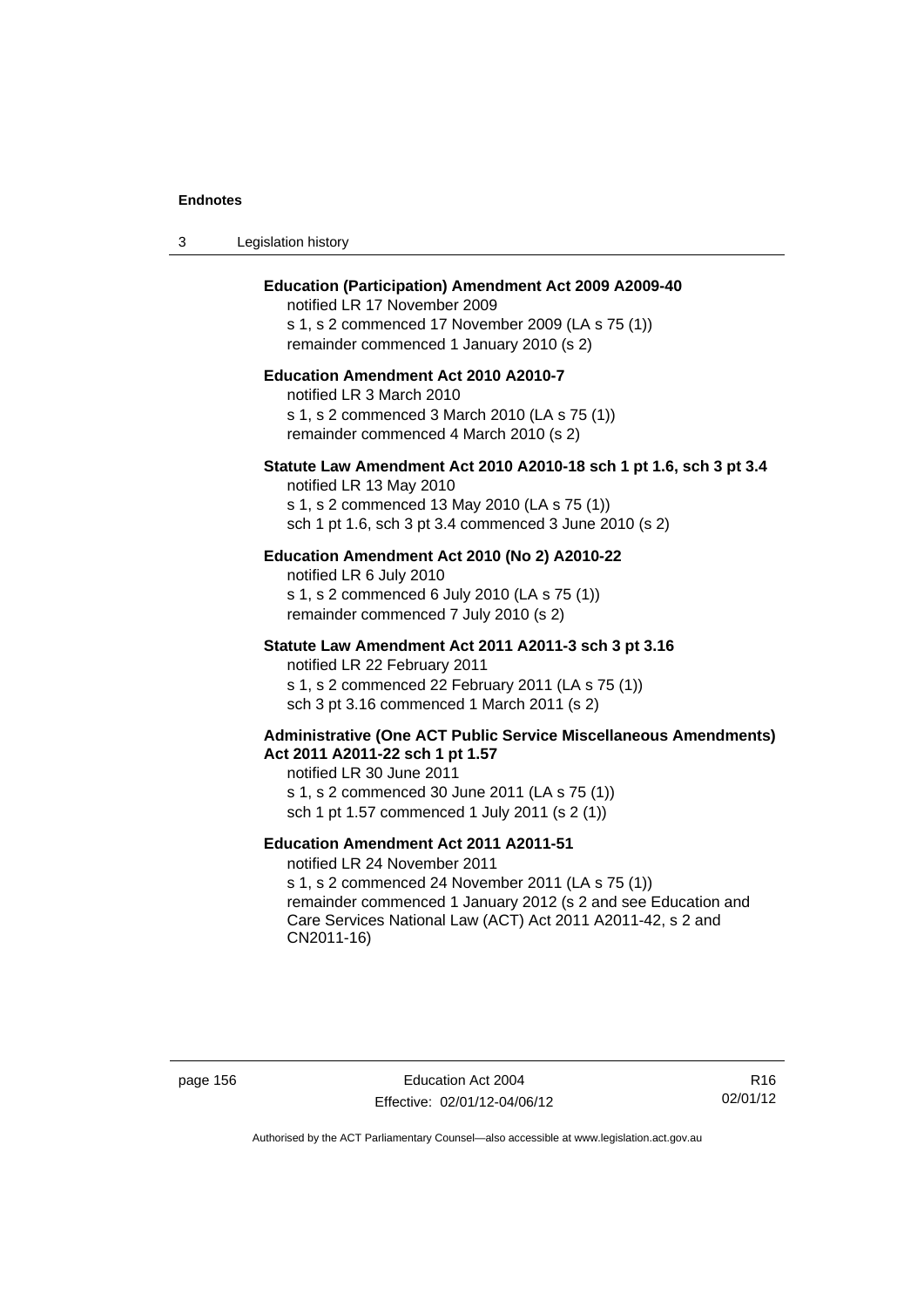**Education (Participation) Amendment Act 2009 A2009-40**

notified LR 17 November 2009

s 1, s 2 commenced 17 November 2009 (LA s 75 (1))

remainder commenced 1 January 2010 (s 2)

**Education Amendment Act 2010 A2010-7**

notified LR 3 March 2010

s 1, s 2 commenced 3 March 2010 (LA s 75 (1))

remainder commenced 4 March 2010 (s 2)

**Statute Law Amendment Act 2010 A2010-18 sch 1 pt 1.6, sch 3 pt 3.4**

notified LR 13 May 2010

s 1, s 2 commenced 13 May 2010 (LA s 75 (1))

sch 1 pt 1.6, sch 3 pt 3.4 commenced 3 June 2010 (s 2)

**Education Amendment Act 2010 (No 2) A2010-22**

notified LR 6 July 2010

s 1, s 2 commenced 6 July 2010 (LA s 75 (1))

remainder commenced 7 July 2010 (s 2)

**Statute Law Amendment Act 2011 A2011-3 sch 3 pt 3.16**

notified LR 22 February 2011

s 1, s 2 commenced 22 February 2011 (LA s 75 (1))

sch 3 pt 3.16 commenced 1 March 2011 (s 2)

**Administrative (One ACT Public Service Miscellaneous Amendments) Act 2011 A2011-22 sch 1 pt 1.57**

notified LR 30 June 2011

s 1, s 2 commenced 30 June 2011 (LA s 75 (1))

sch 1 pt 1.57 commenced 1 July 2011 (s 2 (1))

**Education Amendment Act 2011 A2011-51**

notified LR 24 November 2011

s 1, s 2 commenced 24 November 2011 (LA s 75 (1))

remainder commenced 1 January 2012 (s 2 and see Education and Care Services National Law (ACT) Act 2011 A2011-42, s 2 and CN2011-16)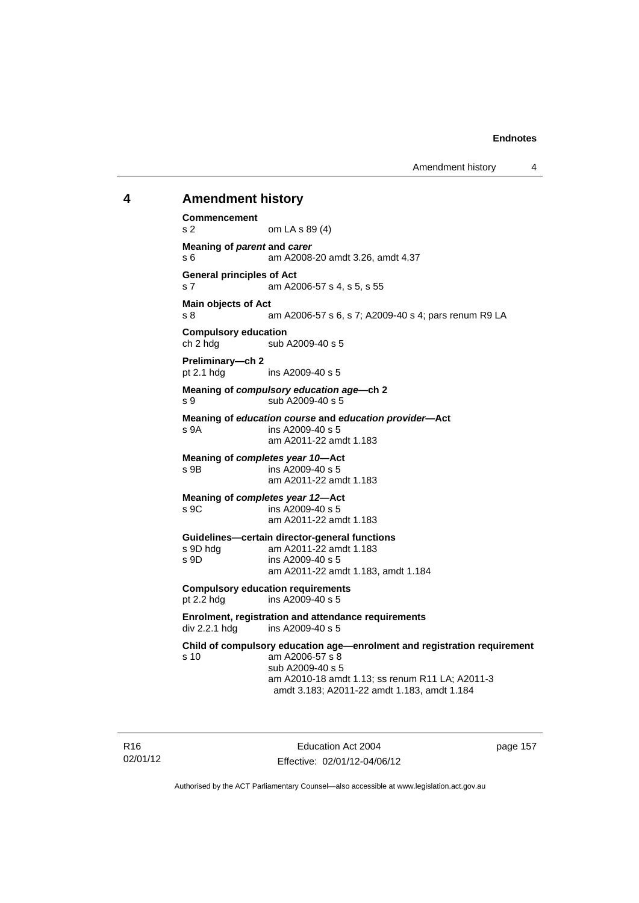## 4 Amendment history

**Commencement**
s 2 om LA s 89 (4)

**Meaning of *parent* and *carer***
s 6 am A2008-20 amdt 3.26, amdt 4.37

**General principles of Act**
s 7 am A2006-57 s 4, s 5, s 55

**Main objects of Act**
s 8 am A2006-57 s 6, s 7; A2009-40 s 4; pars renum R9 LA

**Compulsory education**
ch 2 hdg sub A2009-40 s 5

**Preliminary—ch 2**
pt 2.1 hdg ins A2009-40 s 5

**Meaning of *compulsory education age*—ch 2**
s 9 sub A2009-40 s 5

**Meaning of *education course* and *education provider*—Act**
s 9A ins A2009-40 s 5
am A2011-22 amdt 1.183

**Meaning of *completes year 10*—Act**
s 9B ins A2009-40 s 5
am A2011-22 amdt 1.183

**Meaning of *completes year 12*—Act**
s 9C ins A2009-40 s 5
am A2011-22 amdt 1.183

**Guidelines—certain director-general functions**
s 9D hdg am A2011-22 amdt 1.183
s 9D ins A2009-40 s 5
am A2011-22 amdt 1.183, amdt 1.184

**Compulsory education requirements**
pt 2.2 hdg ins A2009-40 s 5

**Enrolment, registration and attendance requirements**
div 2.2.1 hdg ins A2009-40 s 5

**Child of compulsory education age—enrolment and registration requirement**
s 10 am A2006-57 s 8
sub A2009-40 s 5
am A2010-18 amdt 1.13; ss renum R11 LA; A2011-3 amdt 3.183; A2011-22 amdt 1.183, amdt 1.184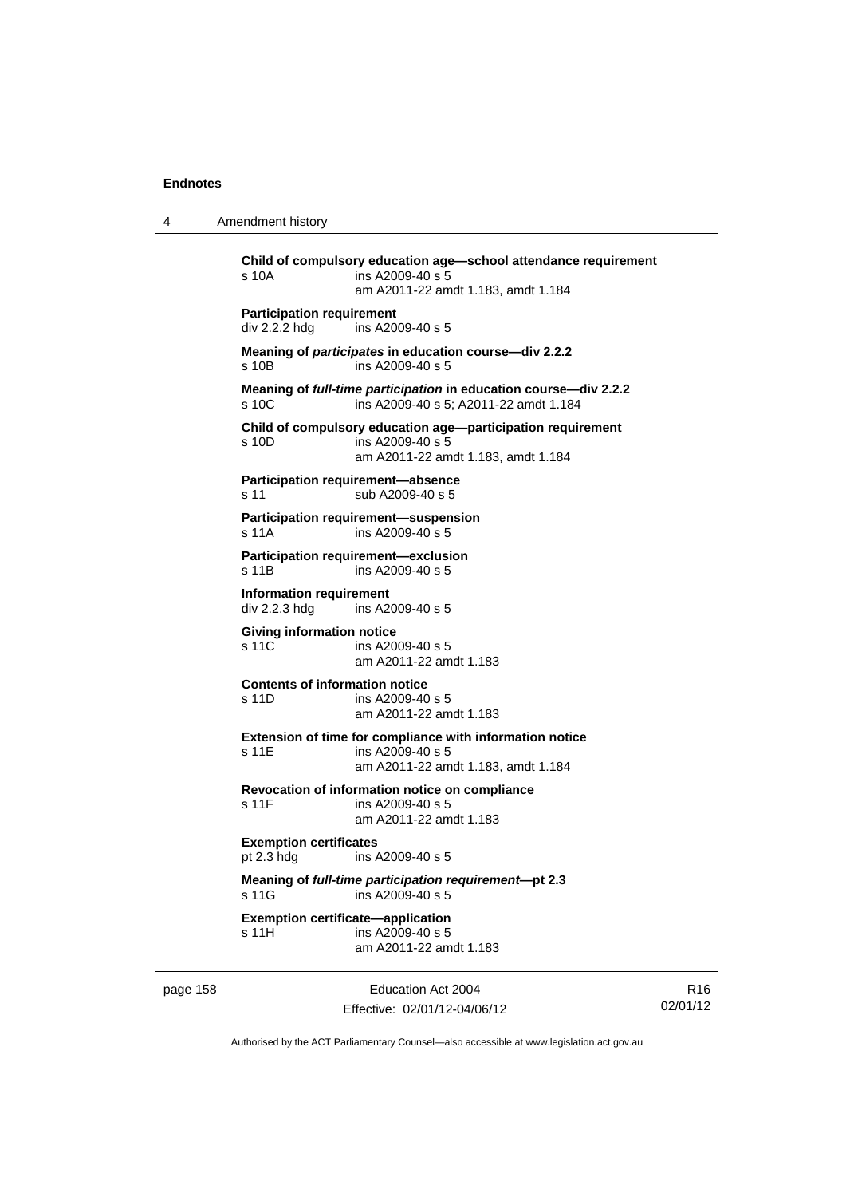**Child of compulsory education age—school attendance requirement**
s 10A ins A2009-40 s 5
am A2011-22 amdt 1.183, amdt 1.184

**Participation requirement**
div 2.2.2 hdg ins A2009-40 s 5

**Meaning of *participates* in education course—div 2.2.2**
s 10B ins A2009-40 s 5

**Meaning of *full-time participation* in education course—div 2.2.2**
s 10C ins A2009-40 s 5; A2011-22 amdt 1.184

**Child of compulsory education age—participation requirement**
s 10D ins A2009-40 s 5
am A2011-22 amdt 1.183, amdt 1.184

**Participation requirement—absence**
s 11 sub A2009-40 s 5

**Participation requirement—suspension**
s 11A ins A2009-40 s 5

**Participation requirement—exclusion**
s 11B ins A2009-40 s 5

**Information requirement**
div 2.2.3 hdg ins A2009-40 s 5

**Giving information notice**
s 11C ins A2009-40 s 5
am A2011-22 amdt 1.183

**Contents of information notice**
s 11D ins A2009-40 s 5
am A2011-22 amdt 1.183

**Extension of time for compliance with information notice**
s 11E ins A2009-40 s 5
am A2011-22 amdt 1.183, amdt 1.184

**Revocation of information notice on compliance**
s 11F ins A2009-40 s 5
am A2011-22 amdt 1.183

**Exemption certificates**
pt 2.3 hdg ins A2009-40 s 5

**Meaning of *full-time participation requirement*—pt 2.3**
s 11G ins A2009-40 s 5

**Exemption certificate—application**
s 11H ins A2009-40 s 5
am A2011-22 amdt 1.183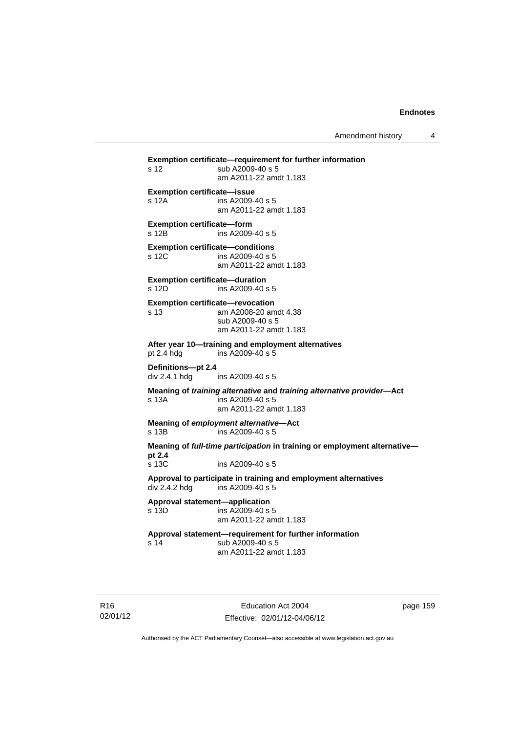**Exemption certificate—requirement for further information**
s 12 sub A2009-40 s 5
am A2011-22 amdt 1.183

**Exemption certificate—issue**
s 12A ins A2009-40 s 5
am A2011-22 amdt 1.183

**Exemption certificate—form**
s 12B ins A2009-40 s 5

**Exemption certificate—conditions**
s 12C ins A2009-40 s 5
am A2011-22 amdt 1.183

**Exemption certificate—duration**
s 12D ins A2009-40 s 5

**Exemption certificate—revocation**
s 13 am A2008-20 amdt 4.38
sub A2009-40 s 5
am A2011-22 amdt 1.183

**After year 10—training and employment alternatives**
pt 2.4 hdg ins A2009-40 s 5

**Definitions—pt 2.4**
div 2.4.1 hdg ins A2009-40 s 5

**Meaning of *training alternative* and *training alternative provider*—Act**
s 13A ins A2009-40 s 5
am A2011-22 amdt 1.183

**Meaning of *employment alternative*—Act**
s 13B ins A2009-40 s 5

**Meaning of *full-time participation* in training or employment alternative—pt 2.4**
s 13C ins A2009-40 s 5

**Approval to participate in training and employment alternatives**
div 2.4.2 hdg ins A2009-40 s 5

**Approval statement—application**
s 13D ins A2009-40 s 5
am A2011-22 amdt 1.183

**Approval statement—requirement for further information**
s 14 sub A2009-40 s 5
am A2011-22 amdt 1.183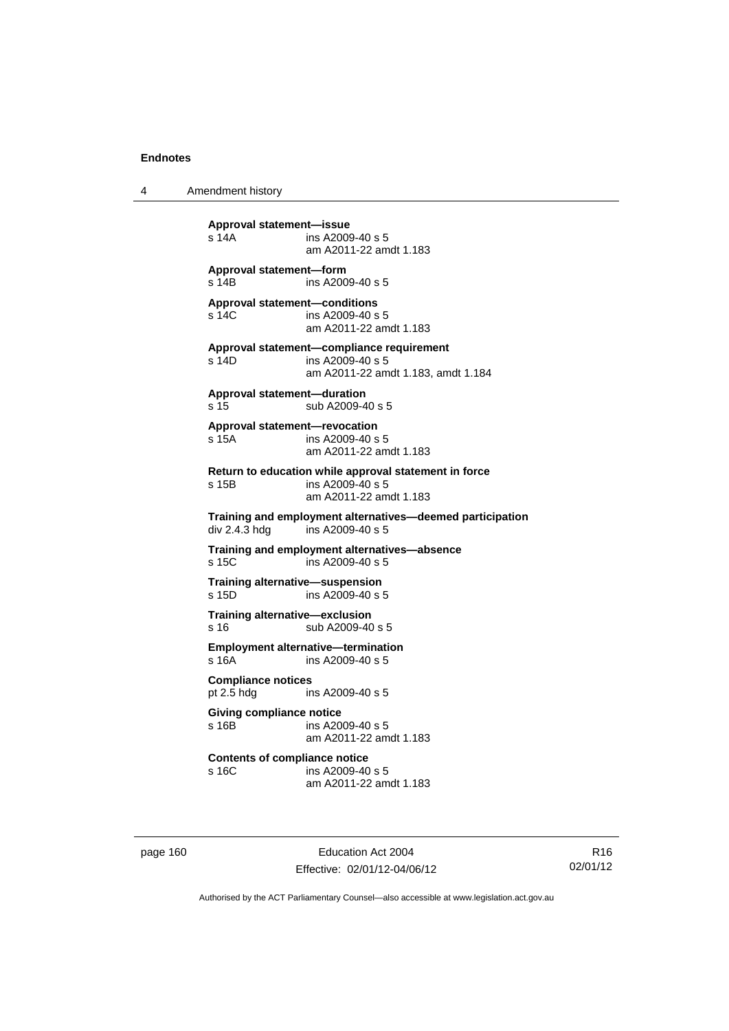**Approval statement—issue**
s 14A ins A2009-40 s 5
am A2011-22 amdt 1.183

**Approval statement—form**
s 14B ins A2009-40 s 5

**Approval statement—conditions**
s 14C ins A2009-40 s 5
am A2011-22 amdt 1.183

**Approval statement—compliance requirement**
s 14D ins A2009-40 s 5
am A2011-22 amdt 1.183, amdt 1.184

**Approval statement—duration**
s 15 sub A2009-40 s 5

**Approval statement—revocation**
s 15A ins A2009-40 s 5
am A2011-22 amdt 1.183

**Return to education while approval statement in force**
s 15B ins A2009-40 s 5
am A2011-22 amdt 1.183

**Training and employment alternatives—deemed participation**
div 2.4.3 hdg ins A2009-40 s 5

**Training and employment alternatives—absence**
s 15C ins A2009-40 s 5

**Training alternative—suspension**
s 15D ins A2009-40 s 5

**Training alternative—exclusion**
s 16 sub A2009-40 s 5

**Employment alternative—termination**
s 16A ins A2009-40 s 5

**Compliance notices**
pt 2.5 hdg ins A2009-40 s 5

**Giving compliance notice**
s 16B ins A2009-40 s 5
am A2011-22 amdt 1.183

**Contents of compliance notice**
s 16C ins A2009-40 s 5
am A2011-22 amdt 1.183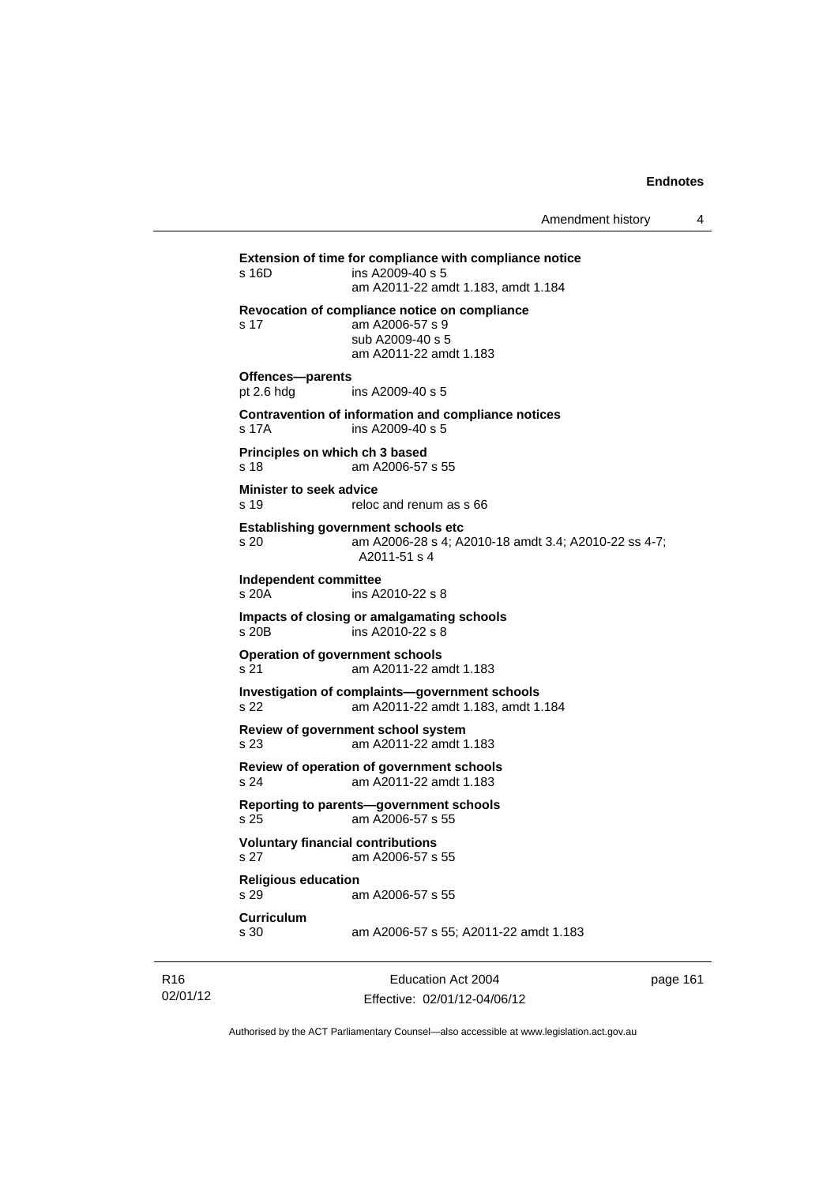**Extension of time for compliance with compliance notice**

s 16D ins A2009-40 s 5
am A2011-22 amdt 1.183, amdt 1.184

**Revocation of compliance notice on compliance**

s 17 am A2006-57 s 9
sub A2009-40 s 5
am A2011-22 amdt 1.183

**Offences—parents**

pt 2.6 hdg ins A2009-40 s 5

**Contravention of information and compliance notices**

s 17A ins A2009-40 s 5

**Principles on which ch 3 based**

s 18 am A2006-57 s 55

**Minister to seek advice**

s 19 reloc and renum as s 66

**Establishing government schools etc**

s 20 am A2006-28 s 4; A2010-18 amdt 3.4; A2010-22 ss 4-7; A2011-51 s 4

**Independent committee**

s 20A ins A2010-22 s 8

**Impacts of closing or amalgamating schools**

s 20B ins A2010-22 s 8

**Operation of government schools**

s 21 am A2011-22 amdt 1.183

**Investigation of complaints—government schools**

s 22 am A2011-22 amdt 1.183, amdt 1.184

**Review of government school system**

s 23 am A2011-22 amdt 1.183

**Review of operation of government schools**

s 24 am A2011-22 amdt 1.183

**Reporting to parents—government schools**

s 25 am A2006-57 s 55

**Voluntary financial contributions**

s 27 am A2006-57 s 55

**Religious education**

s 29 am A2006-57 s 55

**Curriculum**

s 30 am A2006-57 s 55; A2011-22 amdt 1.183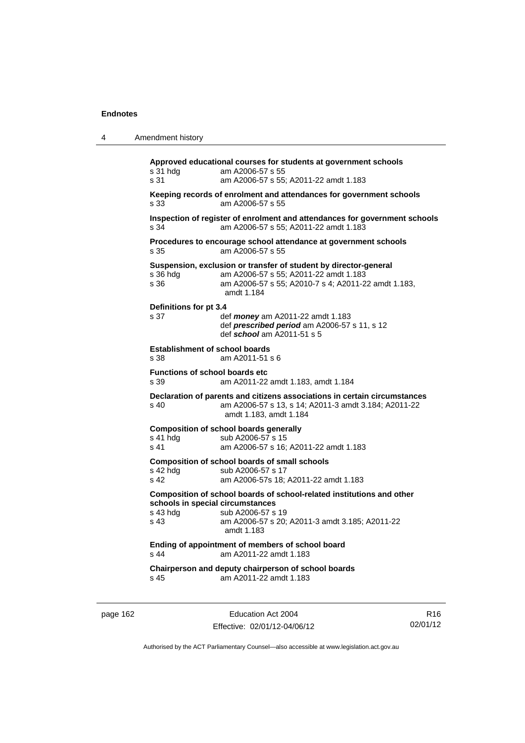**Approved educational courses for students at government schools**

s 31 hdg am A2006-57 s 55

s 31 am A2006-57 s 55; A2011-22 amdt 1.183

**Keeping records of enrolment and attendances for government schools**

s 33 am A2006-57 s 55

**Inspection of register of enrolment and attendances for government schools**

s 34 am A2006-57 s 55; A2011-22 amdt 1.183

**Procedures to encourage school attendance at government schools**

s 35 am A2006-57 s 55

**Suspension, exclusion or transfer of student by director-general**

s 36 hdg am A2006-57 s 55; A2011-22 amdt 1.183

s 36 am A2006-57 s 55; A2010-7 s 4; A2011-22 amdt 1.183, amdt 1.184

**Definitions for pt 3.4**

s 37 def ***money*** am A2011-22 amdt 1.183
def ***prescribed period*** am A2006-57 s 11, s 12
def ***school*** am A2011-51 s 5

**Establishment of school boards**

s 38 am A2011-51 s 6

**Functions of school boards etc**

s 39 am A2011-22 amdt 1.183, amdt 1.184

**Declaration of parents and citizens associations in certain circumstances**

s 40 am A2006-57 s 13, s 14; A2011-3 amdt 3.184; A2011-22 amdt 1.183, amdt 1.184

**Composition of school boards generally**

s 41 hdg sub A2006-57 s 15

s 41 am A2006-57 s 16; A2011-22 amdt 1.183

**Composition of school boards of small schools**

s 42 hdg sub A2006-57 s 17

s 42 am A2006-57s 18; A2011-22 amdt 1.183

**Composition of school boards of school-related institutions and other schools in special circumstances**

s 43 hdg sub A2006-57 s 19

s 43 am A2006-57 s 20; A2011-3 amdt 3.185; A2011-22 amdt 1.183

**Ending of appointment of members of school board**

s 44 am A2011-22 amdt 1.183

**Chairperson and deputy chairperson of school boards**

s 45 am A2011-22 amdt 1.183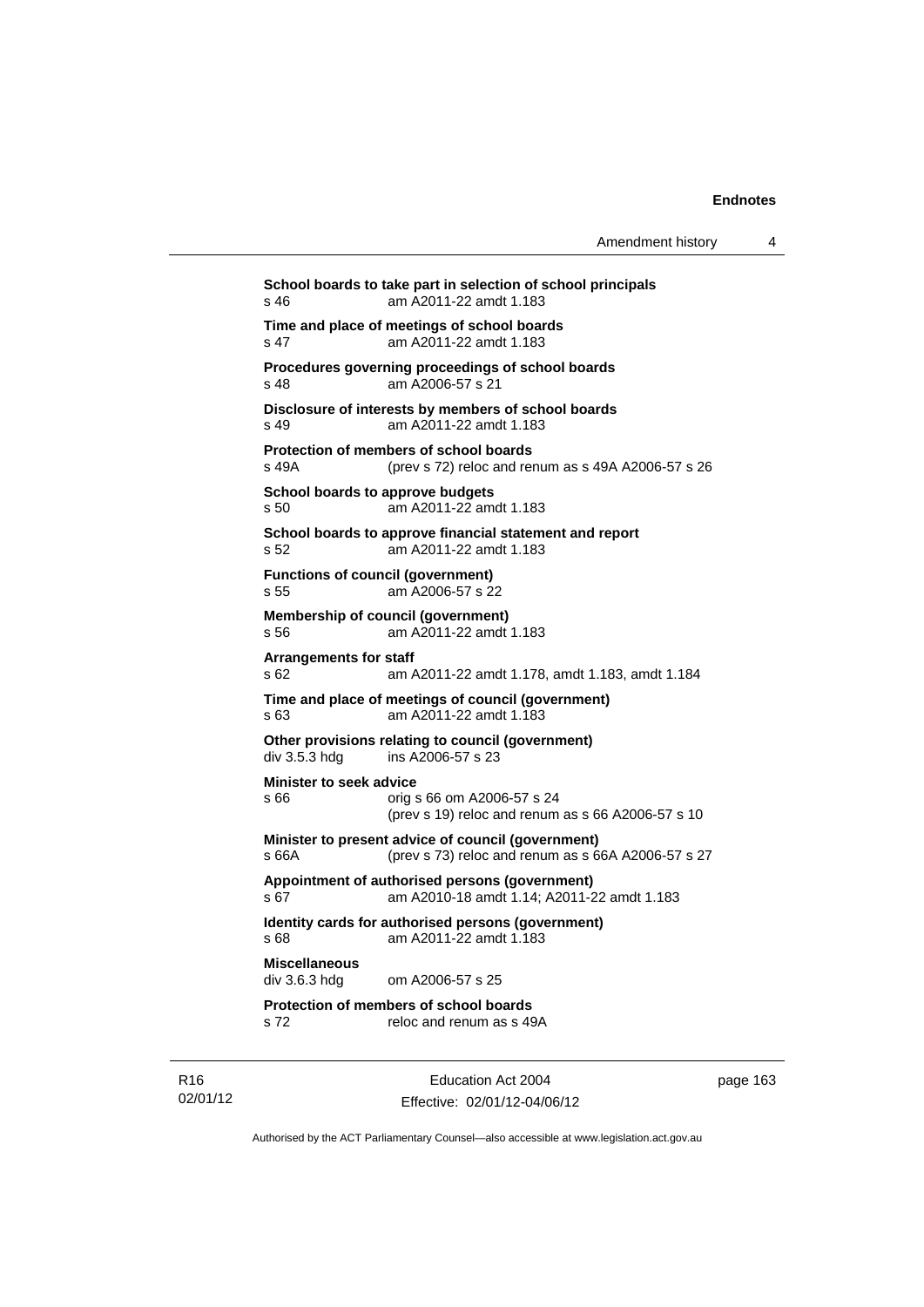**School boards to take part in selection of school principals**
s 46 am A2011-22 amdt 1.183

**Time and place of meetings of school boards**
s 47 am A2011-22 amdt 1.183

**Procedures governing proceedings of school boards**
s 48 am A2006-57 s 21

**Disclosure of interests by members of school boards**
s 49 am A2011-22 amdt 1.183

**Protection of members of school boards**
s 49A (prev s 72) reloc and renum as s 49A A2006-57 s 26

**School boards to approve budgets**
s 50 am A2011-22 amdt 1.183

**School boards to approve financial statement and report**
s 52 am A2011-22 amdt 1.183

**Functions of council (government)**
s 55 am A2006-57 s 22

**Membership of council (government)**
s 56 am A2011-22 amdt 1.183

**Arrangements for staff**
s 62 am A2011-22 amdt 1.178, amdt 1.183, amdt 1.184

**Time and place of meetings of council (government)**
s 63 am A2011-22 amdt 1.183

**Other provisions relating to council (government)**
div 3.5.3 hdg ins A2006-57 s 23

**Minister to seek advice**
s 66 orig s 66 om A2006-57 s 24
(prev s 19) reloc and renum as s 66 A2006-57 s 10

**Minister to present advice of council (government)**
s 66A (prev s 73) reloc and renum as s 66A A2006-57 s 27

**Appointment of authorised persons (government)**
s 67 am A2010-18 amdt 1.14; A2011-22 amdt 1.183

**Identity cards for authorised persons (government)**
s 68 am A2011-22 amdt 1.183

**Miscellaneous**
div 3.6.3 hdg om A2006-57 s 25

**Protection of members of school boards**
s 72 reloc and renum as s 49A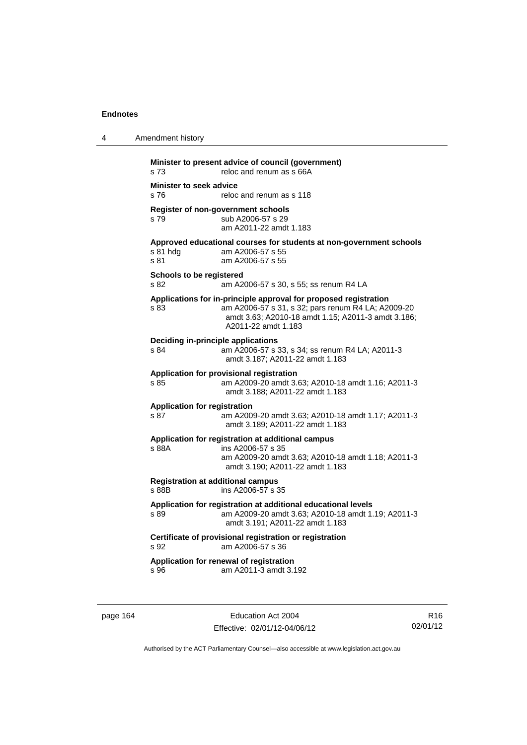**Minister to present advice of council (government)**
s 73 reloc and renum as s 66A

**Minister to seek advice**
s 76 reloc and renum as s 118

**Register of non-government schools**
s 79 sub A2006-57 s 29
am A2011-22 amdt 1.183

**Approved educational courses for students at non-government schools**
s 81 hdg am A2006-57 s 55
s 81 am A2006-57 s 55

**Schools to be registered**
s 82 am A2006-57 s 30, s 55; ss renum R4 LA

**Applications for in-principle approval for proposed registration**
s 83 am A2006-57 s 31, s 32; pars renum R4 LA; A2009-20 amdt 3.63; A2010-18 amdt 1.15; A2011-3 amdt 3.186; A2011-22 amdt 1.183

**Deciding in-principle applications**
s 84 am A2006-57 s 33, s 34; ss renum R4 LA; A2011-3 amdt 3.187; A2011-22 amdt 1.183

**Application for provisional registration**
s 85 am A2009-20 amdt 3.63; A2010-18 amdt 1.16; A2011-3 amdt 3.188; A2011-22 amdt 1.183

**Application for registration**
s 87 am A2009-20 amdt 3.63; A2010-18 amdt 1.17; A2011-3 amdt 3.189; A2011-22 amdt 1.183

**Application for registration at additional campus**
s 88A ins A2006-57 s 35
am A2009-20 amdt 3.63; A2010-18 amdt 1.18; A2011-3 amdt 3.190; A2011-22 amdt 1.183

**Registration at additional campus**
s 88B ins A2006-57 s 35

**Application for registration at additional educational levels**
s 89 am A2009-20 amdt 3.63; A2010-18 amdt 1.19; A2011-3 amdt 3.191; A2011-22 amdt 1.183

**Certificate of provisional registration or registration**
s 92 am A2006-57 s 36

**Application for renewal of registration**
s 96 am A2011-3 amdt 3.192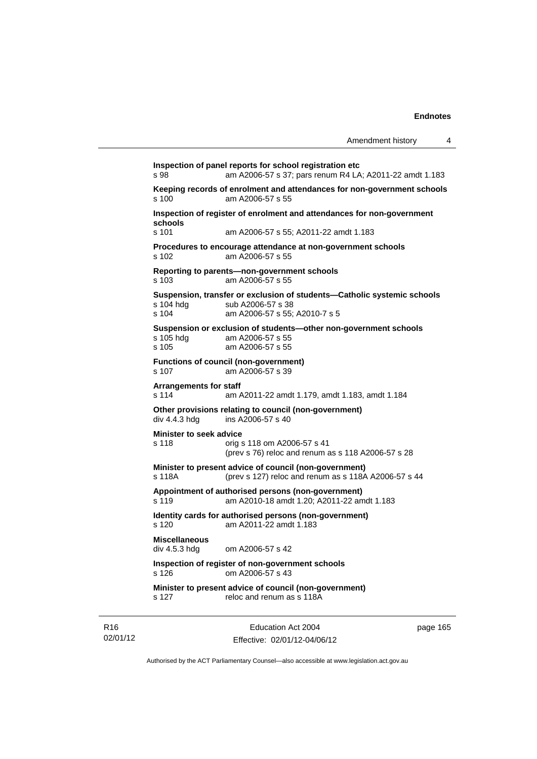**Inspection of panel reports for school registration etc**
s 98 am A2006-57 s 37; pars renum R4 LA; A2011-22 amdt 1.183

**Keeping records of enrolment and attendances for non-government schools**
s 100 am A2006-57 s 55

**Inspection of register of enrolment and attendances for non-government schools**
s 101 am A2006-57 s 55; A2011-22 amdt 1.183

**Procedures to encourage attendance at non-government schools**
s 102 am A2006-57 s 55

**Reporting to parents—non-government schools**
s 103 am A2006-57 s 55

**Suspension, transfer or exclusion of students—Catholic systemic schools**
s 104 hdg sub A2006-57 s 38
s 104 am A2006-57 s 55; A2010-7 s 5

**Suspension or exclusion of students—other non-government schools**
s 105 hdg am A2006-57 s 55
s 105 am A2006-57 s 55

**Functions of council (non-government)**
s 107 am A2006-57 s 39

**Arrangements for staff**
s 114 am A2011-22 amdt 1.179, amdt 1.183, amdt 1.184

**Other provisions relating to council (non-government)**
div 4.4.3 hdg ins A2006-57 s 40

**Minister to seek advice**
s 118 orig s 118 om A2006-57 s 41
(prev s 76) reloc and renum as s 118 A2006-57 s 28

**Minister to present advice of council (non-government)**
s 118A (prev s 127) reloc and renum as s 118A A2006-57 s 44

**Appointment of authorised persons (non-government)**
s 119 am A2010-18 amdt 1.20; A2011-22 amdt 1.183

**Identity cards for authorised persons (non-government)**
s 120 am A2011-22 amdt 1.183

**Miscellaneous**
div 4.5.3 hdg om A2006-57 s 42

**Inspection of register of non-government schools**
s 126 om A2006-57 s 43

**Minister to present advice of council (non-government)**
s 127 reloc and renum as s 118A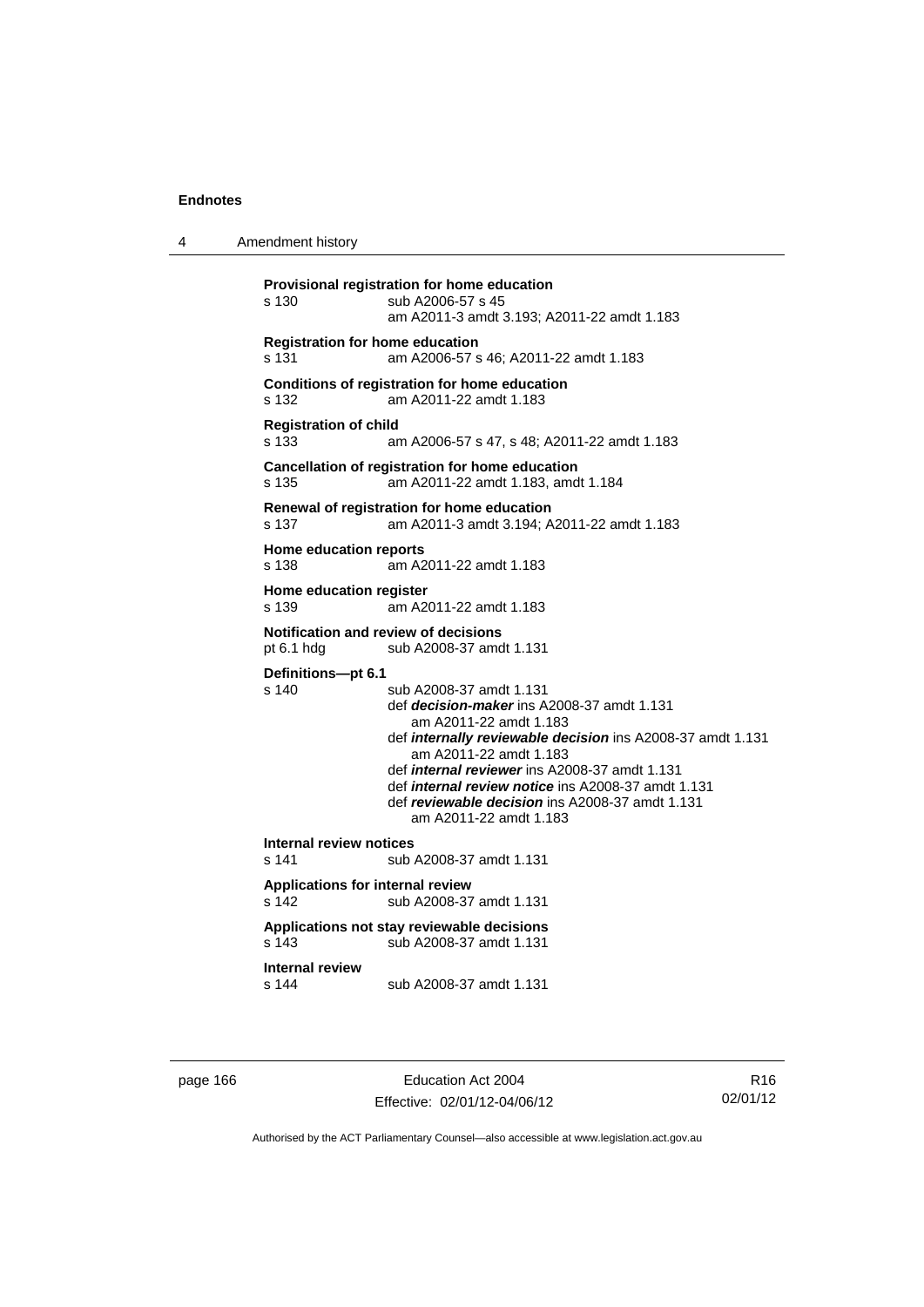**Provisional registration for home education**
s 130 sub A2006-57 s 45
am A2011-3 amdt 3.193; A2011-22 amdt 1.183

**Registration for home education**
s 131 am A2006-57 s 46; A2011-22 amdt 1.183

**Conditions of registration for home education**
s 132 am A2011-22 amdt 1.183

**Registration of child**
s 133 am A2006-57 s 47, s 48; A2011-22 amdt 1.183

**Cancellation of registration for home education**
s 135 am A2011-22 amdt 1.183, amdt 1.184

**Renewal of registration for home education**
s 137 am A2011-3 amdt 3.194; A2011-22 amdt 1.183

**Home education reports**
s 138 am A2011-22 amdt 1.183

**Home education register**
s 139 am A2011-22 amdt 1.183

**Notification and review of decisions**
pt 6.1 hdg sub A2008-37 amdt 1.131

**Definitions—pt 6.1**
s 140 sub A2008-37 amdt 1.131
def ***decision-maker*** ins A2008-37 amdt 1.131
am A2011-22 amdt 1.183
def ***internally reviewable decision*** ins A2008-37 amdt 1.131
am A2011-22 amdt 1.183
def ***internal reviewer*** ins A2008-37 amdt 1.131
def ***internal review notice*** ins A2008-37 amdt 1.131
def ***reviewable decision*** ins A2008-37 amdt 1.131
am A2011-22 amdt 1.183

**Internal review notices**
s 141 sub A2008-37 amdt 1.131

**Applications for internal review**
s 142 sub A2008-37 amdt 1.131

**Applications not stay reviewable decisions**
s 143 sub A2008-37 amdt 1.131

**Internal review**
s 144 sub A2008-37 amdt 1.131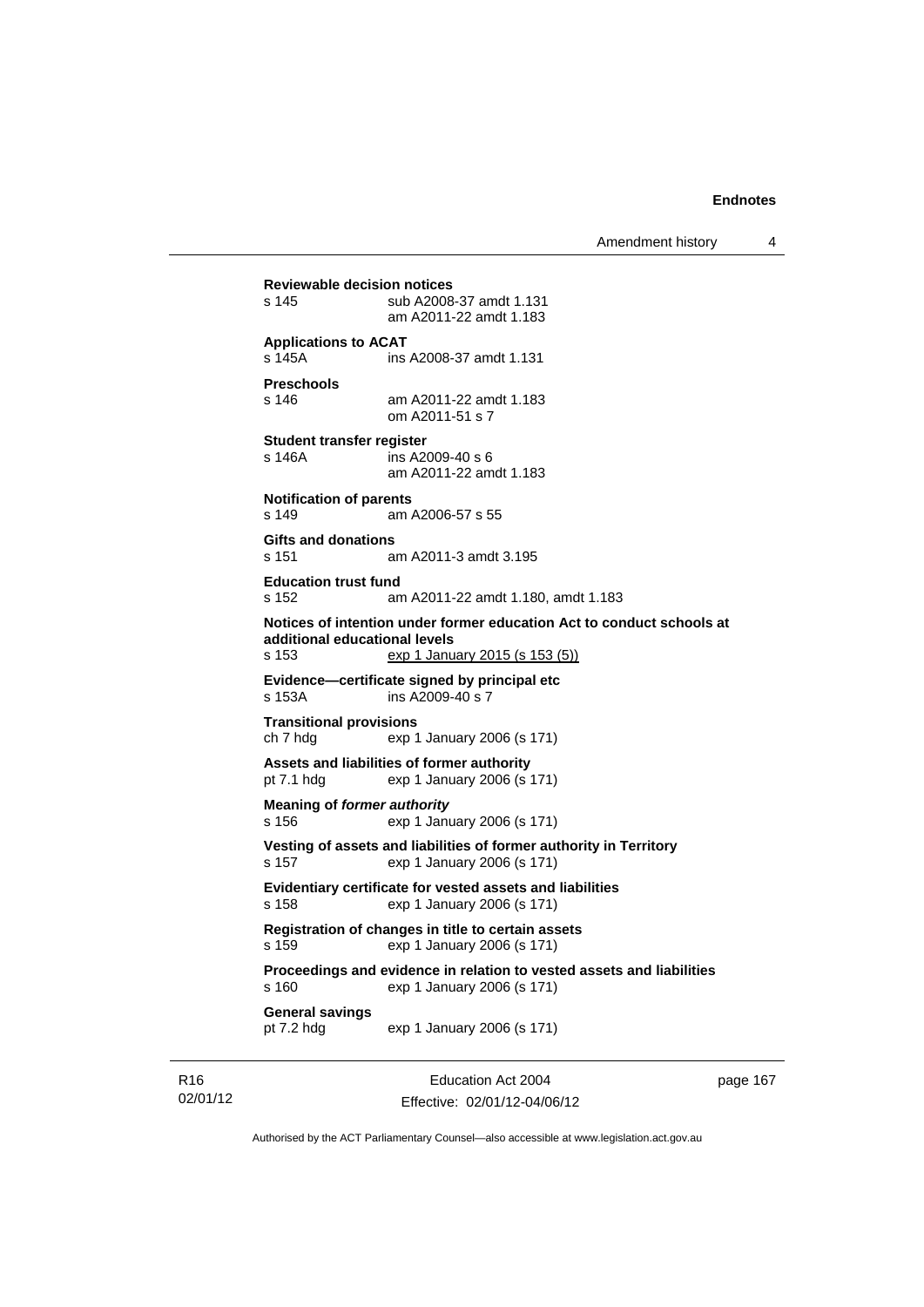**Reviewable decision notices**
s 145 sub A2008-37 amdt 1.131
am A2011-22 amdt 1.183

**Applications to ACAT**
s 145A ins A2008-37 amdt 1.131

**Preschools**
s 146 am A2011-22 amdt 1.183
om A2011-51 s 7

**Student transfer register**
s 146A ins A2009-40 s 6
am A2011-22 amdt 1.183

**Notification of parents**
s 149 am A2006-57 s 55

**Gifts and donations**
s 151 am A2011-3 amdt 3.195

**Education trust fund**
s 152 am A2011-22 amdt 1.180, amdt 1.183

**Notices of intention under former education Act to conduct schools at additional educational levels**
s 153 exp 1 January 2015 (s 153 (5))

**Evidence—certificate signed by principal etc**
s 153A ins A2009-40 s 7

**Transitional provisions**
ch 7 hdg exp 1 January 2006 (s 171)

**Assets and liabilities of former authority**
pt 7.1 hdg exp 1 January 2006 (s 171)

**Meaning of *former authority***
s 156 exp 1 January 2006 (s 171)

**Vesting of assets and liabilities of former authority in Territory**
s 157 exp 1 January 2006 (s 171)

**Evidentiary certificate for vested assets and liabilities**
s 158 exp 1 January 2006 (s 171)

**Registration of changes in title to certain assets**
s 159 exp 1 January 2006 (s 171)

**Proceedings and evidence in relation to vested assets and liabilities**
s 160 exp 1 January 2006 (s 171)

**General savings**
pt 7.2 hdg exp 1 January 2006 (s 171)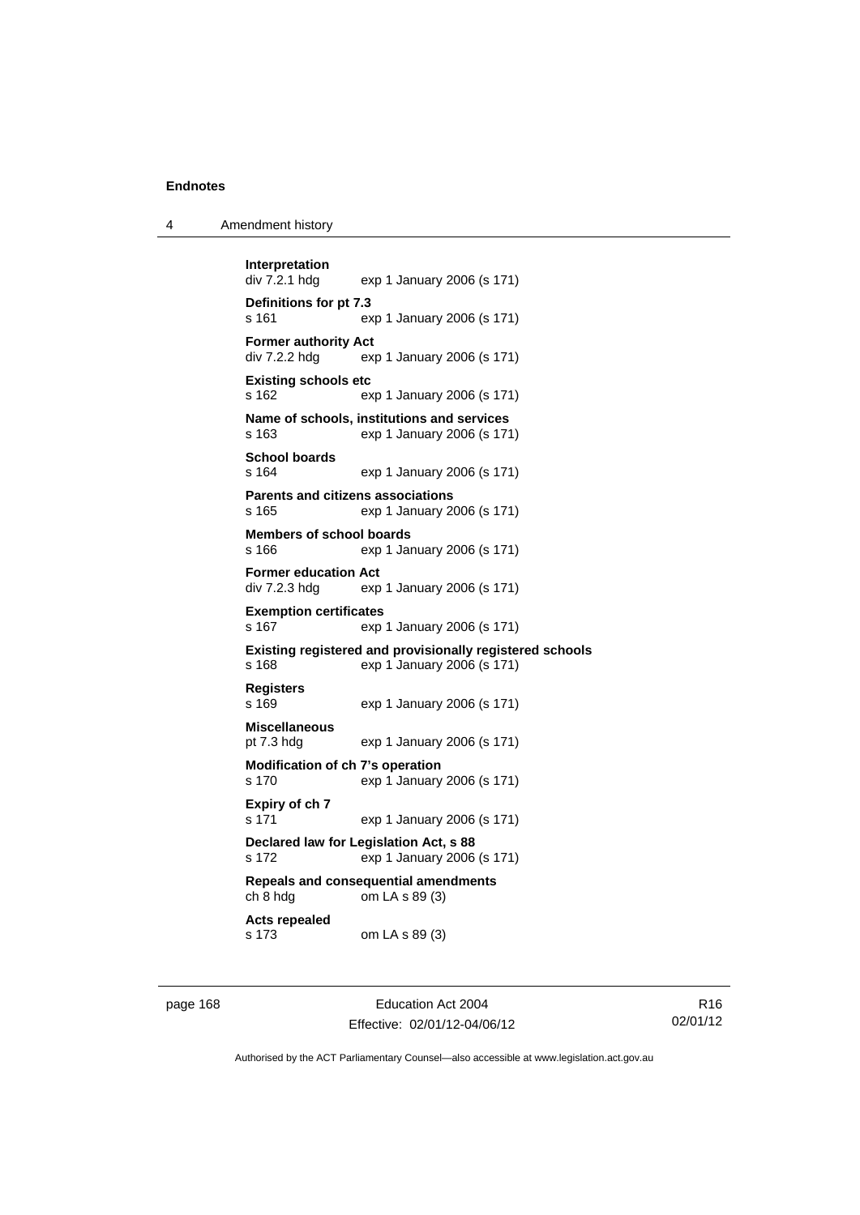**Interpretation**
div 7.2.1 hdg exp 1 January 2006 (s 171)

**Definitions for pt 7.3**
s 161 exp 1 January 2006 (s 171)

**Former authority Act**
div 7.2.2 hdg exp 1 January 2006 (s 171)

**Existing schools etc**
s 162 exp 1 January 2006 (s 171)

**Name of schools, institutions and services**
s 163 exp 1 January 2006 (s 171)

**School boards**
s 164 exp 1 January 2006 (s 171)

**Parents and citizens associations**
s 165 exp 1 January 2006 (s 171)

**Members of school boards**
s 166 exp 1 January 2006 (s 171)

**Former education Act**
div 7.2.3 hdg exp 1 January 2006 (s 171)

**Exemption certificates**
s 167 exp 1 January 2006 (s 171)

**Existing registered and provisionally registered schools**
s 168 exp 1 January 2006 (s 171)

**Registers**
s 169 exp 1 January 2006 (s 171)

**Miscellaneous**
pt 7.3 hdg exp 1 January 2006 (s 171)

**Modification of ch 7's operation**
s 170 exp 1 January 2006 (s 171)

**Expiry of ch 7**
s 171 exp 1 January 2006 (s 171)

**Declared law for Legislation Act, s 88**
s 172 exp 1 January 2006 (s 171)

**Repeals and consequential amendments**
ch 8 hdg om LA s 89 (3)

**Acts repealed**
s 173 om LA s 89 (3)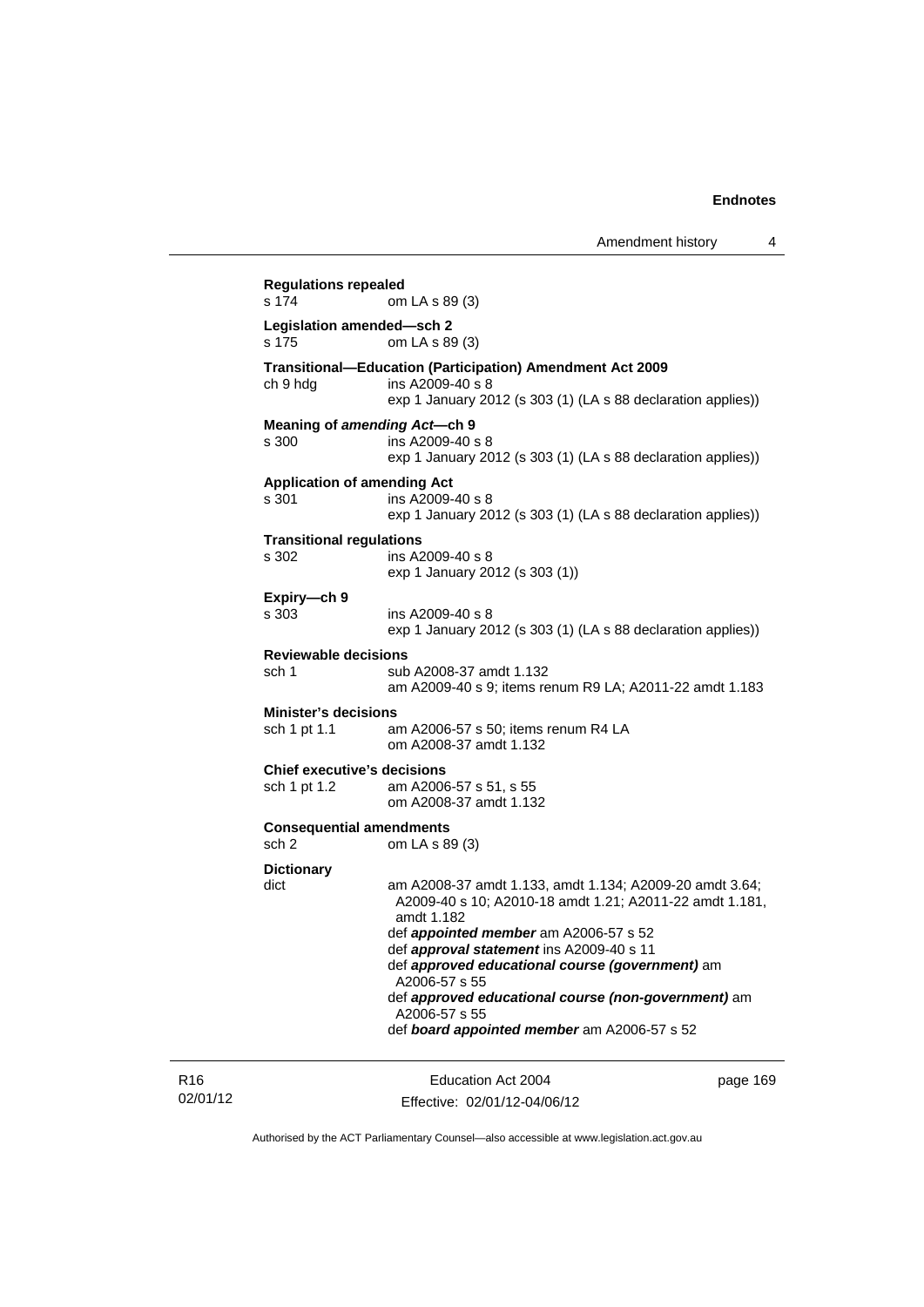**Regulations repealed**
s 174 om LA s 89 (3)

**Legislation amended—sch 2**
s 175 om LA s 89 (3)

**Transitional—Education (Participation) Amendment Act 2009**
ch 9 hdg ins A2009-40 s 8
exp 1 January 2012 (s 303 (1) (LA s 88 declaration applies))

**Meaning of *amending Act*—ch 9**
s 300 ins A2009-40 s 8
exp 1 January 2012 (s 303 (1) (LA s 88 declaration applies))

**Application of amending Act**
s 301 ins A2009-40 s 8
exp 1 January 2012 (s 303 (1) (LA s 88 declaration applies))

**Transitional regulations**
s 302 ins A2009-40 s 8
exp 1 January 2012 (s 303 (1))

**Expiry—ch 9**
s 303 ins A2009-40 s 8
exp 1 January 2012 (s 303 (1) (LA s 88 declaration applies))

**Reviewable decisions**
sch 1 sub A2008-37 amdt 1.132
am A2009-40 s 9; items renum R9 LA; A2011-22 amdt 1.183

**Minister's decisions**
sch 1 pt 1.1 am A2006-57 s 50; items renum R4 LA
om A2008-37 amdt 1.132

**Chief executive's decisions**
sch 1 pt 1.2 am A2006-57 s 51, s 55
om A2008-37 amdt 1.132

**Consequential amendments**
sch 2 om LA s 89 (3)

**Dictionary**
dict am A2008-37 amdt 1.133, amdt 1.134; A2009-20 amdt 3.64; A2009-40 s 10; A2010-18 amdt 1.21; A2011-22 amdt 1.181, amdt 1.182
def ***appointed member*** am A2006-57 s 52
def ***approval statement*** ins A2009-40 s 11
def ***approved educational course (government)*** am A2006-57 s 55
def ***approved educational course (non-government)*** am A2006-57 s 55
def ***board appointed member*** am A2006-57 s 52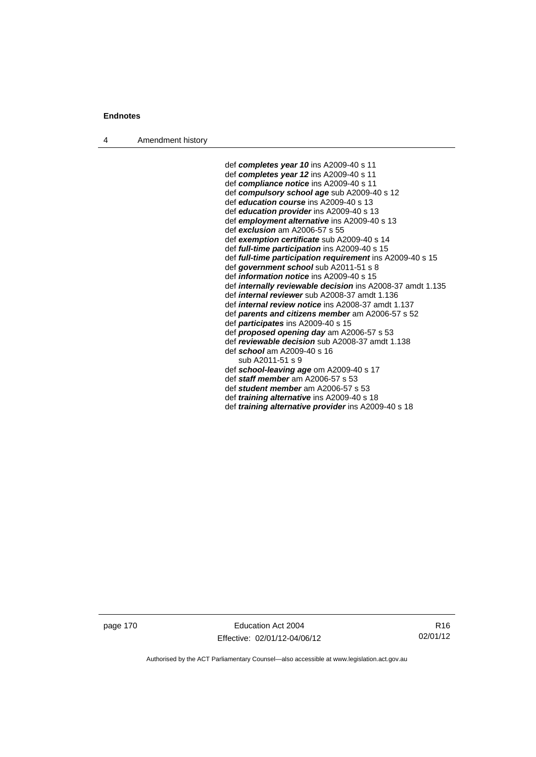def ***completes year 10*** ins A2009-40 s 11
def ***completes year 12*** ins A2009-40 s 11
def ***compliance notice*** ins A2009-40 s 11
def ***compulsory school age*** sub A2009-40 s 12
def ***education course*** ins A2009-40 s 13
def ***education provider*** ins A2009-40 s 13
def ***employment alternative*** ins A2009-40 s 13
def ***exclusion*** am A2006-57 s 55
def ***exemption certificate*** sub A2009-40 s 14
def ***full-time participation*** ins A2009-40 s 15
def ***full-time participation requirement*** ins A2009-40 s 15
def ***government school*** sub A2011-51 s 8
def ***information notice*** ins A2009-40 s 15
def ***internally reviewable decision*** ins A2008-37 amdt 1.135
def ***internal reviewer*** sub A2008-37 amdt 1.136
def ***internal review notice*** ins A2008-37 amdt 1.137
def ***parents and citizens member*** am A2006-57 s 52
def ***participates*** ins A2009-40 s 15
def ***proposed opening day*** am A2006-57 s 53
def ***reviewable decision*** sub A2008-37 amdt 1.138
def ***school*** am A2009-40 s 16
    sub A2011-51 s 9
def ***school-leaving age*** om A2009-40 s 17
def ***staff member*** am A2006-57 s 53
def ***student member*** am A2006-57 s 53
def ***training alternative*** ins A2009-40 s 18
def ***training alternative provider*** ins A2009-40 s 18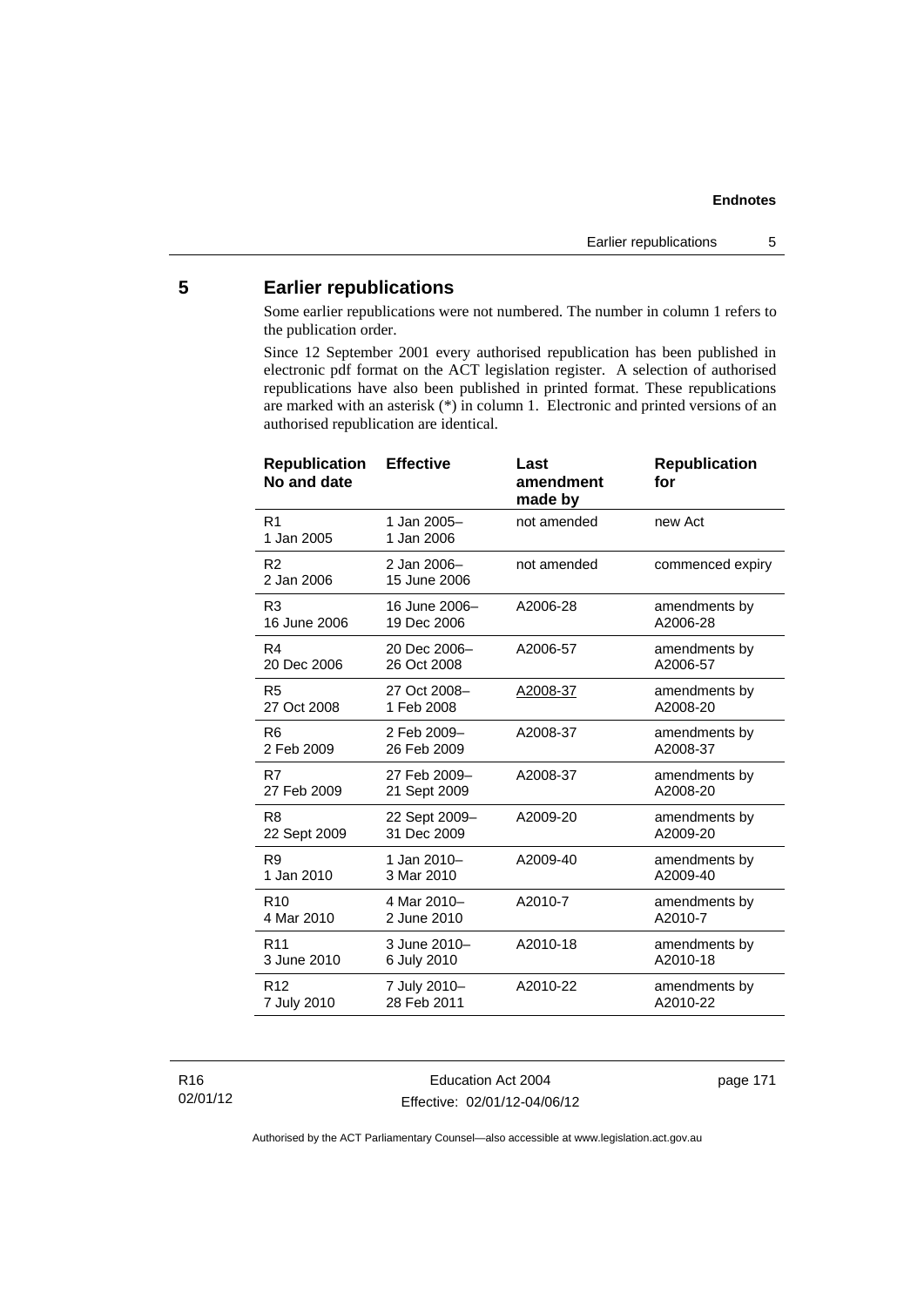## 5 Earlier republications

Some earlier republications were not numbered. The number in column 1 refers to the publication order.

Since 12 September 2001 every authorised republication has been published in electronic pdf format on the ACT legislation register. A selection of authorised republications have also been published in printed format. These republications are marked with an asterisk (*) in column 1. Electronic and printed versions of an authorised republication are identical.

| Republication No and date | Effective | Last amendment made by | Republication for |
|---|---|---|---|
| R1<br>1 Jan 2005 | 1 Jan 2005–<br>1 Jan 2006 | not amended | new Act |
| R2<br>2 Jan 2006 | 2 Jan 2006–<br>15 June 2006 | not amended | commenced expiry |
| R3<br>16 June 2006 | 16 June 2006–<br>19 Dec 2006 | A2006-28 | amendments by A2006-28 |
| R4<br>20 Dec 2006 | 20 Dec 2006–<br>26 Oct 2008 | A2006-57 | amendments by A2006-57 |
| R5<br>27 Oct 2008 | 27 Oct 2008–<br>1 Feb 2008 | A2008-37 | amendments by A2008-20 |
| R6<br>2 Feb 2009 | 2 Feb 2009–<br>26 Feb 2009 | A2008-37 | amendments by A2008-37 |
| R7<br>27 Feb 2009 | 27 Feb 2009–<br>21 Sept 2009 | A2008-37 | amendments by A2008-20 |
| R8<br>22 Sept 2009 | 22 Sept 2009–<br>31 Dec 2009 | A2009-20 | amendments by A2009-20 |
| R9<br>1 Jan 2010 | 1 Jan 2010–<br>3 Mar 2010 | A2009-40 | amendments by A2009-40 |
| R10<br>4 Mar 2010 | 4 Mar 2010–<br>2 June 2010 | A2010-7 | amendments by A2010-7 |
| R11<br>3 June 2010 | 3 June 2010–<br>6 July 2010 | A2010-18 | amendments by A2010-18 |
| R12<br>7 July 2010 | 7 July 2010–<br>28 Feb 2011 | A2010-22 | amendments by A2010-22 |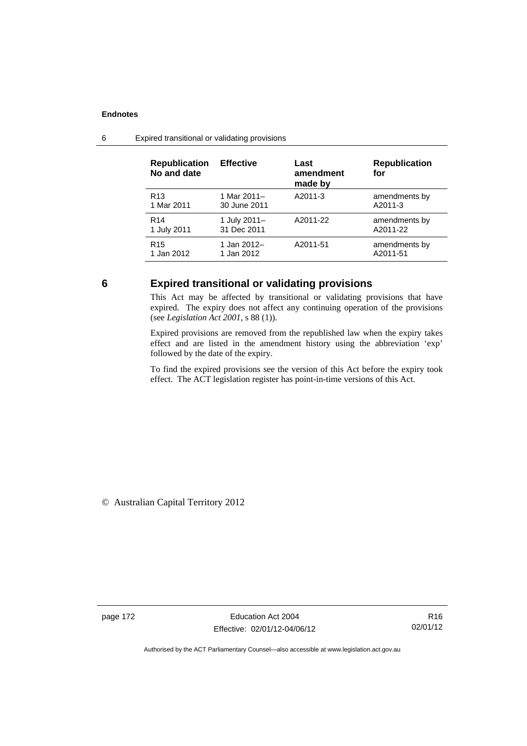| Republication No and date | Effective | Last amendment made by | Republication for |
|---|---|---|---|
| R13<br>1 Mar 2011 | 1 Mar 2011–<br>30 June 2011 | A2011-3 | amendments by<br>A2011-3 |
| R14<br>1 July 2011 | 1 July 2011–<br>31 Dec 2011 | A2011-22 | amendments by<br>A2011-22 |
| R15<br>1 Jan 2012 | 1 Jan 2012–<br>1 Jan 2012 | A2011-51 | amendments by<br>A2011-51 |

## 6 Expired transitional or validating provisions

This Act may be affected by transitional or validating provisions that have expired. The expiry does not affect any continuing operation of the provisions (see *Legislation Act 2001*, s 88 (1)).

Expired provisions are removed from the republished law when the expiry takes effect and are listed in the amendment history using the abbreviation 'exp' followed by the date of the expiry.

To find the expired provisions see the version of this Act before the expiry took effect. The ACT legislation register has point-in-time versions of this Act.

© Australian Capital Territory 2012